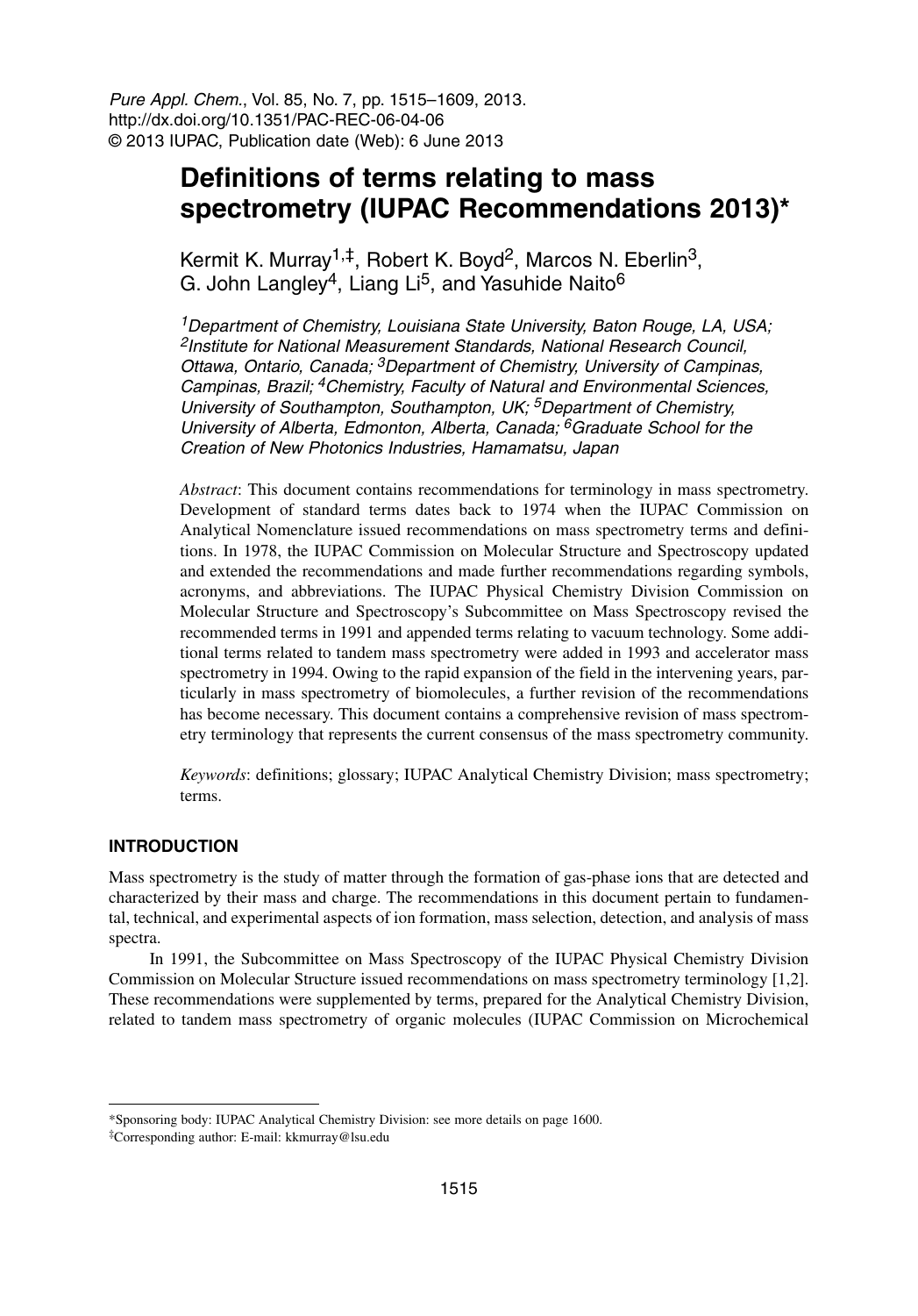Pure Appl. Chem., Vol. 85, No. 7, pp. 1515–1609, 2013.
http://dx.doi.org/10.1351/PAC-REC-06-04-06
© 2013 IUPAC, Publication date (Web): 6 June 2013

# Definitions of terms relating to mass spectrometry (IUPAC Recommendations 2013)*

Kermit K. Murray[1,‡], Robert K. Boyd[2], Marcos N. Eberlin[3], G. John Langley[4], Liang Li[5], and Yasuhide Naito[6]

*[1]Department of Chemistry, Louisiana State University, Baton Rouge, LA, USA; [2]Institute for National Measurement Standards, National Research Council, Ottawa, Ontario, Canada; [3]Department of Chemistry, University of Campinas, Campinas, Brazil; [4]Chemistry, Faculty of Natural and Environmental Sciences, University of Southampton, Southampton, UK; [5]Department of Chemistry, University of Alberta, Edmonton, Alberta, Canada; [6]Graduate School for the Creation of New Photonics Industries, Hamamatsu, Japan*

*Abstract*: This document contains recommendations for terminology in mass spectrometry. Development of standard terms dates back to 1974 when the IUPAC Commission on Analytical Nomenclature issued recommendations on mass spectrometry terms and definitions. In 1978, the IUPAC Commission on Molecular Structure and Spectroscopy updated and extended the recommendations and made further recommendations regarding symbols, acronyms, and abbreviations. The IUPAC Physical Chemistry Division Commission on Molecular Structure and Spectroscopy's Subcommittee on Mass Spectroscopy revised the recommended terms in 1991 and appended terms relating to vacuum technology. Some additional terms related to tandem mass spectrometry were added in 1993 and accelerator mass spectrometry in 1994. Owing to the rapid expansion of the field in the intervening years, particularly in mass spectrometry of biomolecules, a further revision of the recommendations has become necessary. This document contains a comprehensive revision of mass spectrometry terminology that represents the current consensus of the mass spectrometry community.

*Keywords*: definitions; glossary; IUPAC Analytical Chemistry Division; mass spectrometry; terms.

## INTRODUCTION

Mass spectrometry is the study of matter through the formation of gas-phase ions that are detected and characterized by their mass and charge. The recommendations in this document pertain to fundamental, technical, and experimental aspects of ion formation, mass selection, detection, and analysis of mass spectra.

In 1991, the Subcommittee on Mass Spectroscopy of the IUPAC Physical Chemistry Division Commission on Molecular Structure issued recommendations on mass spectrometry terminology [1,2]. These recommendations were supplemented by terms, prepared for the Analytical Chemistry Division, related to tandem mass spectrometry of organic molecules (IUPAC Commission on Microchemical

---

*Sponsoring body: IUPAC Analytical Chemistry Division: see more details on page 1600.

‡Corresponding author: E-mail: kkmurray@lsu.edu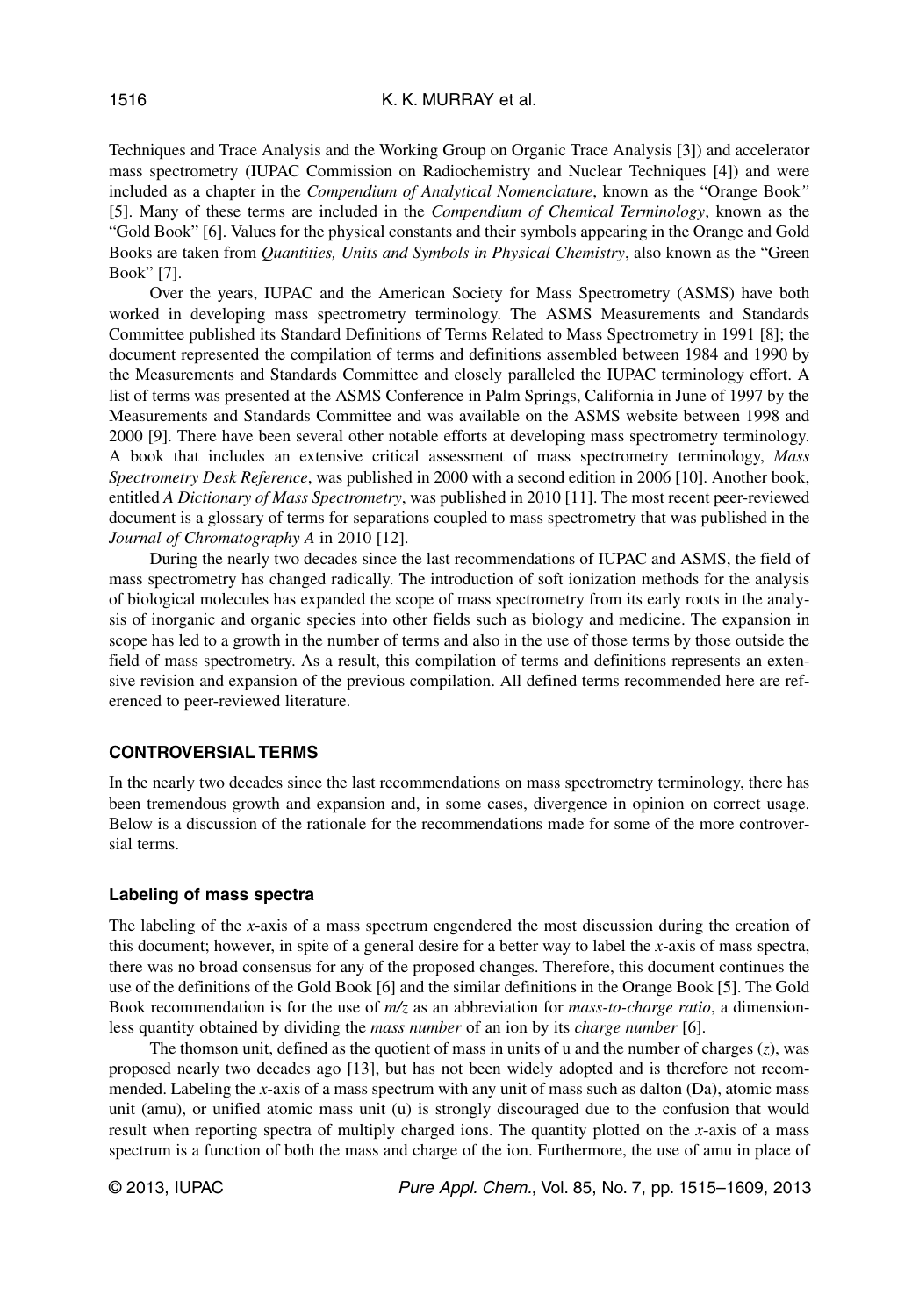Techniques and Trace Analysis and the Working Group on Organic Trace Analysis [3]) and accelerator mass spectrometry (IUPAC Commission on Radiochemistry and Nuclear Techniques [4]) and were included as a chapter in the *Compendium of Analytical Nomenclature*, known as the "Orange Book" [5]. Many of these terms are included in the *Compendium of Chemical Terminology*, known as the "Gold Book" [6]. Values for the physical constants and their symbols appearing in the Orange and Gold Books are taken from *Quantities, Units and Symbols in Physical Chemistry*, also known as the "Green Book" [7].

Over the years, IUPAC and the American Society for Mass Spectrometry (ASMS) have both worked in developing mass spectrometry terminology. The ASMS Measurements and Standards Committee published its Standard Definitions of Terms Related to Mass Spectrometry in 1991 [8]; the document represented the compilation of terms and definitions assembled between 1984 and 1990 by the Measurements and Standards Committee and closely paralleled the IUPAC terminology effort. A list of terms was presented at the ASMS Conference in Palm Springs, California in June of 1997 by the Measurements and Standards Committee and was available on the ASMS website between 1998 and 2000 [9]. There have been several other notable efforts at developing mass spectrometry terminology. A book that includes an extensive critical assessment of mass spectrometry terminology, *Mass Spectrometry Desk Reference*, was published in 2000 with a second edition in 2006 [10]. Another book, entitled *A Dictionary of Mass Spectrometry*, was published in 2010 [11]. The most recent peer-reviewed document is a glossary of terms for separations coupled to mass spectrometry that was published in the *Journal of Chromatography A* in 2010 [12].

During the nearly two decades since the last recommendations of IUPAC and ASMS, the field of mass spectrometry has changed radically. The introduction of soft ionization methods for the analysis of biological molecules has expanded the scope of mass spectrometry from its early roots in the analysis of inorganic and organic species into other fields such as biology and medicine. The expansion in scope has led to a growth in the number of terms and also in the use of those terms by those outside the field of mass spectrometry. As a result, this compilation of terms and definitions represents an extensive revision and expansion of the previous compilation. All defined terms recommended here are referenced to peer-reviewed literature.

## CONTROVERSIAL TERMS

In the nearly two decades since the last recommendations on mass spectrometry terminology, there has been tremendous growth and expansion and, in some cases, divergence in opinion on correct usage. Below is a discussion of the rationale for the recommendations made for some of the more controversial terms.

### Labeling of mass spectra

The labeling of the *x*-axis of a mass spectrum engendered the most discussion during the creation of this document; however, in spite of a general desire for a better way to label the *x*-axis of mass spectra, there was no broad consensus for any of the proposed changes. Therefore, this document continues the use of the definitions of the Gold Book [6] and the similar definitions in the Orange Book [5]. The Gold Book recommendation is for the use of *m/z* as an abbreviation for *mass-to-charge ratio*, a dimensionless quantity obtained by dividing the *mass number* of an ion by its *charge number* [6].

The thomson unit, defined as the quotient of mass in units of u and the number of charges ($z$), was proposed nearly two decades ago [13], but has not been widely adopted and is therefore not recommended. Labeling the *x*-axis of a mass spectrum with any unit of mass such as dalton (Da), atomic mass unit (amu), or unified atomic mass unit (u) is strongly discouraged due to the confusion that would result when reporting spectra of multiply charged ions. The quantity plotted on the *x*-axis of a mass spectrum is a function of both the mass and charge of the ion. Furthermore, the use of amu in place of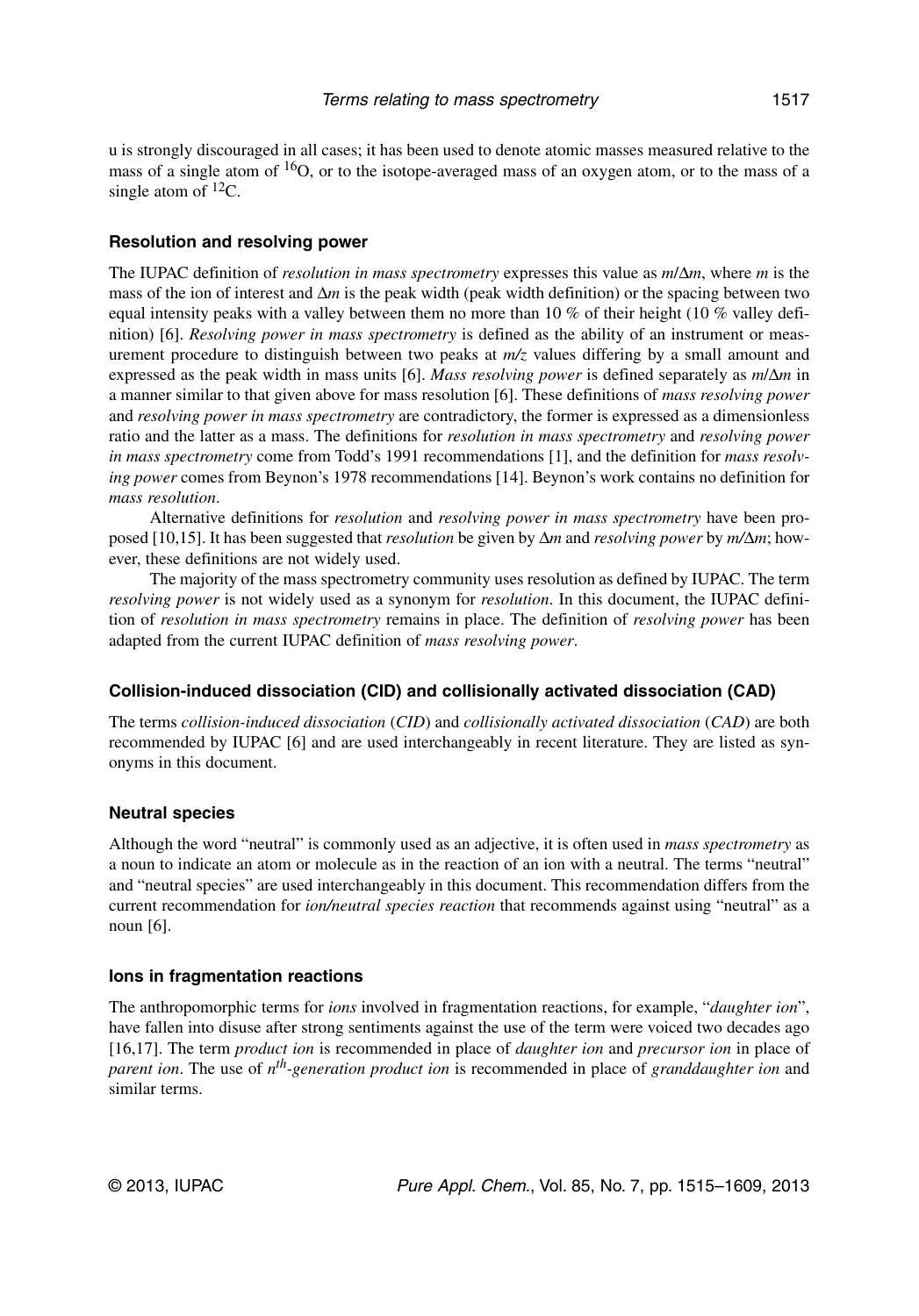u is strongly discouraged in all cases; it has been used to denote atomic masses measured relative to the mass of a single atom of $^{16}O$, or to the isotope-averaged mass of an oxygen atom, or to the mass of a single atom of $^{12}C$.

### Resolution and resolving power

The IUPAC definition of *resolution in mass spectrometry* expresses this value as $m/\Delta m$, where $m$ is the mass of the ion of interest and $\Delta m$ is the peak width (peak width definition) or the spacing between two equal intensity peaks with a valley between them no more than 10 % of their height (10 % valley definition) [6]. *Resolving power in mass spectrometry* is defined as the ability of an instrument or measurement procedure to distinguish between two peaks at $m/z$ values differing by a small amount and expressed as the peak width in mass units [6]. *Mass resolving power* is defined separately as $m/\Delta m$ in a manner similar to that given above for mass resolution [6]. These definitions of *mass resolving power* and *resolving power in mass spectrometry* are contradictory, the former is expressed as a dimensionless ratio and the latter as a mass. The definitions for *resolution in mass spectrometry* and *resolving power in mass spectrometry* come from Todd's 1991 recommendations [1], and the definition for *mass resolving power* comes from Beynon's 1978 recommendations [14]. Beynon's work contains no definition for *mass resolution*.

Alternative definitions for *resolution* and *resolving power in mass spectrometry* have been proposed [10,15]. It has been suggested that *resolution* be given by $\Delta m$ and *resolving power* by $m/\Delta m$; however, these definitions are not widely used.

The majority of the mass spectrometry community uses resolution as defined by IUPAC. The term *resolving power* is not widely used as a synonym for *resolution*. In this document, the IUPAC definition of *resolution in mass spectrometry* remains in place. The definition of *resolving power* has been adapted from the current IUPAC definition of *mass resolving power*.

### Collision-induced dissociation (CID) and collisionally activated dissociation (CAD)

The terms *collision-induced dissociation* (*CID*) and *collisionally activated dissociation* (*CAD*) are both recommended by IUPAC [6] and are used interchangeably in recent literature. They are listed as synonyms in this document.

### Neutral species

Although the word "neutral" is commonly used as an adjective, it is often used in *mass spectrometry* as a noun to indicate an atom or molecule as in the reaction of an ion with a neutral. The terms "neutral" and "neutral species" are used interchangeably in this document. This recommendation differs from the current recommendation for *ion/neutral species reaction* that recommends against using "neutral" as a noun [6].

### Ions in fragmentation reactions

The anthropomorphic terms for *ions* involved in fragmentation reactions, for example, "*daughter ion*", have fallen into disuse after strong sentiments against the use of the term were voiced two decades ago [16,17]. The term *product ion* is recommended in place of *daughter ion* and *precursor ion* in place of *parent ion*. The use of *$n^{th}$-generation product ion* is recommended in place of *granddaughter ion* and similar terms.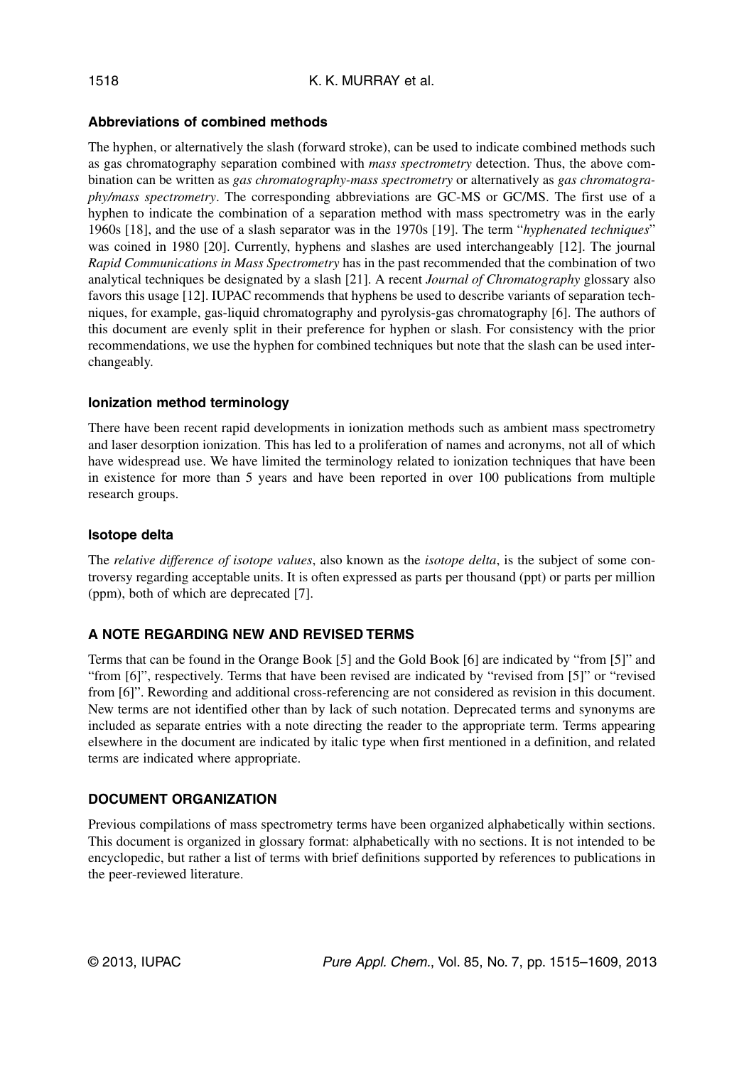### Abbreviations of combined methods

The hyphen, or alternatively the slash (forward stroke), can be used to indicate combined methods such as gas chromatography separation combined with *mass spectrometry* detection. Thus, the above combination can be written as *gas chromatography-mass spectrometry* or alternatively as *gas chromatography/mass spectrometry*. The corresponding abbreviations are GC-MS or GC/MS. The first use of a hyphen to indicate the combination of a separation method with mass spectrometry was in the early 1960s [18], and the use of a slash separator was in the 1970s [19]. The term "*hyphenated techniques*" was coined in 1980 [20]. Currently, hyphens and slashes are used interchangeably [12]. The journal *Rapid Communications in Mass Spectrometry* has in the past recommended that the combination of two analytical techniques be designated by a slash [21]. A recent *Journal of Chromatography* glossary also favors this usage [12]. IUPAC recommends that hyphens be used to describe variants of separation techniques, for example, gas-liquid chromatography and pyrolysis-gas chromatography [6]. The authors of this document are evenly split in their preference for hyphen or slash. For consistency with the prior recommendations, we use the hyphen for combined techniques but note that the slash can be used interchangeably.

### Ionization method terminology

There have been recent rapid developments in ionization methods such as ambient mass spectrometry and laser desorption ionization. This has led to a proliferation of names and acronyms, not all of which have widespread use. We have limited the terminology related to ionization techniques that have been in existence for more than 5 years and have been reported in over 100 publications from multiple research groups.

### Isotope delta

The *relative difference of isotope values*, also known as the *isotope delta*, is the subject of some controversy regarding acceptable units. It is often expressed as parts per thousand (ppt) or parts per million (ppm), both of which are deprecated [7].

## A NOTE REGARDING NEW AND REVISED TERMS

Terms that can be found in the Orange Book [5] and the Gold Book [6] are indicated by "from [5]" and "from [6]", respectively. Terms that have been revised are indicated by "revised from [5]" or "revised from [6]". Rewording and additional cross-referencing are not considered as revision in this document. New terms are not identified other than by lack of such notation. Deprecated terms and synonyms are included as separate entries with a note directing the reader to the appropriate term. Terms appearing elsewhere in the document are indicated by italic type when first mentioned in a definition, and related terms are indicated where appropriate.

## DOCUMENT ORGANIZATION

Previous compilations of mass spectrometry terms have been organized alphabetically within sections. This document is organized in glossary format: alphabetically with no sections. It is not intended to be encyclopedic, but rather a list of terms with brief definitions supported by references to publications in the peer-reviewed literature.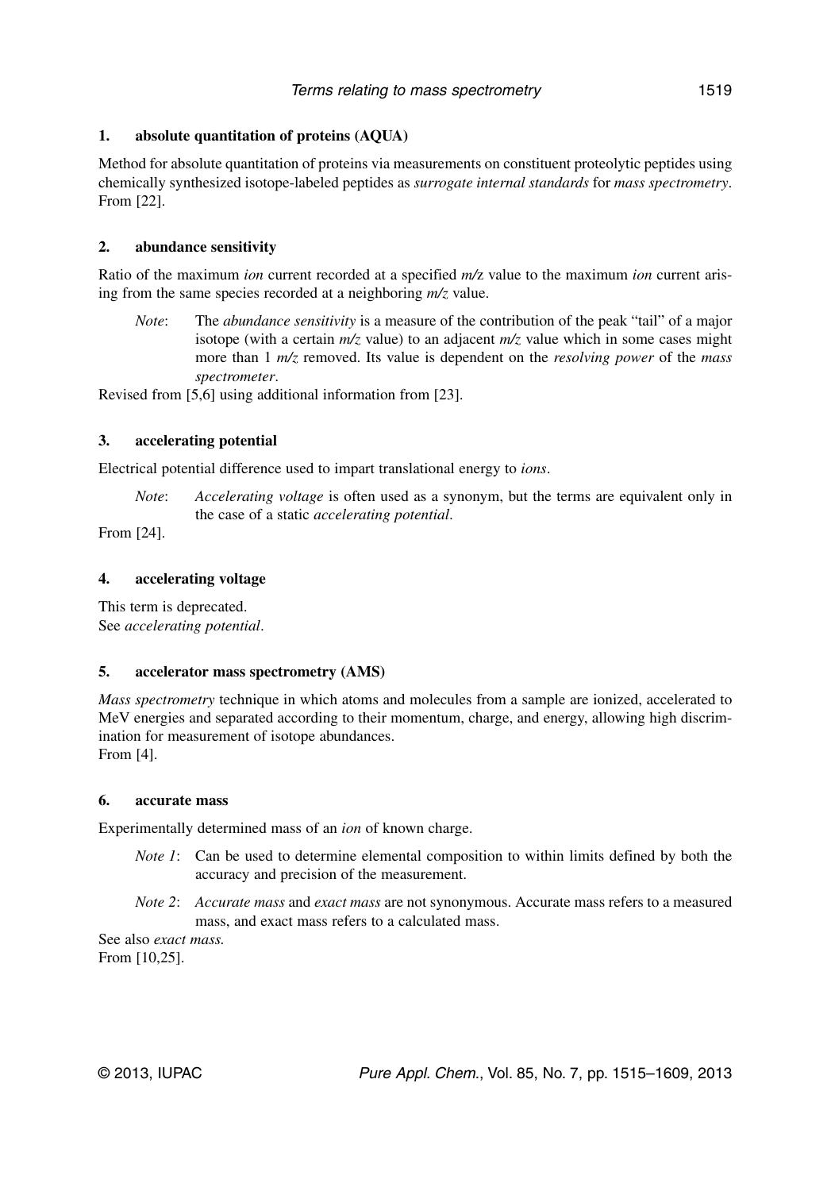### 1. absolute quantitation of proteins (AQUA)

Method for absolute quantitation of proteins via measurements on constituent proteolytic peptides using chemically synthesized isotope-labeled peptides as *surrogate internal standards* for *mass spectrometry*. From [22].

### 2. abundance sensitivity

Ratio of the maximum *ion* current recorded at a specified *m/z* value to the maximum *ion* current arising from the same species recorded at a neighboring *m/z* value.

> *Note*: The *abundance sensitivity* is a measure of the contribution of the peak "tail" of a major isotope (with a certain *m/z* value) to an adjacent *m/z* value which in some cases might more than 1 *m/z* removed. Its value is dependent on the *resolving power* of the *mass spectrometer*.

Revised from [5,6] using additional information from [23].

### 3. accelerating potential

Electrical potential difference used to impart translational energy to *ions*.

> *Note*: *Accelerating voltage* is often used as a synonym, but the terms are equivalent only in the case of a static *accelerating potential*.

From [24].

### 4. accelerating voltage

This term is deprecated.
See *accelerating potential*.

### 5. accelerator mass spectrometry (AMS)

*Mass spectrometry* technique in which atoms and molecules from a sample are ionized, accelerated to MeV energies and separated according to their momentum, charge, and energy, allowing high discrimination for measurement of isotope abundances.
From [4].

### 6. accurate mass

Experimentally determined mass of an *ion* of known charge.

> *Note 1*: Can be used to determine elemental composition to within limits defined by both the accuracy and precision of the measurement.
>
> *Note 2*: *Accurate mass* and *exact mass* are not synonymous. Accurate mass refers to a measured mass, and exact mass refers to a calculated mass.

See also *exact mass.*
From [10,25].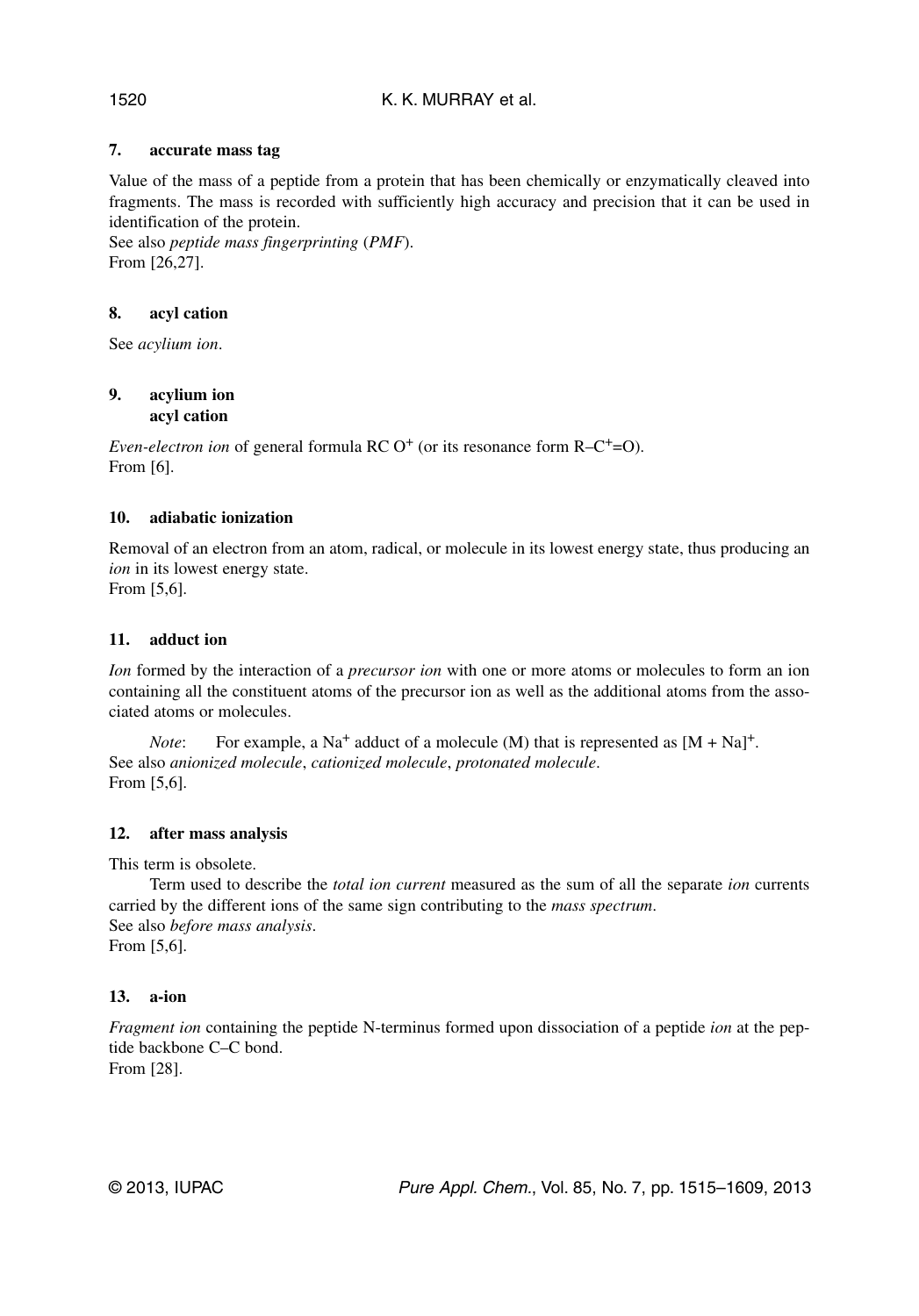### 7. accurate mass tag

Value of the mass of a peptide from a protein that has been chemically or enzymatically cleaved into fragments. The mass is recorded with sufficiently high accuracy and precision that it can be used in identification of the protein.
See also *peptide mass fingerprinting* (*PMF*).
From [26,27].

### 8. acyl cation

See *acylium ion*.

### 9. acylium ion
### acyl cation

*Even-electron ion* of general formula RC $O^+$ (or its resonance form R–$C^+$=O).
From [6].

### 10. adiabatic ionization

Removal of an electron from an atom, radical, or molecule in its lowest energy state, thus producing an *ion* in its lowest energy state.
From [5,6].

### 11. adduct ion

*Ion* formed by the interaction of a *precursor ion* with one or more atoms or molecules to form an ion containing all the constituent atoms of the precursor ion as well as the additional atoms from the associated atoms or molecules.

*Note*: For example, a $Na^+$ adduct of a molecule (M) that is represented as $[M + Na]^+$.
See also *anionized molecule*, *cationized molecule*, *protonated molecule*.
From [5,6].

### 12. after mass analysis

This term is obsolete.

Term used to describe the *total ion current* measured as the sum of all the separate *ion* currents carried by the different ions of the same sign contributing to the *mass spectrum*.
See also *before mass analysis*.
From [5,6].

### 13. a-ion

*Fragment ion* containing the peptide N-terminus formed upon dissociation of a peptide *ion* at the peptide backbone C–C bond.
From [28].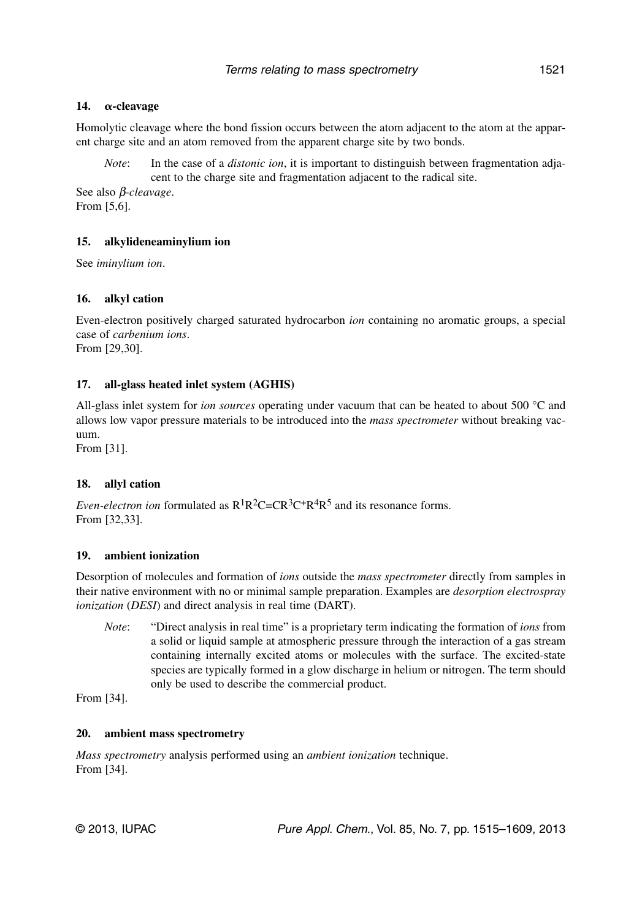### 14. α-cleavage

Homolytic cleavage where the bond fission occurs between the atom adjacent to the atom at the apparent charge site and an atom removed from the apparent charge site by two bonds.

> *Note*: In the case of a *distonic ion*, it is important to distinguish between fragmentation adjacent to the charge site and fragmentation adjacent to the radical site.

See also *β-cleavage*.
From [5,6].

### 15. alkylideneaminylium ion

See *iminylium ion*.

### 16. alkyl cation

Even-electron positively charged saturated hydrocarbon *ion* containing no aromatic groups, a special case of *carbenium ions*.
From [29,30].

### 17. all-glass heated inlet system (AGHIS)

All-glass inlet system for *ion sources* operating under vacuum that can be heated to about 500 °C and allows low vapor pressure materials to be introduced into the *mass spectrometer* without breaking vacuum.
From [31].

### 18. allyl cation

*Even-electron ion* formulated as $R^1R^2C{=}CR^3C^+R^4R^5$ and its resonance forms.
From [32,33].

### 19. ambient ionization

Desorption of molecules and formation of *ions* outside the *mass spectrometer* directly from samples in their native environment with no or minimal sample preparation. Examples are *desorption electrospray ionization* (*DESI*) and direct analysis in real time (DART).

> *Note*: "Direct analysis in real time" is a proprietary term indicating the formation of *ions* from a solid or liquid sample at atmospheric pressure through the interaction of a gas stream containing internally excited atoms or molecules with the surface. The excited-state species are typically formed in a glow discharge in helium or nitrogen. The term should only be used to describe the commercial product.

From [34].

### 20. ambient mass spectrometry

*Mass spectrometry* analysis performed using an *ambient ionization* technique.
From [34].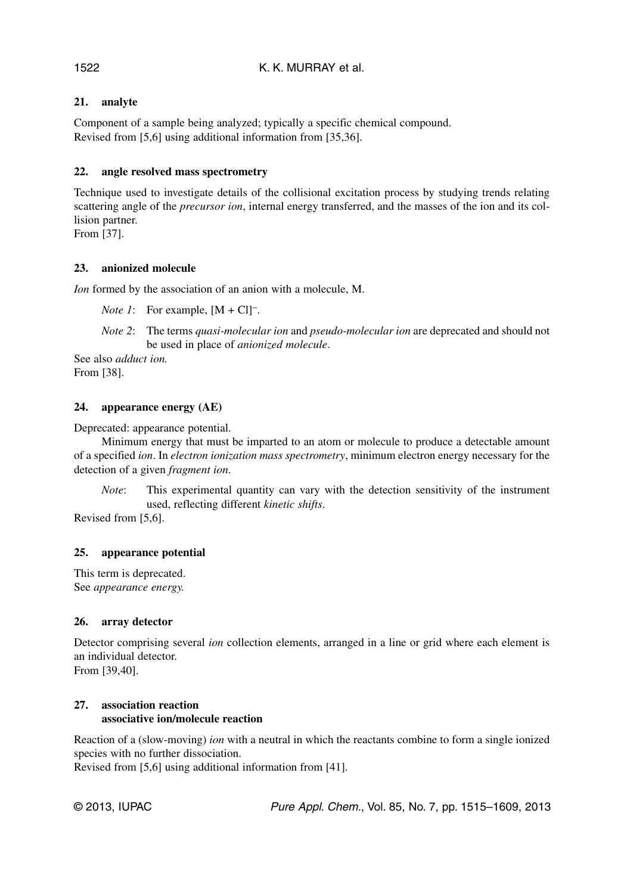### 21. analyte

Component of a sample being analyzed; typically a specific chemical compound.
Revised from [5,6] using additional information from [35,36].

### 22. angle resolved mass spectrometry

Technique used to investigate details of the collisional excitation process by studying trends relating scattering angle of the *precursor ion*, internal energy transferred, and the masses of the ion and its collision partner.
From [37].

### 23. anionized molecule

*Ion* formed by the association of an anion with a molecule, M.

*Note 1*: For example, $[M + Cl]^-$.

*Note 2*: The terms *quasi-molecular ion* and *pseudo-molecular ion* are deprecated and should not be used in place of *anionized molecule*.

See also *adduct ion.*
From [38].

### 24. appearance energy (AE)

Deprecated: appearance potential.

Minimum energy that must be imparted to an atom or molecule to produce a detectable amount of a specified *ion*. In *electron ionization mass spectrometry*, minimum electron energy necessary for the detection of a given *fragment ion*.

*Note*: This experimental quantity can vary with the detection sensitivity of the instrument used, reflecting different *kinetic shifts*.

Revised from [5,6].

### 25. appearance potential

This term is deprecated.
See *appearance energy.*

### 26. array detector

Detector comprising several *ion* collection elements, arranged in a line or grid where each element is an individual detector.
From [39,40].

### 27. association reaction
### associative ion/molecule reaction

Reaction of a (slow-moving) *ion* with a neutral in which the reactants combine to form a single ionized species with no further dissociation.
Revised from [5,6] using additional information from [41].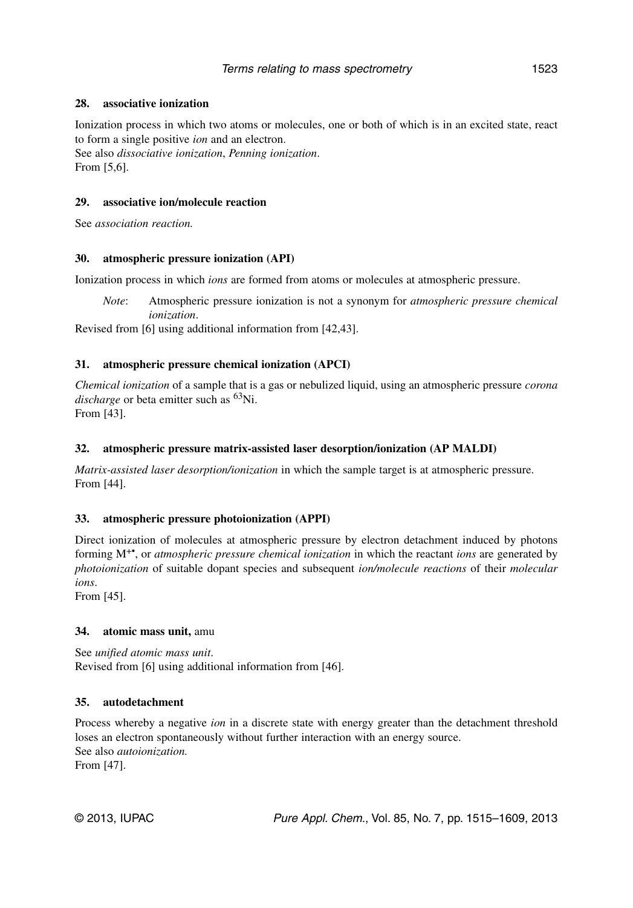#### 28. associative ionization

Ionization process in which two atoms or molecules, one or both of which is in an excited state, react to form a single positive *ion* and an electron.
See also *dissociative ionization*, *Penning ionization*.
From [5,6].

#### 29. associative ion/molecule reaction

See *association reaction.*

#### 30. atmospheric pressure ionization (API)

Ionization process in which *ions* are formed from atoms or molecules at atmospheric pressure.

> *Note*: Atmospheric pressure ionization is not a synonym for *atmospheric pressure chemical ionization*.

Revised from [6] using additional information from [42,43].

#### 31. atmospheric pressure chemical ionization (APCI)

*Chemical ionization* of a sample that is a gas or nebulized liquid, using an atmospheric pressure *corona discharge* or beta emitter such as $^{63}Ni$.
From [43].

#### 32. atmospheric pressure matrix-assisted laser desorption/ionization (AP MALDI)

*Matrix-assisted laser desorption/ionization* in which the sample target is at atmospheric pressure.
From [44].

#### 33. atmospheric pressure photoionization (APPI)

Direct ionization of molecules at atmospheric pressure by electron detachment induced by photons forming $M^{+\bullet}$, or *atmospheric pressure chemical ionization* in which the reactant *ions* are generated by *photoionization* of suitable dopant species and subsequent *ion/molecule reactions* of their *molecular ions*.
From [45].

#### 34. atomic mass unit, amu

See *unified atomic mass unit*.
Revised from [6] using additional information from [46].

#### 35. autodetachment

Process whereby a negative *ion* in a discrete state with energy greater than the detachment threshold loses an electron spontaneously without further interaction with an energy source.
See also *autoionization.*
From [47].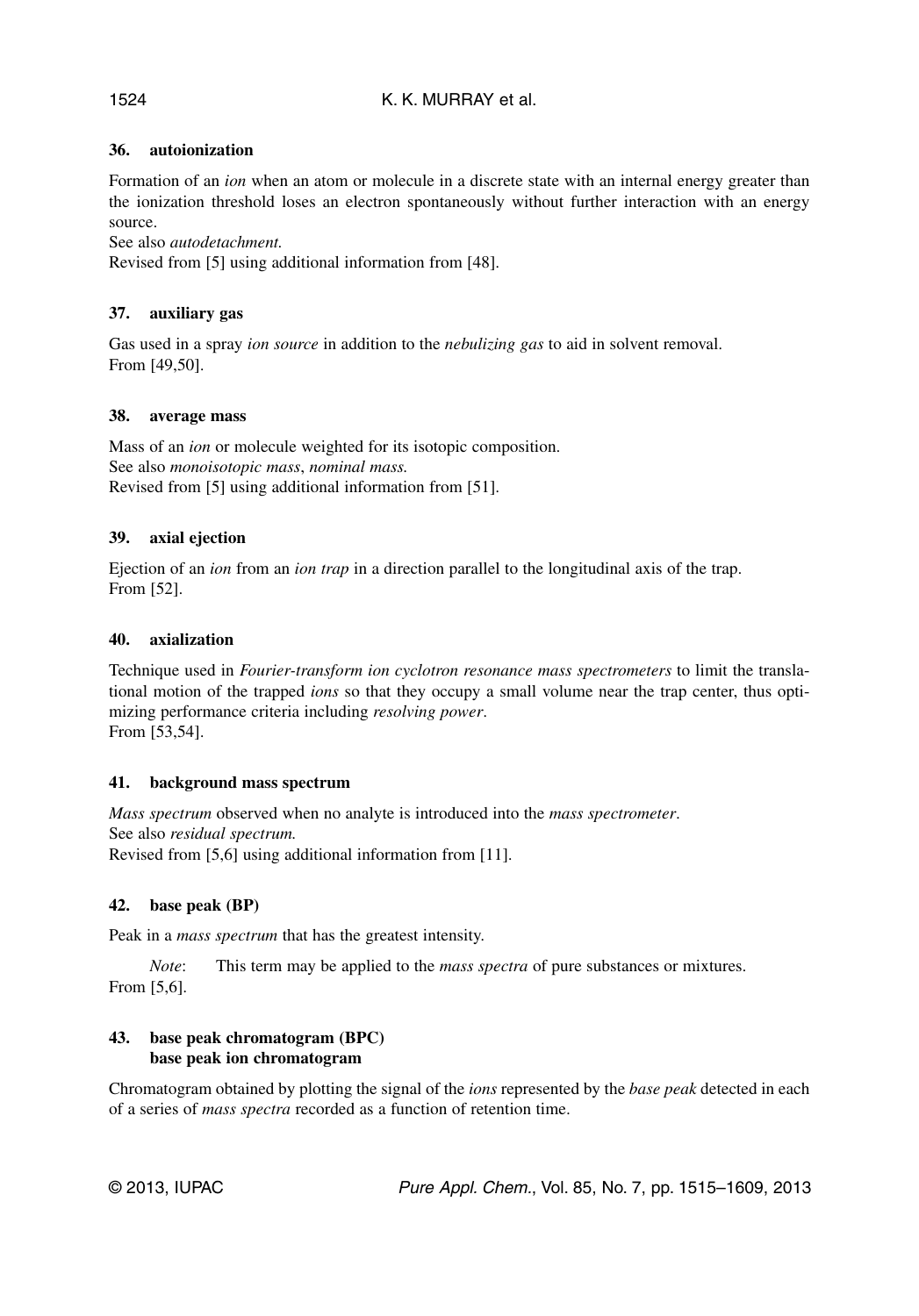### 36. autoionization

Formation of an *ion* when an atom or molecule in a discrete state with an internal energy greater than the ionization threshold loses an electron spontaneously without further interaction with an energy source.
See also *autodetachment.*
Revised from [5] using additional information from [48].

### 37. auxiliary gas

Gas used in a spray *ion source* in addition to the *nebulizing gas* to aid in solvent removal.
From [49,50].

### 38. average mass

Mass of an *ion* or molecule weighted for its isotopic composition.
See also *monoisotopic mass*, *nominal mass.*
Revised from [5] using additional information from [51].

### 39. axial ejection

Ejection of an *ion* from an *ion trap* in a direction parallel to the longitudinal axis of the trap.
From [52].

### 40. axialization

Technique used in *Fourier-transform ion cyclotron resonance mass spectrometers* to limit the translational motion of the trapped *ions* so that they occupy a small volume near the trap center, thus optimizing performance criteria including *resolving power*.
From [53,54].

### 41. background mass spectrum

*Mass spectrum* observed when no analyte is introduced into the *mass spectrometer*.
See also *residual spectrum.*
Revised from [5,6] using additional information from [11].

### 42. base peak (BP)

Peak in a *mass spectrum* that has the greatest intensity.

*Note*: This term may be applied to the *mass spectra* of pure substances or mixtures.

From [5,6].

### 43. base peak chromatogram (BPC)
### base peak ion chromatogram

Chromatogram obtained by plotting the signal of the *ions* represented by the *base peak* detected in each of a series of *mass spectra* recorded as a function of retention time.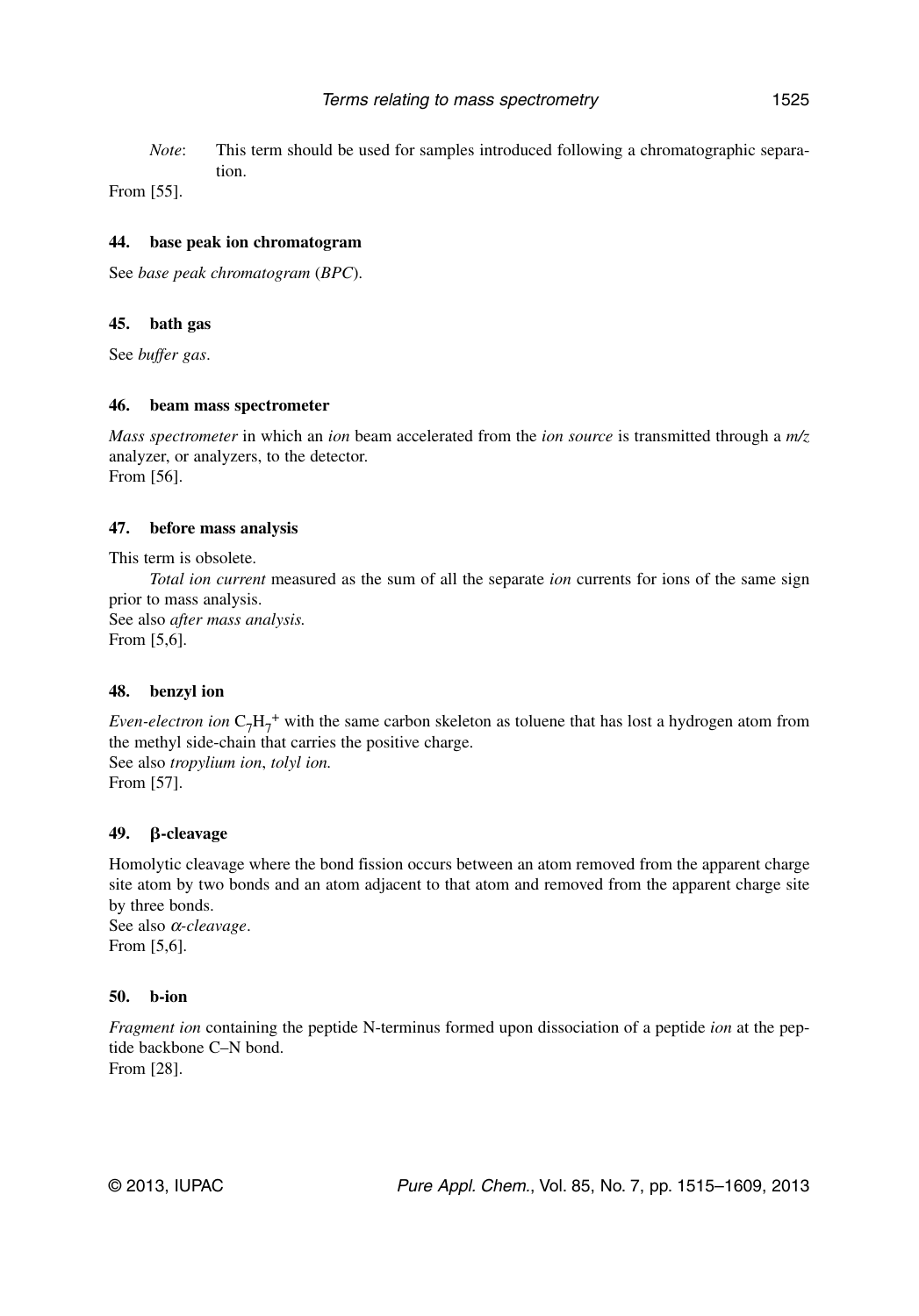*Note*: This term should be used for samples introduced following a chromatographic separation.

From [55].

### 44. base peak ion chromatogram

See *base peak chromatogram* (*BPC*).

### 45. bath gas

See *buffer gas*.

### 46. beam mass spectrometer

*Mass spectrometer* in which an *ion* beam accelerated from the *ion source* is transmitted through a *m/z* analyzer, or analyzers, to the detector.
From [56].

### 47. before mass analysis

This term is obsolete.

*Total ion current* measured as the sum of all the separate *ion* currents for ions of the same sign prior to mass analysis.
See also *after mass analysis.*
From [5,6].

### 48. benzyl ion

*Even-electron ion* $C_7H_7^+$ with the same carbon skeleton as toluene that has lost a hydrogen atom from the methyl side-chain that carries the positive charge.
See also *tropylium ion*, *tolyl ion.*
From [57].

### 49. β-cleavage

Homolytic cleavage where the bond fission occurs between an atom removed from the apparent charge site atom by two bonds and an atom adjacent to that atom and removed from the apparent charge site by three bonds.
See also *α-cleavage*.
From [5,6].

### 50. b-ion

*Fragment ion* containing the peptide N-terminus formed upon dissociation of a peptide *ion* at the peptide backbone C–N bond.
From [28].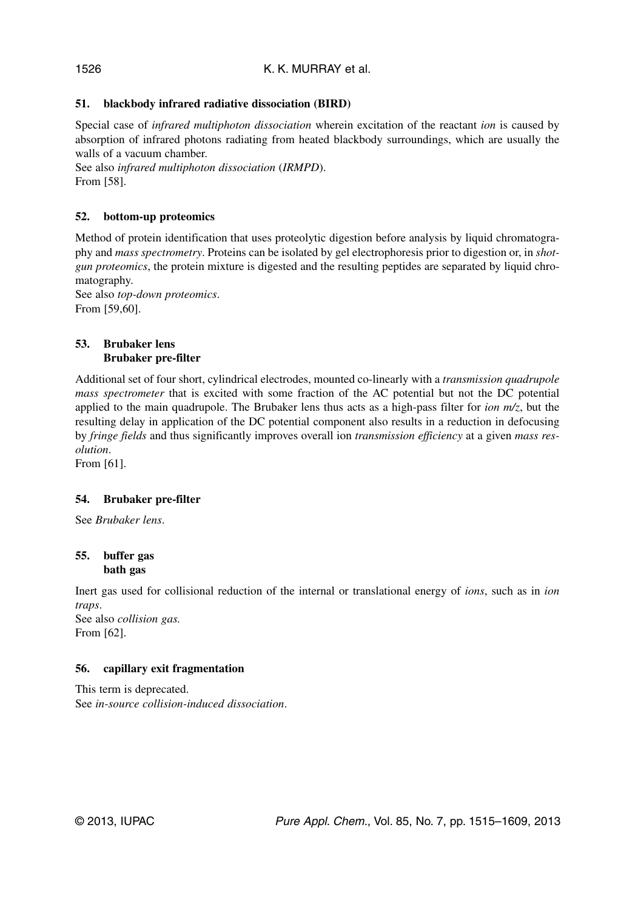### 51. blackbody infrared radiative dissociation (BIRD)

Special case of *infrared multiphoton dissociation* wherein excitation of the reactant *ion* is caused by absorption of infrared photons radiating from heated blackbody surroundings, which are usually the walls of a vacuum chamber.
See also *infrared multiphoton dissociation* (*IRMPD*).
From [58].

### 52. bottom-up proteomics

Method of protein identification that uses proteolytic digestion before analysis by liquid chromatography and *mass spectrometry*. Proteins can be isolated by gel electrophoresis prior to digestion or, in *shotgun proteomics*, the protein mixture is digested and the resulting peptides are separated by liquid chromatography.
See also *top-down proteomics*.
From [59,60].

### 53. Brubaker lens
### Brubaker pre-filter

Additional set of four short, cylindrical electrodes, mounted co-linearly with a *transmission quadrupole mass spectrometer* that is excited with some fraction of the AC potential but not the DC potential applied to the main quadrupole. The Brubaker lens thus acts as a high-pass filter for *ion m/z*, but the resulting delay in application of the DC potential component also results in a reduction in defocusing by *fringe fields* and thus significantly improves overall ion *transmission efficiency* at a given *mass resolution*.
From [61].

### 54. Brubaker pre-filter

See *Brubaker lens*.

### 55. buffer gas
### bath gas

Inert gas used for collisional reduction of the internal or translational energy of *ions*, such as in *ion traps*.
See also *collision gas.*
From [62].

### 56. capillary exit fragmentation

This term is deprecated.
See *in-source collision-induced dissociation*.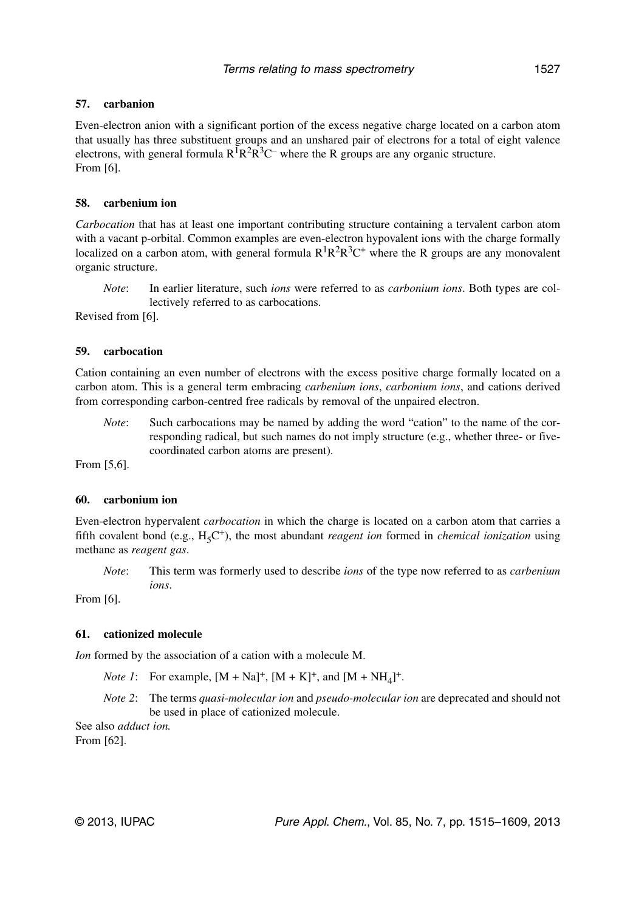#### 57. carbanion

Even-electron anion with a significant portion of the excess negative charge located on a carbon atom that usually has three substituent groups and an unshared pair of electrons for a total of eight valence electrons, with general formula $R^1R^2R^3C^-$ where the R groups are any organic structure.
From [6].

#### 58. carbenium ion

*Carbocation* that has at least one important contributing structure containing a tervalent carbon atom with a vacant p-orbital. Common examples are even-electron hypovalent ions with the charge formally localized on a carbon atom, with general formula $R^1R^2R^3C^+$ where the R groups are any monovalent organic structure.

*Note*: In earlier literature, such *ions* were referred to as *carbonium ions*. Both types are collectively referred to as carbocations.

Revised from [6].

#### 59. carbocation

Cation containing an even number of electrons with the excess positive charge formally located on a carbon atom. This is a general term embracing *carbenium ions*, *carbonium ions*, and cations derived from corresponding carbon-centred free radicals by removal of the unpaired electron.

*Note*: Such carbocations may be named by adding the word "cation" to the name of the corresponding radical, but such names do not imply structure (e.g., whether three- or five-coordinated carbon atoms are present).

From [5,6].

#### 60. carbonium ion

Even-electron hypervalent *carbocation* in which the charge is located on a carbon atom that carries a fifth covalent bond (e.g., $H_5C^+$), the most abundant *reagent ion* formed in *chemical ionization* using methane as *reagent gas*.

*Note*: This term was formerly used to describe *ions* of the type now referred to as *carbenium ions*.

From [6].

#### 61. cationized molecule

*Ion* formed by the association of a cation with a molecule M.

*Note 1*: For example, $[M + Na]^+$, $[M + K]^+$, and $[M + NH_4]^+$.

*Note 2*: The terms *quasi-molecular ion* and *pseudo-molecular ion* are deprecated and should not be used in place of cationized molecule.

See also *adduct ion.*
From [62].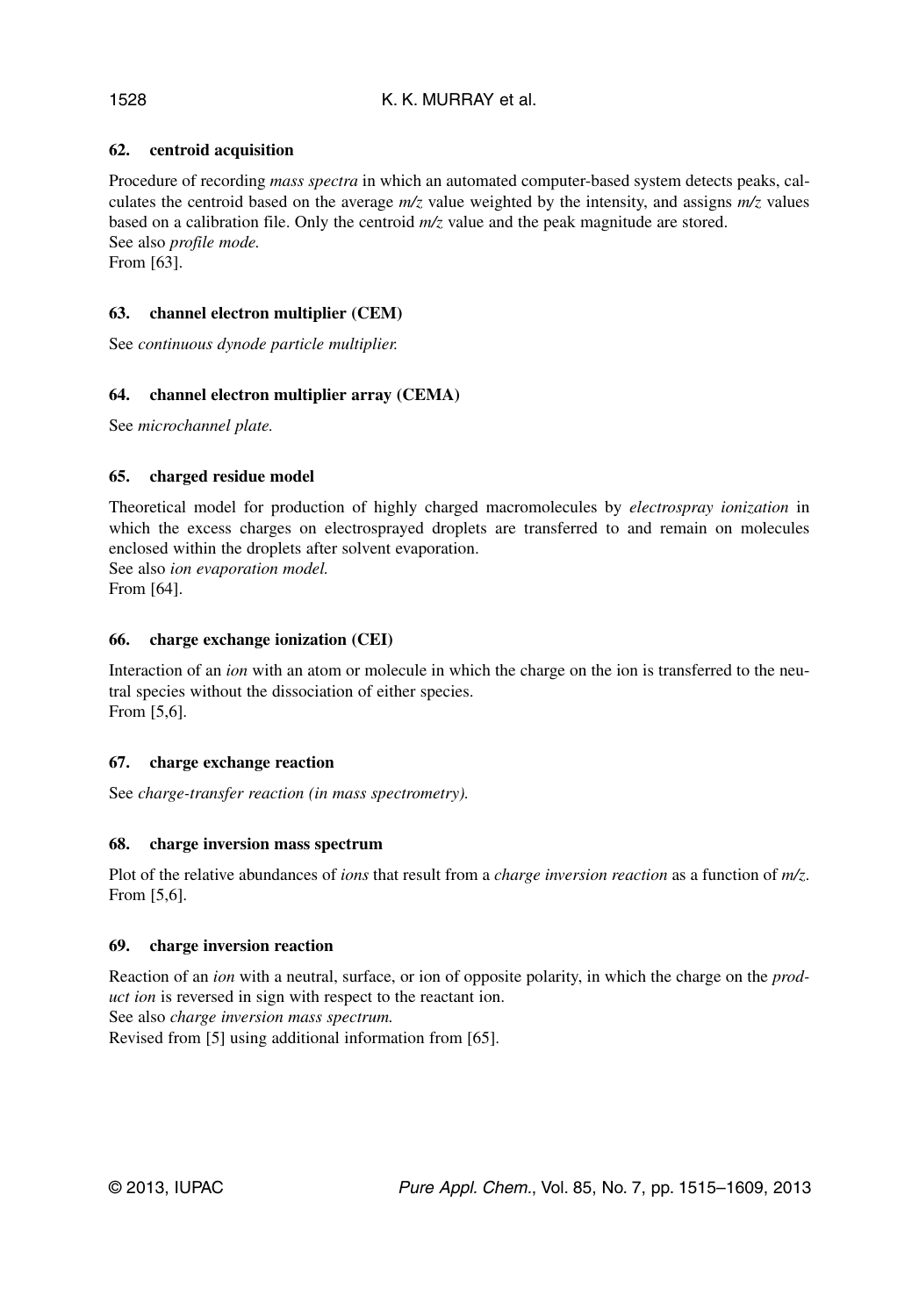### 62. centroid acquisition

Procedure of recording *mass spectra* in which an automated computer-based system detects peaks, calculates the centroid based on the average *m/z* value weighted by the intensity, and assigns *m/z* values based on a calibration file. Only the centroid *m/z* value and the peak magnitude are stored.
See also *profile mode.*
From [63].

### 63. channel electron multiplier (CEM)

See *continuous dynode particle multiplier.*

### 64. channel electron multiplier array (CEMA)

See *microchannel plate.*

### 65. charged residue model

Theoretical model for production of highly charged macromolecules by *electrospray ionization* in which the excess charges on electrosprayed droplets are transferred to and remain on molecules enclosed within the droplets after solvent evaporation.
See also *ion evaporation model.*
From [64].

### 66. charge exchange ionization (CEI)

Interaction of an *ion* with an atom or molecule in which the charge on the ion is transferred to the neutral species without the dissociation of either species.
From [5,6].

### 67. charge exchange reaction

See *charge-transfer reaction (in mass spectrometry).*

### 68. charge inversion mass spectrum

Plot of the relative abundances of *ions* that result from a *charge inversion reaction* as a function of *m/z*.
From [5,6].

### 69. charge inversion reaction

Reaction of an *ion* with a neutral, surface, or ion of opposite polarity, in which the charge on the *product ion* is reversed in sign with respect to the reactant ion.
See also *charge inversion mass spectrum.*
Revised from [5] using additional information from [65].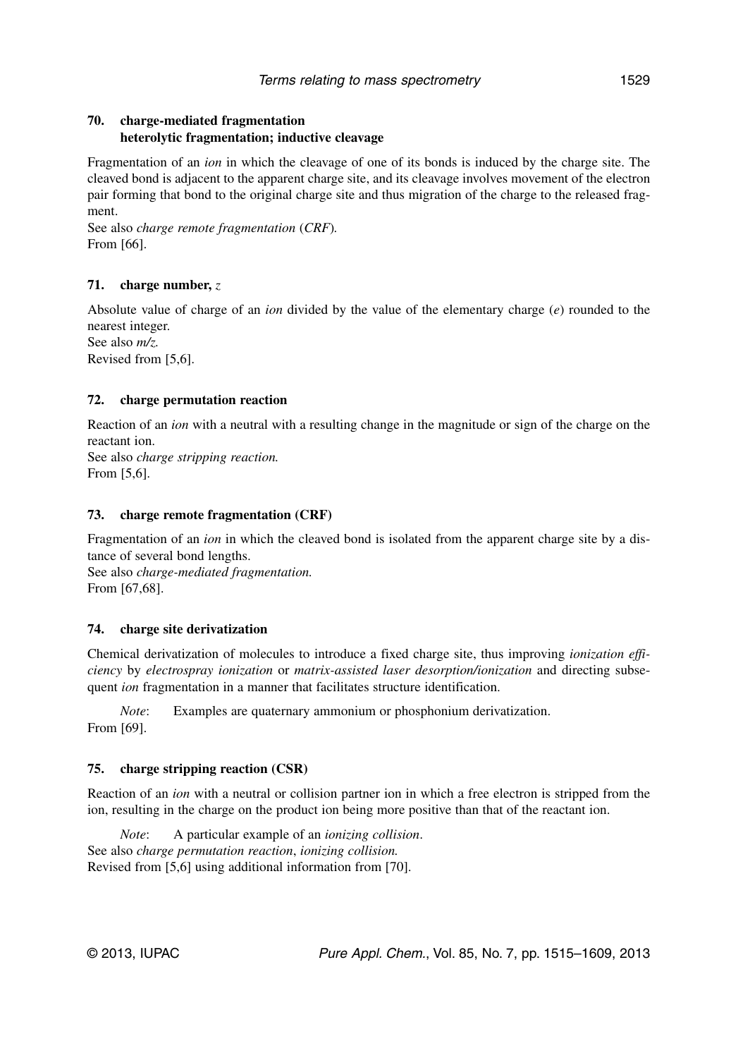### 70. charge-mediated fragmentation
**heterolytic fragmentation; inductive cleavage**

Fragmentation of an *ion* in which the cleavage of one of its bonds is induced by the charge site. The cleaved bond is adjacent to the apparent charge site, and its cleavage involves movement of the electron pair forming that bond to the original charge site and thus migration of the charge to the released fragment.
See also *charge remote fragmentation* (*CRF*).
From [66].

### 71. charge number, $z$

Absolute value of charge of an *ion* divided by the value of the elementary charge ($e$) rounded to the nearest integer.
See also *m/z.*
Revised from [5,6].

### 72. charge permutation reaction

Reaction of an *ion* with a neutral with a resulting change in the magnitude or sign of the charge on the reactant ion.
See also *charge stripping reaction.*
From [5,6].

### 73. charge remote fragmentation (CRF)

Fragmentation of an *ion* in which the cleaved bond is isolated from the apparent charge site by a distance of several bond lengths.
See also *charge-mediated fragmentation.*
From [67,68].

### 74. charge site derivatization

Chemical derivatization of molecules to introduce a fixed charge site, thus improving *ionization efficiency* by *electrospray ionization* or *matrix-assisted laser desorption/ionization* and directing subsequent *ion* fragmentation in a manner that facilitates structure identification.

*Note*: Examples are quaternary ammonium or phosphonium derivatization.

From [69].

### 75. charge stripping reaction (CSR)

Reaction of an *ion* with a neutral or collision partner ion in which a free electron is stripped from the ion, resulting in the charge on the product ion being more positive than that of the reactant ion.

*Note*: A particular example of an *ionizing collision*.

See also *charge permutation reaction*, *ionizing collision.*
Revised from [5,6] using additional information from [70].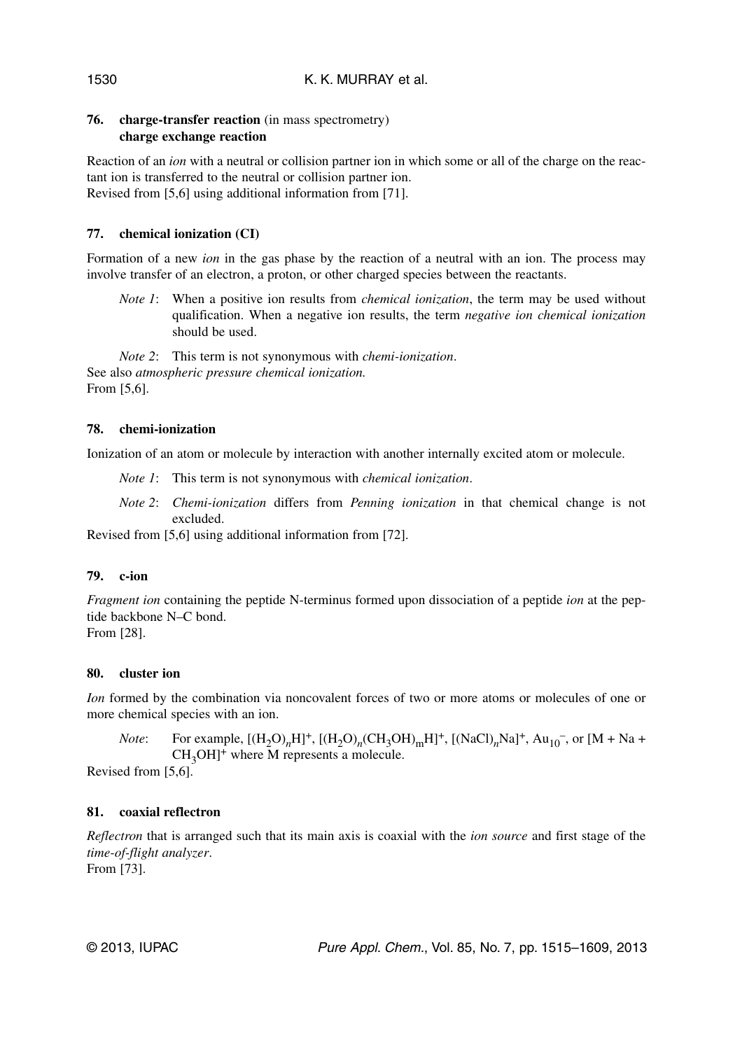### 76. **charge-transfer reaction** (in mass spectrometry) **charge exchange reaction**

Reaction of an *ion* with a neutral or collision partner ion in which some or all of the charge on the reactant ion is transferred to the neutral or collision partner ion.
Revised from [5,6] using additional information from [71].

### 77. **chemical ionization (CI)**

Formation of a new *ion* in the gas phase by the reaction of a neutral with an ion. The process may involve transfer of an electron, a proton, or other charged species between the reactants.

*Note 1*: When a positive ion results from *chemical ionization*, the term may be used without qualification. When a negative ion results, the term *negative ion chemical ionization* should be used.

*Note 2*: This term is not synonymous with *chemi-ionization*.

See also *atmospheric pressure chemical ionization.*
From [5,6].

### 78. **chemi-ionization**

Ionization of an atom or molecule by interaction with another internally excited atom or molecule.

*Note 1*: This term is not synonymous with *chemical ionization*.

*Note 2*: *Chemi-ionization* differs from *Penning ionization* in that chemical change is not excluded.

Revised from [5,6] using additional information from [72].

### 79. **c-ion**

*Fragment ion* containing the peptide N-terminus formed upon dissociation of a peptide *ion* at the peptide backbone N–C bond.
From [28].

### 80. **cluster ion**

*Ion* formed by the combination via noncovalent forces of two or more atoms or molecules of one or more chemical species with an ion.

*Note*: For example, $[(H_2O)_nH]^+$, $[(H_2O)_n(CH_3OH)_mH]^+$, $[(NaCl)_nNa]^+$, $Au_{10}^-$, or $[M + Na + CH_3OH]^+$ where M represents a molecule.

Revised from [5,6].

### 81. **coaxial reflectron**

*Reflectron* that is arranged such that its main axis is coaxial with the *ion source* and first stage of the *time-of-flight analyzer*.
From [73].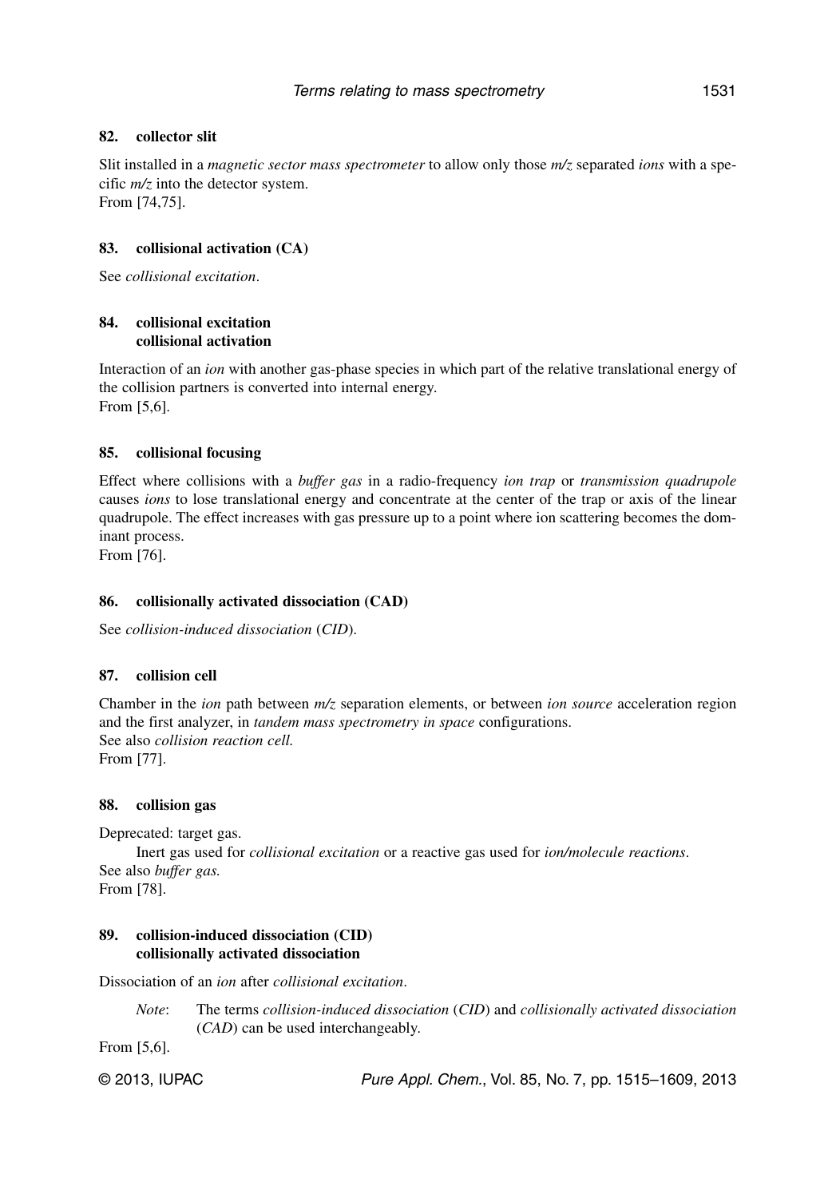### 82. collector slit

Slit installed in a *magnetic sector mass spectrometer* to allow only those *m/z* separated *ions* with a specific *m/z* into the detector system.
From [74,75].

### 83. collisional activation (CA)

See *collisional excitation*.

### 84. collisional excitation
### collisional activation

Interaction of an *ion* with another gas-phase species in which part of the relative translational energy of the collision partners is converted into internal energy.
From [5,6].

### 85. collisional focusing

Effect where collisions with a *buffer gas* in a radio-frequency *ion trap* or *transmission quadrupole* causes *ions* to lose translational energy and concentrate at the center of the trap or axis of the linear quadrupole. The effect increases with gas pressure up to a point where ion scattering becomes the dominant process.
From [76].

### 86. collisionally activated dissociation (CAD)

See *collision-induced dissociation* (*CID*).

### 87. collision cell

Chamber in the *ion* path between *m/z* separation elements, or between *ion source* acceleration region and the first analyzer, in *tandem mass spectrometry in space* configurations.
See also *collision reaction cell.*
From [77].

### 88. collision gas

Deprecated: target gas.

Inert gas used for *collisional excitation* or a reactive gas used for *ion/molecule reactions*.
See also *buffer gas.*
From [78].

### 89. collision-induced dissociation (CID)
### collisionally activated dissociation

Dissociation of an *ion* after *collisional excitation*.

*Note*: The terms *collision-induced dissociation* (*CID*) and *collisionally activated dissociation* (*CAD*) can be used interchangeably.

From [5,6].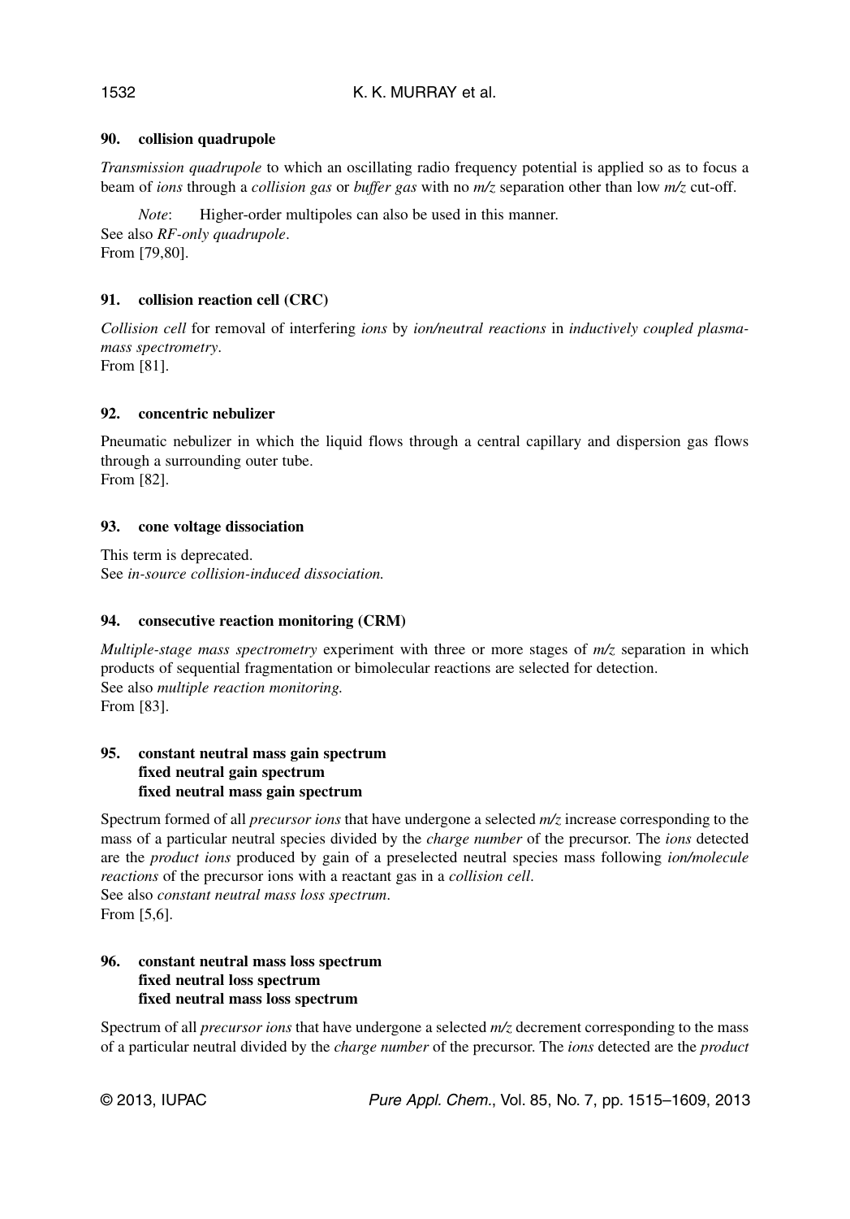### 90. collision quadrupole

*Transmission quadrupole* to which an oscillating radio frequency potential is applied so as to focus a beam of *ions* through a *collision gas* or *buffer gas* with no *m/z* separation other than low *m/z* cut-off.

*Note*: Higher-order multipoles can also be used in this manner.
See also *RF-only quadrupole*.
From [79,80].

### 91. collision reaction cell (CRC)

*Collision cell* for removal of interfering *ions* by *ion/neutral reactions* in *inductively coupled plasma-mass spectrometry*.
From [81].

### 92. concentric nebulizer

Pneumatic nebulizer in which the liquid flows through a central capillary and dispersion gas flows through a surrounding outer tube.
From [82].

### 93. cone voltage dissociation

This term is deprecated.
See *in-source collision-induced dissociation.*

### 94. consecutive reaction monitoring (CRM)

*Multiple-stage mass spectrometry* experiment with three or more stages of *m/z* separation in which products of sequential fragmentation or bimolecular reactions are selected for detection.
See also *multiple reaction monitoring.*
From [83].

### 95. constant neutral mass gain spectrum
### fixed neutral gain spectrum
### fixed neutral mass gain spectrum

Spectrum formed of all *precursor ions* that have undergone a selected *m/z* increase corresponding to the mass of a particular neutral species divided by the *charge number* of the precursor. The *ions* detected are the *product ions* produced by gain of a preselected neutral species mass following *ion/molecule reactions* of the precursor ions with a reactant gas in a *collision cell*.
See also *constant neutral mass loss spectrum*.
From [5,6].

### 96. constant neutral mass loss spectrum
### fixed neutral loss spectrum
### fixed neutral mass loss spectrum

Spectrum of all *precursor ions* that have undergone a selected *m/z* decrement corresponding to the mass of a particular neutral divided by the *charge number* of the precursor. The *ions* detected are the *product*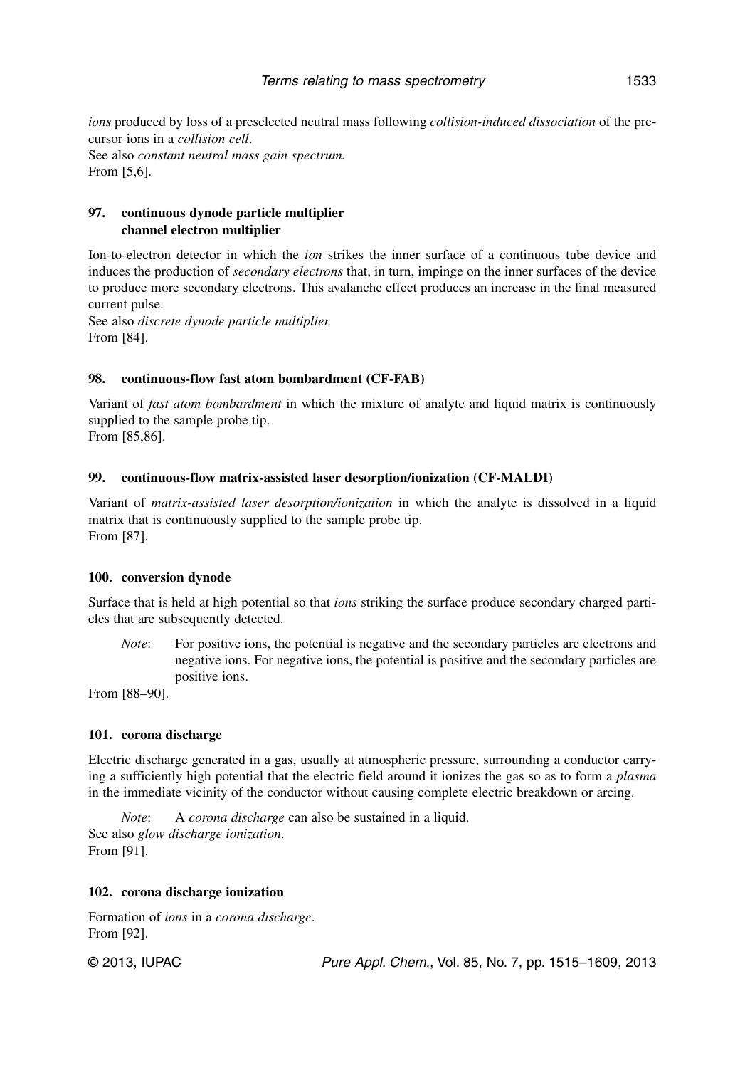*ions* produced by loss of a preselected neutral mass following *collision-induced dissociation* of the precursor ions in a *collision cell*.
See also *constant neutral mass gain spectrum.*
From [5,6].

### 97. continuous dynode particle multiplier channel electron multiplier

Ion-to-electron detector in which the *ion* strikes the inner surface of a continuous tube device and induces the production of *secondary electrons* that, in turn, impinge on the inner surfaces of the device to produce more secondary electrons. This avalanche effect produces an increase in the final measured current pulse.
See also *discrete dynode particle multiplier.*
From [84].

### 98. continuous-flow fast atom bombardment (CF-FAB)

Variant of *fast atom bombardment* in which the mixture of analyte and liquid matrix is continuously supplied to the sample probe tip.
From [85,86].

### 99. continuous-flow matrix-assisted laser desorption/ionization (CF-MALDI)

Variant of *matrix-assisted laser desorption/ionization* in which the analyte is dissolved in a liquid matrix that is continuously supplied to the sample probe tip.
From [87].

### 100. conversion dynode

Surface that is held at high potential so that *ions* striking the surface produce secondary charged particles that are subsequently detected.

> *Note*: For positive ions, the potential is negative and the secondary particles are electrons and negative ions. For negative ions, the potential is positive and the secondary particles are positive ions.

From [88–90].

### 101. corona discharge

Electric discharge generated in a gas, usually at atmospheric pressure, surrounding a conductor carrying a sufficiently high potential that the electric field around it ionizes the gas so as to form a *plasma* in the immediate vicinity of the conductor without causing complete electric breakdown or arcing.

> *Note*: A *corona discharge* can also be sustained in a liquid.

See also *glow discharge ionization*.
From [91].

### 102. corona discharge ionization

Formation of *ions* in a *corona discharge*.
From [92].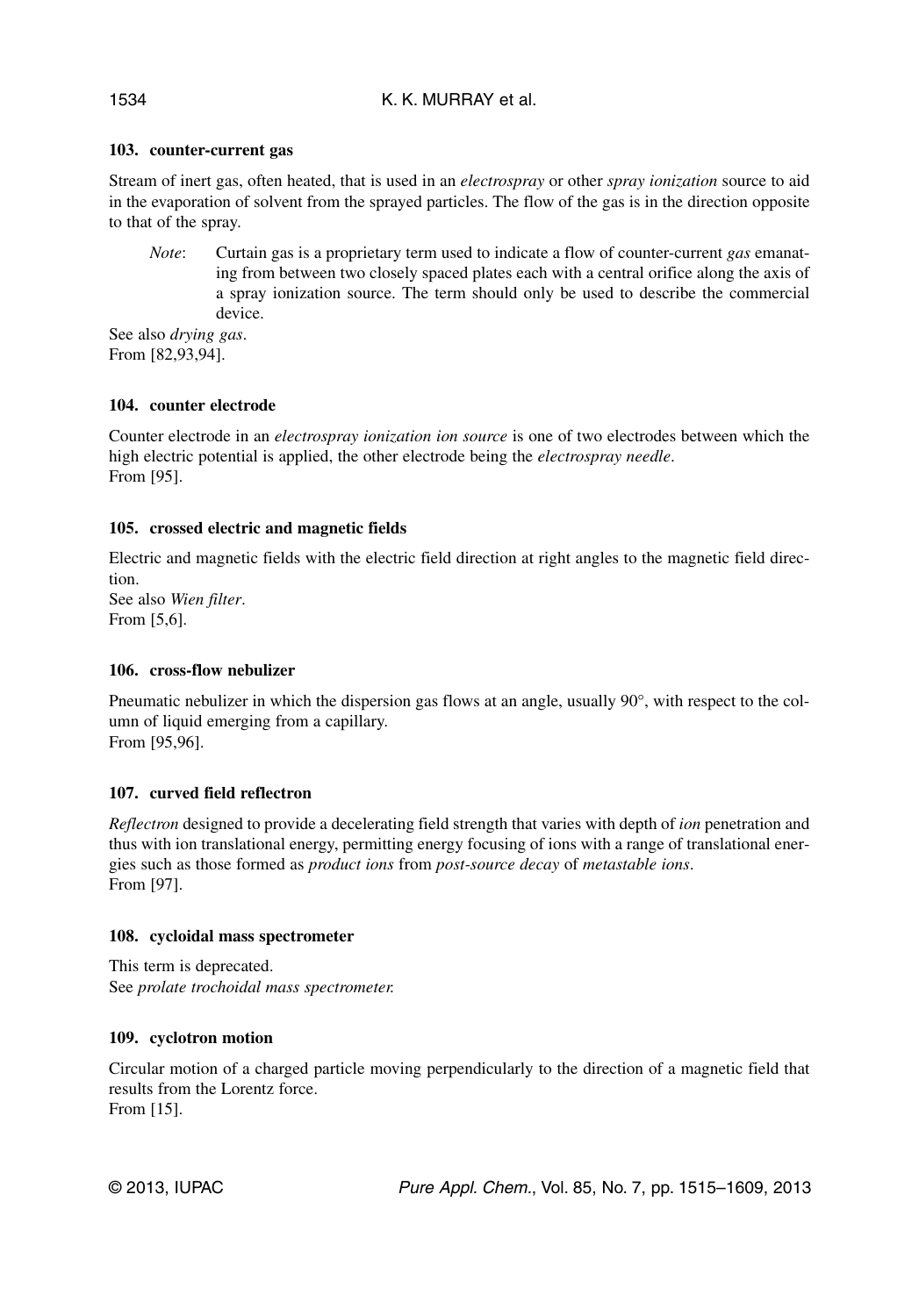### 103. counter-current gas

Stream of inert gas, often heated, that is used in an *electrospray* or other *spray ionization* source to aid in the evaporation of solvent from the sprayed particles. The flow of the gas is in the direction opposite to that of the spray.

> *Note*: Curtain gas is a proprietary term used to indicate a flow of counter-current *gas* emanating from between two closely spaced plates each with a central orifice along the axis of a spray ionization source. The term should only be used to describe the commercial device.

See also *drying gas*.
From [82,93,94].

### 104. counter electrode

Counter electrode in an *electrospray ionization ion source* is one of two electrodes between which the high electric potential is applied, the other electrode being the *electrospray needle*.
From [95].

### 105. crossed electric and magnetic fields

Electric and magnetic fields with the electric field direction at right angles to the magnetic field direction.
See also *Wien filter*.
From [5,6].

### 106. cross-flow nebulizer

Pneumatic nebulizer in which the dispersion gas flows at an angle, usually 90°, with respect to the column of liquid emerging from a capillary.
From [95,96].

### 107. curved field reflectron

*Reflectron* designed to provide a decelerating field strength that varies with depth of *ion* penetration and thus with ion translational energy, permitting energy focusing of ions with a range of translational energies such as those formed as *product ions* from *post-source decay* of *metastable ions*.
From [97].

### 108. cycloidal mass spectrometer

This term is deprecated.
See *prolate trochoidal mass spectrometer.*

### 109. cyclotron motion

Circular motion of a charged particle moving perpendicularly to the direction of a magnetic field that results from the Lorentz force.
From [15].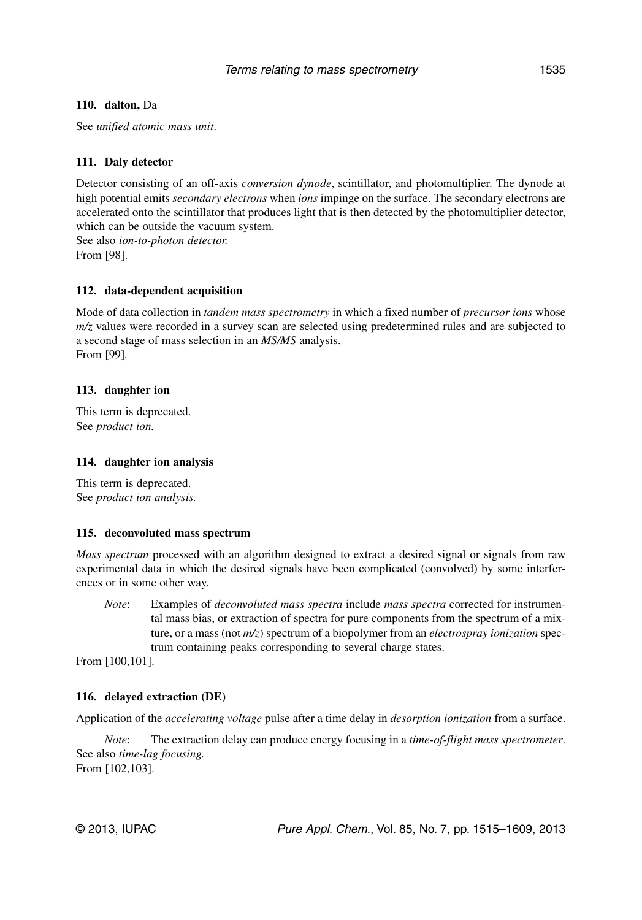### 110. dalton, Da

See *unified atomic mass unit*.

### 111. Daly detector

Detector consisting of an off-axis *conversion dynode*, scintillator, and photomultiplier. The dynode at high potential emits *secondary electrons* when *ions* impinge on the surface. The secondary electrons are accelerated onto the scintillator that produces light that is then detected by the photomultiplier detector, which can be outside the vacuum system.
See also *ion-to-photon detector.*
From [98].

### 112. data-dependent acquisition

Mode of data collection in *tandem mass spectrometry* in which a fixed number of *precursor ions* whose *m/z* values were recorded in a survey scan are selected using predetermined rules and are subjected to a second stage of mass selection in an *MS/MS* analysis.
From [99].

### 113. daughter ion

This term is deprecated.
See *product ion.*

### 114. daughter ion analysis

This term is deprecated.
See *product ion analysis.*

### 115. deconvoluted mass spectrum

*Mass spectrum* processed with an algorithm designed to extract a desired signal or signals from raw experimental data in which the desired signals have been complicated (convolved) by some interferences or in some other way.

> *Note*: Examples of *deconvoluted mass spectra* include *mass spectra* corrected for instrumental mass bias, or extraction of spectra for pure components from the spectrum of a mixture, or a mass (not *m/z*) spectrum of a biopolymer from an *electrospray ionization* spectrum containing peaks corresponding to several charge states.

From [100,101].

### 116. delayed extraction (DE)

Application of the *accelerating voltage* pulse after a time delay in *desorption ionization* from a surface.

> *Note*: The extraction delay can produce energy focusing in a *time-of-flight mass spectrometer*.

See also *time-lag focusing.*
From [102,103].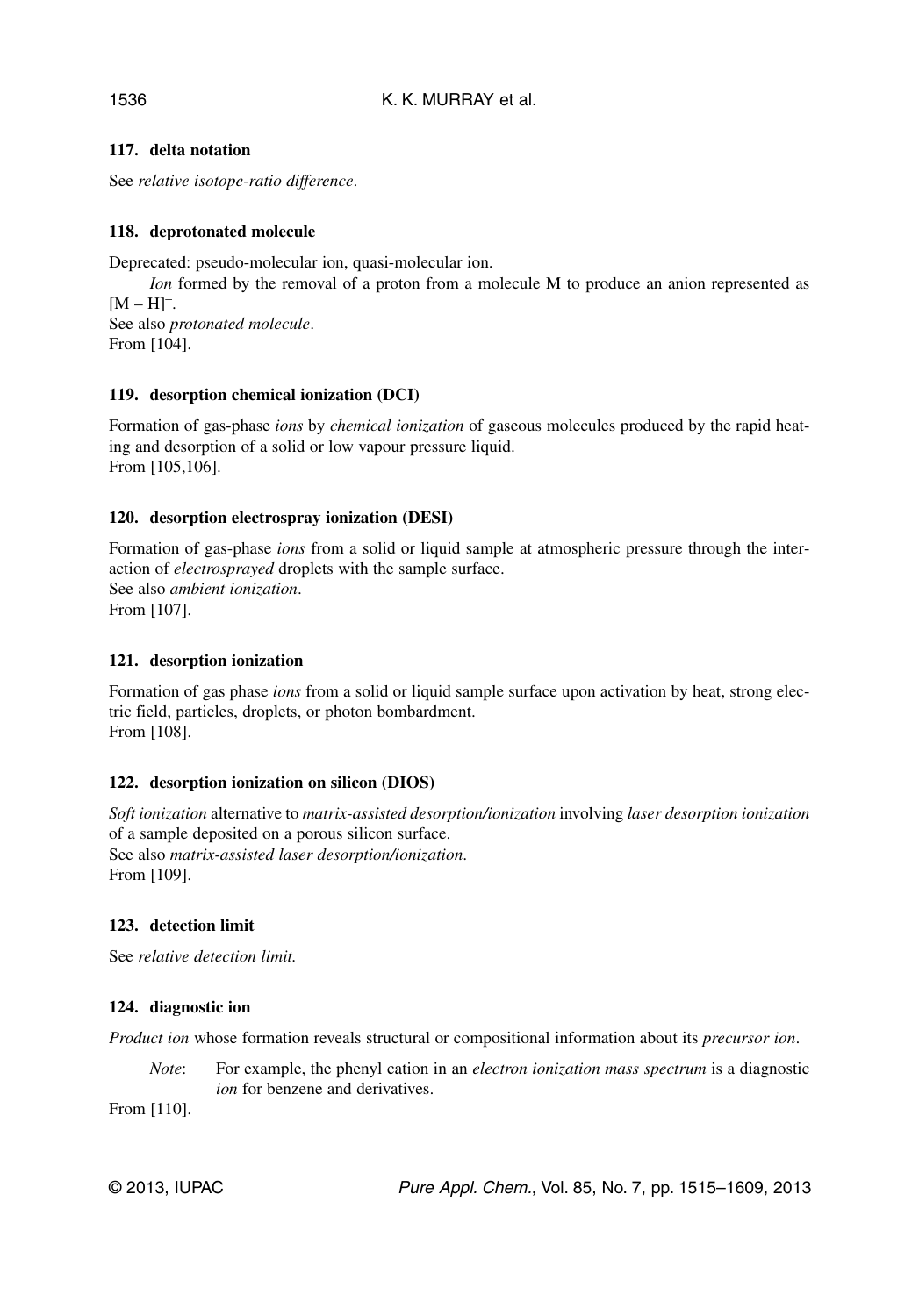### 117. delta notation

See *relative isotope-ratio difference*.

### 118. deprotonated molecule

Deprecated: pseudo-molecular ion, quasi-molecular ion.

*Ion* formed by the removal of a proton from a molecule M to produce an anion represented as $[M - H]^-$.
See also *protonated molecule*.
From [104].

### 119. desorption chemical ionization (DCI)

Formation of gas-phase *ions* by *chemical ionization* of gaseous molecules produced by the rapid heating and desorption of a solid or low vapour pressure liquid.
From [105,106].

### 120. desorption electrospray ionization (DESI)

Formation of gas-phase *ions* from a solid or liquid sample at atmospheric pressure through the interaction of *electrosprayed* droplets with the sample surface.
See also *ambient ionization*.
From [107].

### 121. desorption ionization

Formation of gas phase *ions* from a solid or liquid sample surface upon activation by heat, strong electric field, particles, droplets, or photon bombardment.
From [108].

### 122. desorption ionization on silicon (DIOS)

*Soft ionization* alternative to *matrix-assisted desorption/ionization* involving *laser desorption ionization* of a sample deposited on a porous silicon surface.
See also *matrix-assisted laser desorption/ionization*.
From [109].

### 123. detection limit

See *relative detection limit.*

### 124. diagnostic ion

*Product ion* whose formation reveals structural or compositional information about its *precursor ion*.

*Note*: For example, the phenyl cation in an *electron ionization mass spectrum* is a diagnostic *ion* for benzene and derivatives.

From [110].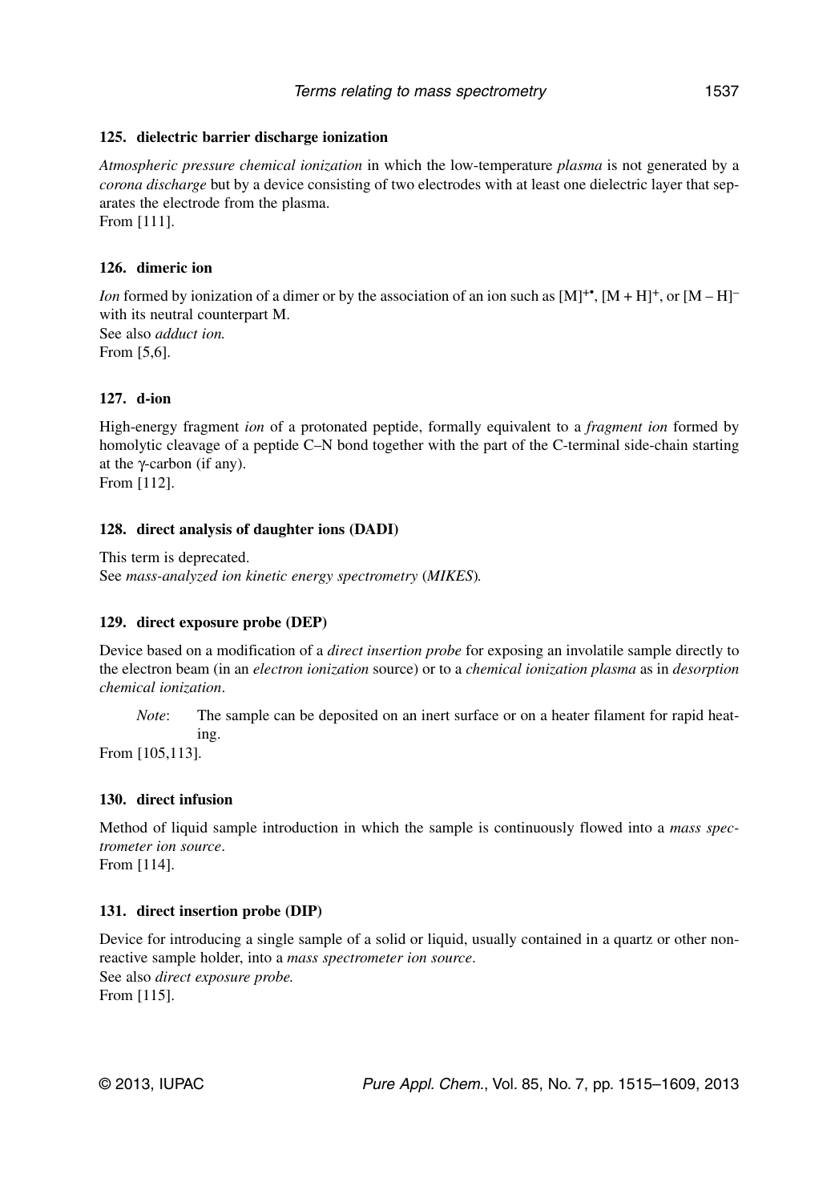### 125. dielectric barrier discharge ionization

*Atmospheric pressure chemical ionization* in which the low-temperature *plasma* is not generated by a *corona discharge* but by a device consisting of two electrodes with at least one dielectric layer that separates the electrode from the plasma.
From [111].

### 126. dimeric ion

*Ion* formed by ionization of a dimer or by the association of an ion such as $[M]^{+\bullet}$, $[M + H]^{+}$, or $[M – H]^{–}$ with its neutral counterpart M.
See also *adduct ion.*
From [5,6].

### 127. d-ion

High-energy fragment *ion* of a protonated peptide, formally equivalent to a *fragment ion* formed by homolytic cleavage of a peptide C–N bond together with the part of the C-terminal side-chain starting at the γ-carbon (if any).
From [112].

### 128. direct analysis of daughter ions (DADI)

This term is deprecated.
See *mass-analyzed ion kinetic energy spectrometry* (*MIKES*).

### 129. direct exposure probe (DEP)

Device based on a modification of a *direct insertion probe* for exposing an involatile sample directly to the electron beam (in an *electron ionization* source) or to a *chemical ionization plasma* as in *desorption chemical ionization*.

> *Note*: The sample can be deposited on an inert surface or on a heater filament for rapid heating.

From [105,113].

### 130. direct infusion

Method of liquid sample introduction in which the sample is continuously flowed into a *mass spectrometer ion source*.
From [114].

### 131. direct insertion probe (DIP)

Device for introducing a single sample of a solid or liquid, usually contained in a quartz or other non-reactive sample holder, into a *mass spectrometer ion source*.
See also *direct exposure probe.*
From [115].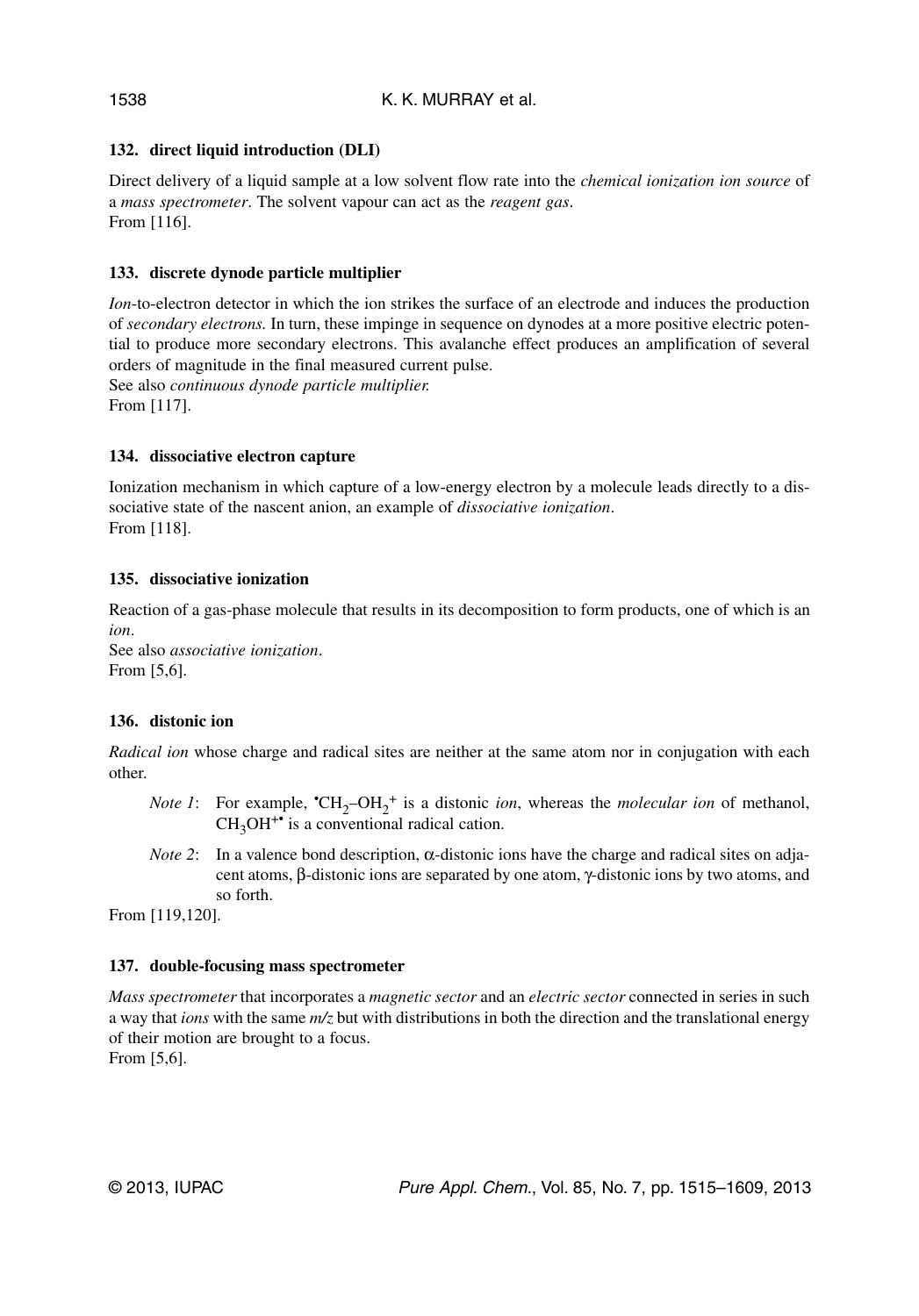### 132. direct liquid introduction (DLI)

Direct delivery of a liquid sample at a low solvent flow rate into the *chemical ionization ion source* of a *mass spectrometer*. The solvent vapour can act as the *reagent gas*.
From [116].

### 133. discrete dynode particle multiplier

*Ion*-to-electron detector in which the ion strikes the surface of an electrode and induces the production of *secondary electrons*. In turn, these impinge in sequence on dynodes at a more positive electric potential to produce more secondary electrons. This avalanche effect produces an amplification of several orders of magnitude in the final measured current pulse.
See also *continuous dynode particle multiplier.*
From [117].

### 134. dissociative electron capture

Ionization mechanism in which capture of a low-energy electron by a molecule leads directly to a dissociative state of the nascent anion, an example of *dissociative ionization*.
From [118].

### 135. dissociative ionization

Reaction of a gas-phase molecule that results in its decomposition to form products, one of which is an *ion*.
See also *associative ionization*.
From [5,6].

### 136. distonic ion

*Radical ion* whose charge and radical sites are neither at the same atom nor in conjugation with each other.

*Note 1*: For example, $^{\bullet}CH_2{-}OH_2^{+}$ is a distonic *ion*, whereas the *molecular ion* of methanol, $CH_3OH^{+\bullet}$ is a conventional radical cation.

*Note 2*: In a valence bond description, α-distonic ions have the charge and radical sites on adjacent atoms, β-distonic ions are separated by one atom, γ-distonic ions by two atoms, and so forth.

From [119,120].

### 137. double-focusing mass spectrometer

*Mass spectrometer* that incorporates a *magnetic sector* and an *electric sector* connected in series in such a way that *ions* with the same *m/z* but with distributions in both the direction and the translational energy of their motion are brought to a focus.
From [5,6].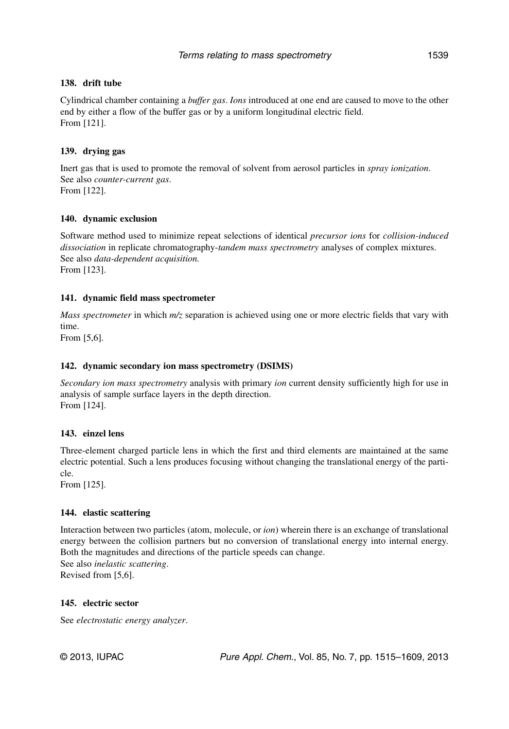### 138. drift tube

Cylindrical chamber containing a *buffer gas*. *Ions* introduced at one end are caused to move to the other end by either a flow of the buffer gas or by a uniform longitudinal electric field.
From [121].

### 139. drying gas

Inert gas that is used to promote the removal of solvent from aerosol particles in *spray ionization*.
See also *counter-current gas*.
From [122].

### 140. dynamic exclusion

Software method used to minimize repeat selections of identical *precursor ions* for *collision-induced dissociation* in replicate chromatography-*tandem mass spectrometry* analyses of complex mixtures.
See also *data-dependent acquisition.*
From [123].

### 141. dynamic field mass spectrometer

*Mass spectrometer* in which *m/z* separation is achieved using one or more electric fields that vary with time.
From [5,6].

### 142. dynamic secondary ion mass spectrometry (DSIMS)

*Secondary ion mass spectrometry* analysis with primary *ion* current density sufficiently high for use in analysis of sample surface layers in the depth direction.
From [124].

### 143. einzel lens

Three-element charged particle lens in which the first and third elements are maintained at the same electric potential. Such a lens produces focusing without changing the translational energy of the particle.
From [125].

### 144. elastic scattering

Interaction between two particles (atom, molecule, or *ion*) wherein there is an exchange of translational energy between the collision partners but no conversion of translational energy into internal energy. Both the magnitudes and directions of the particle speeds can change.
See also *inelastic scattering*.
Revised from [5,6].

### 145. electric sector

See *electrostatic energy analyzer*.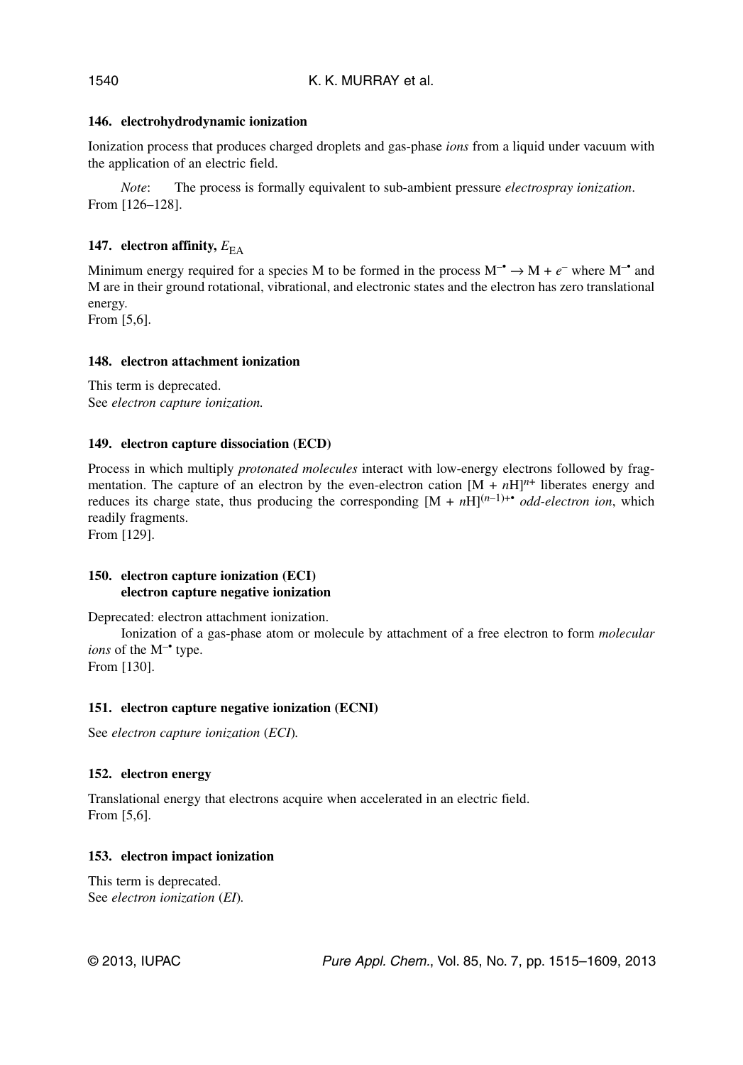### 146. electrohydrodynamic ionization

Ionization process that produces charged droplets and gas-phase *ions* from a liquid under vacuum with the application of an electric field.

*Note*: The process is formally equivalent to sub-ambient pressure *electrospray ionization*.
From [126–128].

### 147. electron affinity, $E_{EA}$

Minimum energy required for a species M to be formed in the process $M^{-\bullet} \rightarrow M + e^{-}$ where $M^{-\bullet}$ and M are in their ground rotational, vibrational, and electronic states and the electron has zero translational energy.
From [5,6].

### 148. electron attachment ionization

This term is deprecated.
See *electron capture ionization.*

### 149. electron capture dissociation (ECD)

Process in which multiply *protonated molecules* interact with low-energy electrons followed by fragmentation. The capture of an electron by the even-electron cation $[M + nH]^{n+}$ liberates energy and reduces its charge state, thus producing the corresponding $[M + nH]^{(n-1)+\bullet}$ *odd-electron ion*, which readily fragments.
From [129].

### 150. electron capture ionization (ECI)
### electron capture negative ionization

Deprecated: electron attachment ionization.

Ionization of a gas-phase atom or molecule by attachment of a free electron to form *molecular ions* of the $M^{-\bullet}$ type.
From [130].

### 151. electron capture negative ionization (ECNI)

See *electron capture ionization* (*ECI*).

### 152. electron energy

Translational energy that electrons acquire when accelerated in an electric field.
From [5,6].

### 153. electron impact ionization

This term is deprecated.
See *electron ionization* (*EI*).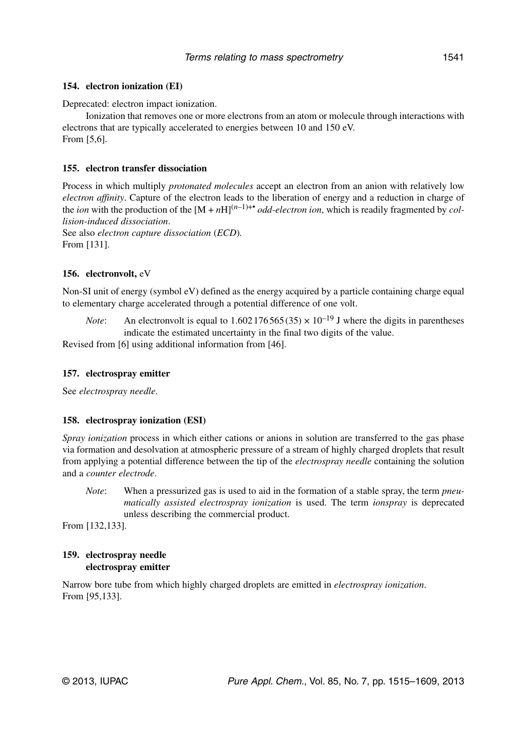### 154. electron ionization (EI)

Deprecated: electron impact ionization.

Ionization that removes one or more electrons from an atom or molecule through interactions with electrons that are typically accelerated to energies between 10 and 150 eV.
From [5,6].

### 155. electron transfer dissociation

Process in which multiply *protonated molecules* accept an electron from an anion with relatively low *electron affinity*. Capture of the electron leads to the liberation of energy and a reduction in charge of the *ion* with the production of the $[M + nH]^{(n-1)+\bullet}$ *odd-electron ion*, which is readily fragmented by *collision-induced dissociation*.
See also *electron capture dissociation* (*ECD*).
From [131].

### 156. electronvolt, eV

Non-SI unit of energy (symbol eV) defined as the energy acquired by a particle containing charge equal to elementary charge accelerated through a potential difference of one volt.

*Note*: An electronvolt is equal to $1.602\,176\,565\,(35) \times 10^{-19}$ J where the digits in parentheses indicate the estimated uncertainty in the final two digits of the value.

Revised from [6] using additional information from [46].

### 157. electrospray emitter

See *electrospray needle*.

### 158. electrospray ionization (ESI)

*Spray ionization* process in which either cations or anions in solution are transferred to the gas phase via formation and desolvation at atmospheric pressure of a stream of highly charged droplets that result from applying a potential difference between the tip of the *electrospray needle* containing the solution and a *counter electrode*.

*Note*: When a pressurized gas is used to aid in the formation of a stable spray, the term *pneumatically assisted electrospray ionization* is used. The term *ionspray* is deprecated unless describing the commercial product.

From [132,133].

### 159. electrospray needle
### electrospray emitter

Narrow bore tube from which highly charged droplets are emitted in *electrospray ionization*.
From [95,133].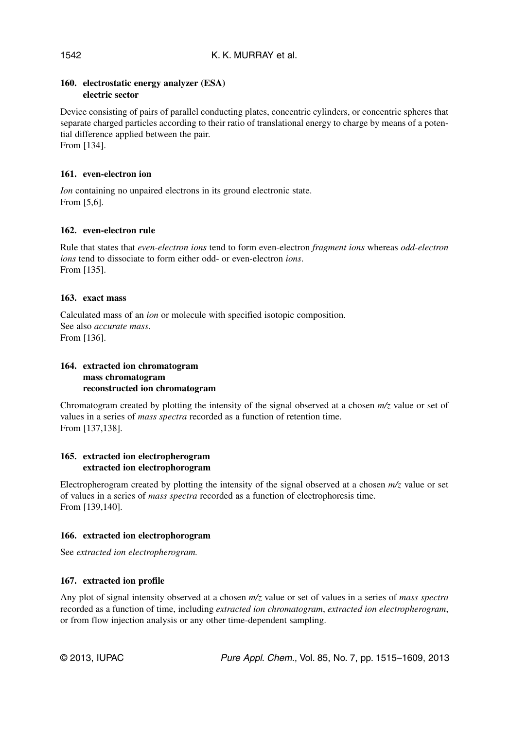### 160. electrostatic energy analyzer (ESA) electric sector

Device consisting of pairs of parallel conducting plates, concentric cylinders, or concentric spheres that separate charged particles according to their ratio of translational energy to charge by means of a potential difference applied between the pair.
From [134].

### 161. even-electron ion

*Ion* containing no unpaired electrons in its ground electronic state.
From [5,6].

### 162. even-electron rule

Rule that states that *even-electron ions* tend to form even-electron *fragment ions* whereas *odd-electron ions* tend to dissociate to form either odd- or even-electron *ions*.
From [135].

### 163. exact mass

Calculated mass of an *ion* or molecule with specified isotopic composition.
See also *accurate mass*.
From [136].

### 164. extracted ion chromatogram mass chromatogram reconstructed ion chromatogram

Chromatogram created by plotting the intensity of the signal observed at a chosen *m/z* value or set of values in a series of *mass spectra* recorded as a function of retention time.
From [137,138].

### 165. extracted ion electropherogram extracted ion electrophorogram

Electropherogram created by plotting the intensity of the signal observed at a chosen *m/z* value or set of values in a series of *mass spectra* recorded as a function of electrophoresis time.
From [139,140].

### 166. extracted ion electrophorogram

See *extracted ion electropherogram.*

### 167. extracted ion profile

Any plot of signal intensity observed at a chosen *m/z* value or set of values in a series of *mass spectra* recorded as a function of time, including *extracted ion chromatogram*, *extracted ion electropherogram*, or from flow injection analysis or any other time-dependent sampling.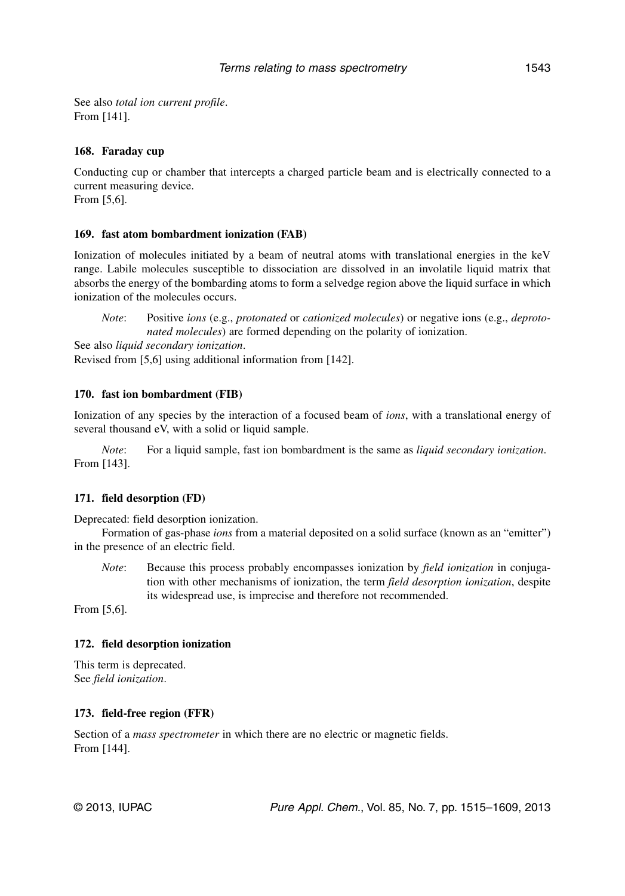See also *total ion current profile*.
From [141].

### 168. Faraday cup

Conducting cup or chamber that intercepts a charged particle beam and is electrically connected to a current measuring device.
From [5,6].

### 169. fast atom bombardment ionization (FAB)

Ionization of molecules initiated by a beam of neutral atoms with translational energies in the keV range. Labile molecules susceptible to dissociation are dissolved in an involatile liquid matrix that absorbs the energy of the bombarding atoms to form a selvedge region above the liquid surface in which ionization of the molecules occurs.

> *Note*: Positive *ions* (e.g., *protonated* or *cationized molecules*) or negative ions (e.g., *deprotonated molecules*) are formed depending on the polarity of ionization.

See also *liquid secondary ionization*.
Revised from [5,6] using additional information from [142].

### 170. fast ion bombardment (FIB)

Ionization of any species by the interaction of a focused beam of *ions*, with a translational energy of several thousand eV, with a solid or liquid sample.

> *Note*: For a liquid sample, fast ion bombardment is the same as *liquid secondary ionization*.

From [143].

### 171. field desorption (FD)

Deprecated: field desorption ionization.

Formation of gas-phase *ions* from a material deposited on a solid surface (known as an "emitter") in the presence of an electric field.

> *Note*: Because this process probably encompasses ionization by *field ionization* in conjugation with other mechanisms of ionization, the term *field desorption ionization*, despite its widespread use, is imprecise and therefore not recommended.

From [5,6].

### 172. field desorption ionization

This term is deprecated.
See *field ionization*.

### 173. field-free region (FFR)

Section of a *mass spectrometer* in which there are no electric or magnetic fields.
From [144].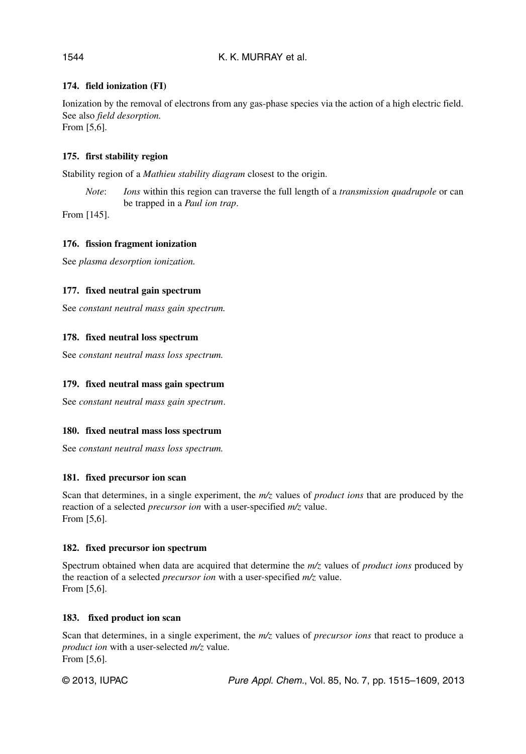### 174. field ionization (FI)

Ionization by the removal of electrons from any gas-phase species via the action of a high electric field. See also *field desorption.*
From [5,6].

### 175. first stability region

Stability region of a *Mathieu stability diagram* closest to the origin.

*Note*: *Ions* within this region can traverse the full length of a *transmission quadrupole* or can be trapped in a *Paul ion trap*.

From [145].

### 176. fission fragment ionization

See *plasma desorption ionization.*

### 177. fixed neutral gain spectrum

See *constant neutral mass gain spectrum.*

### 178. fixed neutral loss spectrum

See *constant neutral mass loss spectrum.*

### 179. fixed neutral mass gain spectrum

See *constant neutral mass gain spectrum*.

### 180. fixed neutral mass loss spectrum

See *constant neutral mass loss spectrum.*

### 181. fixed precursor ion scan

Scan that determines, in a single experiment, the *m/z* values of *product ions* that are produced by the reaction of a selected *precursor ion* with a user-specified *m/z* value.
From [5,6].

### 182. fixed precursor ion spectrum

Spectrum obtained when data are acquired that determine the *m/z* values of *product ions* produced by the reaction of a selected *precursor ion* with a user-specified *m/z* value.
From [5,6].

### 183. fixed product ion scan

Scan that determines, in a single experiment, the *m/z* values of *precursor ions* that react to produce a *product ion* with a user-selected *m/z* value.
From [5,6].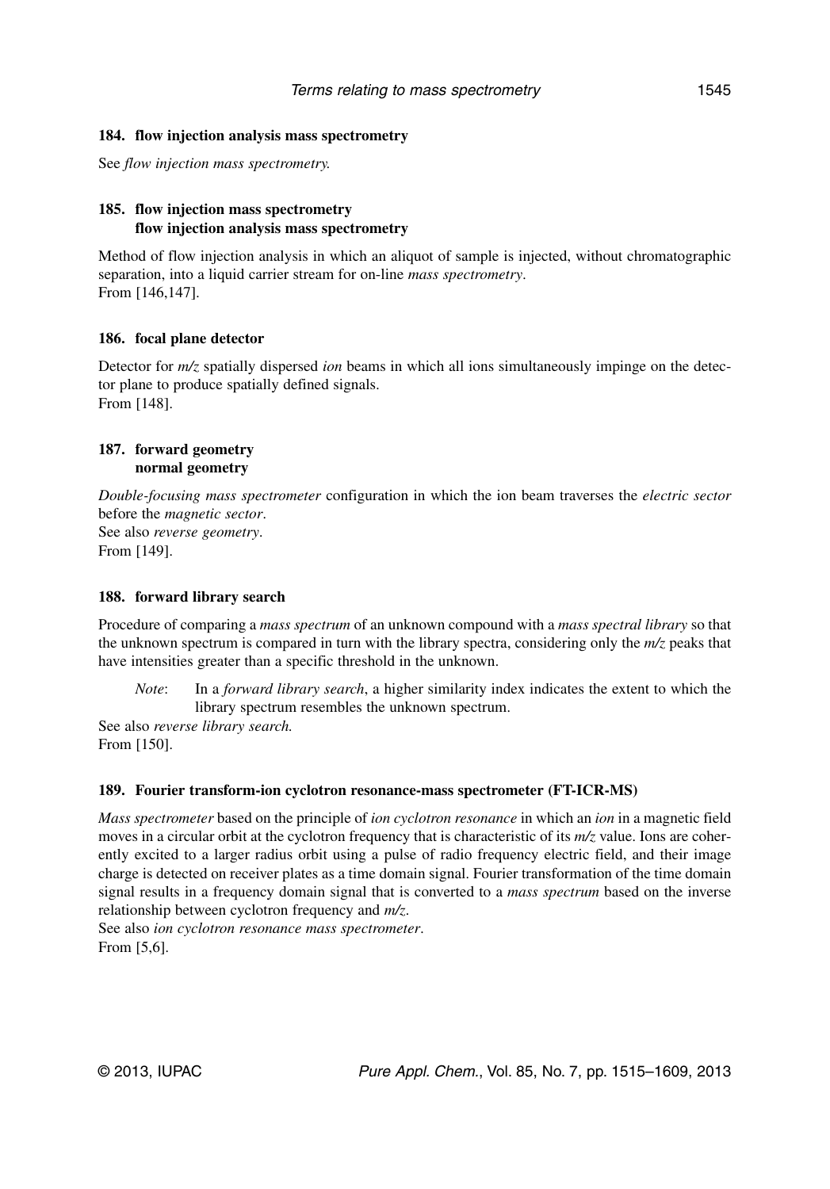### 184. flow injection analysis mass spectrometry

See *flow injection mass spectrometry.*

### 185. flow injection mass spectrometry
### flow injection analysis mass spectrometry

Method of flow injection analysis in which an aliquot of sample is injected, without chromatographic separation, into a liquid carrier stream for on-line *mass spectrometry*.
From [146,147].

### 186. focal plane detector

Detector for *m/z* spatially dispersed *ion* beams in which all ions simultaneously impinge on the detector plane to produce spatially defined signals.
From [148].

### 187. forward geometry
### normal geometry

*Double-focusing mass spectrometer* configuration in which the ion beam traverses the *electric sector* before the *magnetic sector*.
See also *reverse geometry*.
From [149].

### 188. forward library search

Procedure of comparing a *mass spectrum* of an unknown compound with a *mass spectral library* so that the unknown spectrum is compared in turn with the library spectra, considering only the *m/z* peaks that have intensities greater than a specific threshold in the unknown.

*Note*: In a *forward library search*, a higher similarity index indicates the extent to which the library spectrum resembles the unknown spectrum.

See also *reverse library search.*
From [150].

### 189. Fourier transform-ion cyclotron resonance-mass spectrometer (FT-ICR-MS)

*Mass spectrometer* based on the principle of *ion cyclotron resonance* in which an *ion* in a magnetic field moves in a circular orbit at the cyclotron frequency that is characteristic of its *m/z* value. Ions are coherently excited to a larger radius orbit using a pulse of radio frequency electric field, and their image charge is detected on receiver plates as a time domain signal. Fourier transformation of the time domain signal results in a frequency domain signal that is converted to a *mass spectrum* based on the inverse relationship between cyclotron frequency and *m/z*.
See also *ion cyclotron resonance mass spectrometer*.
From [5,6].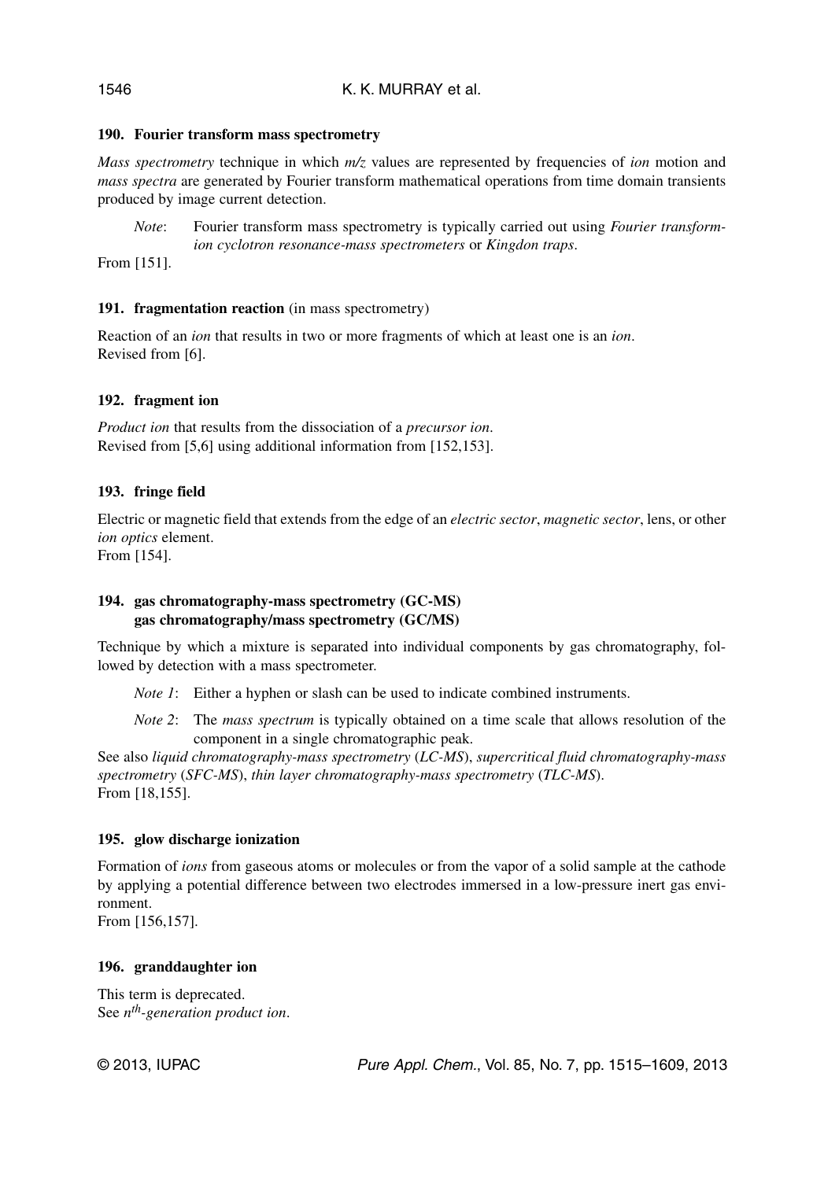### 190. Fourier transform mass spectrometry

*Mass spectrometry* technique in which *m/z* values are represented by frequencies of *ion* motion and *mass spectra* are generated by Fourier transform mathematical operations from time domain transients produced by image current detection.

> *Note*: Fourier transform mass spectrometry is typically carried out using *Fourier transform-ion cyclotron resonance-mass spectrometers* or *Kingdon traps*.

From [151].

### 191. fragmentation reaction (in mass spectrometry)

Reaction of an *ion* that results in two or more fragments of which at least one is an *ion*.
Revised from [6].

### 192. fragment ion

*Product ion* that results from the dissociation of a *precursor ion*.
Revised from [5,6] using additional information from [152,153].

### 193. fringe field

Electric or magnetic field that extends from the edge of an *electric sector*, *magnetic sector*, lens, or other *ion optics* element.
From [154].

### 194. gas chromatography-mass spectrometry (GC-MS)
### gas chromatography/mass spectrometry (GC/MS)

Technique by which a mixture is separated into individual components by gas chromatography, followed by detection with a mass spectrometer.

> *Note 1*: Either a hyphen or slash can be used to indicate combined instruments.
>
> *Note 2*: The *mass spectrum* is typically obtained on a time scale that allows resolution of the component in a single chromatographic peak.

See also *liquid chromatography-mass spectrometry* (*LC-MS*), *supercritical fluid chromatography-mass spectrometry* (*SFC-MS*), *thin layer chromatography-mass spectrometry* (*TLC-MS*).
From [18,155].

### 195. glow discharge ionization

Formation of *ions* from gaseous atoms or molecules or from the vapor of a solid sample at the cathode by applying a potential difference between two electrodes immersed in a low-pressure inert gas environment.
From [156,157].

### 196. granddaughter ion

This term is deprecated.
See *$n^{th}$-generation product ion*.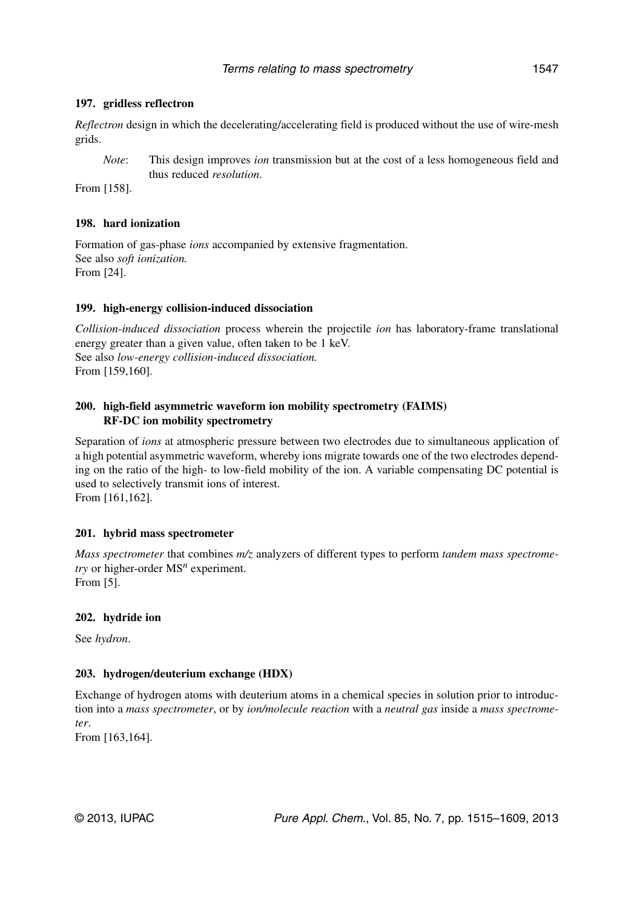### 197. gridless reflectron

*Reflectron* design in which the decelerating/accelerating field is produced without the use of wire-mesh grids.

*Note*: This design improves *ion* transmission but at the cost of a less homogeneous field and thus reduced *resolution*.

From [158].

### 198. hard ionization

Formation of gas-phase *ions* accompanied by extensive fragmentation.
See also *soft ionization.*
From [24].

### 199. high-energy collision-induced dissociation

*Collision-induced dissociation* process wherein the projectile *ion* has laboratory-frame translational energy greater than a given value, often taken to be 1 keV.
See also *low-energy collision-induced dissociation.*
From [159,160].

### 200. high-field asymmetric waveform ion mobility spectrometry (FAIMS) RF-DC ion mobility spectrometry

Separation of *ions* at atmospheric pressure between two electrodes due to simultaneous application of a high potential asymmetric waveform, whereby ions migrate towards one of the two electrodes depending on the ratio of the high- to low-field mobility of the ion. A variable compensating DC potential is used to selectively transmit ions of interest.
From [161,162].

### 201. hybrid mass spectrometer

*Mass spectrometer* that combines *m/z* analyzers of different types to perform *tandem mass spectrometry* or higher-order $MS^n$ experiment.
From [5].

### 202. hydride ion

See *hydron*.

### 203. hydrogen/deuterium exchange (HDX)

Exchange of hydrogen atoms with deuterium atoms in a chemical species in solution prior to introduction into a *mass spectrometer*, or by *ion/molecule reaction* with a *neutral gas* inside a *mass spectrometer*.
From [163,164].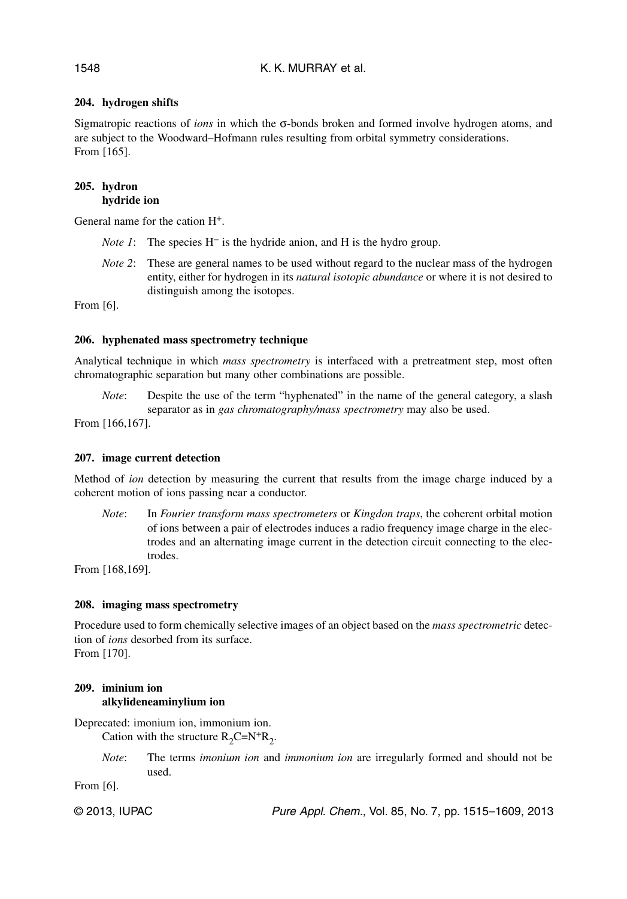### 204. hydrogen shifts

Sigmatropic reactions of *ions* in which the σ-bonds broken and formed involve hydrogen atoms, and are subject to the Woodward–Hofmann rules resulting from orbital symmetry considerations.
From [165].

### 205. hydron
**hydride ion**

General name for the cation $H^+$.

*Note 1*: The species $H^-$ is the hydride anion, and H is the hydro group.

*Note 2*: These are general names to be used without regard to the nuclear mass of the hydrogen entity, either for hydrogen in its *natural isotopic abundance* or where it is not desired to distinguish among the isotopes.

From [6].

### 206. hyphenated mass spectrometry technique

Analytical technique in which *mass spectrometry* is interfaced with a pretreatment step, most often chromatographic separation but many other combinations are possible.

*Note*: Despite the use of the term "hyphenated" in the name of the general category, a slash separator as in *gas chromatography/mass spectrometry* may also be used.

From [166,167].

### 207. image current detection

Method of *ion* detection by measuring the current that results from the image charge induced by a coherent motion of ions passing near a conductor.

*Note*: In *Fourier transform mass spectrometers* or *Kingdon traps*, the coherent orbital motion of ions between a pair of electrodes induces a radio frequency image charge in the electrodes and an alternating image current in the detection circuit connecting to the electrodes.

From [168,169].

### 208. imaging mass spectrometry

Procedure used to form chemically selective images of an object based on the *mass spectrometric* detection of *ions* desorbed from its surface.
From [170].

### 209. iminium ion
**alkylideneaminylium ion**

Deprecated: imonium ion, immonium ion.

Cation with the structure $R_2C{=}N^+R_2$.

*Note*: The terms *imonium ion* and *immonium ion* are irregularly formed and should not be used.

From [6].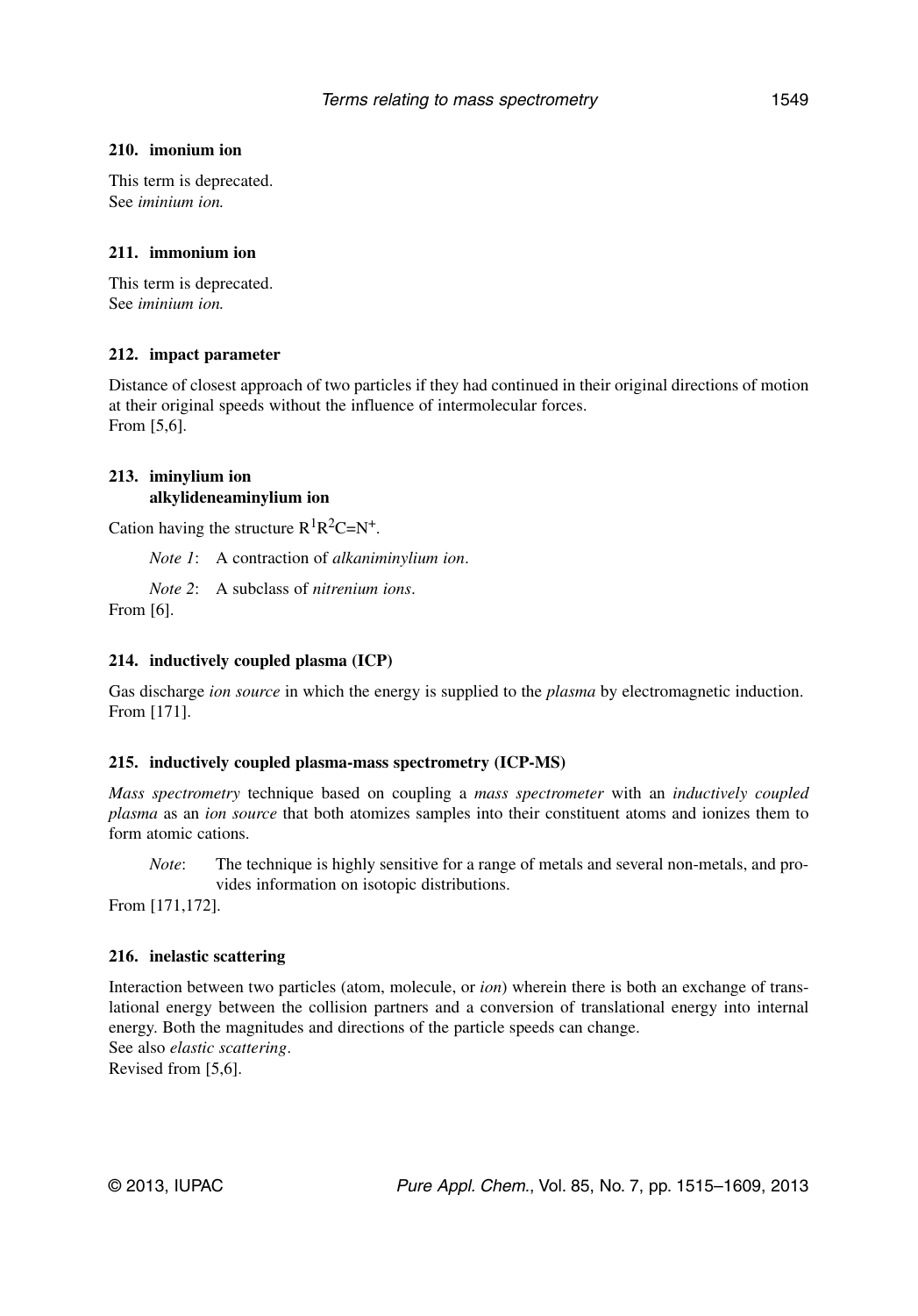#### 210. imonium ion

This term is deprecated.
See *iminium ion.*

#### 211. immonium ion

This term is deprecated.
See *iminium ion.*

#### 212. impact parameter

Distance of closest approach of two particles if they had continued in their original directions of motion at their original speeds without the influence of intermolecular forces.
From [5,6].

#### 213. iminylium ion
#### alkylideneaminylium ion

Cation having the structure $R^1R^2C=N^+$.

*Note 1*: A contraction of *alkaniminylium ion*.

*Note 2*: A subclass of *nitrenium ions*.

From [6].

#### 214. inductively coupled plasma (ICP)

Gas discharge *ion source* in which the energy is supplied to the *plasma* by electromagnetic induction.
From [171].

#### 215. inductively coupled plasma-mass spectrometry (ICP-MS)

*Mass spectrometry* technique based on coupling a *mass spectrometer* with an *inductively coupled plasma* as an *ion source* that both atomizes samples into their constituent atoms and ionizes them to form atomic cations.

*Note*: The technique is highly sensitive for a range of metals and several non-metals, and provides information on isotopic distributions.

From [171,172].

#### 216. inelastic scattering

Interaction between two particles (atom, molecule, or *ion*) wherein there is both an exchange of translational energy between the collision partners and a conversion of translational energy into internal energy. Both the magnitudes and directions of the particle speeds can change.
See also *elastic scattering*.
Revised from [5,6].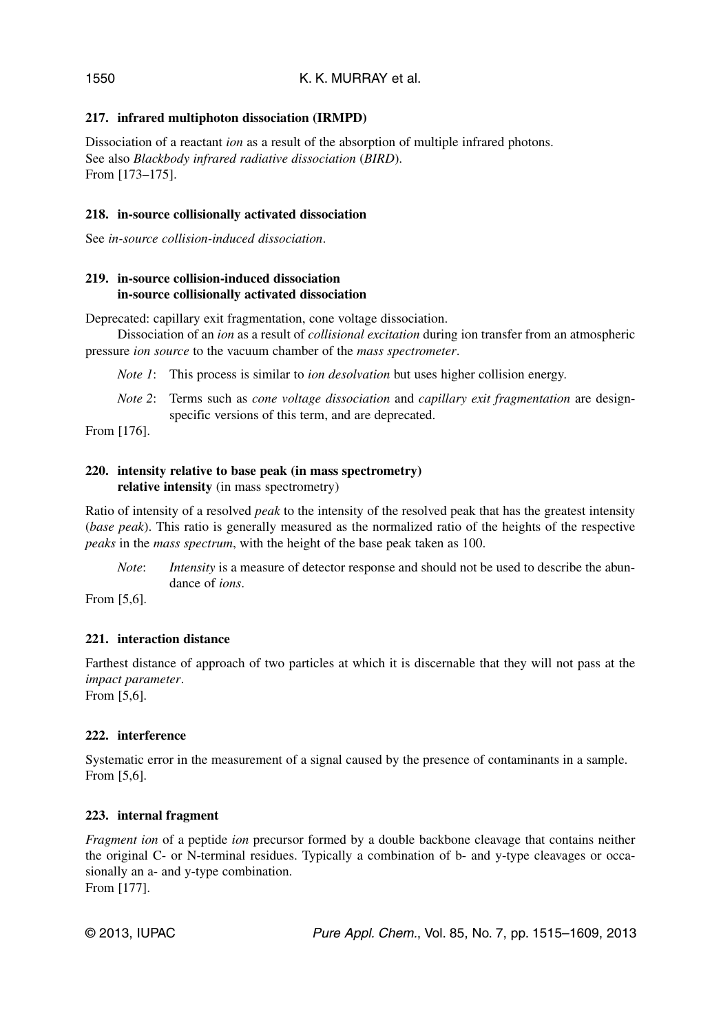### 217. infrared multiphoton dissociation (IRMPD)

Dissociation of a reactant *ion* as a result of the absorption of multiple infrared photons.
See also *Blackbody infrared radiative dissociation* (*BIRD*).
From [173–175].

### 218. in-source collisionally activated dissociation

See *in-source collision-induced dissociation*.

### 219. in-source collision-induced dissociation
**in-source collisionally activated dissociation**

Deprecated: capillary exit fragmentation, cone voltage dissociation.

Dissociation of an *ion* as a result of *collisional excitation* during ion transfer from an atmospheric pressure *ion source* to the vacuum chamber of the *mass spectrometer*.

*Note 1*: This process is similar to *ion desolvation* but uses higher collision energy.

*Note 2*: Terms such as *cone voltage dissociation* and *capillary exit fragmentation* are design-specific versions of this term, and are deprecated.

From [176].

### 220. intensity relative to base peak (in mass spectrometry)
**relative intensity** (in mass spectrometry)

Ratio of intensity of a resolved *peak* to the intensity of the resolved peak that has the greatest intensity (*base peak*). This ratio is generally measured as the normalized ratio of the heights of the respective *peaks* in the *mass spectrum*, with the height of the base peak taken as 100.

*Note*: *Intensity* is a measure of detector response and should not be used to describe the abundance of *ions*.

From [5,6].

### 221. interaction distance

Farthest distance of approach of two particles at which it is discernable that they will not pass at the *impact parameter*.
From [5,6].

### 222. interference

Systematic error in the measurement of a signal caused by the presence of contaminants in a sample.
From [5,6].

### 223. internal fragment

*Fragment ion* of a peptide *ion* precursor formed by a double backbone cleavage that contains neither the original C- or N-terminal residues. Typically a combination of b- and y-type cleavages or occasionally an a- and y-type combination.
From [177].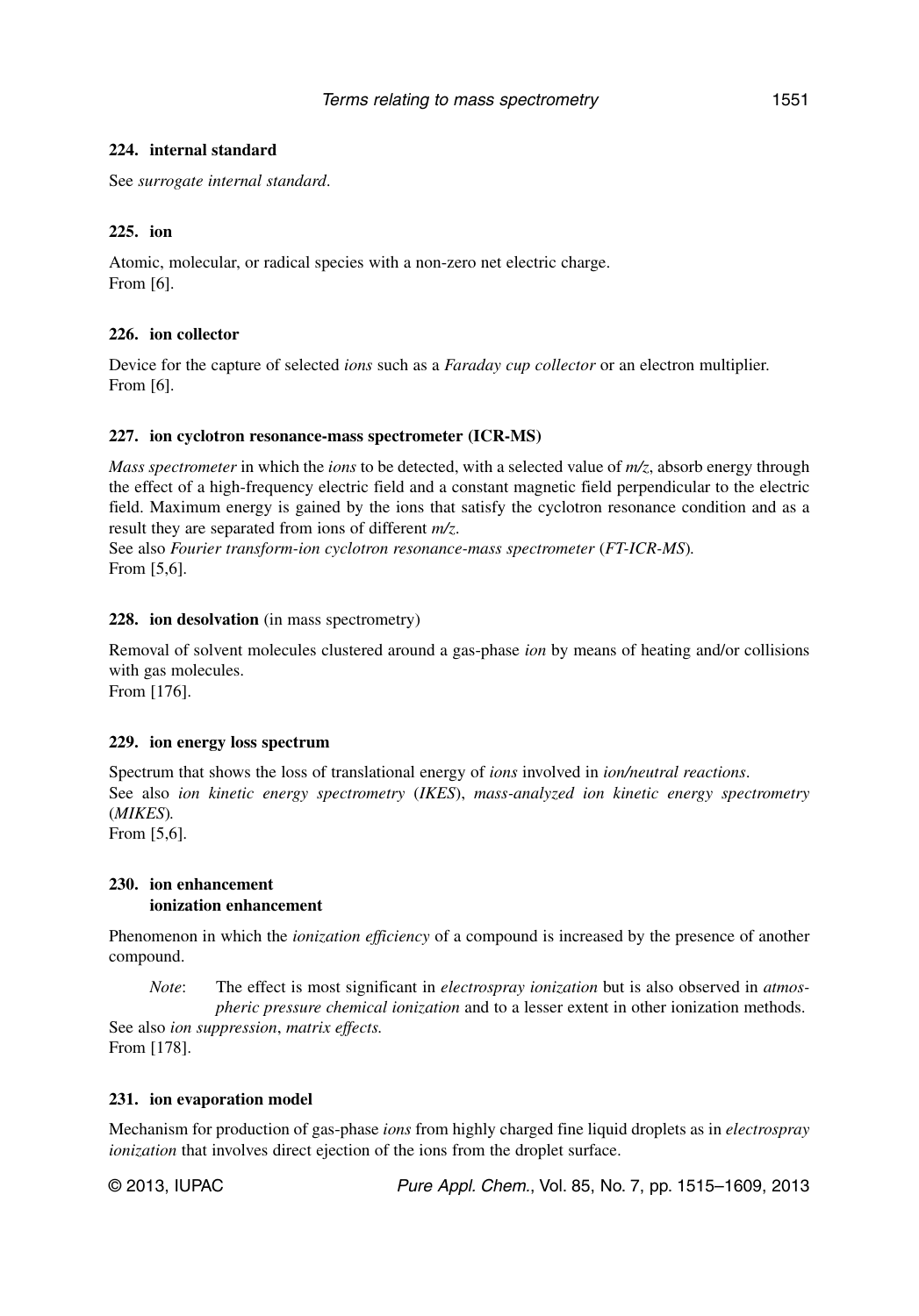### 224. internal standard

See *surrogate internal standard*.

### 225. ion

Atomic, molecular, or radical species with a non-zero net electric charge.
From [6].

### 226. ion collector

Device for the capture of selected *ions* such as a *Faraday cup collector* or an electron multiplier.
From [6].

### 227. ion cyclotron resonance-mass spectrometer (ICR-MS)

*Mass spectrometer* in which the *ions* to be detected, with a selected value of *m/z*, absorb energy through the effect of a high-frequency electric field and a constant magnetic field perpendicular to the electric field. Maximum energy is gained by the ions that satisfy the cyclotron resonance condition and as a result they are separated from ions of different *m/z*.
See also *Fourier transform-ion cyclotron resonance-mass spectrometer* (*FT-ICR-MS*).
From [5,6].

### 228. ion desolvation (in mass spectrometry)

Removal of solvent molecules clustered around a gas-phase *ion* by means of heating and/or collisions with gas molecules.
From [176].

### 229. ion energy loss spectrum

Spectrum that shows the loss of translational energy of *ions* involved in *ion/neutral reactions*.
See also *ion kinetic energy spectrometry* (*IKES*), *mass-analyzed ion kinetic energy spectrometry* (*MIKES*).
From [5,6].

### 230. ion enhancement
### ionization enhancement

Phenomenon in which the *ionization efficiency* of a compound is increased by the presence of another compound.

*Note*: The effect is most significant in *electrospray ionization* but is also observed in *atmospheric pressure chemical ionization* and to a lesser extent in other ionization methods.

See also *ion suppression*, *matrix effects*.
From [178].

### 231. ion evaporation model

Mechanism for production of gas-phase *ions* from highly charged fine liquid droplets as in *electrospray ionization* that involves direct ejection of the ions from the droplet surface.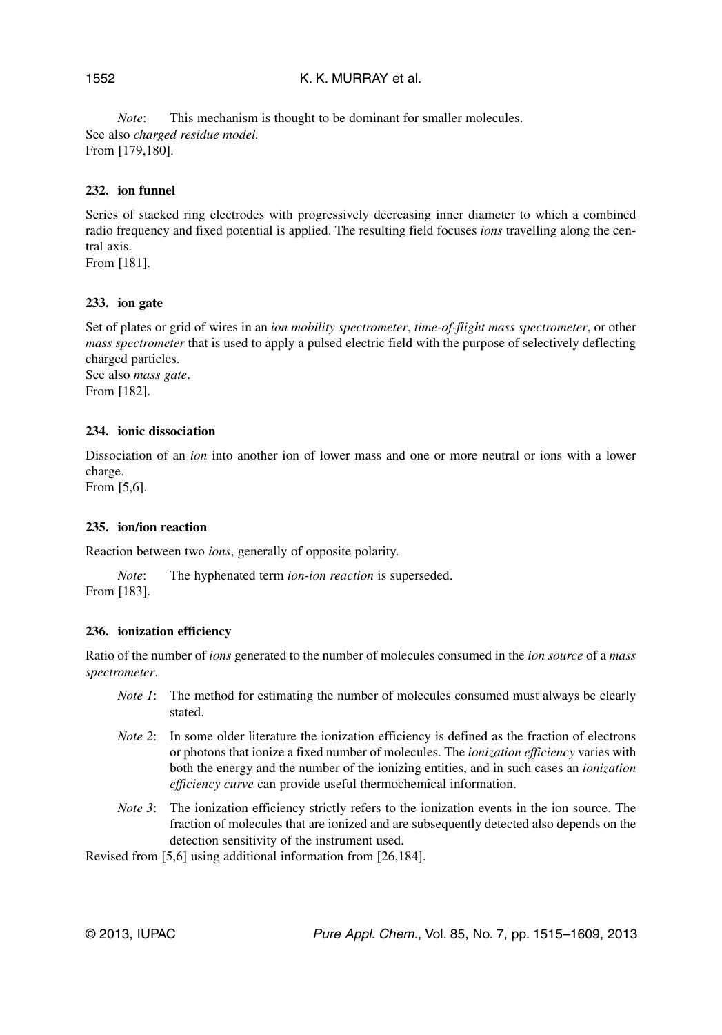*Note*: This mechanism is thought to be dominant for smaller molecules.
See also *charged residue model.*
From [179,180].

### 232. ion funnel

Series of stacked ring electrodes with progressively decreasing inner diameter to which a combined radio frequency and fixed potential is applied. The resulting field focuses *ions* travelling along the central axis.
From [181].

### 233. ion gate

Set of plates or grid of wires in an *ion mobility spectrometer*, *time-of-flight mass spectrometer*, or other *mass spectrometer* that is used to apply a pulsed electric field with the purpose of selectively deflecting charged particles.
See also *mass gate*.
From [182].

### 234. ionic dissociation

Dissociation of an *ion* into another ion of lower mass and one or more neutral or ions with a lower charge.
From [5,6].

### 235. ion/ion reaction

Reaction between two *ions*, generally of opposite polarity.

*Note*: The hyphenated term *ion-ion reaction* is superseded.
From [183].

### 236. ionization efficiency

Ratio of the number of *ions* generated to the number of molecules consumed in the *ion source* of a *mass spectrometer*.

*Note 1*: The method for estimating the number of molecules consumed must always be clearly stated.

*Note 2*: In some older literature the ionization efficiency is defined as the fraction of electrons or photons that ionize a fixed number of molecules. The *ionization efficiency* varies with both the energy and the number of the ionizing entities, and in such cases an *ionization efficiency curve* can provide useful thermochemical information.

*Note 3*: The ionization efficiency strictly refers to the ionization events in the ion source. The fraction of molecules that are ionized and are subsequently detected also depends on the detection sensitivity of the instrument used.

Revised from [5,6] using additional information from [26,184].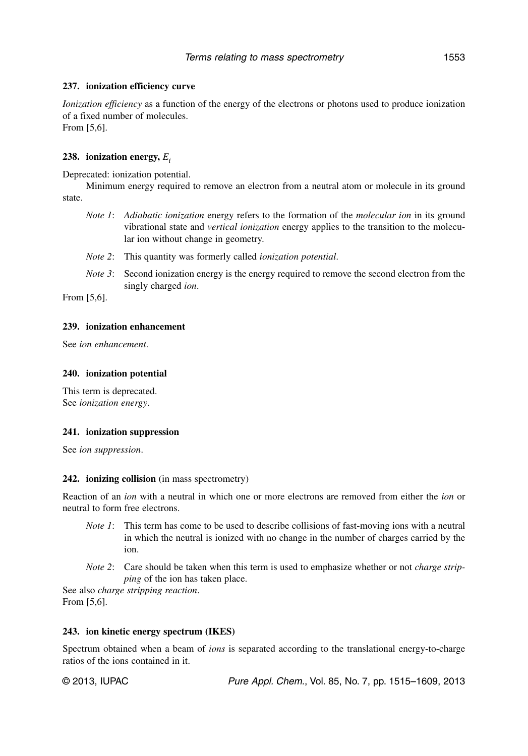### 237. ionization efficiency curve

*Ionization efficiency* as a function of the energy of the electrons or photons used to produce ionization of a fixed number of molecules.
From [5,6].

### 238. ionization energy, $E_i$

Deprecated: ionization potential.

Minimum energy required to remove an electron from a neutral atom or molecule in its ground state.

*Note 1*: *Adiabatic ionization* energy refers to the formation of the *molecular ion* in its ground vibrational state and *vertical ionization* energy applies to the transition to the molecular ion without change in geometry.

*Note 2*: This quantity was formerly called *ionization potential*.

*Note 3*: Second ionization energy is the energy required to remove the second electron from the singly charged *ion*.

From [5,6].

### 239. ionization enhancement

See *ion enhancement*.

### 240. ionization potential

This term is deprecated.
See *ionization energy*.

### 241. ionization suppression

See *ion suppression*.

### 242. ionizing collision (in mass spectrometry)

Reaction of an *ion* with a neutral in which one or more electrons are removed from either the *ion* or neutral to form free electrons.

*Note 1*: This term has come to be used to describe collisions of fast-moving ions with a neutral in which the neutral is ionized with no change in the number of charges carried by the ion.

*Note 2*: Care should be taken when this term is used to emphasize whether or not *charge stripping* of the ion has taken place.

See also *charge stripping reaction*.
From [5,6].

### 243. ion kinetic energy spectrum (IKES)

Spectrum obtained when a beam of *ions* is separated according to the translational energy-to-charge ratios of the ions contained in it.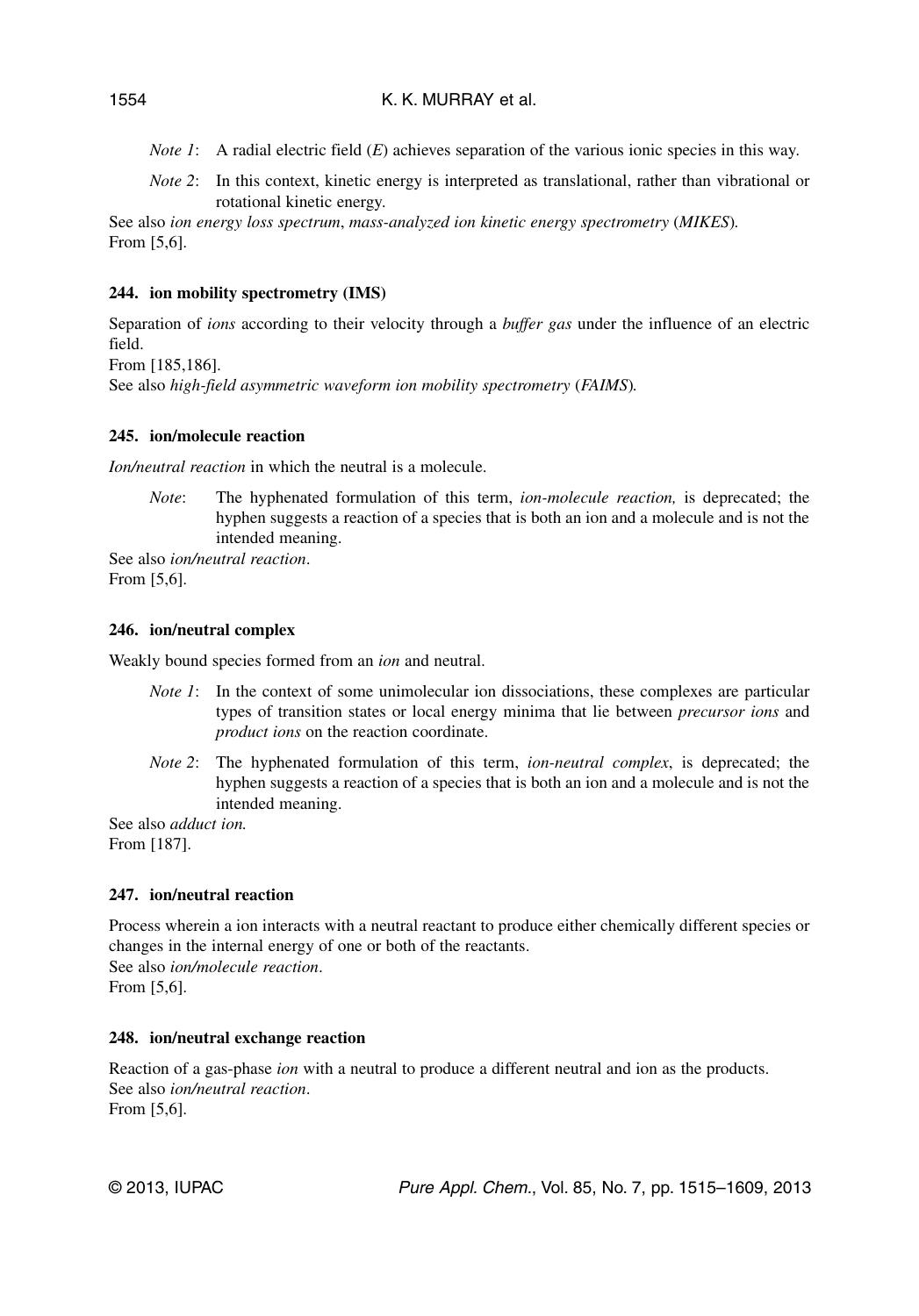*Note 1*: A radial electric field ($E$) achieves separation of the various ionic species in this way.

*Note 2*: In this context, kinetic energy is interpreted as translational, rather than vibrational or rotational kinetic energy.

See also *ion energy loss spectrum*, *mass-analyzed ion kinetic energy spectrometry* (*MIKES*).
From [5,6].

### 244. ion mobility spectrometry (IMS)

Separation of *ions* according to their velocity through a *buffer gas* under the influence of an electric field.
From [185,186].
See also *high-field asymmetric waveform ion mobility spectrometry* (*FAIMS*).

### 245. ion/molecule reaction

*Ion/neutral reaction* in which the neutral is a molecule.

*Note*: The hyphenated formulation of this term, *ion-molecule reaction,* is deprecated; the hyphen suggests a reaction of a species that is both an ion and a molecule and is not the intended meaning.

See also *ion/neutral reaction*.
From [5,6].

### 246. ion/neutral complex

Weakly bound species formed from an *ion* and neutral.

*Note 1*: In the context of some unimolecular ion dissociations, these complexes are particular types of transition states or local energy minima that lie between *precursor ions* and *product ions* on the reaction coordinate.

*Note 2*: The hyphenated formulation of this term, *ion-neutral complex*, is deprecated; the hyphen suggests a reaction of a species that is both an ion and a molecule and is not the intended meaning.

See also *adduct ion.*
From [187].

### 247. ion/neutral reaction

Process wherein a ion interacts with a neutral reactant to produce either chemically different species or changes in the internal energy of one or both of the reactants.
See also *ion/molecule reaction*.
From [5,6].

### 248. ion/neutral exchange reaction

Reaction of a gas-phase *ion* with a neutral to produce a different neutral and ion as the products.
See also *ion/neutral reaction*.
From [5,6].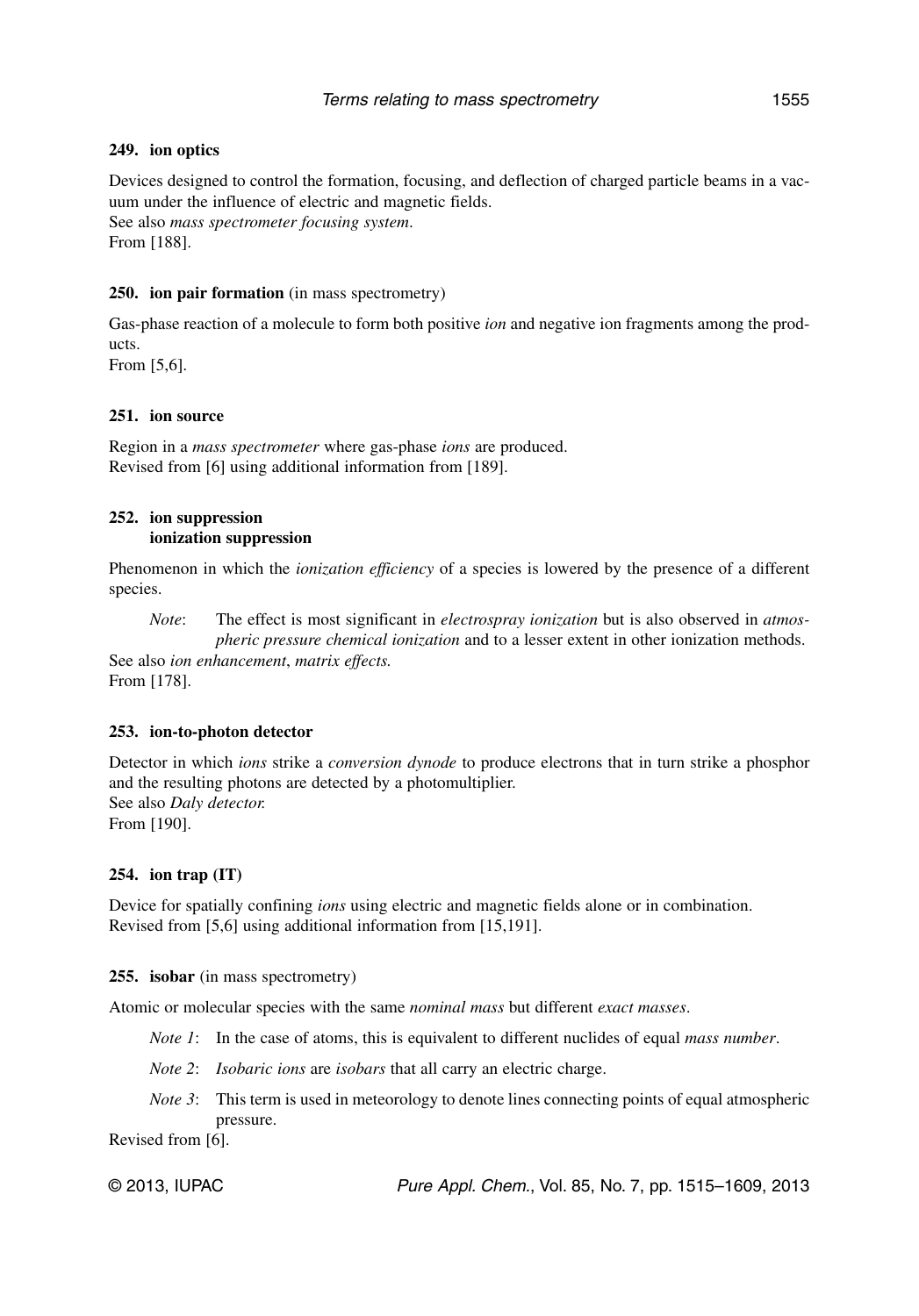### 249. ion optics

Devices designed to control the formation, focusing, and deflection of charged particle beams in a vacuum under the influence of electric and magnetic fields.
See also *mass spectrometer focusing system*.
From [188].

### 250. ion pair formation (in mass spectrometry)

Gas-phase reaction of a molecule to form both positive *ion* and negative ion fragments among the products.
From [5,6].

### 251. ion source

Region in a *mass spectrometer* where gas-phase *ions* are produced.
Revised from [6] using additional information from [189].

### 252. ion suppression
### ionization suppression

Phenomenon in which the *ionization efficiency* of a species is lowered by the presence of a different species.

*Note*: The effect is most significant in *electrospray ionization* but is also observed in *atmospheric pressure chemical ionization* and to a lesser extent in other ionization methods.

See also *ion enhancement*, *matrix effects.*
From [178].

### 253. ion-to-photon detector

Detector in which *ions* strike a *conversion dynode* to produce electrons that in turn strike a phosphor and the resulting photons are detected by a photomultiplier.
See also *Daly detector.*
From [190].

### 254. ion trap (IT)

Device for spatially confining *ions* using electric and magnetic fields alone or in combination.
Revised from [5,6] using additional information from [15,191].

### 255. isobar (in mass spectrometry)

Atomic or molecular species with the same *nominal mass* but different *exact masses*.

*Note 1*: In the case of atoms, this is equivalent to different nuclides of equal *mass number*.

*Note 2*: *Isobaric ions* are *isobars* that all carry an electric charge.

*Note 3*: This term is used in meteorology to denote lines connecting points of equal atmospheric pressure.

Revised from [6].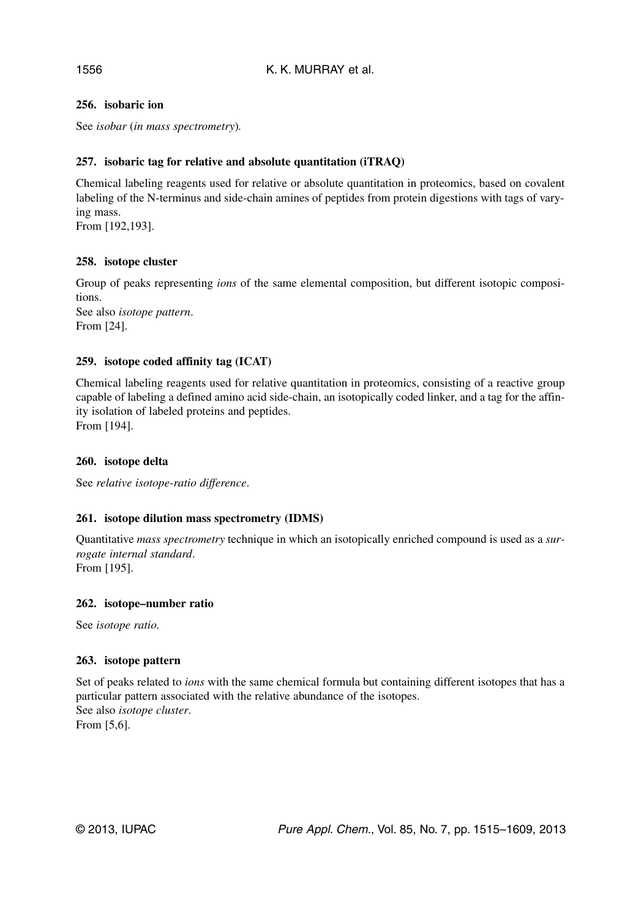### 256. isobaric ion

See *isobar* (*in mass spectrometry*).

### 257. isobaric tag for relative and absolute quantitation (iTRAQ)

Chemical labeling reagents used for relative or absolute quantitation in proteomics, based on covalent labeling of the N-terminus and side-chain amines of peptides from protein digestions with tags of varying mass.
From [192,193].

### 258. isotope cluster

Group of peaks representing *ions* of the same elemental composition, but different isotopic compositions.
See also *isotope pattern*.
From [24].

### 259. isotope coded affinity tag (ICAT)

Chemical labeling reagents used for relative quantitation in proteomics, consisting of a reactive group capable of labeling a defined amino acid side-chain, an isotopically coded linker, and a tag for the affinity isolation of labeled proteins and peptides.
From [194].

### 260. isotope delta

See *relative isotope-ratio difference*.

### 261. isotope dilution mass spectrometry (IDMS)

Quantitative *mass spectrometry* technique in which an isotopically enriched compound is used as a *surrogate internal standard*.
From [195].

### 262. isotope–number ratio

See *isotope ratio*.

### 263. isotope pattern

Set of peaks related to *ions* with the same chemical formula but containing different isotopes that has a particular pattern associated with the relative abundance of the isotopes.
See also *isotope cluster*.
From [5,6].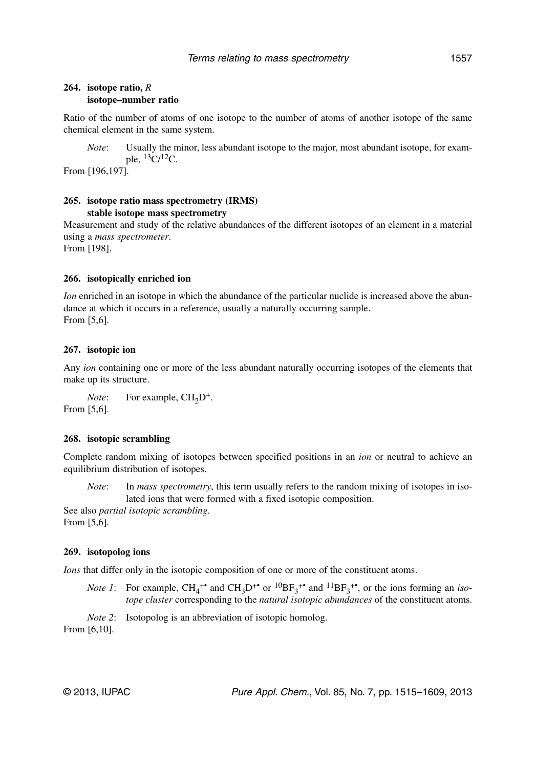**264. isotope ratio, *R***
**isotope–number ratio**

Ratio of the number of atoms of one isotope to the number of atoms of another isotope of the same chemical element in the same system.

*Note*: Usually the minor, less abundant isotope to the major, most abundant isotope, for example, $^{13}C/^{12}C$.

From [196,197].

**265. isotope ratio mass spectrometry (IRMS)**
**stable isotope mass spectrometry**

Measurement and study of the relative abundances of the different isotopes of an element in a material using a *mass spectrometer*.
From [198].

**266. isotopically enriched ion**

*Ion* enriched in an isotope in which the abundance of the particular nuclide is increased above the abundance at which it occurs in a reference, usually a naturally occurring sample.
From [5,6].

**267. isotopic ion**

Any *ion* containing one or more of the less abundant naturally occurring isotopes of the elements that make up its structure.

*Note*: For example, $CH_2D^+$.

From [5,6].

**268. isotopic scrambling**

Complete random mixing of isotopes between specified positions in an *ion* or neutral to achieve an equilibrium distribution of isotopes.

*Note*: In *mass spectrometry*, this term usually refers to the random mixing of isotopes in isolated ions that were formed with a fixed isotopic composition.

See also *partial isotopic scrambling*.
From [5,6].

**269. isotopolog ions**

*Ions* that differ only in the isotopic composition of one or more of the constituent atoms.

*Note 1*: For example, $CH_4^{+\bullet}$ and $CH_3D^{+\bullet}$ or $^{10}BF_3^{+\bullet}$ and $^{11}BF_3^{+\bullet}$, or the ions forming an *isotope cluster* corresponding to the *natural isotopic abundances* of the constituent atoms.

*Note 2*: Isotopolog is an abbreviation of isotopic homolog.

From [6,10].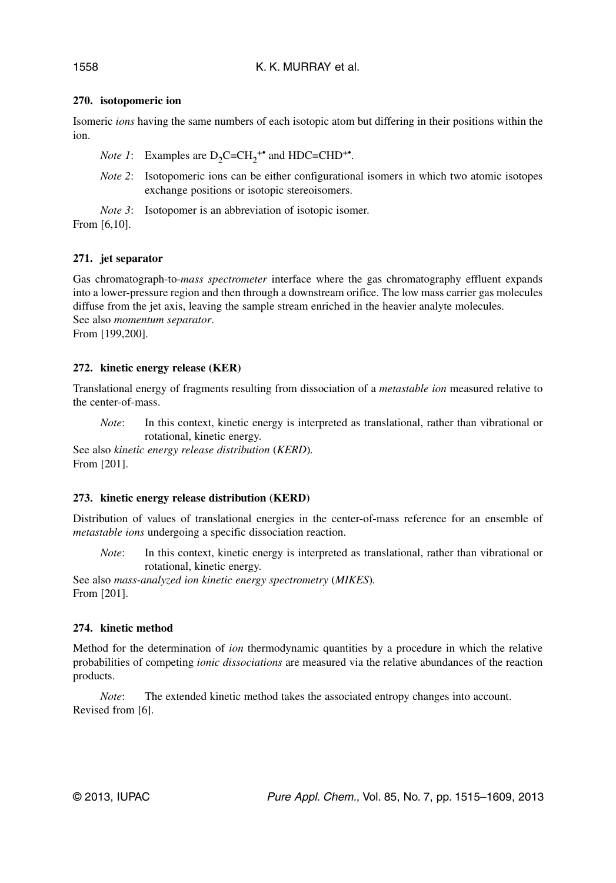### 270. isotopomeric ion

Isomeric *ions* having the same numbers of each isotopic atom but differing in their positions within the ion.

*Note 1*: Examples are $D_2C{=}CH_2^{+\bullet}$ and $HDC{=}CHD^{+\bullet}$.

*Note 2*: Isotopomeric ions can be either configurational isomers in which two atomic isotopes exchange positions or isotopic stereoisomers.

*Note 3*: Isotopomer is an abbreviation of isotopic isomer.

From [6,10].

### 271. jet separator

Gas chromatograph-to-*mass spectrometer* interface where the gas chromatography effluent expands into a lower-pressure region and then through a downstream orifice. The low mass carrier gas molecules diffuse from the jet axis, leaving the sample stream enriched in the heavier analyte molecules.
See also *momentum separator*.
From [199,200].

### 272. kinetic energy release (KER)

Translational energy of fragments resulting from dissociation of a *metastable ion* measured relative to the center-of-mass.

*Note*: In this context, kinetic energy is interpreted as translational, rather than vibrational or rotational, kinetic energy.

See also *kinetic energy release distribution* (*KERD*).
From [201].

### 273. kinetic energy release distribution (KERD)

Distribution of values of translational energies in the center-of-mass reference for an ensemble of *metastable ions* undergoing a specific dissociation reaction.

*Note*: In this context, kinetic energy is interpreted as translational, rather than vibrational or rotational, kinetic energy.

See also *mass-analyzed ion kinetic energy spectrometry* (*MIKES*).
From [201].

### 274. kinetic method

Method for the determination of *ion* thermodynamic quantities by a procedure in which the relative probabilities of competing *ionic dissociations* are measured via the relative abundances of the reaction products.

*Note*: The extended kinetic method takes the associated entropy changes into account.

Revised from [6].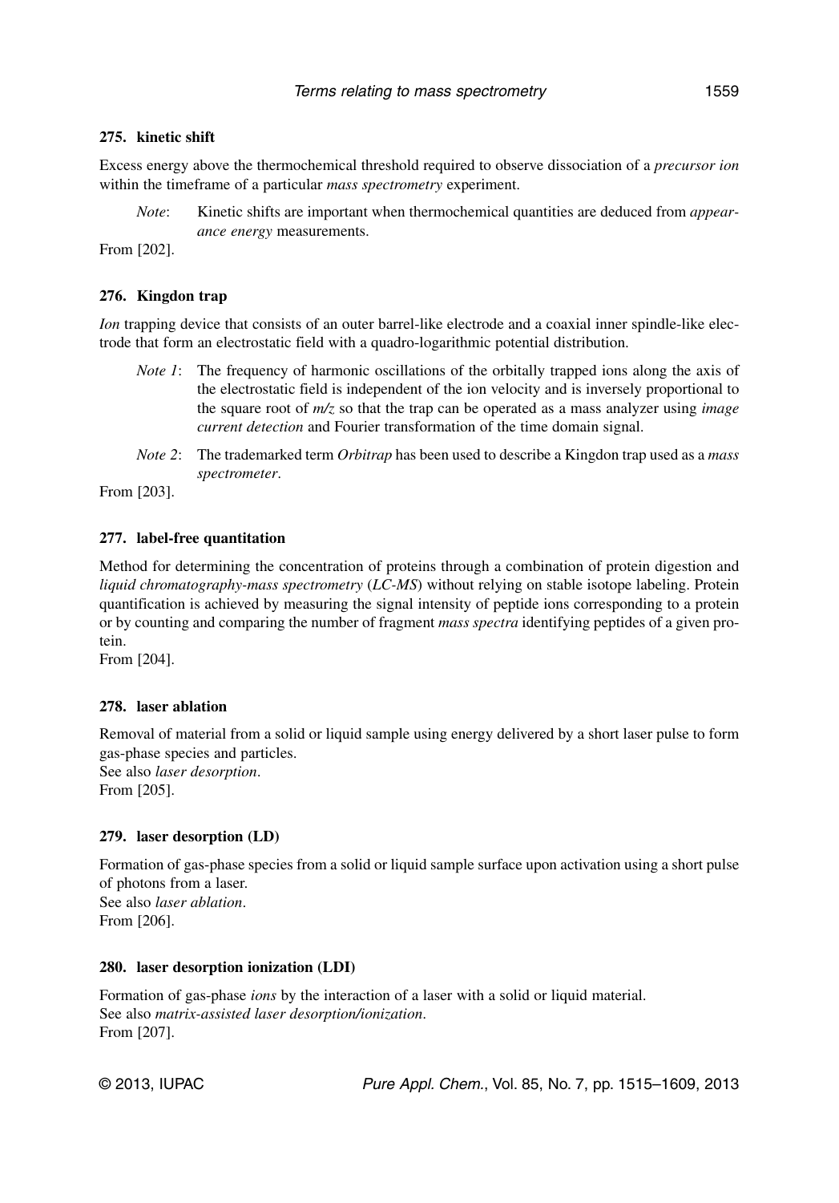### 275. kinetic shift

Excess energy above the thermochemical threshold required to observe dissociation of a *precursor ion* within the timeframe of a particular *mass spectrometry* experiment.

*Note*: Kinetic shifts are important when thermochemical quantities are deduced from *appearance energy* measurements.

From [202].

### 276. Kingdon trap

*Ion* trapping device that consists of an outer barrel-like electrode and a coaxial inner spindle-like electrode that form an electrostatic field with a quadro-logarithmic potential distribution.

*Note 1*: The frequency of harmonic oscillations of the orbitally trapped ions along the axis of the electrostatic field is independent of the ion velocity and is inversely proportional to the square root of *m/z* so that the trap can be operated as a mass analyzer using *image current detection* and Fourier transformation of the time domain signal.

*Note 2*: The trademarked term *Orbitrap* has been used to describe a Kingdon trap used as a *mass spectrometer*.

From [203].

### 277. label-free quantitation

Method for determining the concentration of proteins through a combination of protein digestion and *liquid chromatography-mass spectrometry* (*LC-MS*) without relying on stable isotope labeling. Protein quantification is achieved by measuring the signal intensity of peptide ions corresponding to a protein or by counting and comparing the number of fragment *mass spectra* identifying peptides of a given protein.

From [204].

### 278. laser ablation

Removal of material from a solid or liquid sample using energy delivered by a short laser pulse to form gas-phase species and particles.

See also *laser desorption*.

From [205].

### 279. laser desorption (LD)

Formation of gas-phase species from a solid or liquid sample surface upon activation using a short pulse of photons from a laser.

See also *laser ablation*.

From [206].

### 280. laser desorption ionization (LDI)

Formation of gas-phase *ions* by the interaction of a laser with a solid or liquid material.

See also *matrix-assisted laser desorption/ionization*.

From [207].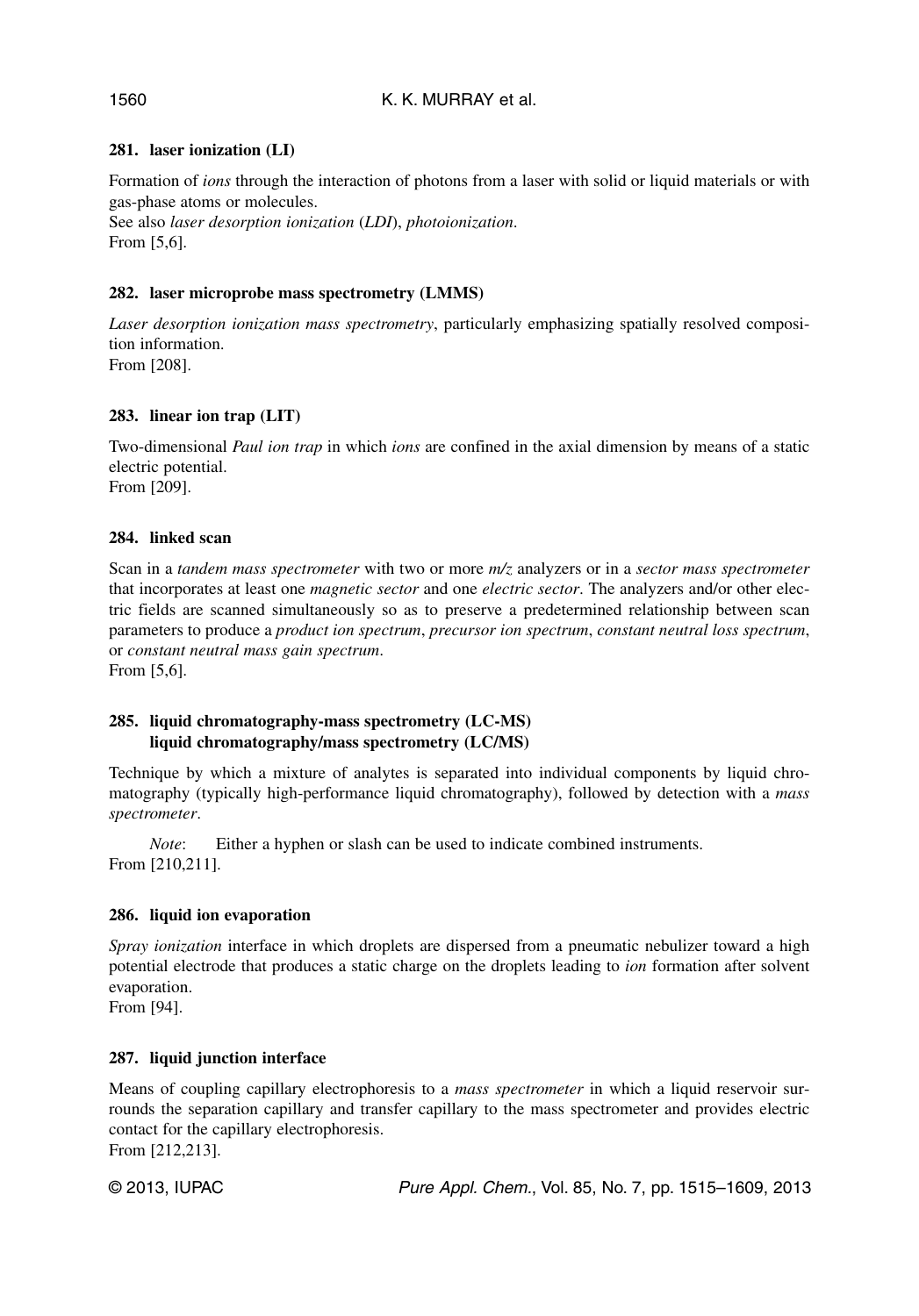### 281. laser ionization (LI)

Formation of *ions* through the interaction of photons from a laser with solid or liquid materials or with gas-phase atoms or molecules.
See also *laser desorption ionization* (*LDI*), *photoionization*.
From [5,6].

### 282. laser microprobe mass spectrometry (LMMS)

*Laser desorption ionization mass spectrometry*, particularly emphasizing spatially resolved composition information.
From [208].

### 283. linear ion trap (LIT)

Two-dimensional *Paul ion trap* in which *ions* are confined in the axial dimension by means of a static electric potential.
From [209].

### 284. linked scan

Scan in a *tandem mass spectrometer* with two or more *m/z* analyzers or in a *sector mass spectrometer* that incorporates at least one *magnetic sector* and one *electric sector*. The analyzers and/or other electric fields are scanned simultaneously so as to preserve a predetermined relationship between scan parameters to produce a *product ion spectrum*, *precursor ion spectrum*, *constant neutral loss spectrum*, or *constant neutral mass gain spectrum*.
From [5,6].

### 285. liquid chromatography-mass spectrometry (LC-MS) liquid chromatography/mass spectrometry (LC/MS)

Technique by which a mixture of analytes is separated into individual components by liquid chromatography (typically high-performance liquid chromatography), followed by detection with a *mass spectrometer*.

*Note*: Either a hyphen or slash can be used to indicate combined instruments.
From [210,211].

### 286. liquid ion evaporation

*Spray ionization* interface in which droplets are dispersed from a pneumatic nebulizer toward a high potential electrode that produces a static charge on the droplets leading to *ion* formation after solvent evaporation.
From [94].

### 287. liquid junction interface

Means of coupling capillary electrophoresis to a *mass spectrometer* in which a liquid reservoir surrounds the separation capillary and transfer capillary to the mass spectrometer and provides electric contact for the capillary electrophoresis.
From [212,213].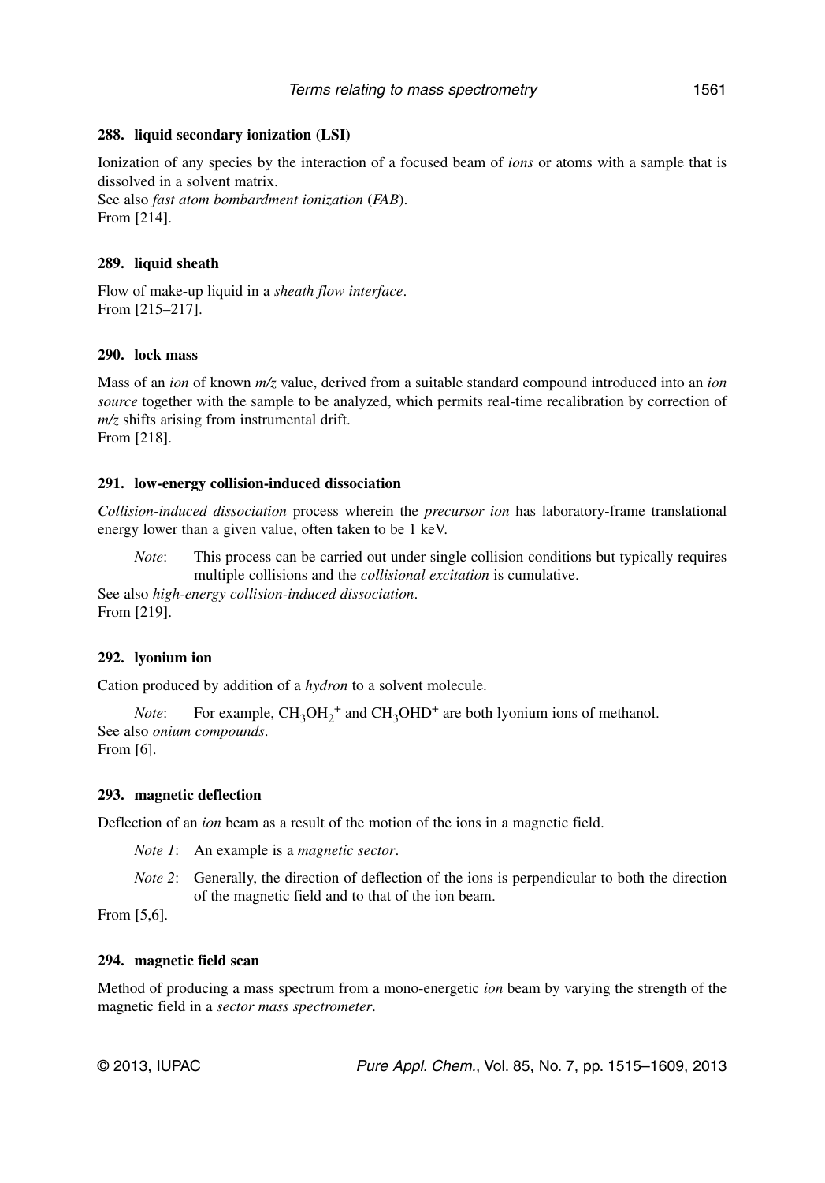### 288. liquid secondary ionization (LSI)

Ionization of any species by the interaction of a focused beam of *ions* or atoms with a sample that is dissolved in a solvent matrix.
See also *fast atom bombardment ionization* (*FAB*).
From [214].

### 289. liquid sheath

Flow of make-up liquid in a *sheath flow interface*.
From [215–217].

### 290. lock mass

Mass of an *ion* of known *m/z* value, derived from a suitable standard compound introduced into an *ion source* together with the sample to be analyzed, which permits real-time recalibration by correction of *m/z* shifts arising from instrumental drift.
From [218].

### 291. low-energy collision-induced dissociation

*Collision-induced dissociation* process wherein the *precursor ion* has laboratory-frame translational energy lower than a given value, often taken to be 1 keV.

> *Note*: This process can be carried out under single collision conditions but typically requires multiple collisions and the *collisional excitation* is cumulative.

See also *high-energy collision-induced dissociation*.
From [219].

### 292. lyonium ion

Cation produced by addition of a *hydron* to a solvent molecule.

> *Note*: For example, $CH_3OH_2^+$ and $CH_3OHD^+$ are both lyonium ions of methanol.

See also *onium compounds*.
From [6].

### 293. magnetic deflection

Deflection of an *ion* beam as a result of the motion of the ions in a magnetic field.

> *Note 1*: An example is a *magnetic sector*.
>
> *Note 2*: Generally, the direction of deflection of the ions is perpendicular to both the direction of the magnetic field and to that of the ion beam.

From [5,6].

### 294. magnetic field scan

Method of producing a mass spectrum from a mono-energetic *ion* beam by varying the strength of the magnetic field in a *sector mass spectrometer*.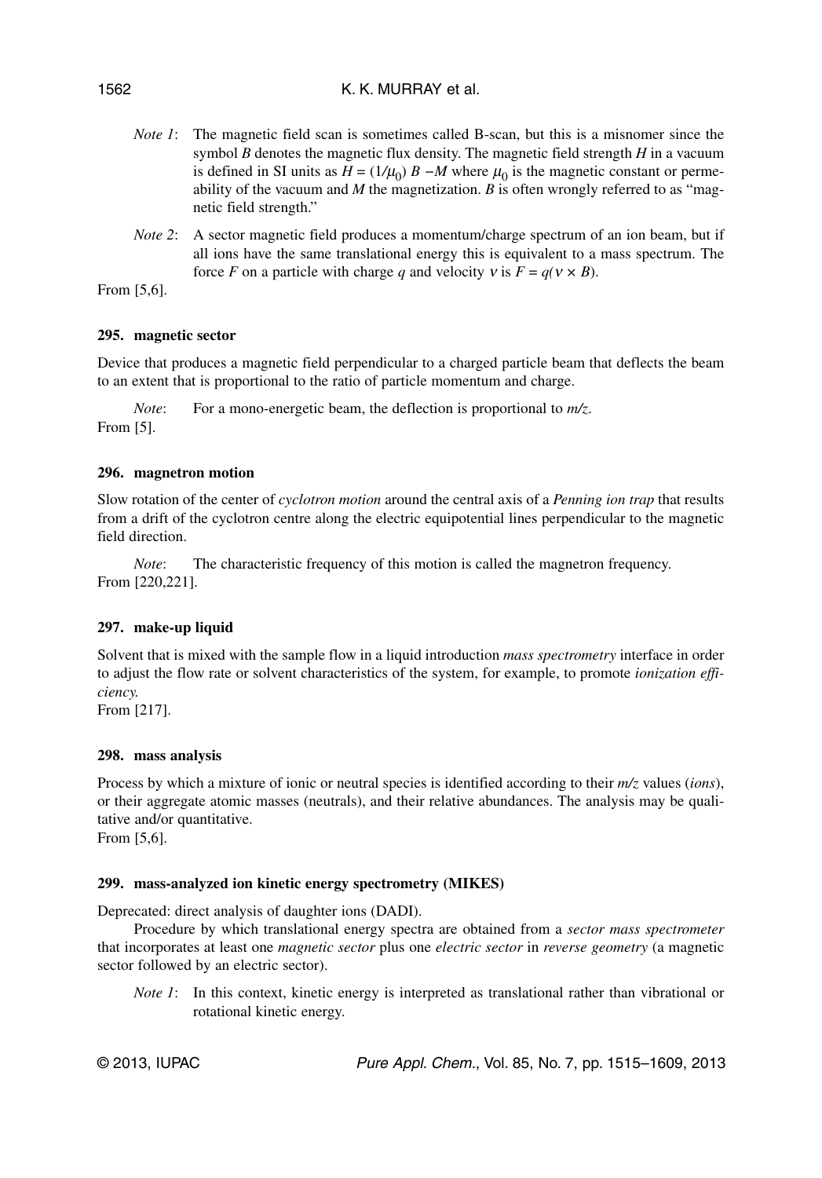*Note 1*: The magnetic field scan is sometimes called B-scan, but this is a misnomer since the symbol $B$ denotes the magnetic flux density. The magnetic field strength $H$ in a vacuum is defined in SI units as $H = (1/\mu_0)\ B - M$ where $\mu_0$ is the magnetic constant or permeability of the vacuum and $M$ the magnetization. $B$ is often wrongly referred to as "magnetic field strength."

*Note 2*: A sector magnetic field produces a momentum/charge spectrum of an ion beam, but if all ions have the same translational energy this is equivalent to a mass spectrum. The force $F$ on a particle with charge $q$ and velocity $v$ is $F = q(v \times B)$.

From [5,6].

**295. magnetic sector**

Device that produces a magnetic field perpendicular to a charged particle beam that deflects the beam to an extent that is proportional to the ratio of particle momentum and charge.

*Note*: For a mono-energetic beam, the deflection is proportional to *m/z*.

From [5].

**296. magnetron motion**

Slow rotation of the center of *cyclotron motion* around the central axis of a *Penning ion trap* that results from a drift of the cyclotron centre along the electric equipotential lines perpendicular to the magnetic field direction.

*Note*: The characteristic frequency of this motion is called the magnetron frequency.

From [220,221].

**297. make-up liquid**

Solvent that is mixed with the sample flow in a liquid introduction *mass spectrometry* interface in order to adjust the flow rate or solvent characteristics of the system, for example, to promote *ionization efficiency.*

From [217].

**298. mass analysis**

Process by which a mixture of ionic or neutral species is identified according to their *m/z* values (*ions*), or their aggregate atomic masses (neutrals), and their relative abundances. The analysis may be qualitative and/or quantitative.

From [5,6].

**299. mass-analyzed ion kinetic energy spectrometry (MIKES)**

Deprecated: direct analysis of daughter ions (DADI).

Procedure by which translational energy spectra are obtained from a *sector mass spectrometer* that incorporates at least one *magnetic sector* plus one *electric sector* in *reverse geometry* (a magnetic sector followed by an electric sector).

*Note 1*: In this context, kinetic energy is interpreted as translational rather than vibrational or rotational kinetic energy.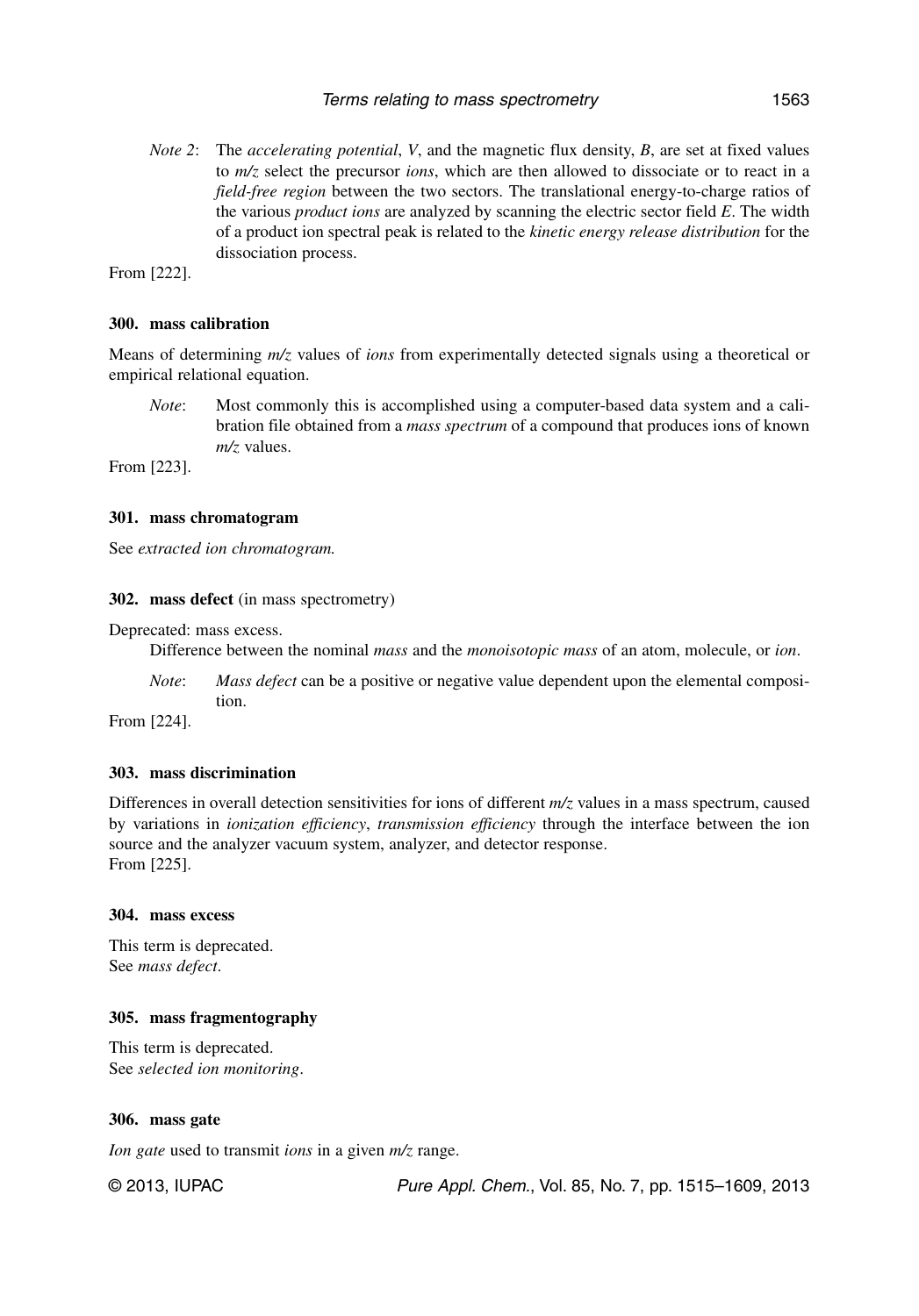*Note 2*: The *accelerating potential*, $V$, and the magnetic flux density, $B$, are set at fixed values to *m/z* select the precursor *ions*, which are then allowed to dissociate or to react in a *field-free region* between the two sectors. The translational energy-to-charge ratios of the various *product ions* are analyzed by scanning the electric sector field $E$. The width of a product ion spectral peak is related to the *kinetic energy release distribution* for the dissociation process.

From [222].

### 300. mass calibration

Means of determining *m/z* values of *ions* from experimentally detected signals using a theoretical or empirical relational equation.

*Note*: Most commonly this is accomplished using a computer-based data system and a calibration file obtained from a *mass spectrum* of a compound that produces ions of known *m/z* values.

From [223].

### 301. mass chromatogram

See *extracted ion chromatogram.*

### 302. mass defect (in mass spectrometry)

Deprecated: mass excess.

Difference between the nominal *mass* and the *monoisotopic mass* of an atom, molecule, or *ion*.

*Note*: *Mass defect* can be a positive or negative value dependent upon the elemental composition.

From [224].

### 303. mass discrimination

Differences in overall detection sensitivities for ions of different *m/z* values in a mass spectrum, caused by variations in *ionization efficiency*, *transmission efficiency* through the interface between the ion source and the analyzer vacuum system, analyzer, and detector response.

From [225].

### 304. mass excess

This term is deprecated.
See *mass defect*.

### 305. mass fragmentography

This term is deprecated.
See *selected ion monitoring*.

### 306. mass gate

*Ion gate* used to transmit *ions* in a given *m/z* range.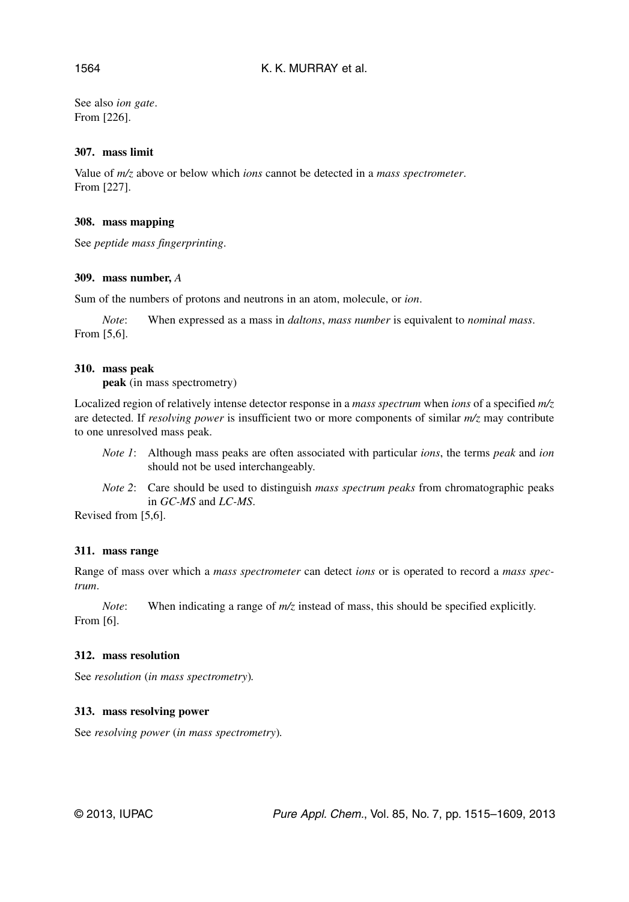See also *ion gate*.
From [226].

### 307. mass limit

Value of *m/z* above or below which *ions* cannot be detected in a *mass spectrometer*.
From [227].

### 308. mass mapping

See *peptide mass fingerprinting*.

### 309. mass number, *A*

Sum of the numbers of protons and neutrons in an atom, molecule, or *ion*.

*Note*: When expressed as a mass in *daltons*, *mass number* is equivalent to *nominal mass*.
From [5,6].

### 310. mass peak

**peak** (in mass spectrometry)

Localized region of relatively intense detector response in a *mass spectrum* when *ions* of a specified *m/z* are detected. If *resolving power* is insufficient two or more components of similar *m/z* may contribute to one unresolved mass peak.

*Note 1*: Although mass peaks are often associated with particular *ions*, the terms *peak* and *ion* should not be used interchangeably.

*Note 2*: Care should be used to distinguish *mass spectrum peaks* from chromatographic peaks in *GC-MS* and *LC-MS*.

Revised from [5,6].

### 311. mass range

Range of mass over which a *mass spectrometer* can detect *ions* or is operated to record a *mass spectrum*.

*Note*: When indicating a range of *m/z* instead of mass, this should be specified explicitly.
From [6].

### 312. mass resolution

See *resolution* (*in mass spectrometry*).

### 313. mass resolving power

See *resolving power* (*in mass spectrometry*).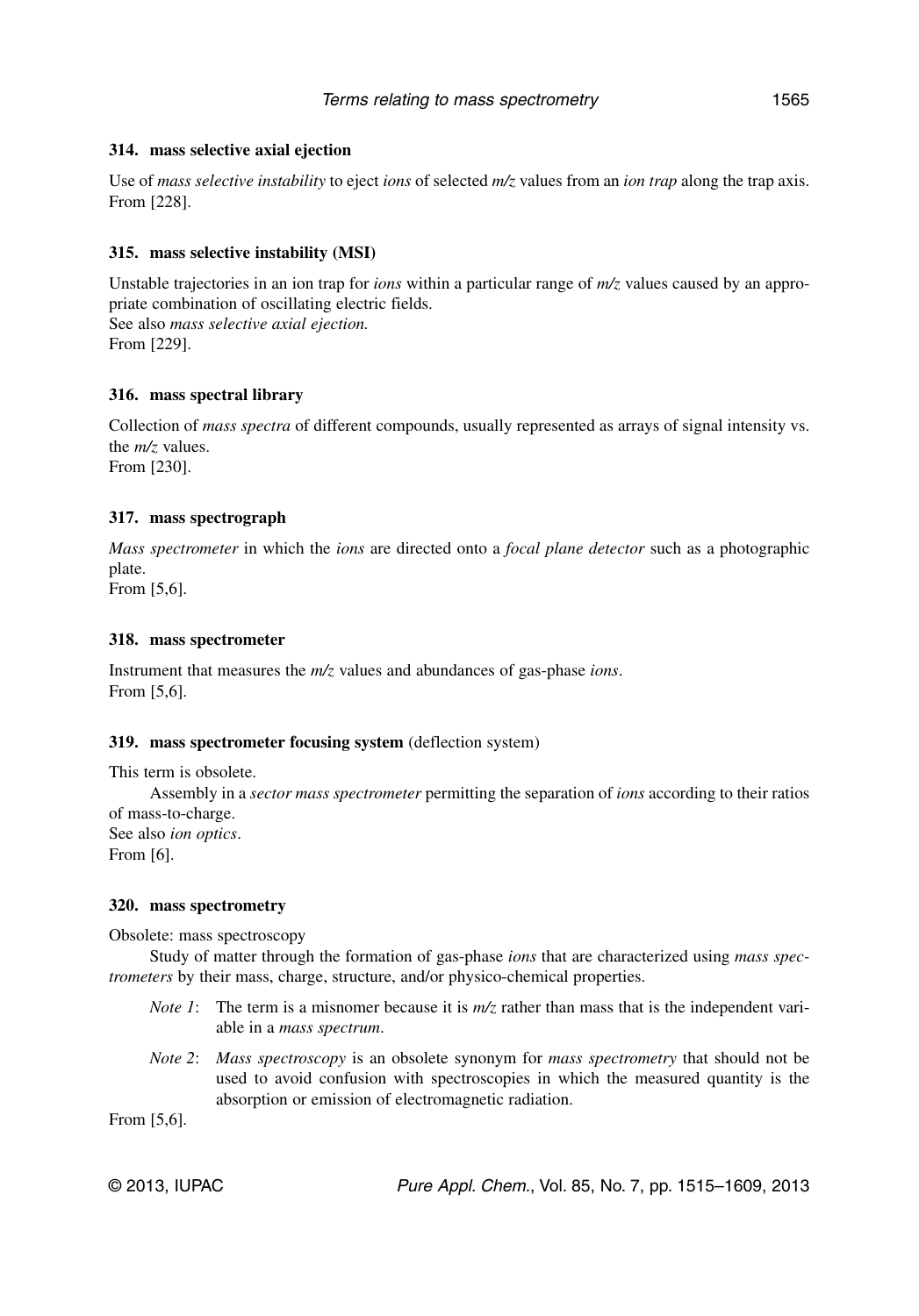### 314. mass selective axial ejection

Use of *mass selective instability* to eject *ions* of selected *m/z* values from an *ion trap* along the trap axis.
From [228].

### 315. mass selective instability (MSI)

Unstable trajectories in an ion trap for *ions* within a particular range of *m/z* values caused by an appropriate combination of oscillating electric fields.
See also *mass selective axial ejection.*
From [229].

### 316. mass spectral library

Collection of *mass spectra* of different compounds, usually represented as arrays of signal intensity vs. the *m/z* values.
From [230].

### 317. mass spectrograph

*Mass spectrometer* in which the *ions* are directed onto a *focal plane detector* such as a photographic plate.
From [5,6].

### 318. mass spectrometer

Instrument that measures the *m/z* values and abundances of gas-phase *ions*.
From [5,6].

### 319. mass spectrometer focusing system (deflection system)

This term is obsolete.

Assembly in a *sector mass spectrometer* permitting the separation of *ions* according to their ratios of mass-to-charge.
See also *ion optics*.
From [6].

### 320. mass spectrometry

Obsolete: mass spectroscopy

Study of matter through the formation of gas-phase *ions* that are characterized using *mass spectrometers* by their mass, charge, structure, and/or physico-chemical properties.

- *Note 1*: The term is a misnomer because it is *m/z* rather than mass that is the independent variable in a *mass spectrum*.
- *Note 2*: *Mass spectroscopy* is an obsolete synonym for *mass spectrometry* that should not be used to avoid confusion with spectroscopies in which the measured quantity is the absorption or emission of electromagnetic radiation.

From [5,6].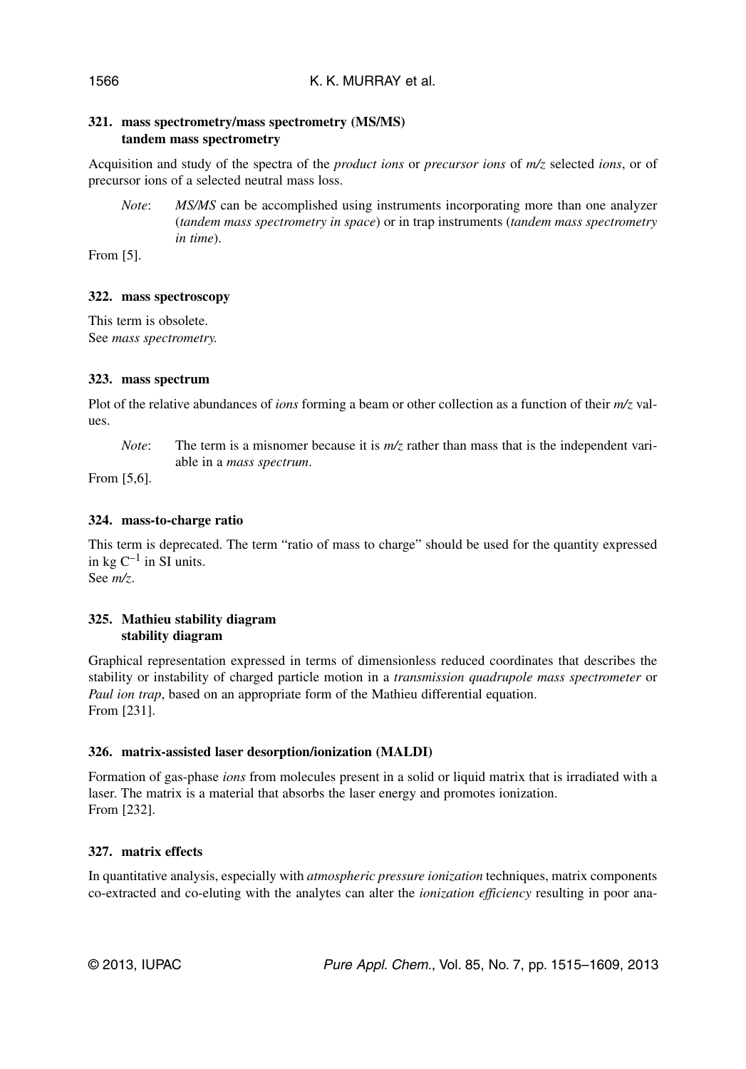### 321. mass spectrometry/mass spectrometry (MS/MS) tandem mass spectrometry

Acquisition and study of the spectra of the *product ions* or *precursor ions* of *m/z* selected *ions*, or of precursor ions of a selected neutral mass loss.

*Note*: *MS/MS* can be accomplished using instruments incorporating more than one analyzer (*tandem mass spectrometry in space*) or in trap instruments (*tandem mass spectrometry in time*).

From [5].

### 322. mass spectroscopy

This term is obsolete.
See *mass spectrometry.*

### 323. mass spectrum

Plot of the relative abundances of *ions* forming a beam or other collection as a function of their *m/z* values.

*Note*: The term is a misnomer because it is *m/z* rather than mass that is the independent variable in a *mass spectrum*.

From [5,6].

### 324. mass-to-charge ratio

This term is deprecated. The term "ratio of mass to charge" should be used for the quantity expressed in kg $C^{-1}$ in SI units.
See *m/z*.

### 325. Mathieu stability diagram stability diagram

Graphical representation expressed in terms of dimensionless reduced coordinates that describes the stability or instability of charged particle motion in a *transmission quadrupole mass spectrometer* or *Paul ion trap*, based on an appropriate form of the Mathieu differential equation.
From [231].

### 326. matrix-assisted laser desorption/ionization (MALDI)

Formation of gas-phase *ions* from molecules present in a solid or liquid matrix that is irradiated with a laser. The matrix is a material that absorbs the laser energy and promotes ionization.
From [232].

### 327. matrix effects

In quantitative analysis, especially with *atmospheric pressure ionization* techniques, matrix components co-extracted and co-eluting with the analytes can alter the *ionization efficiency* resulting in poor ana-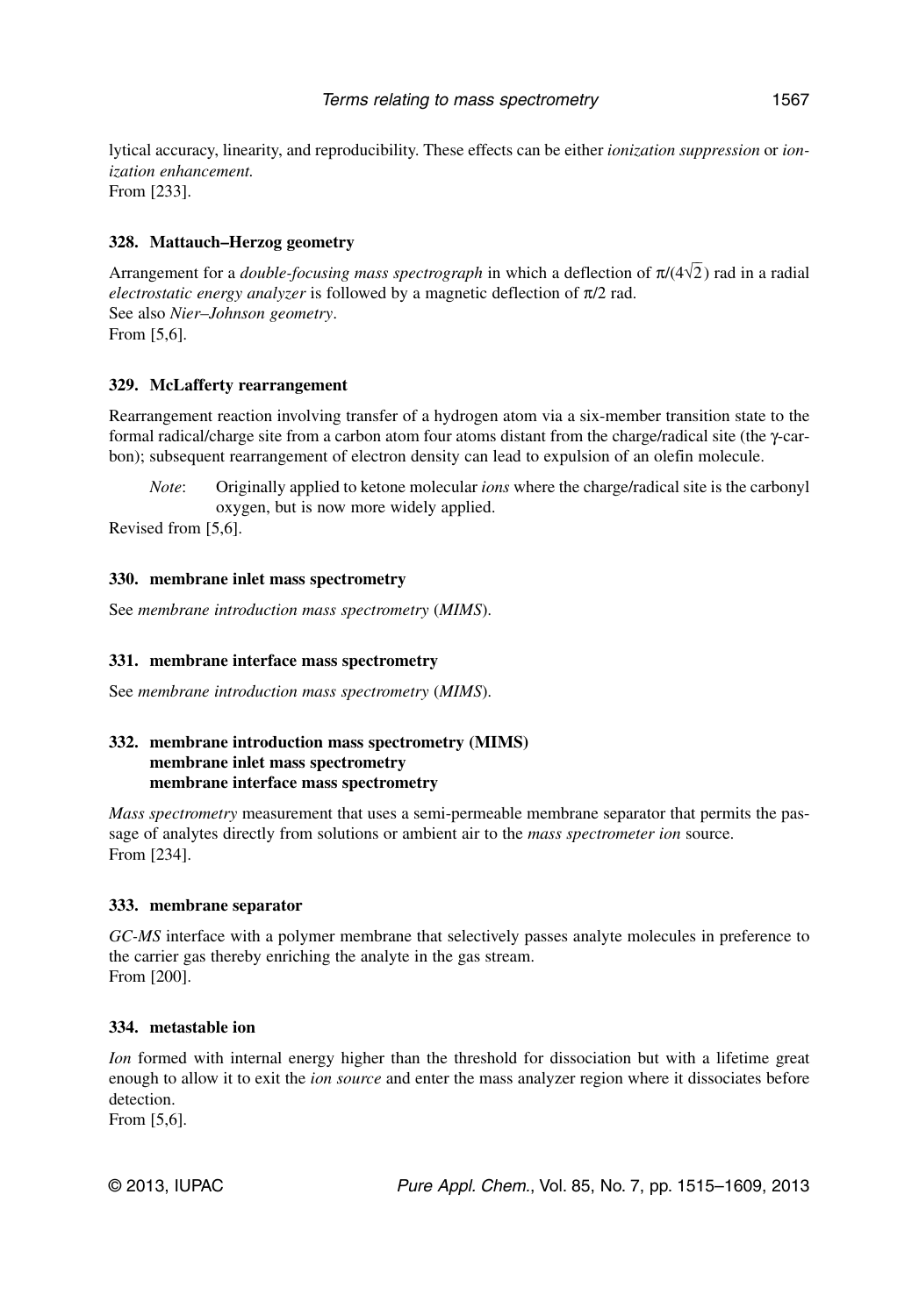lytical accuracy, linearity, and reproducibility. These effects can be either *ionization suppression* or *ionization enhancement.*
From [233].

### 328. Mattauch–Herzog geometry

Arrangement for a *double-focusing mass spectrograph* in which a deflection of $\pi/(4\sqrt{2})$ rad in a radial *electrostatic energy analyzer* is followed by a magnetic deflection of $\pi/2$ rad.
See also *Nier–Johnson geometry*.
From [5,6].

### 329. McLafferty rearrangement

Rearrangement reaction involving transfer of a hydrogen atom via a six-member transition state to the formal radical/charge site from a carbon atom four atoms distant from the charge/radical site (the γ-carbon); subsequent rearrangement of electron density can lead to expulsion of an olefin molecule.

*Note*: Originally applied to ketone molecular *ions* where the charge/radical site is the carbonyl oxygen, but is now more widely applied.

Revised from [5,6].

### 330. membrane inlet mass spectrometry

See *membrane introduction mass spectrometry* (*MIMS*).

### 331. membrane interface mass spectrometry

See *membrane introduction mass spectrometry* (*MIMS*).

### 332. membrane introduction mass spectrometry (MIMS)
**membrane inlet mass spectrometry**
**membrane interface mass spectrometry**

*Mass spectrometry* measurement that uses a semi-permeable membrane separator that permits the passage of analytes directly from solutions or ambient air to the *mass spectrometer ion* source.
From [234].

### 333. membrane separator

*GC-MS* interface with a polymer membrane that selectively passes analyte molecules in preference to the carrier gas thereby enriching the analyte in the gas stream.
From [200].

### 334. metastable ion

*Ion* formed with internal energy higher than the threshold for dissociation but with a lifetime great enough to allow it to exit the *ion source* and enter the mass analyzer region where it dissociates before detection.
From [5,6].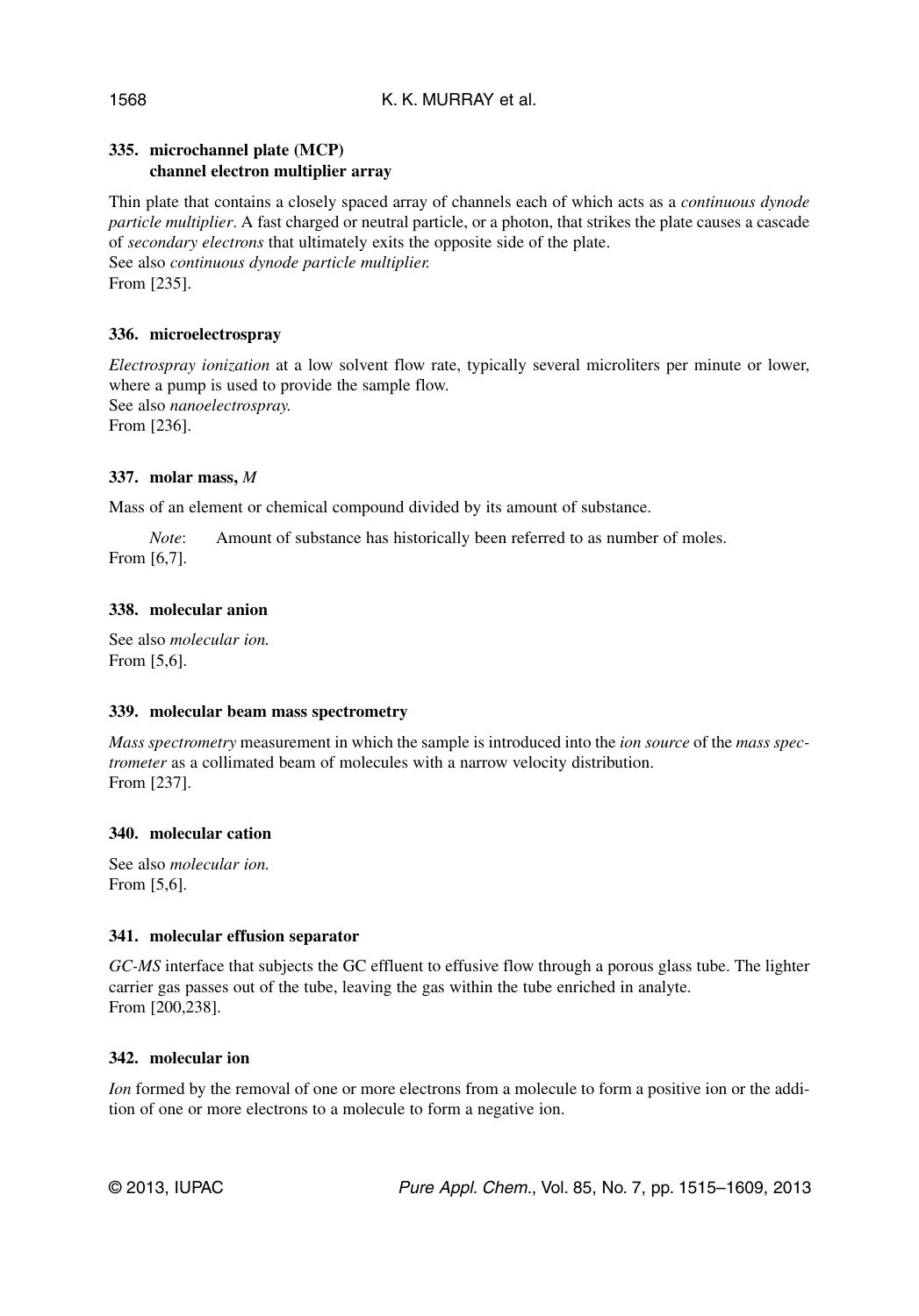### 335. microchannel plate (MCP) channel electron multiplier array

Thin plate that contains a closely spaced array of channels each of which acts as a *continuous dynode particle multiplier*. A fast charged or neutral particle, or a photon, that strikes the plate causes a cascade of *secondary electrons* that ultimately exits the opposite side of the plate.
See also *continuous dynode particle multiplier.*
From [235].

### 336. microelectrospray

*Electrospray ionization* at a low solvent flow rate, typically several microliters per minute or lower, where a pump is used to provide the sample flow.
See also *nanoelectrospray.*
From [236].

### 337. molar mass, *M*

Mass of an element or chemical compound divided by its amount of substance.

*Note*: Amount of substance has historically been referred to as number of moles.

From [6,7].

### 338. molecular anion

See also *molecular ion.*
From [5,6].

### 339. molecular beam mass spectrometry

*Mass spectrometry* measurement in which the sample is introduced into the *ion source* of the *mass spectrometer* as a collimated beam of molecules with a narrow velocity distribution.
From [237].

### 340. molecular cation

See also *molecular ion.*
From [5,6].

### 341. molecular effusion separator

*GC-MS* interface that subjects the GC effluent to effusive flow through a porous glass tube. The lighter carrier gas passes out of the tube, leaving the gas within the tube enriched in analyte.
From [200,238].

### 342. molecular ion

*Ion* formed by the removal of one or more electrons from a molecule to form a positive ion or the addition of one or more electrons to a molecule to form a negative ion.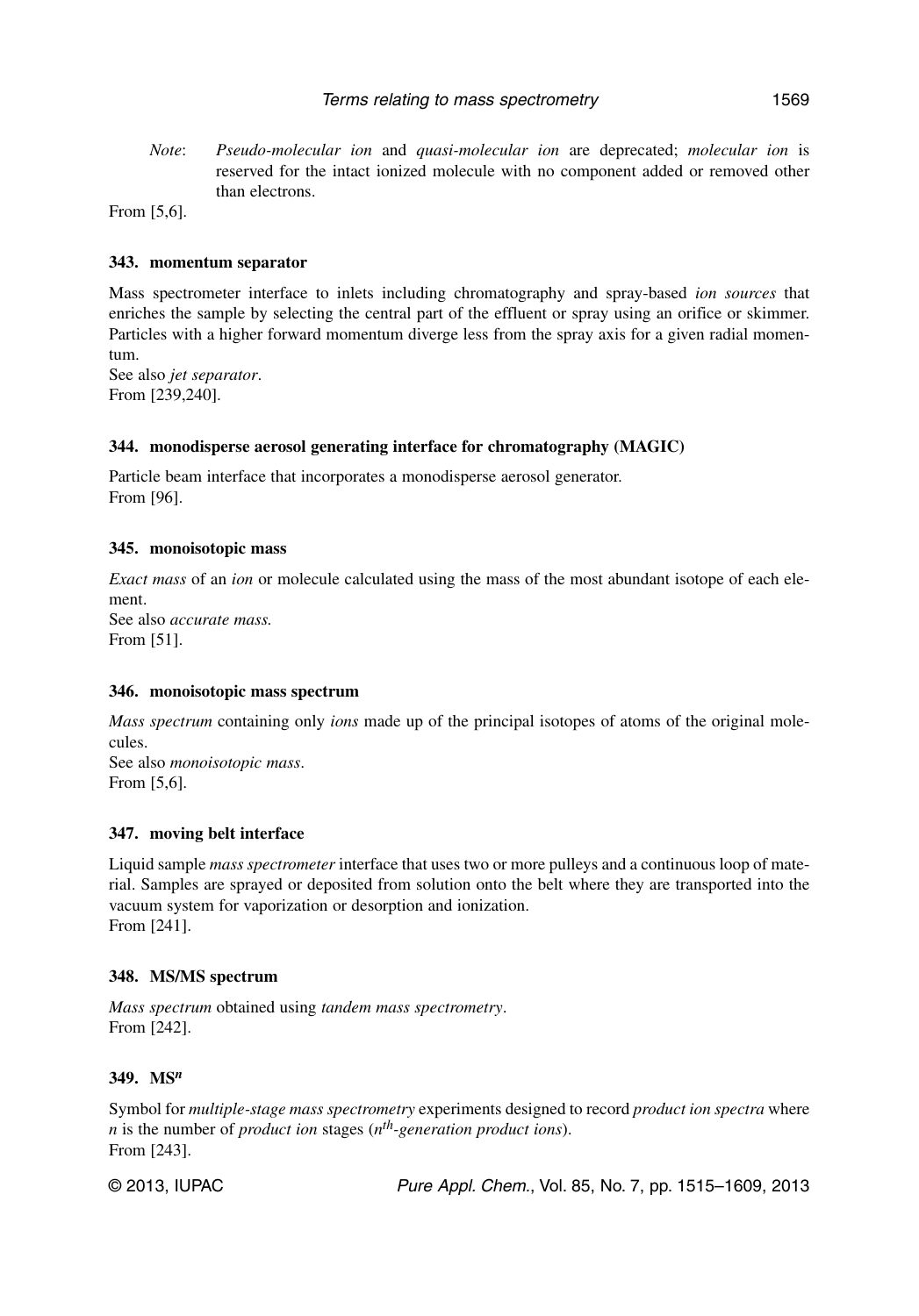*Note*: *Pseudo-molecular ion* and *quasi-molecular ion* are deprecated; *molecular ion* is reserved for the intact ionized molecule with no component added or removed other than electrons.

From [5,6].

### 343. momentum separator

Mass spectrometer interface to inlets including chromatography and spray-based *ion sources* that enriches the sample by selecting the central part of the effluent or spray using an orifice or skimmer. Particles with a higher forward momentum diverge less from the spray axis for a given radial momentum.

See also *jet separator*.
From [239,240].

### 344. monodisperse aerosol generating interface for chromatography (MAGIC)

Particle beam interface that incorporates a monodisperse aerosol generator.
From [96].

### 345. monoisotopic mass

*Exact mass* of an *ion* or molecule calculated using the mass of the most abundant isotope of each element.

See also *accurate mass.*
From [51].

### 346. monoisotopic mass spectrum

*Mass spectrum* containing only *ions* made up of the principal isotopes of atoms of the original molecules.

See also *monoisotopic mass*.
From [5,6].

### 347. moving belt interface

Liquid sample *mass spectrometer* interface that uses two or more pulleys and a continuous loop of material. Samples are sprayed or deposited from solution onto the belt where they are transported into the vacuum system for vaporization or desorption and ionization.
From [241].

### 348. MS/MS spectrum

*Mass spectrum* obtained using *tandem mass spectrometry*.
From [242].

### 349. MS$^n$

Symbol for *multiple-stage mass spectrometry* experiments designed to record *product ion spectra* where $n$ is the number of *product ion* stages (*$n^{th}$-generation product ions*).
From [243].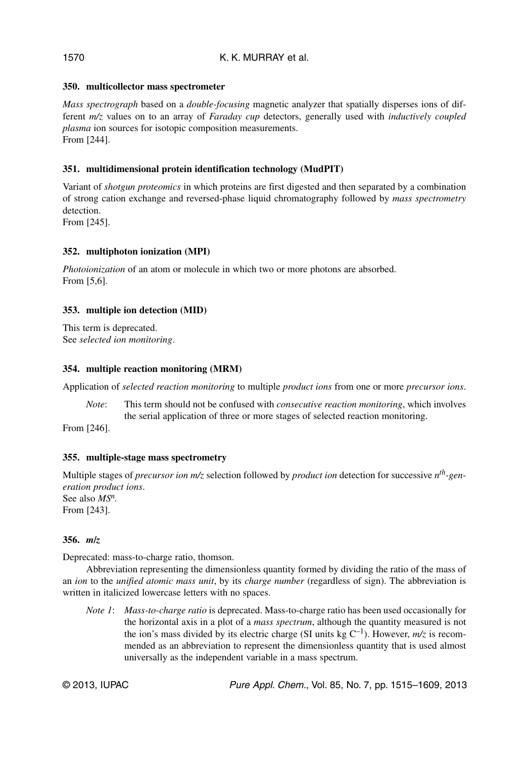### 350. multicollector mass spectrometer

*Mass spectrograph* based on a *double-focusing* magnetic analyzer that spatially disperses ions of different *m/z* values on to an array of *Faraday cup* detectors, generally used with *inductively coupled plasma* ion sources for isotopic composition measurements.
From [244].

### 351. multidimensional protein identification technology (MudPIT)

Variant of *shotgun proteomics* in which proteins are first digested and then separated by a combination of strong cation exchange and reversed-phase liquid chromatography followed by *mass spectrometry* detection.
From [245].

### 352. multiphoton ionization (MPI)

*Photoionization* of an atom or molecule in which two or more photons are absorbed.
From [5,6].

### 353. multiple ion detection (MID)

This term is deprecated.
See *selected ion monitoring*.

### 354. multiple reaction monitoring (MRM)

Application of *selected reaction monitoring* to multiple *product ions* from one or more *precursor ions*.

*Note*: This term should not be confused with *consecutive reaction monitoring*, which involves the serial application of three or more stages of selected reaction monitoring.

From [246].

### 355. multiple-stage mass spectrometry

Multiple stages of *precursor ion m/z* selection followed by *product ion* detection for successive $n^{th}$*-generation product ions*.
See also *MS*$^n$.
From [243].

### 356. *m/z*

Deprecated: mass-to-charge ratio, thomson.

Abbreviation representing the dimensionless quantity formed by dividing the ratio of the mass of an *ion* to the *unified atomic mass unit*, by its *charge number* (regardless of sign). The abbreviation is written in italicized lowercase letters with no spaces.

*Note 1*: *Mass-to-charge ratio* is deprecated. Mass-to-charge ratio has been used occasionally for the horizontal axis in a plot of a *mass spectrum*, although the quantity measured is not the ion's mass divided by its electric charge (SI units kg $C^{-1}$). However, *m/z* is recommended as an abbreviation to represent the dimensionless quantity that is used almost universally as the independent variable in a mass spectrum.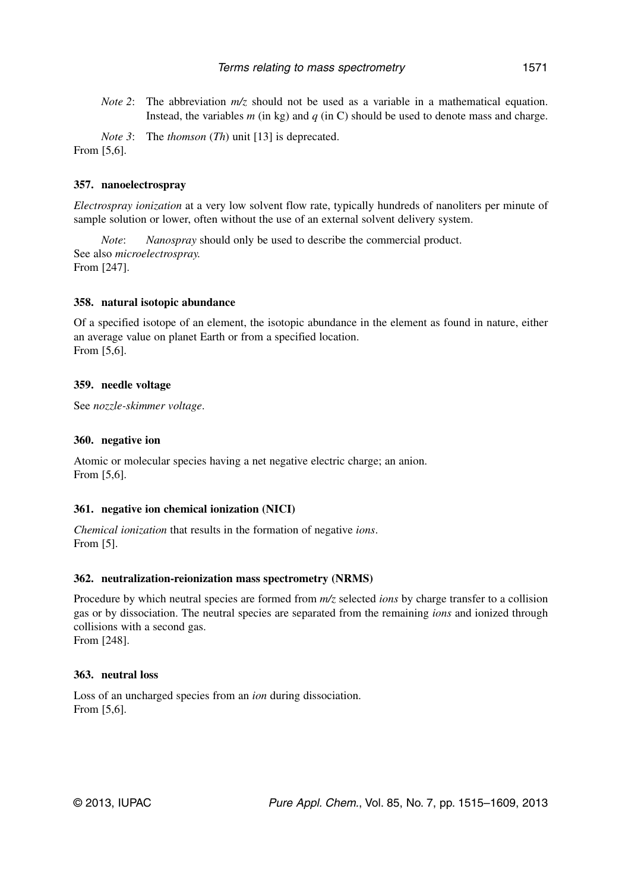*Note 2*: The abbreviation *m/z* should not be used as a variable in a mathematical equation. Instead, the variables $m$ (in kg) and $q$ (in C) should be used to denote mass and charge.

*Note 3*: The *thomson* (*Th*) unit [13] is deprecated.

From [5,6].

### 357. nanoelectrospray

*Electrospray ionization* at a very low solvent flow rate, typically hundreds of nanoliters per minute of sample solution or lower, often without the use of an external solvent delivery system.

*Note*: *Nanospray* should only be used to describe the commercial product.

See also *microelectrospray.*

From [247].

### 358. natural isotopic abundance

Of a specified isotope of an element, the isotopic abundance in the element as found in nature, either an average value on planet Earth or from a specified location.

From [5,6].

### 359. needle voltage

See *nozzle-skimmer voltage*.

### 360. negative ion

Atomic or molecular species having a net negative electric charge; an anion.

From [5,6].

### 361. negative ion chemical ionization (NICI)

*Chemical ionization* that results in the formation of negative *ions*.

From [5].

### 362. neutralization-reionization mass spectrometry (NRMS)

Procedure by which neutral species are formed from *m/z* selected *ions* by charge transfer to a collision gas or by dissociation. The neutral species are separated from the remaining *ions* and ionized through collisions with a second gas.

From [248].

### 363. neutral loss

Loss of an uncharged species from an *ion* during dissociation.

From [5,6].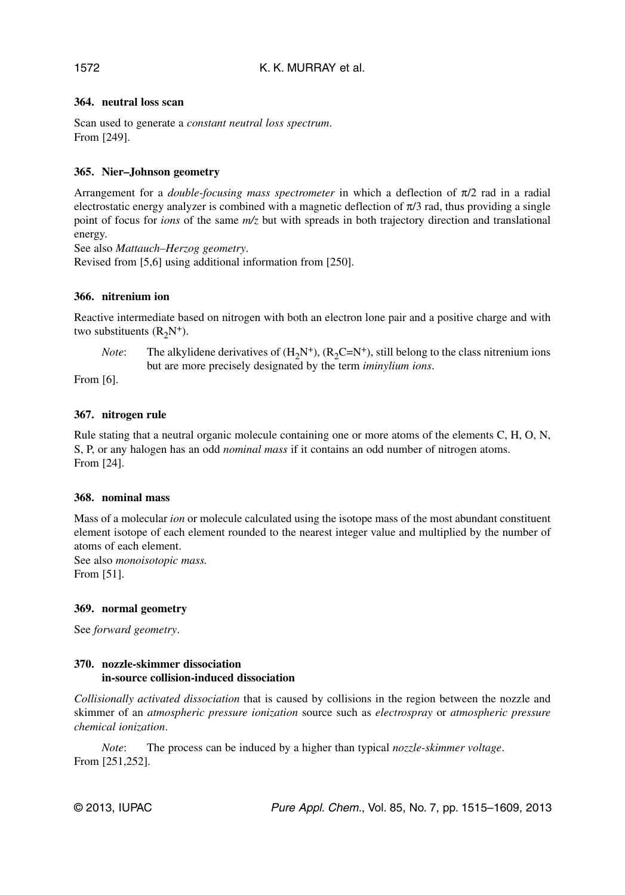### 364. neutral loss scan

Scan used to generate a *constant neutral loss spectrum*.
From [249].

### 365. Nier–Johnson geometry

Arrangement for a *double-focusing mass spectrometer* in which a deflection of $\pi/2$ rad in a radial electrostatic energy analyzer is combined with a magnetic deflection of $\pi/3$ rad, thus providing a single point of focus for *ions* of the same *m/z* but with spreads in both trajectory direction and translational energy.
See also *Mattauch–Herzog geometry*.
Revised from [5,6] using additional information from [250].

### 366. nitrenium ion

Reactive intermediate based on nitrogen with both an electron lone pair and a positive charge and with two substituents ($R_2N^+$).

*Note*: The alkylidene derivatives of ($H_2N^+$), ($R_2C{=}N^+$), still belong to the class nitrenium ions but are more precisely designated by the term *iminylium ions*.

From [6].

### 367. nitrogen rule

Rule stating that a neutral organic molecule containing one or more atoms of the elements C, H, O, N, S, P, or any halogen has an odd *nominal mass* if it contains an odd number of nitrogen atoms.
From [24].

### 368. nominal mass

Mass of a molecular *ion* or molecule calculated using the isotope mass of the most abundant constituent element isotope of each element rounded to the nearest integer value and multiplied by the number of atoms of each element.
See also *monoisotopic mass.*
From [51].

### 369. normal geometry

See *forward geometry*.

### 370. nozzle-skimmer dissociation
### in-source collision-induced dissociation

*Collisionally activated dissociation* that is caused by collisions in the region between the nozzle and skimmer of an *atmospheric pressure ionization* source such as *electrospray* or *atmospheric pressure chemical ionization*.

*Note*: The process can be induced by a higher than typical *nozzle-skimmer voltage*.

From [251,252].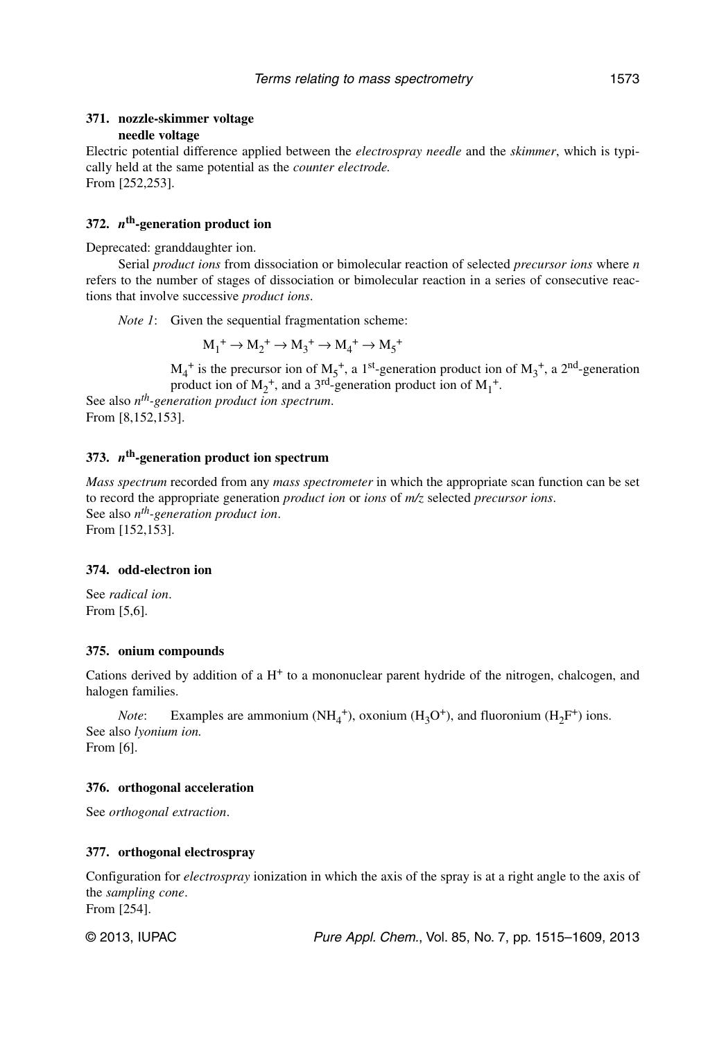### 371. nozzle-skimmer voltage
**needle voltage**

Electric potential difference applied between the *electrospray needle* and the *skimmer*, which is typically held at the same potential as the *counter electrode.*
From [252,253].

### 372. $n^{th}$-generation product ion

Deprecated: granddaughter ion.

Serial *product ions* from dissociation or bimolecular reaction of selected *precursor ions* where *n* refers to the number of stages of dissociation or bimolecular reaction in a series of consecutive reactions that involve successive *product ions*.

*Note 1*: Given the sequential fragmentation scheme:

$$M_1^+ \rightarrow M_2^+ \rightarrow M_3^+ \rightarrow M_4^+ \rightarrow M_5^+$$

$M_4^+$ is the precursor ion of $M_5^+$, a 1st-generation product ion of $M_3^+$, a 2nd-generation product ion of $M_2^+$, and a 3rd-generation product ion of $M_1^+$.

See also *$n^{th}$-generation product ion spectrum*.
From [8,152,153].

### 373. $n^{th}$-generation product ion spectrum

*Mass spectrum* recorded from any *mass spectrometer* in which the appropriate scan function can be set to record the appropriate generation *product ion* or *ions* of *m/z* selected *precursor ions*.
See also *$n^{th}$-generation product ion*.
From [152,153].

### 374. odd-electron ion

See *radical ion*.
From [5,6].

### 375. onium compounds

Cations derived by addition of a $H^+$ to a mononuclear parent hydride of the nitrogen, chalcogen, and halogen families.

*Note*: Examples are ammonium ($NH_4^+$), oxonium ($H_3O^+$), and fluoronium ($H_2F^+$) ions.

See also *lyonium ion.*
From [6].

### 376. orthogonal acceleration

See *orthogonal extraction*.

### 377. orthogonal electrospray

Configuration for *electrospray* ionization in which the axis of the spray is at a right angle to the axis of the *sampling cone*.
From [254].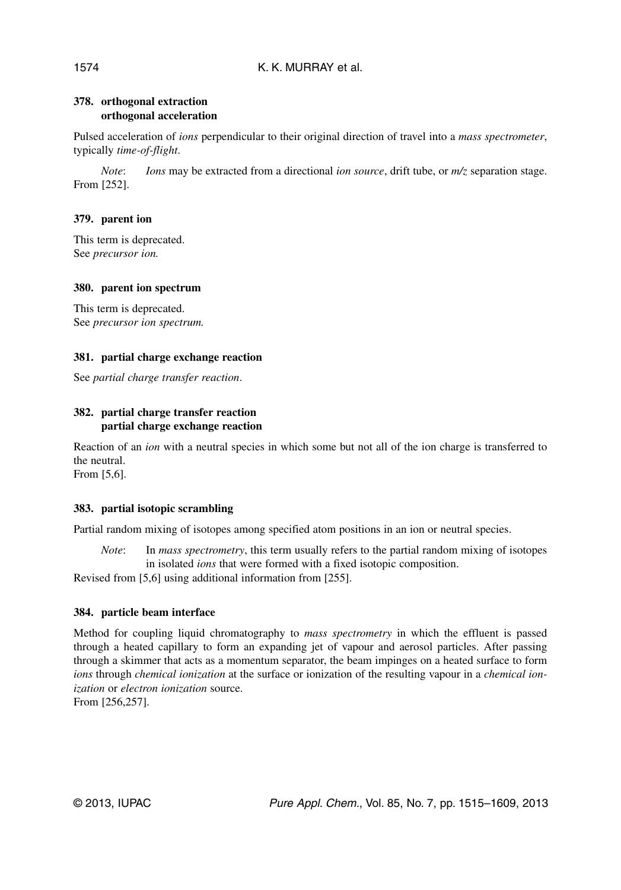### 378. orthogonal extraction
### orthogonal acceleration

Pulsed acceleration of *ions* perpendicular to their original direction of travel into a *mass spectrometer*, typically *time-of-flight*.

*Note*: *Ions* may be extracted from a directional *ion source*, drift tube, or *m/z* separation stage.
From [252].

### 379. parent ion

This term is deprecated.
See *precursor ion.*

### 380. parent ion spectrum

This term is deprecated.
See *precursor ion spectrum.*

### 381. partial charge exchange reaction

See *partial charge transfer reaction*.

### 382. partial charge transfer reaction
### partial charge exchange reaction

Reaction of an *ion* with a neutral species in which some but not all of the ion charge is transferred to the neutral.
From [5,6].

### 383. partial isotopic scrambling

Partial random mixing of isotopes among specified atom positions in an ion or neutral species.

*Note*: In *mass spectrometry*, this term usually refers to the partial random mixing of isotopes in isolated *ions* that were formed with a fixed isotopic composition.

Revised from [5,6] using additional information from [255].

### 384. particle beam interface

Method for coupling liquid chromatography to *mass spectrometry* in which the effluent is passed through a heated capillary to form an expanding jet of vapour and aerosol particles. After passing through a skimmer that acts as a momentum separator, the beam impinges on a heated surface to form *ions* through *chemical ionization* at the surface or ionization of the resulting vapour in a *chemical ionization* or *electron ionization* source.
From [256,257].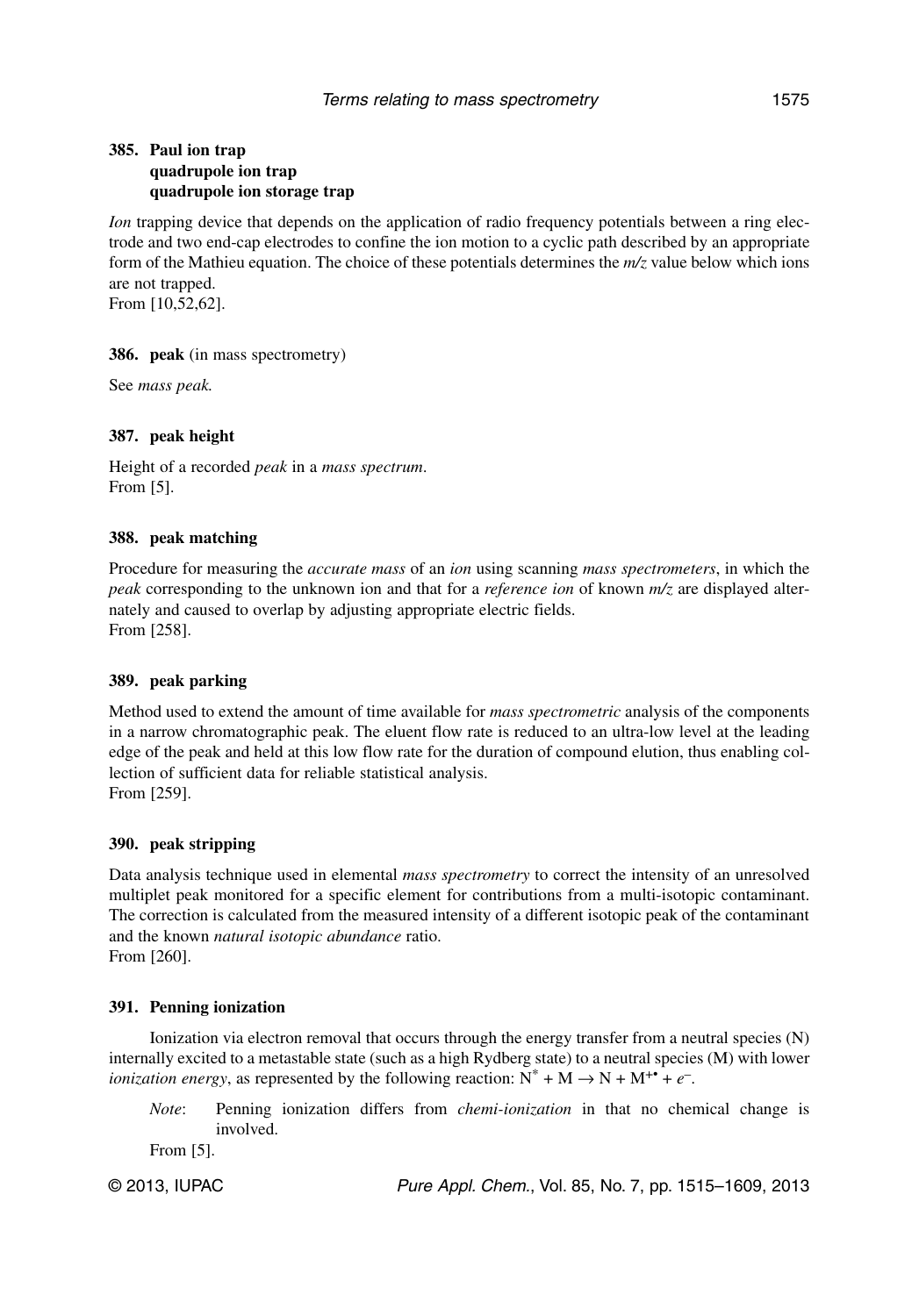### 385. Paul ion trap
### quadrupole ion trap
### quadrupole ion storage trap

*Ion* trapping device that depends on the application of radio frequency potentials between a ring electrode and two end-cap electrodes to confine the ion motion to a cyclic path described by an appropriate form of the Mathieu equation. The choice of these potentials determines the *m/z* value below which ions are not trapped.
From [10,52,62].

### 386. peak (in mass spectrometry)

See *mass peak.*

### 387. peak height

Height of a recorded *peak* in a *mass spectrum*.
From [5].

### 388. peak matching

Procedure for measuring the *accurate mass* of an *ion* using scanning *mass spectrometers*, in which the *peak* corresponding to the unknown ion and that for a *reference ion* of known *m/z* are displayed alternately and caused to overlap by adjusting appropriate electric fields.
From [258].

### 389. peak parking

Method used to extend the amount of time available for *mass spectrometric* analysis of the components in a narrow chromatographic peak. The eluent flow rate is reduced to an ultra-low level at the leading edge of the peak and held at this low flow rate for the duration of compound elution, thus enabling collection of sufficient data for reliable statistical analysis.
From [259].

### 390. peak stripping

Data analysis technique used in elemental *mass spectrometry* to correct the intensity of an unresolved multiplet peak monitored for a specific element for contributions from a multi-isotopic contaminant. The correction is calculated from the measured intensity of a different isotopic peak of the contaminant and the known *natural isotopic abundance* ratio.
From [260].

### 391. Penning ionization

Ionization via electron removal that occurs through the energy transfer from a neutral species (N) internally excited to a metastable state (such as a high Rydberg state) to a neutral species (M) with lower *ionization energy*, as represented by the following reaction: $N^* + M \rightarrow N + M^{+\bullet} + e^-$.

*Note*: Penning ionization differs from *chemi-ionization* in that no chemical change is involved.

From [5].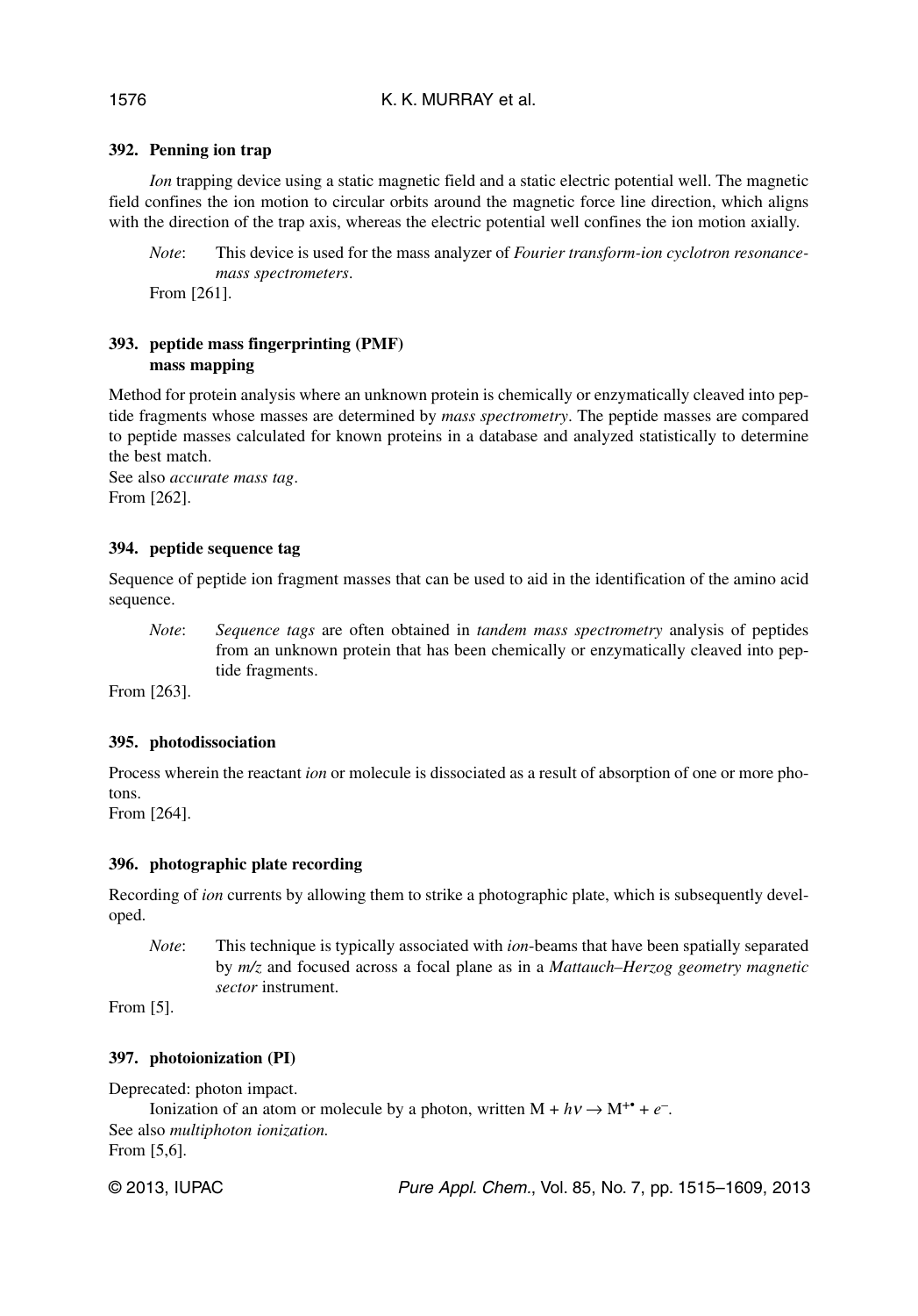### 392. Penning ion trap

*Ion* trapping device using a static magnetic field and a static electric potential well. The magnetic field confines the ion motion to circular orbits around the magnetic force line direction, which aligns with the direction of the trap axis, whereas the electric potential well confines the ion motion axially.

*Note*: This device is used for the mass analyzer of *Fourier transform-ion cyclotron resonance-mass spectrometers*.

From [261].

### 393. peptide mass fingerprinting (PMF)
### mass mapping

Method for protein analysis where an unknown protein is chemically or enzymatically cleaved into peptide fragments whose masses are determined by *mass spectrometry*. The peptide masses are compared to peptide masses calculated for known proteins in a database and analyzed statistically to determine the best match.

See also *accurate mass tag*.

From [262].

### 394. peptide sequence tag

Sequence of peptide ion fragment masses that can be used to aid in the identification of the amino acid sequence.

*Note*: *Sequence tags* are often obtained in *tandem mass spectrometry* analysis of peptides from an unknown protein that has been chemically or enzymatically cleaved into peptide fragments.

From [263].

### 395. photodissociation

Process wherein the reactant *ion* or molecule is dissociated as a result of absorption of one or more photons.

From [264].

### 396. photographic plate recording

Recording of *ion* currents by allowing them to strike a photographic plate, which is subsequently developed.

*Note*: This technique is typically associated with *ion*-beams that have been spatially separated by *m/z* and focused across a focal plane as in a *Mattauch–Herzog geometry magnetic sector* instrument.

From [5].

### 397. photoionization (PI)

Deprecated: photon impact.

Ionization of an atom or molecule by a photon, written $M + h\nu \rightarrow M^{+\bullet} + e^{-}$.

See also *multiphoton ionization.*

From [5,6].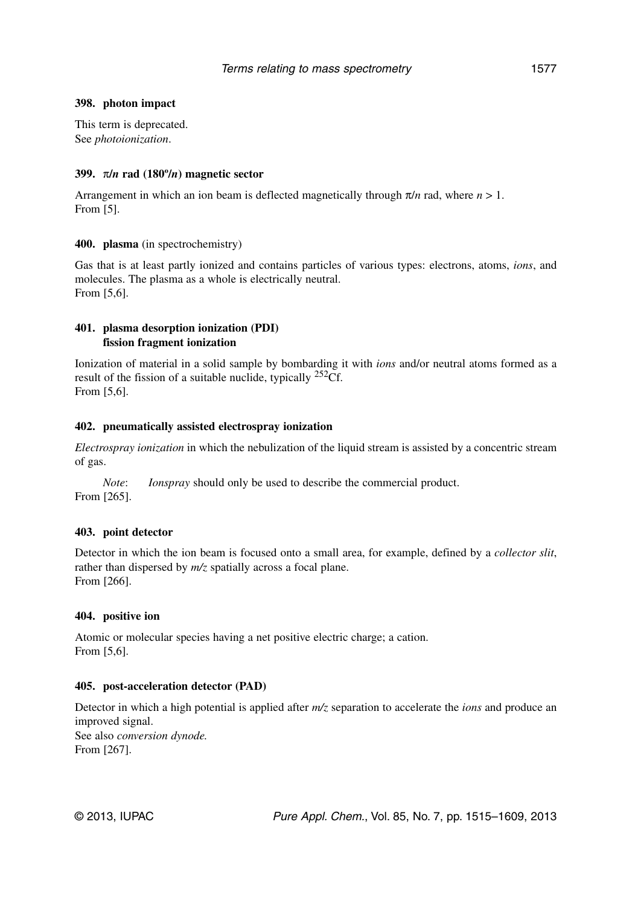**398. photon impact**

This term is deprecated.
See *photoionization*.

**399. $\pi/n$ rad (180°/$n$) magnetic sector**

Arrangement in which an ion beam is deflected magnetically through $\pi/n$ rad, where $n > 1$.
From [5].

**400. plasma** (in spectrochemistry)

Gas that is at least partly ionized and contains particles of various types: electrons, atoms, *ions*, and molecules. The plasma as a whole is electrically neutral.
From [5,6].

**401. plasma desorption ionization (PDI)**
**fission fragment ionization**

Ionization of material in a solid sample by bombarding it with *ions* and/or neutral atoms formed as a result of the fission of a suitable nuclide, typically $^{252}$Cf.
From [5,6].

**402. pneumatically assisted electrospray ionization**

*Electrospray ionization* in which the nebulization of the liquid stream is assisted by a concentric stream of gas.

*Note*: *Ionspray* should only be used to describe the commercial product.
From [265].

**403. point detector**

Detector in which the ion beam is focused onto a small area, for example, defined by a *collector slit*, rather than dispersed by *m/z* spatially across a focal plane.
From [266].

**404. positive ion**

Atomic or molecular species having a net positive electric charge; a cation.
From [5,6].

**405. post-acceleration detector (PAD)**

Detector in which a high potential is applied after *m/z* separation to accelerate the *ions* and produce an improved signal.
See also *conversion dynode*.
From [267].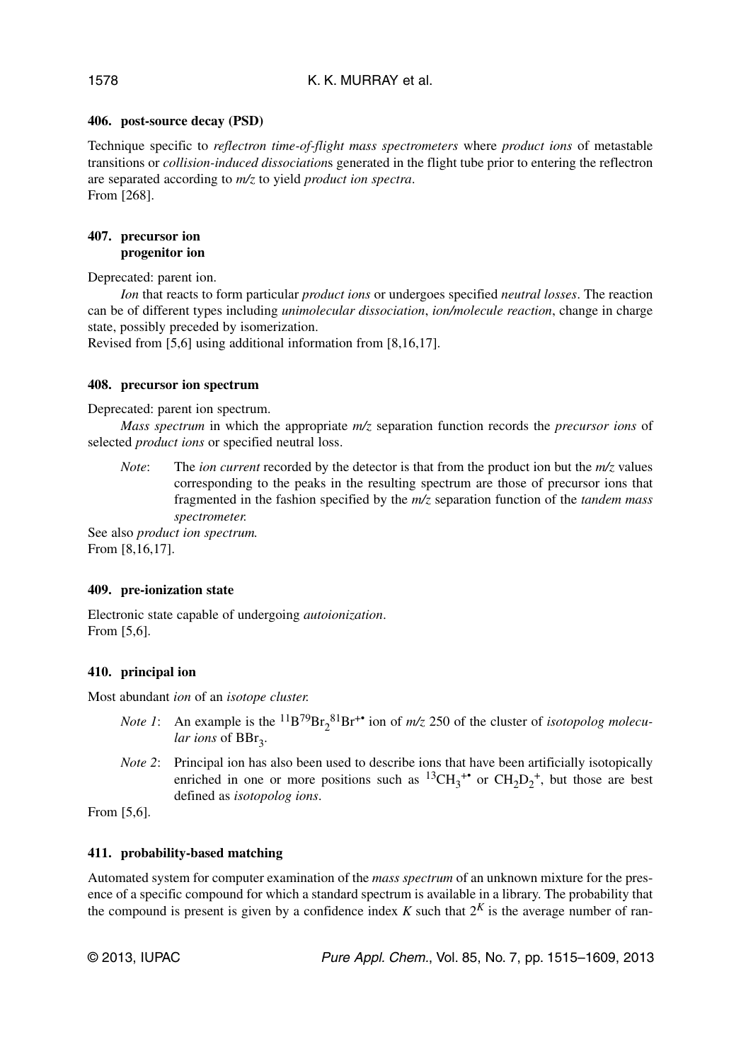#### 406. post-source decay (PSD)

Technique specific to *reflectron time-of-flight mass spectrometers* where *product ions* of metastable transitions or *collision-induced dissociation*s generated in the flight tube prior to entering the reflectron are separated according to *m/z* to yield *product ion spectra*.
From [268].

#### 407. precursor ion
#### progenitor ion

Deprecated: parent ion.

*Ion* that reacts to form particular *product ions* or undergoes specified *neutral losses*. The reaction can be of different types including *unimolecular dissociation*, *ion/molecule reaction*, change in charge state, possibly preceded by isomerization.
Revised from [5,6] using additional information from [8,16,17].

#### 408. precursor ion spectrum

Deprecated: parent ion spectrum.

*Mass spectrum* in which the appropriate *m/z* separation function records the *precursor ions* of selected *product ions* or specified neutral loss.

*Note*: The *ion current* recorded by the detector is that from the product ion but the *m/z* values corresponding to the peaks in the resulting spectrum are those of precursor ions that fragmented in the fashion specified by the *m/z* separation function of the *tandem mass spectrometer.*

See also *product ion spectrum.*
From [8,16,17].

#### 409. pre-ionization state

Electronic state capable of undergoing *autoionization*.
From [5,6].

#### 410. principal ion

Most abundant *ion* of an *isotope cluster.*

*Note 1*: An example is the $^{11}B^{79}Br_2{}^{81}Br^{+\bullet}$ ion of *m/z* 250 of the cluster of *isotopolog molecular ions* of $BBr_3$.

*Note 2*: Principal ion has also been used to describe ions that have been artificially isotopically enriched in one or more positions such as $^{13}CH_3{}^{+\bullet}$ or $CH_2D_2{}^{+}$, but those are best defined as *isotopolog ions*.

From [5,6].

#### 411. probability-based matching

Automated system for computer examination of the *mass spectrum* of an unknown mixture for the presence of a specific compound for which a standard spectrum is available in a library. The probability that the compound is present is given by a confidence index $K$ such that $2^K$ is the average number of ran-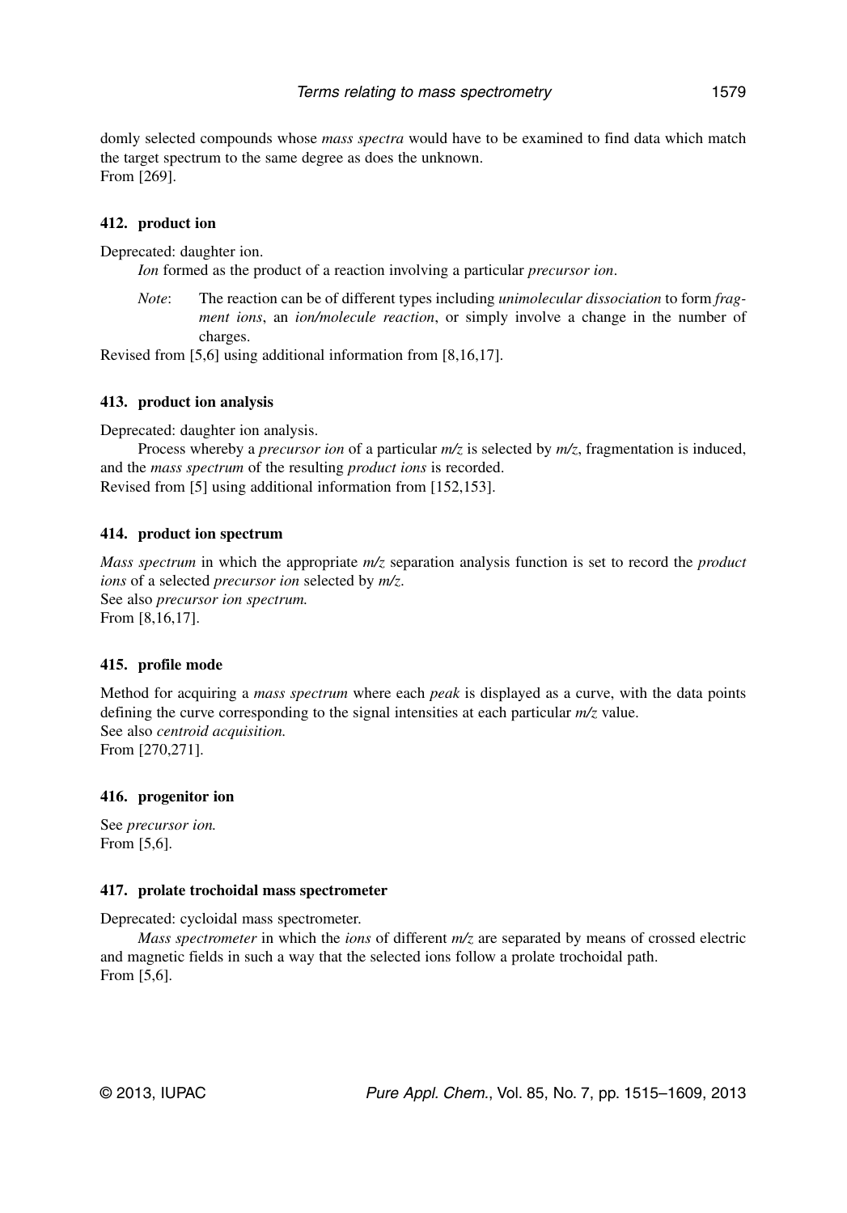domly selected compounds whose *mass spectra* would have to be examined to find data which match the target spectrum to the same degree as does the unknown.
From [269].

### 412. product ion

Deprecated: daughter ion.

*Ion* formed as the product of a reaction involving a particular *precursor ion*.

*Note*: The reaction can be of different types including *unimolecular dissociation* to form *fragment ions*, an *ion/molecule reaction*, or simply involve a change in the number of charges.

Revised from [5,6] using additional information from [8,16,17].

### 413. product ion analysis

Deprecated: daughter ion analysis.

Process whereby a *precursor ion* of a particular *m/z* is selected by *m/z*, fragmentation is induced, and the *mass spectrum* of the resulting *product ions* is recorded.
Revised from [5] using additional information from [152,153].

### 414. product ion spectrum

*Mass spectrum* in which the appropriate *m/z* separation analysis function is set to record the *product ions* of a selected *precursor ion* selected by *m/z*.
See also *precursor ion spectrum.*
From [8,16,17].

### 415. profile mode

Method for acquiring a *mass spectrum* where each *peak* is displayed as a curve, with the data points defining the curve corresponding to the signal intensities at each particular *m/z* value.
See also *centroid acquisition.*
From [270,271].

### 416. progenitor ion

See *precursor ion.*
From [5,6].

### 417. prolate trochoidal mass spectrometer

Deprecated: cycloidal mass spectrometer.

*Mass spectrometer* in which the *ions* of different *m/z* are separated by means of crossed electric and magnetic fields in such a way that the selected ions follow a prolate trochoidal path.
From [5,6].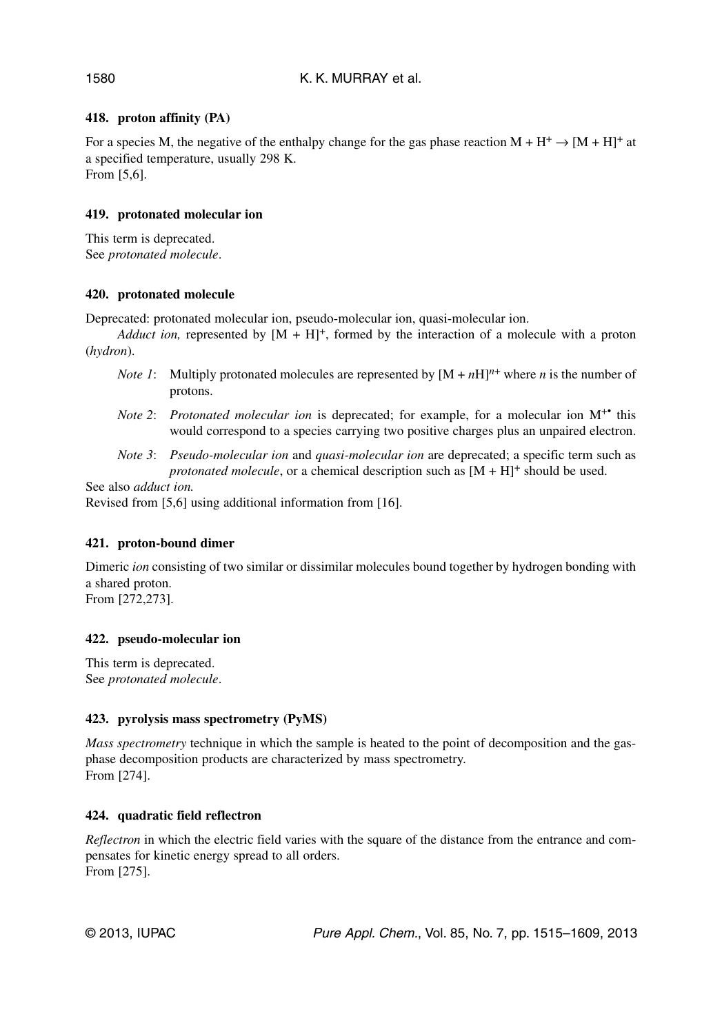### 418. proton affinity (PA)

For a species M, the negative of the enthalpy change for the gas phase reaction $M + H^+ \rightarrow [M + H]^+$ at a specified temperature, usually 298 K.
From [5,6].

### 419. protonated molecular ion

This term is deprecated.
See *protonated molecule*.

### 420. protonated molecule

Deprecated: protonated molecular ion, pseudo-molecular ion, quasi-molecular ion.

*Adduct ion,* represented by $[M + H]^+$, formed by the interaction of a molecule with a proton (*hydron*).

- *Note 1*: Multiply protonated molecules are represented by $[M + nH]^{n+}$ where $n$ is the number of protons.
- *Note 2*: *Protonated molecular ion* is deprecated; for example, for a molecular ion $M^{+•}$ this would correspond to a species carrying two positive charges plus an unpaired electron.
- *Note 3*: *Pseudo-molecular ion* and *quasi-molecular ion* are deprecated; a specific term such as *protonated molecule*, or a chemical description such as $[M + H]^+$ should be used.

See also *adduct ion.*
Revised from [5,6] using additional information from [16].

### 421. proton-bound dimer

Dimeric *ion* consisting of two similar or dissimilar molecules bound together by hydrogen bonding with a shared proton.
From [272,273].

### 422. pseudo-molecular ion

This term is deprecated.
See *protonated molecule*.

### 423. pyrolysis mass spectrometry (PyMS)

*Mass spectrometry* technique in which the sample is heated to the point of decomposition and the gas-phase decomposition products are characterized by mass spectrometry.
From [274].

### 424. quadratic field reflectron

*Reflectron* in which the electric field varies with the square of the distance from the entrance and compensates for kinetic energy spread to all orders.
From [275].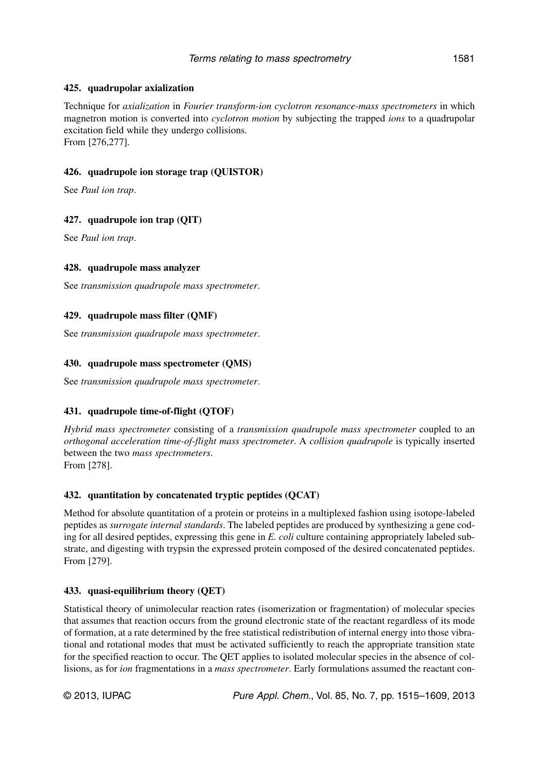### 425. quadrupolar axialization

Technique for *axialization* in *Fourier transform-ion cyclotron resonance-mass spectrometers* in which magnetron motion is converted into *cyclotron motion* by subjecting the trapped *ions* to a quadrupolar excitation field while they undergo collisions.
From [276,277].

### 426. quadrupole ion storage trap (QUISTOR)

See *Paul ion trap*.

### 427. quadrupole ion trap (QIT)

See *Paul ion trap*.

### 428. quadrupole mass analyzer

See *transmission quadrupole mass spectrometer*.

### 429. quadrupole mass filter (QMF)

See *transmission quadrupole mass spectrometer*.

### 430. quadrupole mass spectrometer (QMS)

See *transmission quadrupole mass spectrometer*.

### 431. quadrupole time-of-flight (QTOF)

*Hybrid mass spectrometer* consisting of a *transmission quadrupole mass spectrometer* coupled to an *orthogonal acceleration time-of-flight mass spectrometer*. A *collision quadrupole* is typically inserted between the two *mass spectrometers*.
From [278].

### 432. quantitation by concatenated tryptic peptides (QCAT)

Method for absolute quantitation of a protein or proteins in a multiplexed fashion using isotope-labeled peptides as *surrogate internal standards*. The labeled peptides are produced by synthesizing a gene coding for all desired peptides, expressing this gene in *E. coli* culture containing appropriately labeled substrate, and digesting with trypsin the expressed protein composed of the desired concatenated peptides.
From [279].

### 433. quasi-equilibrium theory (QET)

Statistical theory of unimolecular reaction rates (isomerization or fragmentation) of molecular species that assumes that reaction occurs from the ground electronic state of the reactant regardless of its mode of formation, at a rate determined by the free statistical redistribution of internal energy into those vibrational and rotational modes that must be activated sufficiently to reach the appropriate transition state for the specified reaction to occur. The QET applies to isolated molecular species in the absence of collisions, as for *ion* fragmentations in a *mass spectrometer*. Early formulations assumed the reactant con-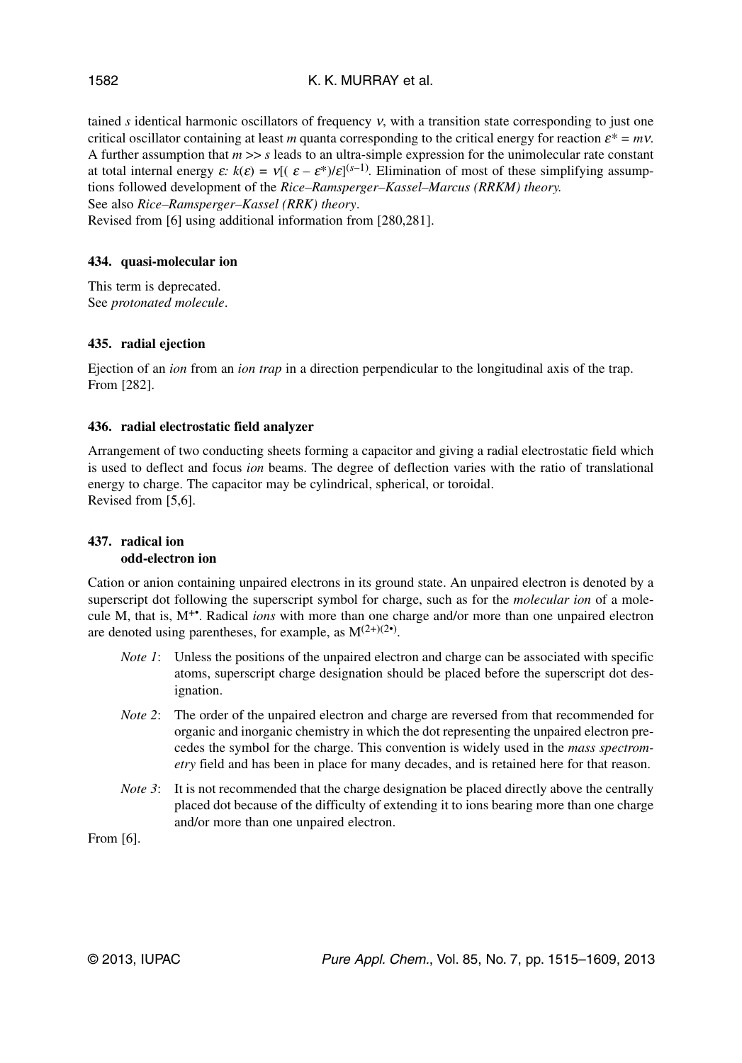tained $s$ identical harmonic oscillators of frequency $\nu$, with a transition state corresponding to just one critical oscillator containing at least $m$ quanta corresponding to the critical energy for reaction $\varepsilon^* = m\nu$. A further assumption that $m >> s$ leads to an ultra-simple expression for the unimolecular rate constant at total internal energy $\varepsilon$: $k(\varepsilon) = \nu[(\varepsilon - \varepsilon^*)/\varepsilon]^{(s-1)}$. Elimination of most of these simplifying assumptions followed development of the *Rice–Ramsperger–Kassel–Marcus (RRKM) theory.*
See also *Rice–Ramsperger–Kassel (RRK) theory*.
Revised from [6] using additional information from [280,281].

### 434. quasi-molecular ion

This term is deprecated.
See *protonated molecule*.

### 435. radial ejection

Ejection of an *ion* from an *ion trap* in a direction perpendicular to the longitudinal axis of the trap.
From [282].

### 436. radial electrostatic field analyzer

Arrangement of two conducting sheets forming a capacitor and giving a radial electrostatic field which is used to deflect and focus *ion* beams. The degree of deflection varies with the ratio of translational energy to charge. The capacitor may be cylindrical, spherical, or toroidal.
Revised from [5,6].

### 437. radical ion
**odd-electron ion**

Cation or anion containing unpaired electrons in its ground state. An unpaired electron is denoted by a superscript dot following the superscript symbol for charge, such as for the *molecular ion* of a molecule M, that is, $M^{+\bullet}$. Radical *ions* with more than one charge and/or more than one unpaired electron are denoted using parentheses, for example, as $M^{(2+)(2\bullet)}$.

*Note 1*: Unless the positions of the unpaired electron and charge can be associated with specific atoms, superscript charge designation should be placed before the superscript dot designation.

*Note 2*: The order of the unpaired electron and charge are reversed from that recommended for organic and inorganic chemistry in which the dot representing the unpaired electron precedes the symbol for the charge. This convention is widely used in the *mass spectrometry* field and has been in place for many decades, and is retained here for that reason.

*Note 3*: It is not recommended that the charge designation be placed directly above the centrally placed dot because of the difficulty of extending it to ions bearing more than one charge and/or more than one unpaired electron.

From [6].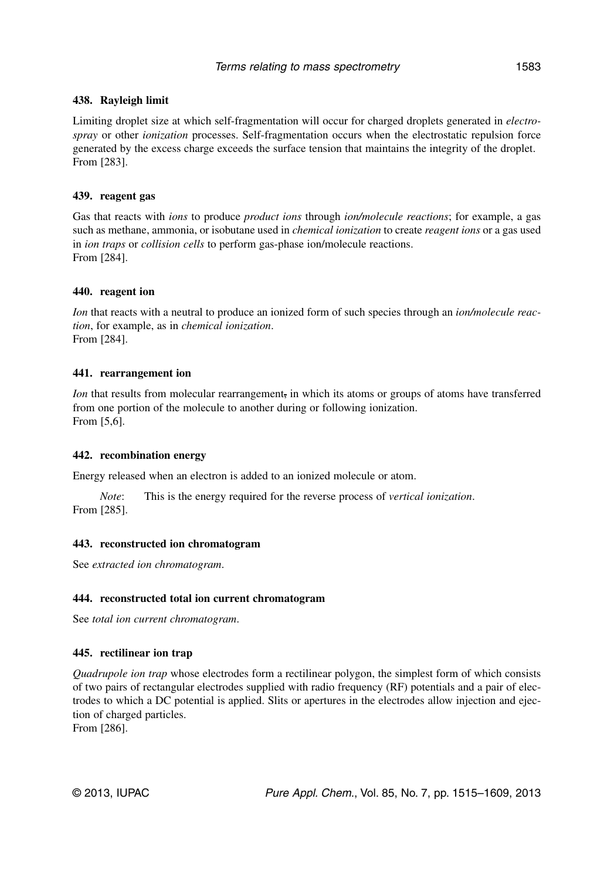### 438. Rayleigh limit

Limiting droplet size at which self-fragmentation will occur for charged droplets generated in *electrospray* or other *ionization* processes. Self-fragmentation occurs when the electrostatic repulsion force generated by the excess charge exceeds the surface tension that maintains the integrity of the droplet.
From [283].

### 439. reagent gas

Gas that reacts with *ions* to produce *product ions* through *ion/molecule reactions*; for example, a gas such as methane, ammonia, or isobutane used in *chemical ionization* to create *reagent ions* or a gas used in *ion traps* or *collision cells* to perform gas-phase ion/molecule reactions.
From [284].

### 440. reagent ion

*Ion* that reacts with a neutral to produce an ionized form of such species through an *ion/molecule reaction*, for example, as in *chemical ionization*.
From [284].

### 441. rearrangement ion

*Ion* that results from molecular rearrangement, in which its atoms or groups of atoms have transferred from one portion of the molecule to another during or following ionization.
From [5,6].

### 442. recombination energy

Energy released when an electron is added to an ionized molecule or atom.

*Note*: This is the energy required for the reverse process of *vertical ionization*.
From [285].

### 443. reconstructed ion chromatogram

See *extracted ion chromatogram*.

### 444. reconstructed total ion current chromatogram

See *total ion current chromatogram*.

### 445. rectilinear ion trap

*Quadrupole ion trap* whose electrodes form a rectilinear polygon, the simplest form of which consists of two pairs of rectangular electrodes supplied with radio frequency (RF) potentials and a pair of electrodes to which a DC potential is applied. Slits or apertures in the electrodes allow injection and ejection of charged particles.
From [286].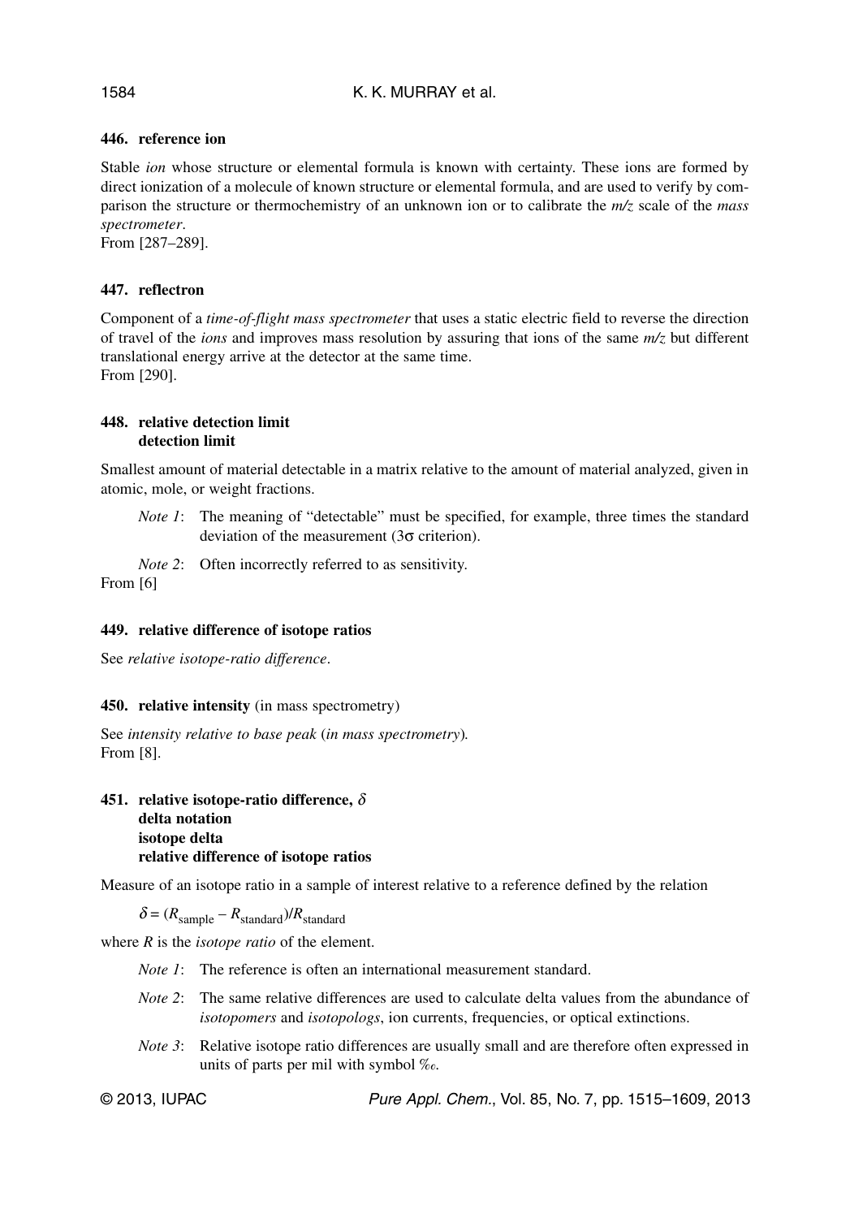### 446. reference ion

Stable *ion* whose structure or elemental formula is known with certainty. These ions are formed by direct ionization of a molecule of known structure or elemental formula, and are used to verify by comparison the structure or thermochemistry of an unknown ion or to calibrate the *m/z* scale of the *mass spectrometer*.
From [287–289].

### 447. reflectron

Component of a *time-of-flight mass spectrometer* that uses a static electric field to reverse the direction of travel of the *ions* and improves mass resolution by assuring that ions of the same *m/z* but different translational energy arrive at the detector at the same time.
From [290].

### 448. relative detection limit
### detection limit

Smallest amount of material detectable in a matrix relative to the amount of material analyzed, given in atomic, mole, or weight fractions.

*Note 1*: The meaning of "detectable" must be specified, for example, three times the standard deviation of the measurement (3σ criterion).

*Note 2*: Often incorrectly referred to as sensitivity.

From [6]

### 449. relative difference of isotope ratios

See *relative isotope-ratio difference*.

### 450. relative intensity (in mass spectrometry)

See *intensity relative to base peak* (*in mass spectrometry*).
From [8].

### 451. relative isotope-ratio difference, $\delta$
### delta notation
### isotope delta
### relative difference of isotope ratios

Measure of an isotope ratio in a sample of interest relative to a reference defined by the relation

$$\delta = (R_{\text{sample}} - R_{\text{standard}})/R_{\text{standard}}$$

where *R* is the *isotope ratio* of the element.

*Note 1*: The reference is often an international measurement standard.

*Note 2*: The same relative differences are used to calculate delta values from the abundance of *isotopomers* and *isotopologs*, ion currents, frequencies, or optical extinctions.

*Note 3*: Relative isotope ratio differences are usually small and are therefore often expressed in units of parts per mil with symbol ‰.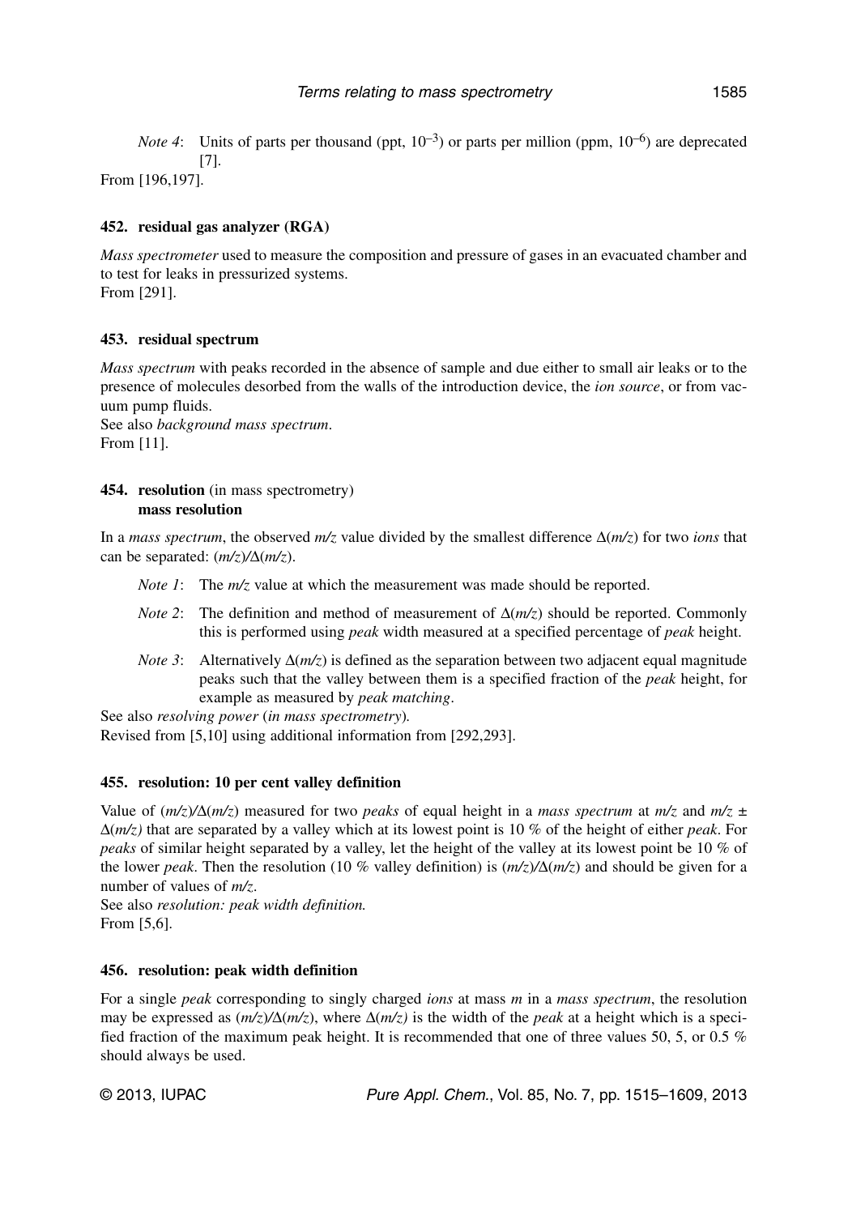*Note 4*: Units of parts per thousand (ppt, $10^{-3}$) or parts per million (ppm, $10^{-6}$) are deprecated [7].

From [196,197].

### 452. residual gas analyzer (RGA)

*Mass spectrometer* used to measure the composition and pressure of gases in an evacuated chamber and to test for leaks in pressurized systems.
From [291].

### 453. residual spectrum

*Mass spectrum* with peaks recorded in the absence of sample and due either to small air leaks or to the presence of molecules desorbed from the walls of the introduction device, the *ion source*, or from vacuum pump fluids.
See also *background mass spectrum*.
From [11].

### 454. resolution (in mass spectrometry) mass resolution

In a *mass spectrum*, the observed $m/z$ value divided by the smallest difference $\Delta(m/z)$ for two *ions* that can be separated: $(m/z)/\Delta(m/z)$.

*Note 1*: The $m/z$ value at which the measurement was made should be reported.

*Note 2*: The definition and method of measurement of $\Delta(m/z)$ should be reported. Commonly this is performed using *peak* width measured at a specified percentage of *peak* height.

*Note 3*: Alternatively $\Delta(m/z)$ is defined as the separation between two adjacent equal magnitude peaks such that the valley between them is a specified fraction of the *peak* height, for example as measured by *peak matching*.

See also *resolving power* (*in mass spectrometry*).
Revised from [5,10] using additional information from [292,293].

### 455. resolution: 10 per cent valley definition

Value of $(m/z)/\Delta(m/z)$ measured for two *peaks* of equal height in a *mass spectrum* at $m/z$ and $m/z \pm \Delta(m/z)$ that are separated by a valley which at its lowest point is 10 % of the height of either *peak*. For *peaks* of similar height separated by a valley, let the height of the valley at its lowest point be 10 % of the lower *peak*. Then the resolution (10 % valley definition) is $(m/z)/\Delta(m/z)$ and should be given for a number of values of $m/z$.
See also *resolution: peak width definition.*
From [5,6].

### 456. resolution: peak width definition

For a single *peak* corresponding to singly charged *ions* at mass $m$ in a *mass spectrum*, the resolution may be expressed as $(m/z)/\Delta(m/z)$, where $\Delta(m/z)$ is the width of the *peak* at a height which is a specified fraction of the maximum peak height. It is recommended that one of three values 50, 5, or 0.5 % should always be used.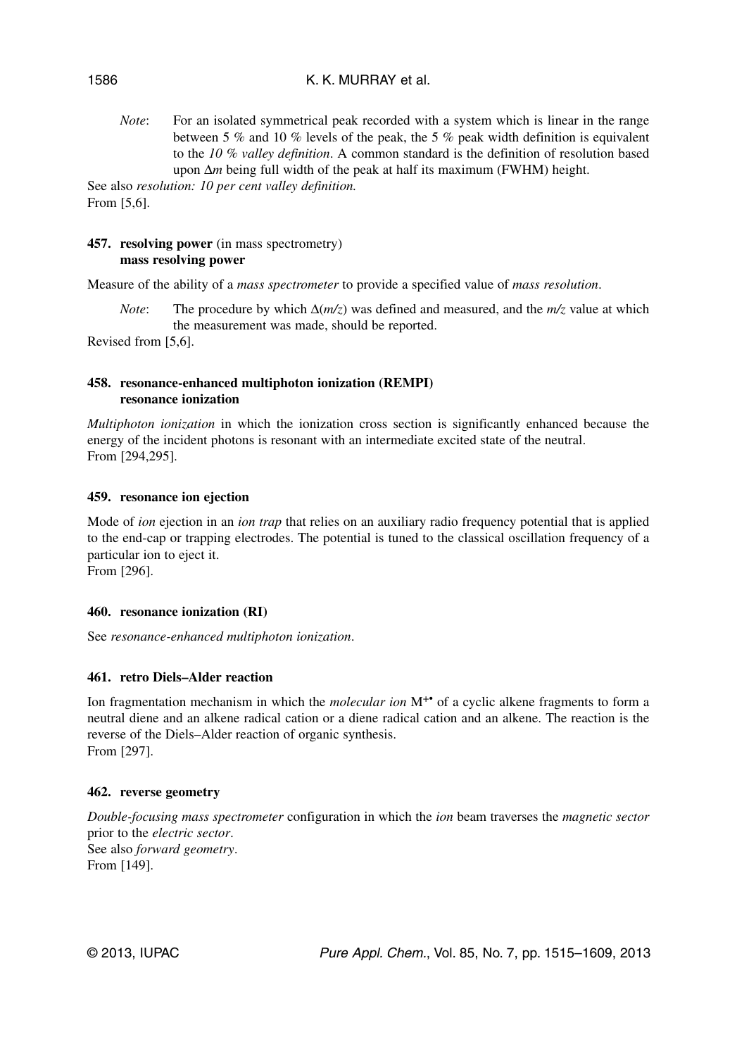*Note*: For an isolated symmetrical peak recorded with a system which is linear in the range between 5 % and 10 % levels of the peak, the 5 % peak width definition is equivalent to the *10 % valley definition*. A common standard is the definition of resolution based upon $\Delta m$ being full width of the peak at half its maximum (FWHM) height.

See also *resolution: 10 per cent valley definition.*
From [5,6].

### 457. resolving power (in mass spectrometry) mass resolving power

Measure of the ability of a *mass spectrometer* to provide a specified value of *mass resolution*.

*Note*: The procedure by which $\Delta(m/z)$ was defined and measured, and the $m/z$ value at which the measurement was made, should be reported.

Revised from [5,6].

### 458. resonance-enhanced multiphoton ionization (REMPI) resonance ionization

*Multiphoton ionization* in which the ionization cross section is significantly enhanced because the energy of the incident photons is resonant with an intermediate excited state of the neutral.
From [294,295].

### 459. resonance ion ejection

Mode of *ion* ejection in an *ion trap* that relies on an auxiliary radio frequency potential that is applied to the end-cap or trapping electrodes. The potential is tuned to the classical oscillation frequency of a particular ion to eject it.
From [296].

### 460. resonance ionization (RI)

See *resonance-enhanced multiphoton ionization*.

### 461. retro Diels–Alder reaction

Ion fragmentation mechanism in which the *molecular ion* $M^{+\bullet}$ of a cyclic alkene fragments to form a neutral diene and an alkene radical cation or a diene radical cation and an alkene. The reaction is the reverse of the Diels–Alder reaction of organic synthesis.
From [297].

### 462. reverse geometry

*Double-focusing mass spectrometer* configuration in which the *ion* beam traverses the *magnetic sector* prior to the *electric sector*.
See also *forward geometry*.
From [149].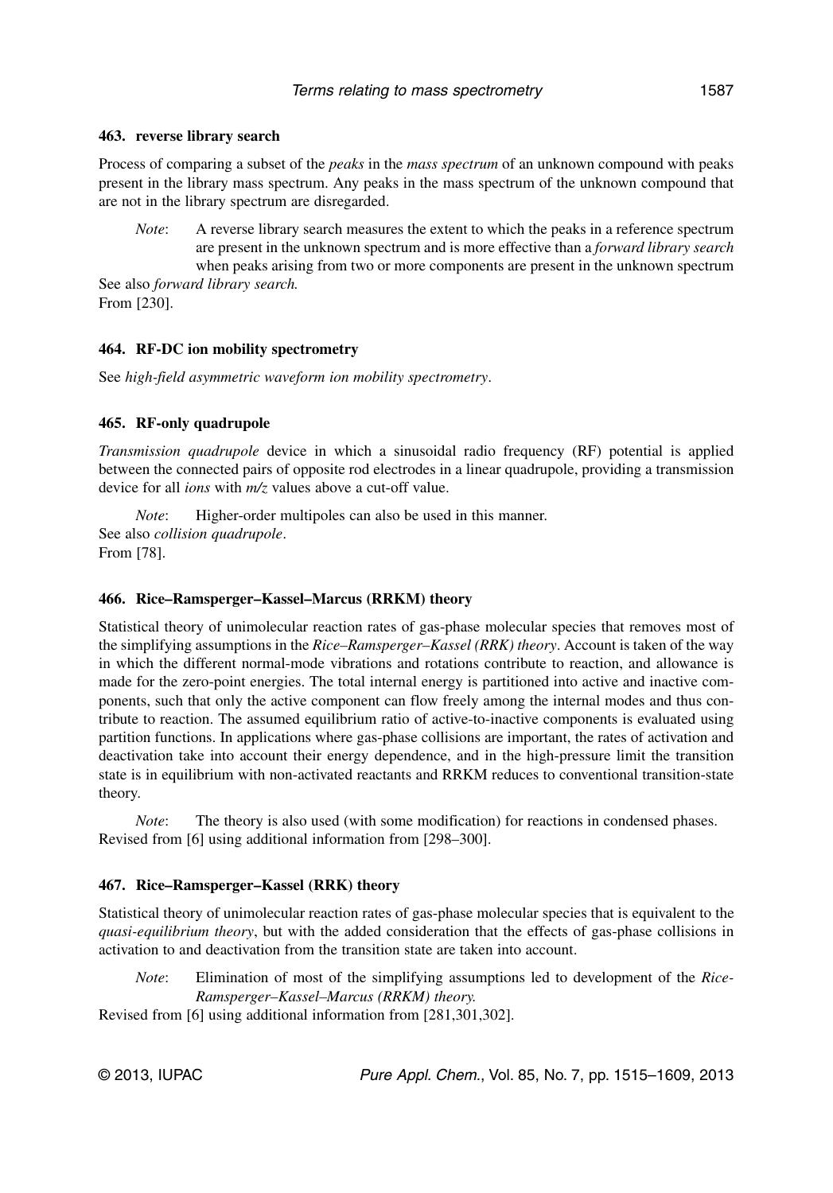### 463. reverse library search

Process of comparing a subset of the *peaks* in the *mass spectrum* of an unknown compound with peaks present in the library mass spectrum. Any peaks in the mass spectrum of the unknown compound that are not in the library spectrum are disregarded.

*Note*: A reverse library search measures the extent to which the peaks in a reference spectrum are present in the unknown spectrum and is more effective than a *forward library search* when peaks arising from two or more components are present in the unknown spectrum

See also *forward library search.*

From [230].

### 464. RF-DC ion mobility spectrometry

See *high-field asymmetric waveform ion mobility spectrometry*.

### 465. RF-only quadrupole

*Transmission quadrupole* device in which a sinusoidal radio frequency (RF) potential is applied between the connected pairs of opposite rod electrodes in a linear quadrupole, providing a transmission device for all *ions* with *m/z* values above a cut-off value.

*Note*: Higher-order multipoles can also be used in this manner.

See also *collision quadrupole*.

From [78].

### 466. Rice–Ramsperger–Kassel–Marcus (RRKM) theory

Statistical theory of unimolecular reaction rates of gas-phase molecular species that removes most of the simplifying assumptions in the *Rice–Ramsperger–Kassel (RRK) theory*. Account is taken of the way in which the different normal-mode vibrations and rotations contribute to reaction, and allowance is made for the zero-point energies. The total internal energy is partitioned into active and inactive components, such that only the active component can flow freely among the internal modes and thus contribute to reaction. The assumed equilibrium ratio of active-to-inactive components is evaluated using partition functions. In applications where gas-phase collisions are important, the rates of activation and deactivation take into account their energy dependence, and in the high-pressure limit the transition state is in equilibrium with non-activated reactants and RRKM reduces to conventional transition-state theory.

*Note*: The theory is also used (with some modification) for reactions in condensed phases.

Revised from [6] using additional information from [298–300].

### 467. Rice–Ramsperger–Kassel (RRK) theory

Statistical theory of unimolecular reaction rates of gas-phase molecular species that is equivalent to the *quasi-equilibrium theory*, but with the added consideration that the effects of gas-phase collisions in activation to and deactivation from the transition state are taken into account.

*Note*: Elimination of most of the simplifying assumptions led to development of the *Rice-Ramsperger–Kassel–Marcus (RRKM) theory.*

Revised from [6] using additional information from [281,301,302].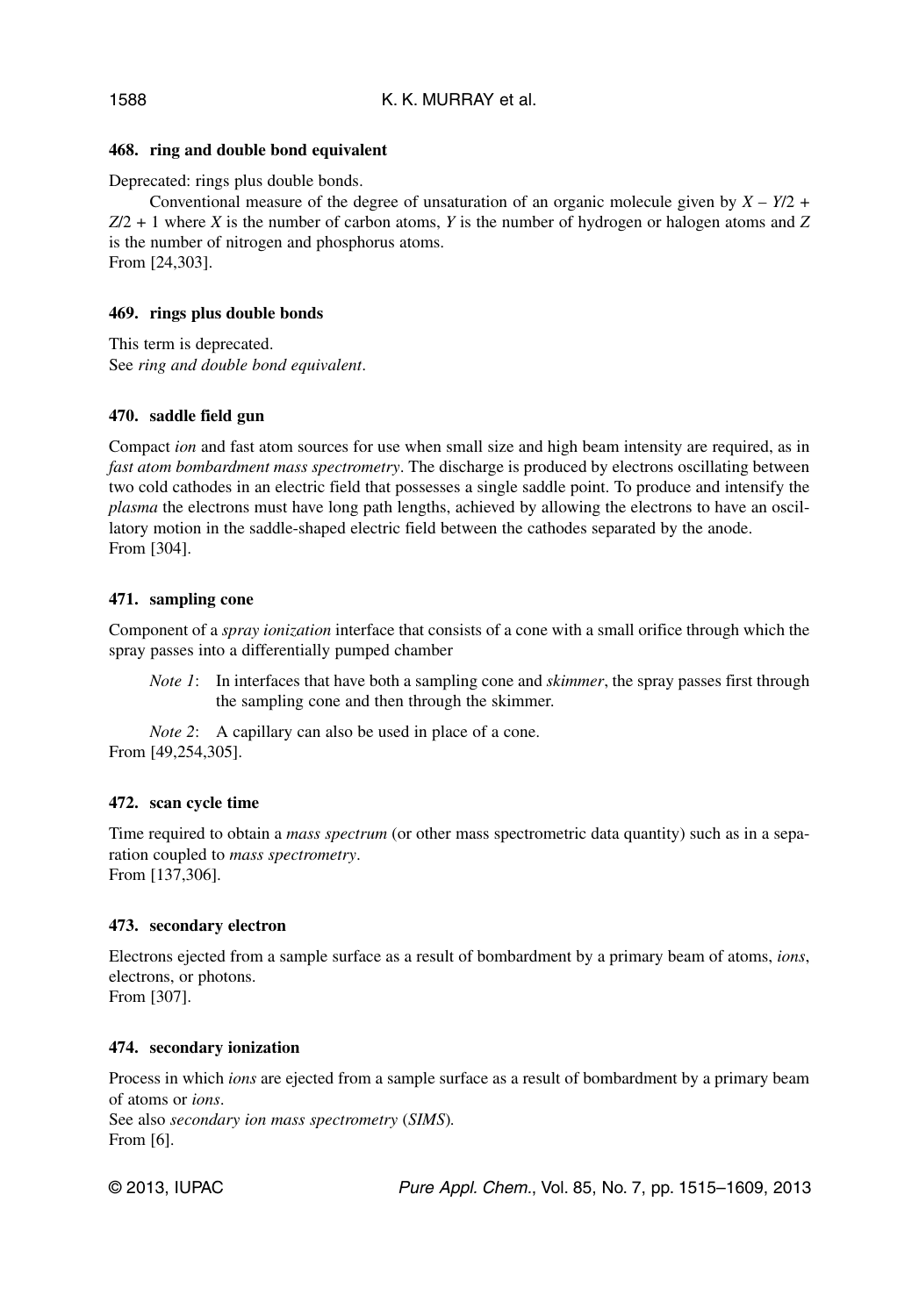### 468. ring and double bond equivalent

Deprecated: rings plus double bonds.

Conventional measure of the degree of unsaturation of an organic molecule given by $X - Y/2 + Z/2 + 1$ where $X$ is the number of carbon atoms, $Y$ is the number of hydrogen or halogen atoms and $Z$ is the number of nitrogen and phosphorus atoms.
From [24,303].

### 469. rings plus double bonds

This term is deprecated.
See *ring and double bond equivalent*.

### 470. saddle field gun

Compact *ion* and fast atom sources for use when small size and high beam intensity are required, as in *fast atom bombardment mass spectrometry*. The discharge is produced by electrons oscillating between two cold cathodes in an electric field that possesses a single saddle point. To produce and intensify the *plasma* the electrons must have long path lengths, achieved by allowing the electrons to have an oscillatory motion in the saddle-shaped electric field between the cathodes separated by the anode.
From [304].

### 471. sampling cone

Component of a *spray ionization* interface that consists of a cone with a small orifice through which the spray passes into a differentially pumped chamber

*Note 1*: In interfaces that have both a sampling cone and *skimmer*, the spray passes first through the sampling cone and then through the skimmer.

*Note 2*: A capillary can also be used in place of a cone.

From [49,254,305].

### 472. scan cycle time

Time required to obtain a *mass spectrum* (or other mass spectrometric data quantity) such as in a separation coupled to *mass spectrometry*.
From [137,306].

### 473. secondary electron

Electrons ejected from a sample surface as a result of bombardment by a primary beam of atoms, *ions*, electrons, or photons.
From [307].

### 474. secondary ionization

Process in which *ions* are ejected from a sample surface as a result of bombardment by a primary beam of atoms or *ions*.
See also *secondary ion mass spectrometry* (*SIMS*).
From [6].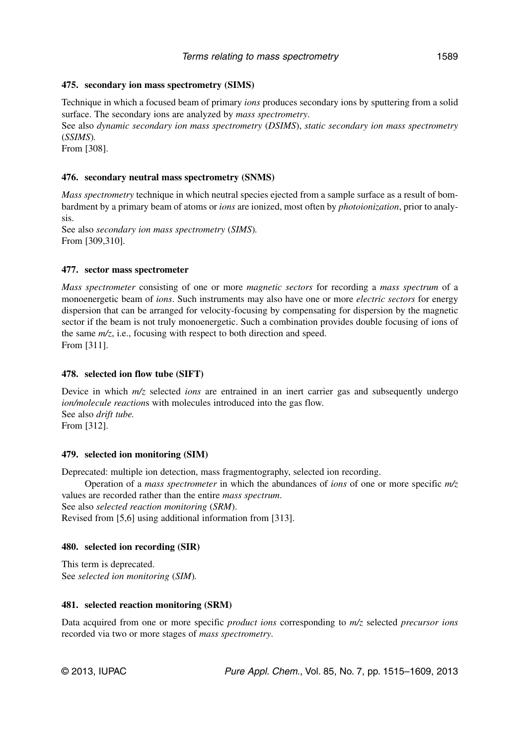### 475. secondary ion mass spectrometry (SIMS)

Technique in which a focused beam of primary *ions* produces secondary ions by sputtering from a solid surface. The secondary ions are analyzed by *mass spectrometry*.
See also *dynamic secondary ion mass spectrometry* (*DSIMS*), *static secondary ion mass spectrometry* (*SSIMS*).
From [308].

### 476. secondary neutral mass spectrometry (SNMS)

*Mass spectrometry* technique in which neutral species ejected from a sample surface as a result of bombardment by a primary beam of atoms or *ions* are ionized, most often by *photoionization*, prior to analysis.
See also *secondary ion mass spectrometry* (*SIMS*).
From [309,310].

### 477. sector mass spectrometer

*Mass spectrometer* consisting of one or more *magnetic sectors* for recording a *mass spectrum* of a monoenergetic beam of *ions*. Such instruments may also have one or more *electric sectors* for energy dispersion that can be arranged for velocity-focusing by compensating for dispersion by the magnetic sector if the beam is not truly monoenergetic. Such a combination provides double focusing of ions of the same *m/z*, i.e., focusing with respect to both direction and speed.
From [311].

### 478. selected ion flow tube (SIFT)

Device in which *m/z* selected *ions* are entrained in an inert carrier gas and subsequently undergo *ion/molecule reaction*s with molecules introduced into the gas flow.
See also *drift tube*.
From [312].

### 479. selected ion monitoring (SIM)

Deprecated: multiple ion detection, mass fragmentography, selected ion recording.

Operation of a *mass spectrometer* in which the abundances of *ions* of one or more specific *m/z* values are recorded rather than the entire *mass spectrum*.
See also *selected reaction monitoring* (*SRM*).
Revised from [5,6] using additional information from [313].

### 480. selected ion recording (SIR)

This term is deprecated.
See *selected ion monitoring* (*SIM*).

### 481. selected reaction monitoring (SRM)

Data acquired from one or more specific *product ions* corresponding to *m/z* selected *precursor ions* recorded via two or more stages of *mass spectrometry*.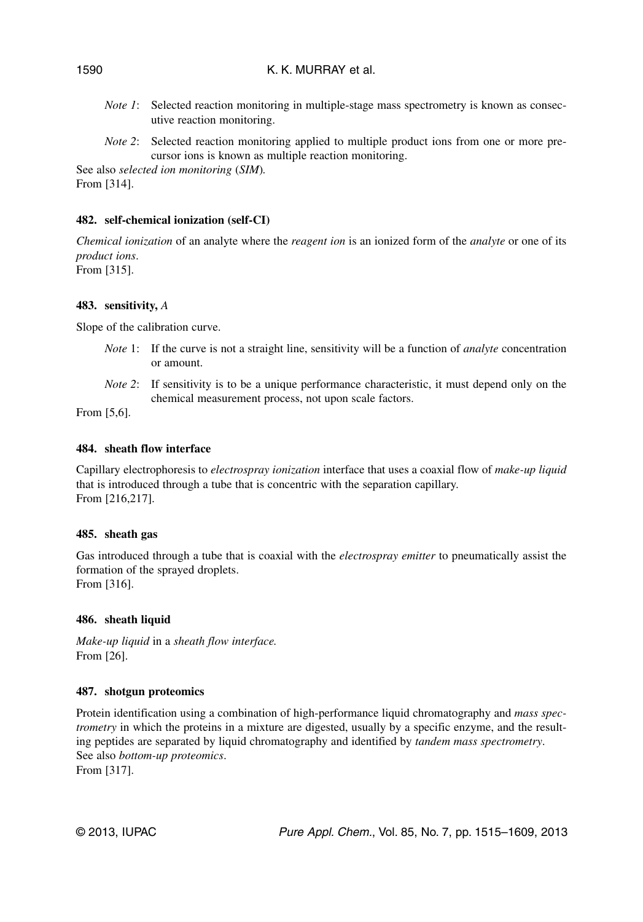*Note 1*: Selected reaction monitoring in multiple-stage mass spectrometry is known as consecutive reaction monitoring.

*Note 2*: Selected reaction monitoring applied to multiple product ions from one or more precursor ions is known as multiple reaction monitoring.

See also *selected ion monitoring* (*SIM*).
From [314].

### 482. self-chemical ionization (self-CI)

*Chemical ionization* of an analyte where the *reagent ion* is an ionized form of the *analyte* or one of its *product ions*.
From [315].

### 483. sensitivity, $A$

Slope of the calibration curve.

*Note* 1: If the curve is not a straight line, sensitivity will be a function of *analyte* concentration or amount.

*Note 2*: If sensitivity is to be a unique performance characteristic, it must depend only on the chemical measurement process, not upon scale factors.

From [5,6].

### 484. sheath flow interface

Capillary electrophoresis to *electrospray ionization* interface that uses a coaxial flow of *make-up liquid* that is introduced through a tube that is concentric with the separation capillary.
From [216,217].

### 485. sheath gas

Gas introduced through a tube that is coaxial with the *electrospray emitter* to pneumatically assist the formation of the sprayed droplets.
From [316].

### 486. sheath liquid

*Make-up liquid* in a *sheath flow interface.*
From [26].

### 487. shotgun proteomics

Protein identification using a combination of high-performance liquid chromatography and *mass spectrometry* in which the proteins in a mixture are digested, usually by a specific enzyme, and the resulting peptides are separated by liquid chromatography and identified by *tandem mass spectrometry*.
See also *bottom-up proteomics*.
From [317].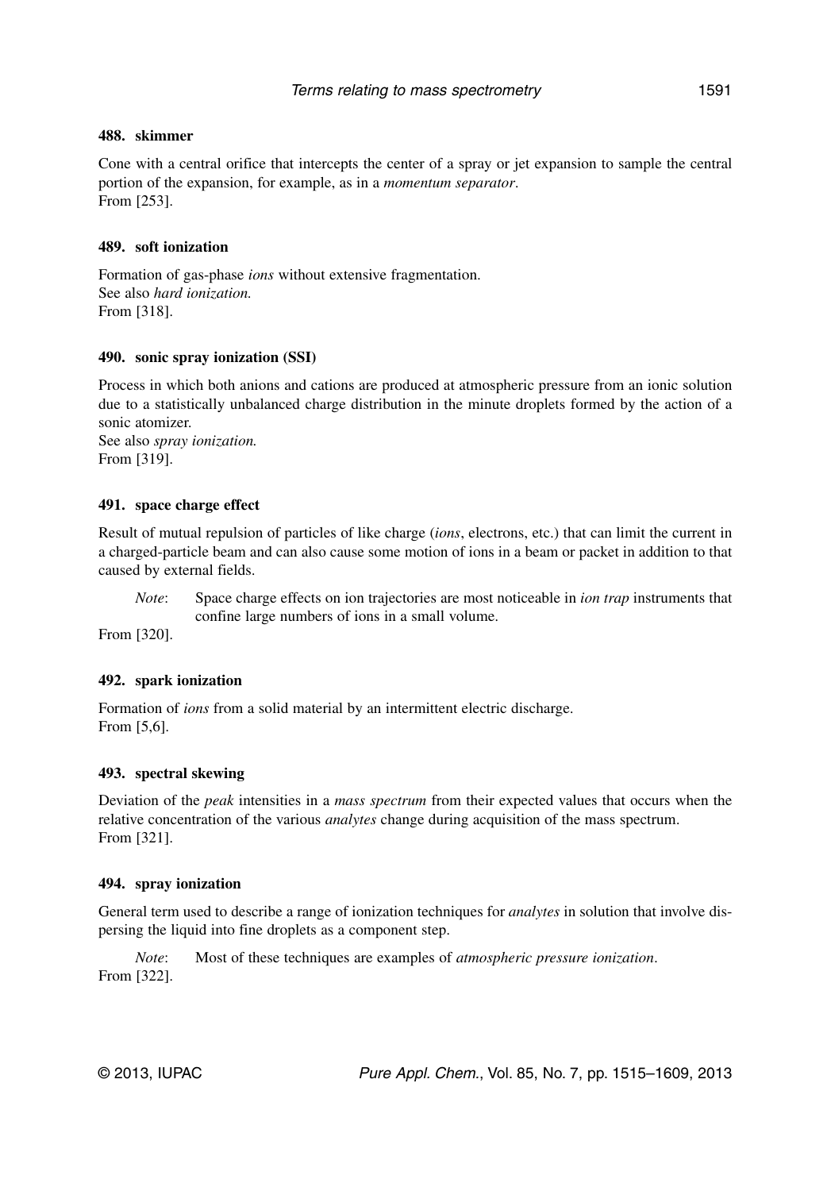### 488. skimmer

Cone with a central orifice that intercepts the center of a spray or jet expansion to sample the central portion of the expansion, for example, as in a *momentum separator*.
From [253].

### 489. soft ionization

Formation of gas-phase *ions* without extensive fragmentation.
See also *hard ionization.*
From [318].

### 490. sonic spray ionization (SSI)

Process in which both anions and cations are produced at atmospheric pressure from an ionic solution due to a statistically unbalanced charge distribution in the minute droplets formed by the action of a sonic atomizer.
See also *spray ionization.*
From [319].

### 491. space charge effect

Result of mutual repulsion of particles of like charge (*ions*, electrons, etc.) that can limit the current in a charged-particle beam and can also cause some motion of ions in a beam or packet in addition to that caused by external fields.

> *Note*: Space charge effects on ion trajectories are most noticeable in *ion trap* instruments that confine large numbers of ions in a small volume.

From [320].

### 492. spark ionization

Formation of *ions* from a solid material by an intermittent electric discharge.
From [5,6].

### 493. spectral skewing

Deviation of the *peak* intensities in a *mass spectrum* from their expected values that occurs when the relative concentration of the various *analytes* change during acquisition of the mass spectrum.
From [321].

### 494. spray ionization

General term used to describe a range of ionization techniques for *analytes* in solution that involve dispersing the liquid into fine droplets as a component step.

> *Note*: Most of these techniques are examples of *atmospheric pressure ionization*.

From [322].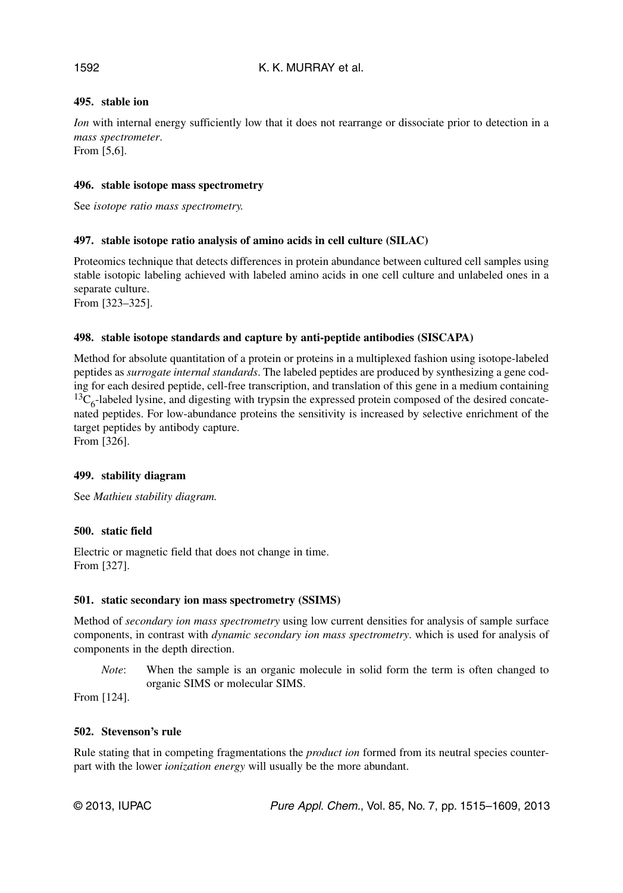### 495. stable ion

*Ion* with internal energy sufficiently low that it does not rearrange or dissociate prior to detection in a *mass spectrometer*.
From [5,6].

### 496. stable isotope mass spectrometry

See *isotope ratio mass spectrometry.*

### 497. stable isotope ratio analysis of amino acids in cell culture (SILAC)

Proteomics technique that detects differences in protein abundance between cultured cell samples using stable isotopic labeling achieved with labeled amino acids in one cell culture and unlabeled ones in a separate culture.
From [323–325].

### 498. stable isotope standards and capture by anti-peptide antibodies (SISCAPA)

Method for absolute quantitation of a protein or proteins in a multiplexed fashion using isotope-labeled peptides as *surrogate internal standards*. The labeled peptides are produced by synthesizing a gene coding for each desired peptide, cell-free transcription, and translation of this gene in a medium containing $^{13}C_6$-labeled lysine, and digesting with trypsin the expressed protein composed of the desired concatenated peptides. For low-abundance proteins the sensitivity is increased by selective enrichment of the target peptides by antibody capture.
From [326].

### 499. stability diagram

See *Mathieu stability diagram.*

### 500. static field

Electric or magnetic field that does not change in time.
From [327].

### 501. static secondary ion mass spectrometry (SSIMS)

Method of *secondary ion mass spectrometry* using low current densities for analysis of sample surface components, in contrast with *dynamic secondary ion mass spectrometry*. which is used for analysis of components in the depth direction.

*Note*: When the sample is an organic molecule in solid form the term is often changed to organic SIMS or molecular SIMS.

From [124].

### 502. Stevenson's rule

Rule stating that in competing fragmentations the *product ion* formed from its neutral species counterpart with the lower *ionization energy* will usually be the more abundant.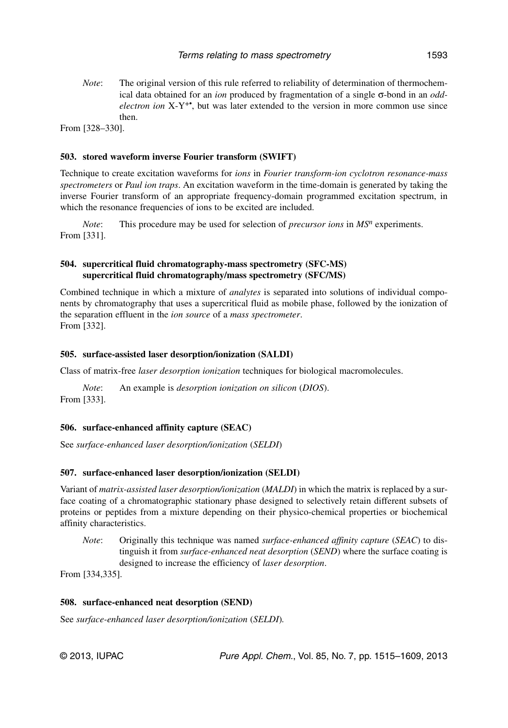*Note*: The original version of this rule referred to reliability of determination of thermochemical data obtained for an *ion* produced by fragmentation of a single σ-bond in an *odd-electron ion* $X\text{-}Y^{+\bullet}$, but was later extended to the version in more common use since then.

From [328–330].

**503. stored waveform inverse Fourier transform (SWIFT)**

Technique to create excitation waveforms for *ions* in *Fourier transform-ion cyclotron resonance-mass spectrometers* or *Paul ion traps*. An excitation waveform in the time-domain is generated by taking the inverse Fourier transform of an appropriate frequency-domain programmed excitation spectrum, in which the resonance frequencies of ions to be excited are included.

*Note*: This procedure may be used for selection of *precursor ions* in *MS*$^n$ experiments.

From [331].

**504. supercritical fluid chromatography-mass spectrometry (SFC-MS)**
**supercritical fluid chromatography/mass spectrometry (SFC/MS)**

Combined technique in which a mixture of *analytes* is separated into solutions of individual components by chromatography that uses a supercritical fluid as mobile phase, followed by the ionization of the separation effluent in the *ion source* of a *mass spectrometer*.
From [332].

**505. surface-assisted laser desorption/ionization (SALDI)**

Class of matrix-free *laser desorption ionization* techniques for biological macromolecules.

*Note*: An example is *desorption ionization on silicon* (*DIOS*).

From [333].

**506. surface-enhanced affinity capture (SEAC)**

See *surface-enhanced laser desorption/ionization* (*SELDI*)

**507. surface-enhanced laser desorption/ionization (SELDI)**

Variant of *matrix-assisted laser desorption/ionization* (*MALDI*) in which the matrix is replaced by a surface coating of a chromatographic stationary phase designed to selectively retain different subsets of proteins or peptides from a mixture depending on their physico-chemical properties or biochemical affinity characteristics.

*Note*: Originally this technique was named *surface-enhanced affinity capture* (*SEAC*) to distinguish it from *surface-enhanced neat desorption* (*SEND*) where the surface coating is designed to increase the efficiency of *laser desorption*.

From [334,335].

**508. surface-enhanced neat desorption (SEND)**

See *surface-enhanced laser desorption/ionization* (*SELDI*).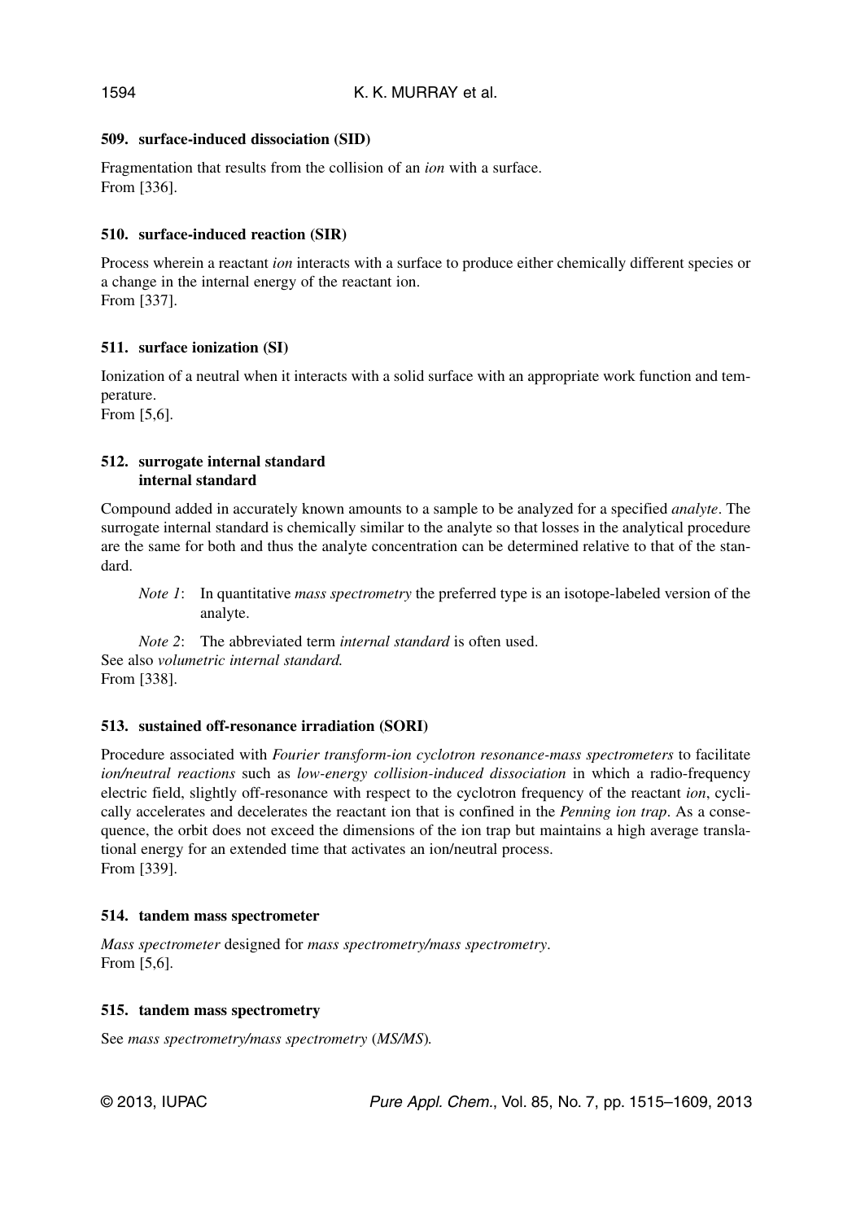### 509. surface-induced dissociation (SID)

Fragmentation that results from the collision of an *ion* with a surface.
From [336].

### 510. surface-induced reaction (SIR)

Process wherein a reactant *ion* interacts with a surface to produce either chemically different species or a change in the internal energy of the reactant ion.
From [337].

### 511. surface ionization (SI)

Ionization of a neutral when it interacts with a solid surface with an appropriate work function and temperature.
From [5,6].

### 512. surrogate internal standard
### internal standard

Compound added in accurately known amounts to a sample to be analyzed for a specified *analyte*. The surrogate internal standard is chemically similar to the analyte so that losses in the analytical procedure are the same for both and thus the analyte concentration can be determined relative to that of the standard.

*Note 1*: In quantitative *mass spectrometry* the preferred type is an isotope-labeled version of the analyte.

*Note 2*: The abbreviated term *internal standard* is often used.

See also *volumetric internal standard.*
From [338].

### 513. sustained off-resonance irradiation (SORI)

Procedure associated with *Fourier transform-ion cyclotron resonance-mass spectrometers* to facilitate *ion/neutral reactions* such as *low-energy collision-induced dissociation* in which a radio-frequency electric field, slightly off-resonance with respect to the cyclotron frequency of the reactant *ion*, cyclically accelerates and decelerates the reactant ion that is confined in the *Penning ion trap*. As a consequence, the orbit does not exceed the dimensions of the ion trap but maintains a high average translational energy for an extended time that activates an ion/neutral process.
From [339].

### 514. tandem mass spectrometer

*Mass spectrometer* designed for *mass spectrometry/mass spectrometry*.
From [5,6].

### 515. tandem mass spectrometry

See *mass spectrometry/mass spectrometry* (*MS/MS*).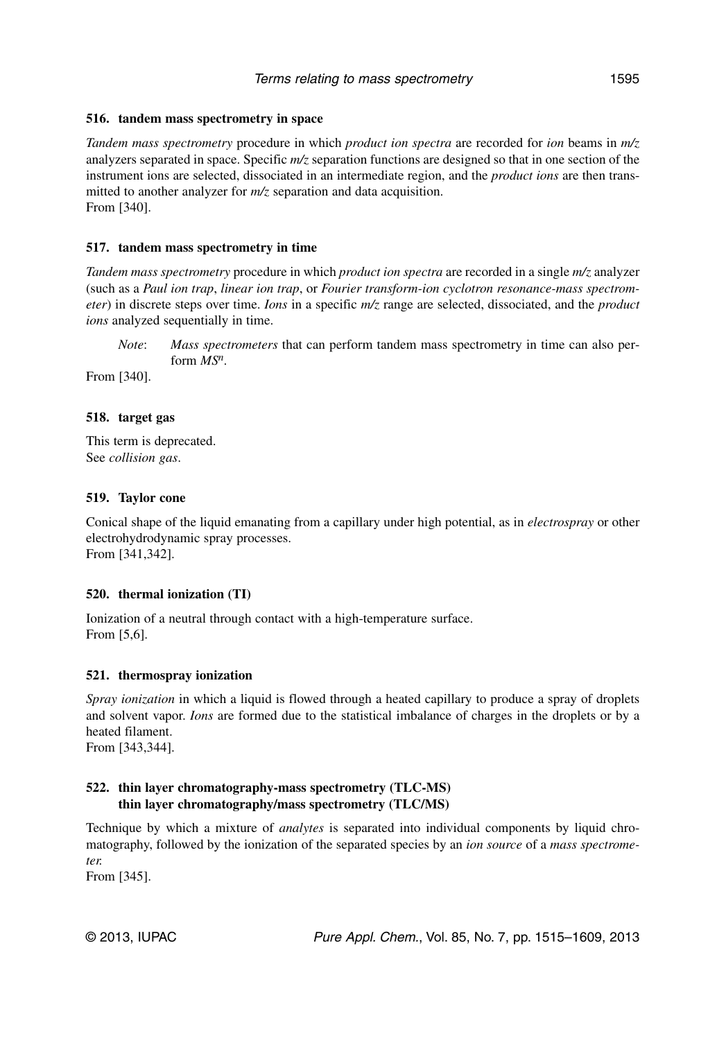### 516. tandem mass spectrometry in space

*Tandem mass spectrometry* procedure in which *product ion spectra* are recorded for *ion* beams in *m/z* analyzers separated in space. Specific *m/z* separation functions are designed so that in one section of the instrument ions are selected, dissociated in an intermediate region, and the *product ions* are then transmitted to another analyzer for *m/z* separation and data acquisition.
From [340].

### 517. tandem mass spectrometry in time

*Tandem mass spectrometry* procedure in which *product ion spectra* are recorded in a single *m/z* analyzer (such as a *Paul ion trap*, *linear ion trap*, or *Fourier transform-ion cyclotron resonance-mass spectrometer*) in discrete steps over time. *Ions* in a specific *m/z* range are selected, dissociated, and the *product ions* analyzed sequentially in time.

> *Note*: *Mass spectrometers* that can perform tandem mass spectrometry in time can also perform $MS^n$.

From [340].

### 518. target gas

This term is deprecated.
See *collision gas*.

### 519. Taylor cone

Conical shape of the liquid emanating from a capillary under high potential, as in *electrospray* or other electrohydrodynamic spray processes.
From [341,342].

### 520. thermal ionization (TI)

Ionization of a neutral through contact with a high-temperature surface.
From [5,6].

### 521. thermospray ionization

*Spray ionization* in which a liquid is flowed through a heated capillary to produce a spray of droplets and solvent vapor. *Ions* are formed due to the statistical imbalance of charges in the droplets or by a heated filament.
From [343,344].

### 522. thin layer chromatography-mass spectrometry (TLC-MS) thin layer chromatography/mass spectrometry (TLC/MS)

Technique by which a mixture of *analytes* is separated into individual components by liquid chromatography, followed by the ionization of the separated species by an *ion source* of a *mass spectrometer*.
From [345].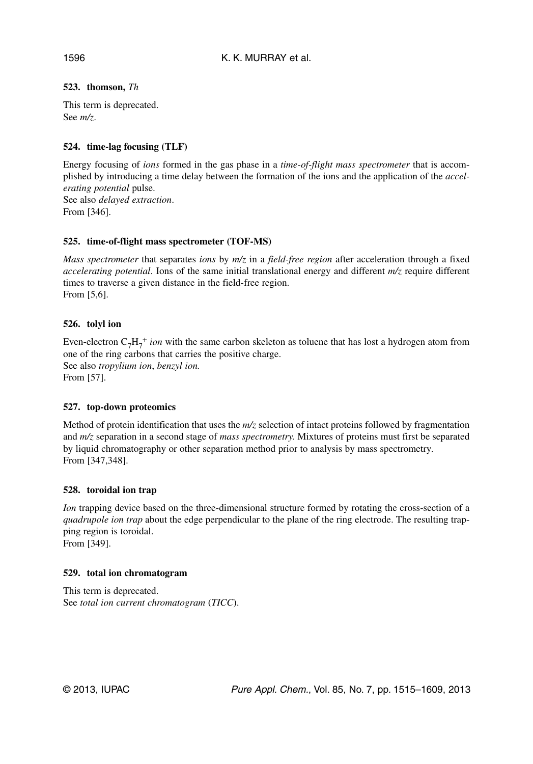**523. thomson, *Th***

This term is deprecated.
See *m/z*.

**524. time-lag focusing (TLF)**

Energy focusing of *ions* formed in the gas phase in a *time-of-flight mass spectrometer* that is accomplished by introducing a time delay between the formation of the ions and the application of the *accelerating potential* pulse.
See also *delayed extraction*.
From [346].

**525. time-of-flight mass spectrometer (TOF-MS)**

*Mass spectrometer* that separates *ions* by *m/z* in a *field-free region* after acceleration through a fixed *accelerating potential*. Ions of the same initial translational energy and different *m/z* require different times to traverse a given distance in the field-free region.
From [5,6].

**526. tolyl ion**

Even-electron $C_7H_7^+$ *ion* with the same carbon skeleton as toluene that has lost a hydrogen atom from one of the ring carbons that carries the positive charge.
See also *tropylium ion*, *benzyl ion.*
From [57].

**527. top-down proteomics**

Method of protein identification that uses the *m/z* selection of intact proteins followed by fragmentation and *m/z* separation in a second stage of *mass spectrometry.* Mixtures of proteins must first be separated by liquid chromatography or other separation method prior to analysis by mass spectrometry.
From [347,348].

**528. toroidal ion trap**

*Ion* trapping device based on the three-dimensional structure formed by rotating the cross-section of a *quadrupole ion trap* about the edge perpendicular to the plane of the ring electrode. The resulting trapping region is toroidal.
From [349].

**529. total ion chromatogram**

This term is deprecated.
See *total ion current chromatogram* (*TICC*).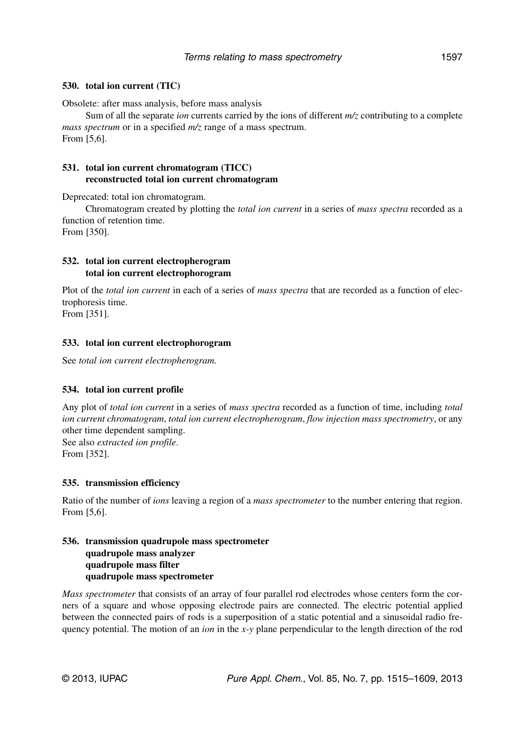### 530. total ion current (TIC)

Obsolete: after mass analysis, before mass analysis

Sum of all the separate *ion* currents carried by the ions of different *m/z* contributing to a complete *mass spectrum* or in a specified *m/z* range of a mass spectrum.
From [5,6].

### 531. total ion current chromatogram (TICC)<br>reconstructed total ion current chromatogram

Deprecated: total ion chromatogram.

Chromatogram created by plotting the *total ion current* in a series of *mass spectra* recorded as a function of retention time.
From [350].

### 532. total ion current electropherogram<br>total ion current electrophorogram

Plot of the *total ion current* in each of a series of *mass spectra* that are recorded as a function of electrophoresis time.
From [351].

### 533. total ion current electrophorogram

See *total ion current electropherogram.*

### 534. total ion current profile

Any plot of *total ion current* in a series of *mass spectra* recorded as a function of time, including *total ion current chromatogram*, *total ion current electropherogram*, *flow injection mass spectrometry*, or any other time dependent sampling.
See also *extracted ion profile*.
From [352].

### 535. transmission efficiency

Ratio of the number of *ions* leaving a region of a *mass spectrometer* to the number entering that region.
From [5,6].

### 536. transmission quadrupole mass spectrometer<br>quadrupole mass analyzer<br>quadrupole mass filter<br>quadrupole mass spectrometer

*Mass spectrometer* that consists of an array of four parallel rod electrodes whose centers form the corners of a square and whose opposing electrode pairs are connected. The electric potential applied between the connected pairs of rods is a superposition of a static potential and a sinusoidal radio frequency potential. The motion of an *ion* in the *x-y* plane perpendicular to the length direction of the rod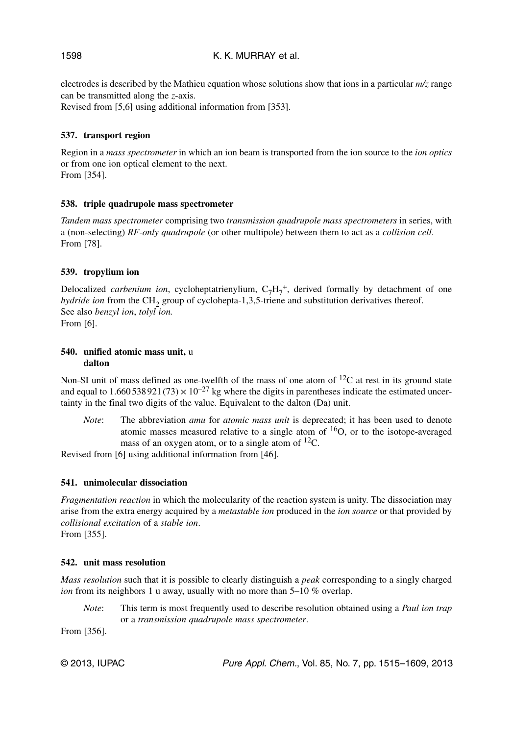electrodes is described by the Mathieu equation whose solutions show that ions in a particular *m/z* range can be transmitted along the *z*-axis.
Revised from [5,6] using additional information from [353].

### 537. transport region

Region in a *mass spectrometer* in which an ion beam is transported from the ion source to the *ion optics* or from one ion optical element to the next.
From [354].

### 538. triple quadrupole mass spectrometer

*Tandem mass spectrometer* comprising two *transmission quadrupole mass spectrometers* in series, with a (non-selecting) *RF-only quadrupole* (or other multipole) between them to act as a *collision cell*.
From [78].

### 539. tropylium ion

Delocalized *carbenium ion*, cycloheptatrienylium, $C_7H_7^+$, derived formally by detachment of one *hydride ion* from the $CH_2$ group of cyclohepta-1,3,5-triene and substitution derivatives thereof.
See also *benzyl ion*, *tolyl ion.*
From [6].

### 540. unified atomic mass unit, u
### dalton

Non-SI unit of mass defined as one-twelfth of the mass of one atom of $^{12}C$ at rest in its ground state and equal to $1.660\,538\,921\,(73) \times 10^{-27}$ kg where the digits in parentheses indicate the estimated uncertainty in the final two digits of the value. Equivalent to the dalton (Da) unit.

*Note*: The abbreviation *amu* for *atomic mass unit* is deprecated; it has been used to denote atomic masses measured relative to a single atom of $^{16}O$, or to the isotope-averaged mass of an oxygen atom, or to a single atom of $^{12}C$.

Revised from [6] using additional information from [46].

### 541. unimolecular dissociation

*Fragmentation reaction* in which the molecularity of the reaction system is unity. The dissociation may arise from the extra energy acquired by a *metastable ion* produced in the *ion source* or that provided by *collisional excitation* of a *stable ion*.
From [355].

### 542. unit mass resolution

*Mass resolution* such that it is possible to clearly distinguish a *peak* corresponding to a singly charged *ion* from its neighbors 1 u away, usually with no more than 5–10 % overlap.

*Note*: This term is most frequently used to describe resolution obtained using a *Paul ion trap* or a *transmission quadrupole mass spectrometer*.

From [356].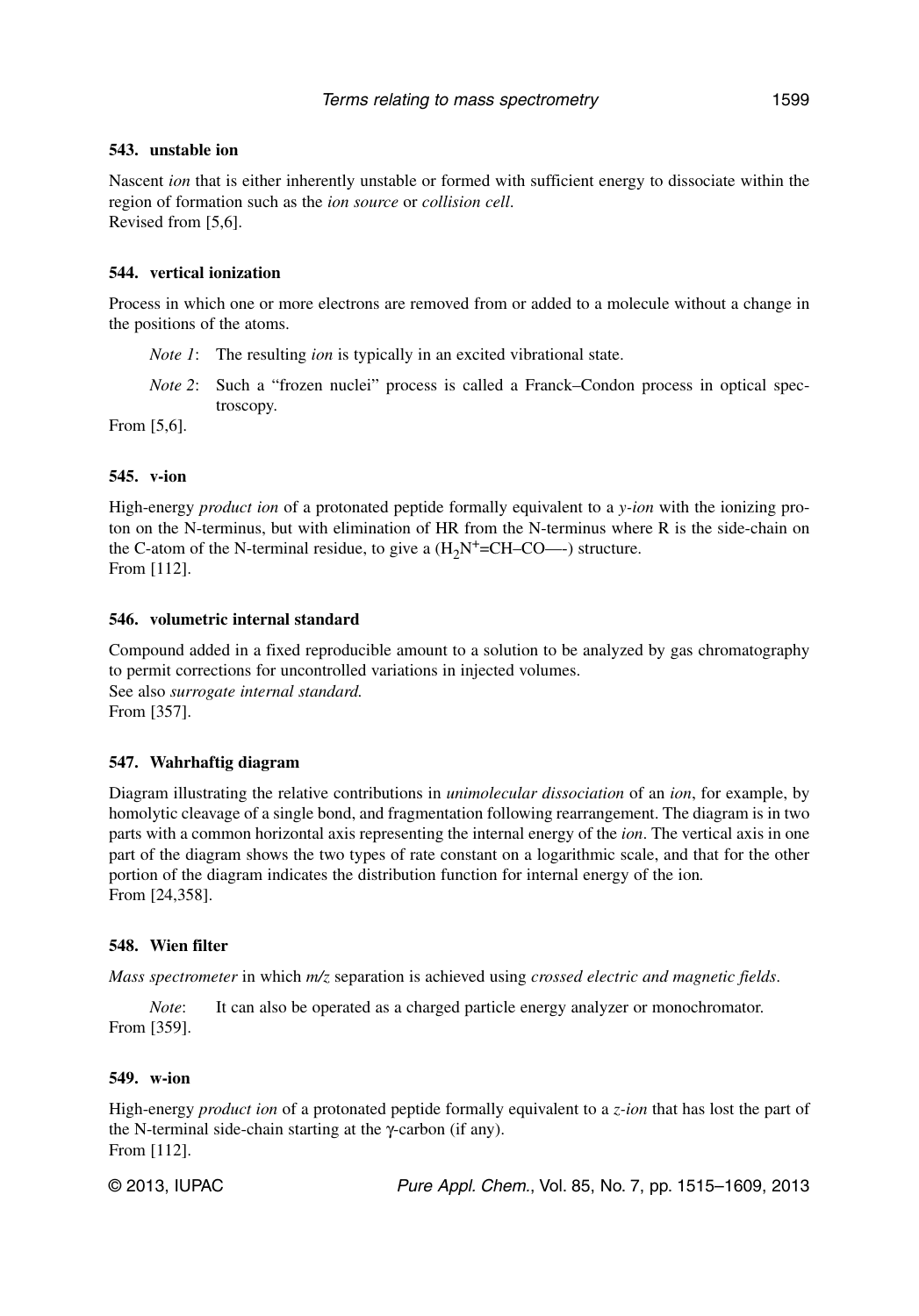### 543. unstable ion

Nascent *ion* that is either inherently unstable or formed with sufficient energy to dissociate within the region of formation such as the *ion source* or *collision cell*.
Revised from [5,6].

### 544. vertical ionization

Process in which one or more electrons are removed from or added to a molecule without a change in the positions of the atoms.

*Note 1*: The resulting *ion* is typically in an excited vibrational state.

*Note 2*: Such a "frozen nuclei" process is called a Franck–Condon process in optical spectroscopy.

From [5,6].

### 545. v-ion

High-energy *product ion* of a protonated peptide formally equivalent to a *y-ion* with the ionizing proton on the N-terminus, but with elimination of HR from the N-terminus where R is the side-chain on the C-atom of the N-terminal residue, to give a ($H_2N^+$=CH–CO—-) structure.
From [112].

### 546. volumetric internal standard

Compound added in a fixed reproducible amount to a solution to be analyzed by gas chromatography to permit corrections for uncontrolled variations in injected volumes.
See also *surrogate internal standard.*
From [357].

### 547. Wahrhaftig diagram

Diagram illustrating the relative contributions in *unimolecular dissociation* of an *ion*, for example, by homolytic cleavage of a single bond, and fragmentation following rearrangement. The diagram is in two parts with a common horizontal axis representing the internal energy of the *ion*. The vertical axis in one part of the diagram shows the two types of rate constant on a logarithmic scale, and that for the other portion of the diagram indicates the distribution function for internal energy of the ion.
From [24,358].

### 548. Wien filter

*Mass spectrometer* in which *m/z* separation is achieved using *crossed electric and magnetic fields*.

*Note*: It can also be operated as a charged particle energy analyzer or monochromator.

From [359].

### 549. w-ion

High-energy *product ion* of a protonated peptide formally equivalent to a *z-ion* that has lost the part of the N-terminal side-chain starting at the γ-carbon (if any).
From [112].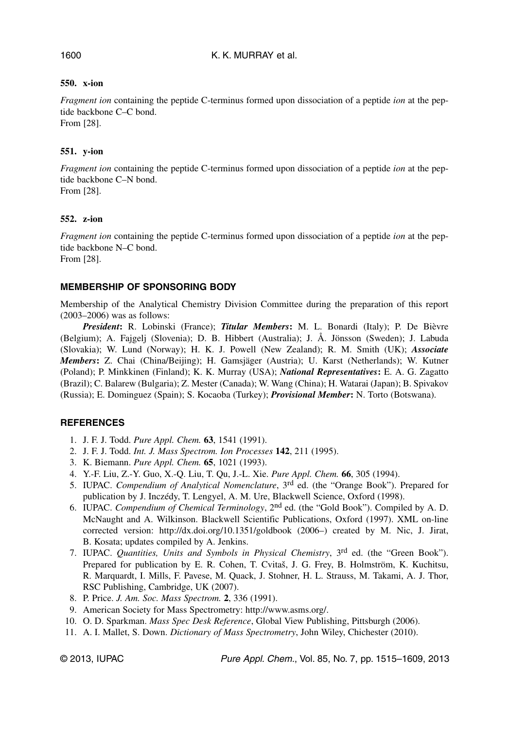### 550. x-ion

*Fragment ion* containing the peptide C-terminus formed upon dissociation of a peptide *ion* at the peptide backbone C–C bond.
From [28].

### 551. y-ion

*Fragment ion* containing the peptide C-terminus formed upon dissociation of a peptide *ion* at the peptide backbone C–N bond.
From [28].

### 552. z-ion

*Fragment ion* containing the peptide C-terminus formed upon dissociation of a peptide *ion* at the peptide backbone N–C bond.
From [28].

## MEMBERSHIP OF SPONSORING BODY

Membership of the Analytical Chemistry Division Committee during the preparation of this report (2003–2006) was as follows:

***President*:** R. Lobinski (France); ***Titular Members*:** M. L. Bonardi (Italy); P. De Bièvre (Belgium); A. Fajgelj (Slovenia); D. B. Hibbert (Australia); J. Å. Jönsson (Sweden); J. Labuda (Slovakia); W. Lund (Norway); H. K. J. Powell (New Zealand); R. M. Smith (UK); ***Associate Members*:** Z. Chai (China/Beijing); H. Gamsjäger (Austria); U. Karst (Netherlands); W. Kutner (Poland); P. Minkkinen (Finland); K. K. Murray (USA); ***National Representatives*:** E. A. G. Zagatto (Brazil); C. Balarew (Bulgaria); Z. Mester (Canada); W. Wang (China); H. Watarai (Japan); B. Spivakov (Russia); E. Dominguez (Spain); S. Kocaoba (Turkey); ***Provisional Member*:** N. Torto (Botswana).

## REFERENCES

1. J. F. J. Todd. *Pure Appl. Chem.* **63**, 1541 (1991).
2. J. F. J. Todd. *Int. J. Mass Spectrom. Ion Processes* **142**, 211 (1995).
3. K. Biemann. *Pure Appl. Chem.* **65**, 1021 (1993).
4. Y.-F. Liu, Z.-Y. Guo, X.-Q. Liu, T. Qu, J.-L. Xie. *Pure Appl. Chem.* **66**, 305 (1994).
5. IUPAC. *Compendium of Analytical Nomenclature*, 3rd ed. (the "Orange Book"). Prepared for publication by J. Inczédy, T. Lengyel, A. M. Ure, Blackwell Science, Oxford (1998).
6. IUPAC. *Compendium of Chemical Terminology*, 2nd ed. (the "Gold Book"). Compiled by A. D. McNaught and A. Wilkinson. Blackwell Scientific Publications, Oxford (1997). XML on-line corrected version: http://dx.doi.org/10.1351/goldbook (2006–) created by M. Nic, J. Jirat, B. Kosata; updates compiled by A. Jenkins.
7. IUPAC. *Quantities, Units and Symbols in Physical Chemistry*, 3rd ed. (the "Green Book"). Prepared for publication by E. R. Cohen, T. Cvitaš, J. G. Frey, B. Holmström, K. Kuchitsu, R. Marquardt, I. Mills, F. Pavese, M. Quack, J. Stohner, H. L. Strauss, M. Takami, A. J. Thor, RSC Publishing, Cambridge, UK (2007).
8. P. Price. *J. Am. Soc. Mass Spectrom.* **2**, 336 (1991).
9. American Society for Mass Spectrometry: http://www.asms.org/.
10. O. D. Sparkman. *Mass Spec Desk Reference*, Global View Publishing, Pittsburgh (2006).
11. A. I. Mallet, S. Down. *Dictionary of Mass Spectrometry*, John Wiley, Chichester (2010).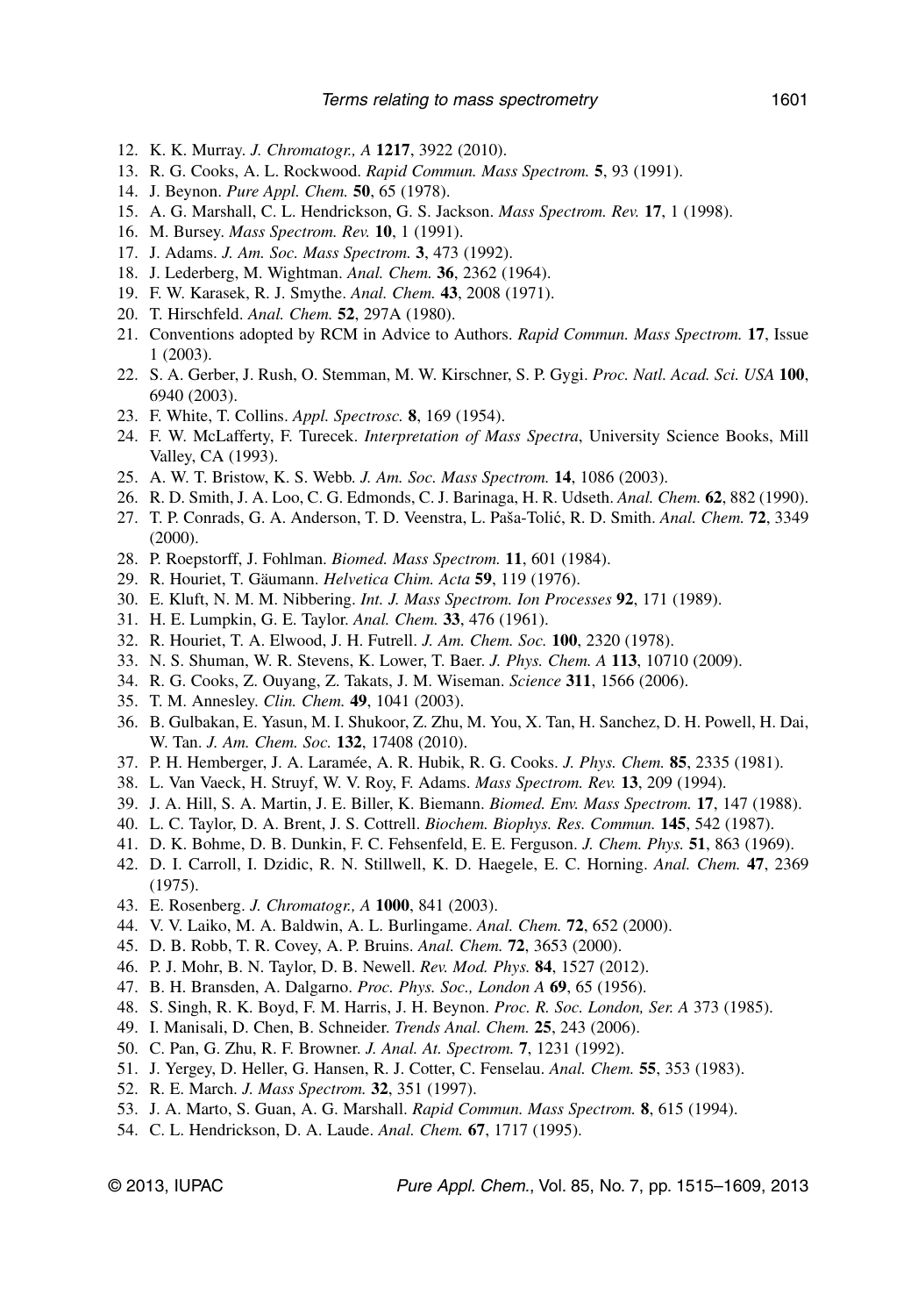12. K. K. Murray. *J. Chromatogr., A* **1217**, 3922 (2010).
13. R. G. Cooks, A. L. Rockwood. *Rapid Commun. Mass Spectrom.* **5**, 93 (1991).
14. J. Beynon. *Pure Appl. Chem.* **50**, 65 (1978).
15. A. G. Marshall, C. L. Hendrickson, G. S. Jackson. *Mass Spectrom. Rev.* **17**, 1 (1998).
16. M. Bursey. *Mass Spectrom. Rev.* **10**, 1 (1991).
17. J. Adams. *J. Am. Soc. Mass Spectrom.* **3**, 473 (1992).
18. J. Lederberg, M. Wightman. *Anal. Chem.* **36**, 2362 (1964).
19. F. W. Karasek, R. J. Smythe. *Anal. Chem.* **43**, 2008 (1971).
20. T. Hirschfeld. *Anal. Chem.* **52**, 297A (1980).
21. Conventions adopted by RCM in Advice to Authors. *Rapid Commun. Mass Spectrom.* **17**, Issue 1 (2003).
22. S. A. Gerber, J. Rush, O. Stemman, M. W. Kirschner, S. P. Gygi. *Proc. Natl. Acad. Sci. USA* **100**, 6940 (2003).
23. F. White, T. Collins. *Appl. Spectrosc.* **8**, 169 (1954).
24. F. W. McLafferty, F. Turecek. *Interpretation of Mass Spectra*, University Science Books, Mill Valley, CA (1993).
25. A. W. T. Bristow, K. S. Webb. *J. Am. Soc. Mass Spectrom.* **14**, 1086 (2003).
26. R. D. Smith, J. A. Loo, C. G. Edmonds, C. J. Barinaga, H. R. Udseth. *Anal. Chem.* **62**, 882 (1990).
27. T. P. Conrads, G. A. Anderson, T. D. Veenstra, L. Paša-Tolić, R. D. Smith. *Anal. Chem.* **72**, 3349 (2000).
28. P. Roepstorff, J. Fohlman. *Biomed. Mass Spectrom.* **11**, 601 (1984).
29. R. Houriet, T. Gäumann. *Helvetica Chim. Acta* **59**, 119 (1976).
30. E. Kluft, N. M. M. Nibbering. *Int. J. Mass Spectrom. Ion Processes* **92**, 171 (1989).
31. H. E. Lumpkin, G. E. Taylor. *Anal. Chem.* **33**, 476 (1961).
32. R. Houriet, T. A. Elwood, J. H. Futrell. *J. Am. Chem. Soc.* **100**, 2320 (1978).
33. N. S. Shuman, W. R. Stevens, K. Lower, T. Baer. *J. Phys. Chem. A* **113**, 10710 (2009).
34. R. G. Cooks, Z. Ouyang, Z. Takats, J. M. Wiseman. *Science* **311**, 1566 (2006).
35. T. M. Annesley. *Clin. Chem.* **49**, 1041 (2003).
36. B. Gulbakan, E. Yasun, M. I. Shukoor, Z. Zhu, M. You, X. Tan, H. Sanchez, D. H. Powell, H. Dai, W. Tan. *J. Am. Chem. Soc.* **132**, 17408 (2010).
37. P. H. Hemberger, J. A. Laramée, A. R. Hubik, R. G. Cooks. *J. Phys. Chem.* **85**, 2335 (1981).
38. L. Van Vaeck, H. Struyf, W. V. Roy, F. Adams. *Mass Spectrom. Rev.* **13**, 209 (1994).
39. J. A. Hill, S. A. Martin, J. E. Biller, K. Biemann. *Biomed. Env. Mass Spectrom.* **17**, 147 (1988).
40. L. C. Taylor, D. A. Brent, J. S. Cottrell. *Biochem. Biophys. Res. Commun.* **145**, 542 (1987).
41. D. K. Bohme, D. B. Dunkin, F. C. Fehsenfeld, E. E. Ferguson. *J. Chem. Phys.* **51**, 863 (1969).
42. D. I. Carroll, I. Dzidic, R. N. Stillwell, K. D. Haegele, E. C. Horning. *Anal. Chem.* **47**, 2369 (1975).
43. E. Rosenberg. *J. Chromatogr., A* **1000**, 841 (2003).
44. V. V. Laiko, M. A. Baldwin, A. L. Burlingame. *Anal. Chem.* **72**, 652 (2000).
45. D. B. Robb, T. R. Covey, A. P. Bruins. *Anal. Chem.* **72**, 3653 (2000).
46. P. J. Mohr, B. N. Taylor, D. B. Newell. *Rev. Mod. Phys.* **84**, 1527 (2012).
47. B. H. Bransden, A. Dalgarno. *Proc. Phys. Soc., London A* **69**, 65 (1956).
48. S. Singh, R. K. Boyd, F. M. Harris, J. H. Beynon. *Proc. R. Soc. London, Ser. A* 373 (1985).
49. I. Manisali, D. Chen, B. Schneider. *Trends Anal. Chem.* **25**, 243 (2006).
50. C. Pan, G. Zhu, R. F. Browner. *J. Anal. At. Spectrom.* **7**, 1231 (1992).
51. J. Yergey, D. Heller, G. Hansen, R. J. Cotter, C. Fenselau. *Anal. Chem.* **55**, 353 (1983).
52. R. E. March. *J. Mass Spectrom.* **32**, 351 (1997).
53. J. A. Marto, S. Guan, A. G. Marshall. *Rapid Commun. Mass Spectrom.* **8**, 615 (1994).
54. C. L. Hendrickson, D. A. Laude. *Anal. Chem.* **67**, 1717 (1995).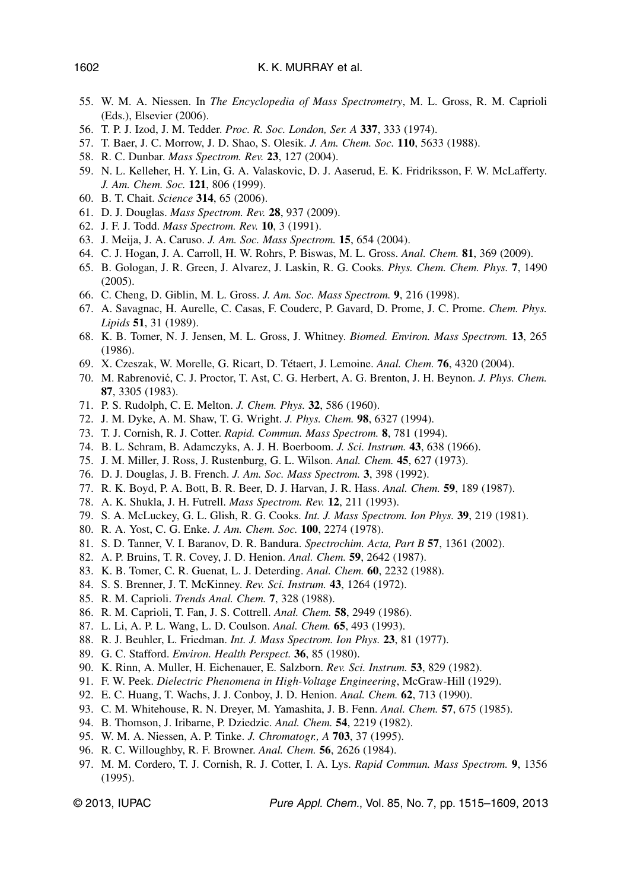55. W. M. A. Niessen. In *The Encyclopedia of Mass Spectrometry*, M. L. Gross, R. M. Caprioli (Eds.), Elsevier (2006).
56. T. P. J. Izod, J. M. Tedder. *Proc. R. Soc. London, Ser. A* **337**, 333 (1974).
57. T. Baer, J. C. Morrow, J. D. Shao, S. Olesik. *J. Am. Chem. Soc.* **110**, 5633 (1988).
58. R. C. Dunbar. *Mass Spectrom. Rev.* **23**, 127 (2004).
59. N. L. Kelleher, H. Y. Lin, G. A. Valaskovic, D. J. Aaserud, E. K. Fridriksson, F. W. McLafferty. *J. Am. Chem. Soc.* **121**, 806 (1999).
60. B. T. Chait. *Science* **314**, 65 (2006).
61. D. J. Douglas. *Mass Spectrom. Rev.* **28**, 937 (2009).
62. J. F. J. Todd. *Mass Spectrom. Rev.* **10**, 3 (1991).
63. J. Meija, J. A. Caruso. *J. Am. Soc. Mass Spectrom.* **15**, 654 (2004).
64. C. J. Hogan, J. A. Carroll, H. W. Rohrs, P. Biswas, M. L. Gross. *Anal. Chem.* **81**, 369 (2009).
65. B. Gologan, J. R. Green, J. Alvarez, J. Laskin, R. G. Cooks. *Phys. Chem. Chem. Phys.* **7**, 1490 (2005).
66. C. Cheng, D. Giblin, M. L. Gross. *J. Am. Soc. Mass Spectrom.* **9**, 216 (1998).
67. A. Savagnac, H. Aurelle, C. Casas, F. Couderc, P. Gavard, D. Prome, J. C. Prome. *Chem. Phys. Lipids* **51**, 31 (1989).
68. K. B. Tomer, N. J. Jensen, M. L. Gross, J. Whitney. *Biomed. Environ. Mass Spectrom.* **13**, 265 (1986).
69. X. Czeszak, W. Morelle, G. Ricart, D. Tétaert, J. Lemoine. *Anal. Chem.* **76**, 4320 (2004).
70. M. Rabrenović, C. J. Proctor, T. Ast, C. G. Herbert, A. G. Brenton, J. H. Beynon. *J. Phys. Chem.* **87**, 3305 (1983).
71. P. S. Rudolph, C. E. Melton. *J. Chem. Phys.* **32**, 586 (1960).
72. J. M. Dyke, A. M. Shaw, T. G. Wright. *J. Phys. Chem.* **98**, 6327 (1994).
73. T. J. Cornish, R. J. Cotter. *Rapid. Commun. Mass Spectrom.* **8**, 781 (1994).
74. B. L. Schram, B. Adamczyks, A. J. H. Boerboom. *J. Sci. Instrum.* **43**, 638 (1966).
75. J. M. Miller, J. Ross, J. Rustenburg, G. L. Wilson. *Anal. Chem.* **45**, 627 (1973).
76. D. J. Douglas, J. B. French. *J. Am. Soc. Mass Spectrom.* **3**, 398 (1992).
77. R. K. Boyd, P. A. Bott, B. R. Beer, D. J. Harvan, J. R. Hass. *Anal. Chem.* **59**, 189 (1987).
78. A. K. Shukla, J. H. Futrell. *Mass Spectrom. Rev.* **12**, 211 (1993).
79. S. A. McLuckey, G. L. Glish, R. G. Cooks. *Int. J. Mass Spectrom. Ion Phys.* **39**, 219 (1981).
80. R. A. Yost, C. G. Enke. *J. Am. Chem. Soc.* **100**, 2274 (1978).
81. S. D. Tanner, V. I. Baranov, D. R. Bandura. *Spectrochim. Acta, Part B* **57**, 1361 (2002).
82. A. P. Bruins, T. R. Covey, J. D. Henion. *Anal. Chem.* **59**, 2642 (1987).
83. K. B. Tomer, C. R. Guenat, L. J. Deterding. *Anal. Chem.* **60**, 2232 (1988).
84. S. S. Brenner, J. T. McKinney. *Rev. Sci. Instrum.* **43**, 1264 (1972).
85. R. M. Caprioli. *Trends Anal. Chem.* **7**, 328 (1988).
86. R. M. Caprioli, T. Fan, J. S. Cottrell. *Anal. Chem.* **58**, 2949 (1986).
87. L. Li, A. P. L. Wang, L. D. Coulson. *Anal. Chem.* **65**, 493 (1993).
88. R. J. Beuhler, L. Friedman. *Int. J. Mass Spectrom. Ion Phys.* **23**, 81 (1977).
89. G. C. Stafford. *Environ. Health Perspect.* **36**, 85 (1980).
90. K. Rinn, A. Muller, H. Eichenauer, E. Salzborn. *Rev. Sci. Instrum.* **53**, 829 (1982).
91. F. W. Peek. *Dielectric Phenomena in High-Voltage Engineering*, McGraw-Hill (1929).
92. E. C. Huang, T. Wachs, J. J. Conboy, J. D. Henion. *Anal. Chem.* **62**, 713 (1990).
93. C. M. Whitehouse, R. N. Dreyer, M. Yamashita, J. B. Fenn. *Anal. Chem.* **57**, 675 (1985).
94. B. Thomson, J. Iribarne, P. Dziedzic. *Anal. Chem.* **54**, 2219 (1982).
95. W. M. A. Niessen, A. P. Tinke. *J. Chromatogr., A* **703**, 37 (1995).
96. R. C. Willoughby, R. F. Browner. *Anal. Chem.* **56**, 2626 (1984).
97. M. M. Cordero, T. J. Cornish, R. J. Cotter, I. A. Lys. *Rapid Commun. Mass Spectrom.* **9**, 1356 (1995).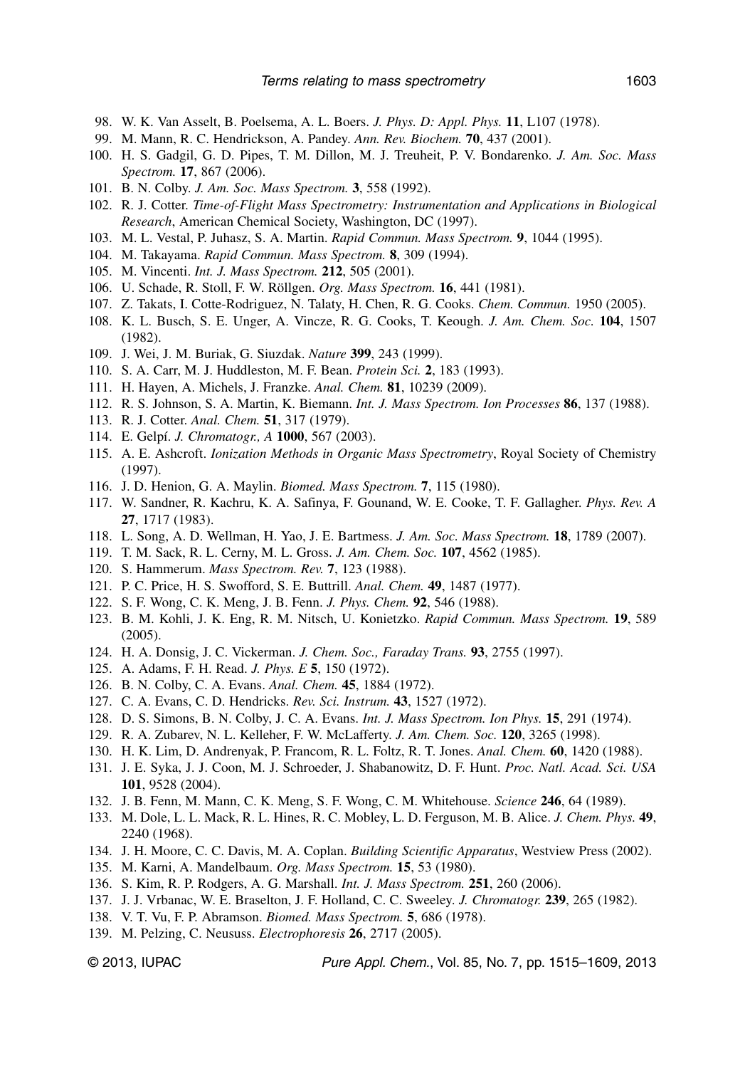98. W. K. Van Asselt, B. Poelsema, A. L. Boers. *J. Phys. D: Appl. Phys.* **11**, L107 (1978).
99. M. Mann, R. C. Hendrickson, A. Pandey. *Ann. Rev. Biochem.* **70**, 437 (2001).
100. H. S. Gadgil, G. D. Pipes, T. M. Dillon, M. J. Treuheit, P. V. Bondarenko. *J. Am. Soc. Mass Spectrom.* **17**, 867 (2006).
101. B. N. Colby. *J. Am. Soc. Mass Spectrom.* **3**, 558 (1992).
102. R. J. Cotter. *Time-of-Flight Mass Spectrometry: Instrumentation and Applications in Biological Research*, American Chemical Society, Washington, DC (1997).
103. M. L. Vestal, P. Juhasz, S. A. Martin. *Rapid Commun. Mass Spectrom.* **9**, 1044 (1995).
104. M. Takayama. *Rapid Commun. Mass Spectrom.* **8**, 309 (1994).
105. M. Vincenti. *Int. J. Mass Spectrom.* **212**, 505 (2001).
106. U. Schade, R. Stoll, F. W. Röllgen. *Org. Mass Spectrom.* **16**, 441 (1981).
107. Z. Takats, I. Cotte-Rodriguez, N. Talaty, H. Chen, R. G. Cooks. *Chem. Commun.* 1950 (2005).
108. K. L. Busch, S. E. Unger, A. Vincze, R. G. Cooks, T. Keough. *J. Am. Chem. Soc.* **104**, 1507 (1982).
109. J. Wei, J. M. Buriak, G. Siuzdak. *Nature* **399**, 243 (1999).
110. S. A. Carr, M. J. Huddleston, M. F. Bean. *Protein Sci.* **2**, 183 (1993).
111. H. Hayen, A. Michels, J. Franzke. *Anal. Chem.* **81**, 10239 (2009).
112. R. S. Johnson, S. A. Martin, K. Biemann. *Int. J. Mass Spectrom. Ion Processes* **86**, 137 (1988).
113. R. J. Cotter. *Anal. Chem.* **51**, 317 (1979).
114. E. Gelpí. *J. Chromatogr., A* **1000**, 567 (2003).
115. A. E. Ashcroft. *Ionization Methods in Organic Mass Spectrometry*, Royal Society of Chemistry (1997).
116. J. D. Henion, G. A. Maylin. *Biomed. Mass Spectrom.* **7**, 115 (1980).
117. W. Sandner, R. Kachru, K. A. Safinya, F. Gounand, W. E. Cooke, T. F. Gallagher. *Phys. Rev. A* **27**, 1717 (1983).
118. L. Song, A. D. Wellman, H. Yao, J. E. Bartmess. *J. Am. Soc. Mass Spectrom.* **18**, 1789 (2007).
119. T. M. Sack, R. L. Cerny, M. L. Gross. *J. Am. Chem. Soc.* **107**, 4562 (1985).
120. S. Hammerum. *Mass Spectrom. Rev.* **7**, 123 (1988).
121. P. C. Price, H. S. Swofford, S. E. Buttrill. *Anal. Chem.* **49**, 1487 (1977).
122. S. F. Wong, C. K. Meng, J. B. Fenn. *J. Phys. Chem.* **92**, 546 (1988).
123. B. M. Kohli, J. K. Eng, R. M. Nitsch, U. Konietzko. *Rapid Commun. Mass Spectrom.* **19**, 589 (2005).
124. H. A. Donsig, J. C. Vickerman. *J. Chem. Soc., Faraday Trans.* **93**, 2755 (1997).
125. A. Adams, F. H. Read. *J. Phys. E* **5**, 150 (1972).
126. B. N. Colby, C. A. Evans. *Anal. Chem.* **45**, 1884 (1972).
127. C. A. Evans, C. D. Hendricks. *Rev. Sci. Instrum.* **43**, 1527 (1972).
128. D. S. Simons, B. N. Colby, J. C. A. Evans. *Int. J. Mass Spectrom. Ion Phys.* **15**, 291 (1974).
129. R. A. Zubarev, N. L. Kelleher, F. W. McLafferty. *J. Am. Chem. Soc.* **120**, 3265 (1998).
130. H. K. Lim, D. Andrenyak, P. Francom, R. L. Foltz, R. T. Jones. *Anal. Chem.* **60**, 1420 (1988).
131. J. E. Syka, J. J. Coon, M. J. Schroeder, J. Shabanowitz, D. F. Hunt. *Proc. Natl. Acad. Sci. USA* **101**, 9528 (2004).
132. J. B. Fenn, M. Mann, C. K. Meng, S. F. Wong, C. M. Whitehouse. *Science* **246**, 64 (1989).
133. M. Dole, L. L. Mack, R. L. Hines, R. C. Mobley, L. D. Ferguson, M. B. Alice. *J. Chem. Phys.* **49**, 2240 (1968).
134. J. H. Moore, C. C. Davis, M. A. Coplan. *Building Scientific Apparatus*, Westview Press (2002).
135. M. Karni, A. Mandelbaum. *Org. Mass Spectrom.* **15**, 53 (1980).
136. S. Kim, R. P. Rodgers, A. G. Marshall. *Int. J. Mass Spectrom.* **251**, 260 (2006).
137. J. J. Vrbanac, W. E. Braselton, J. F. Holland, C. C. Sweeley. *J. Chromatogr.* **239**, 265 (1982).
138. V. T. Vu, F. P. Abramson. *Biomed. Mass Spectrom.* **5**, 686 (1978).
139. M. Pelzing, C. Neususs. *Electrophoresis* **26**, 2717 (2005).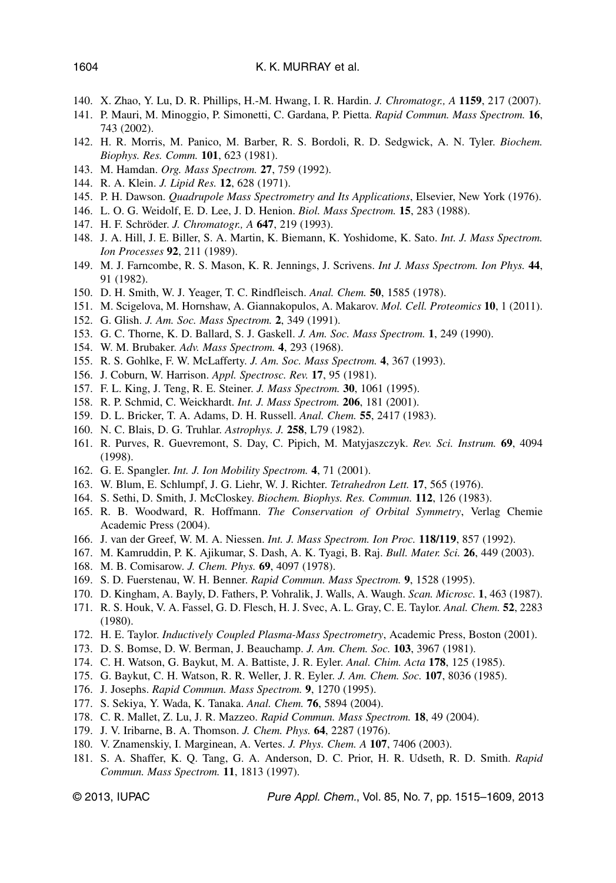140. X. Zhao, Y. Lu, D. R. Phillips, H.-M. Hwang, I. R. Hardin. *J. Chromatogr., A* **1159**, 217 (2007).
141. P. Mauri, M. Minoggio, P. Simonetti, C. Gardana, P. Pietta. *Rapid Commun. Mass Spectrom.* **16**, 743 (2002).
142. H. R. Morris, M. Panico, M. Barber, R. S. Bordoli, R. D. Sedgwick, A. N. Tyler. *Biochem. Biophys. Res. Comm.* **101**, 623 (1981).
143. M. Hamdan. *Org. Mass Spectrom.* **27**, 759 (1992).
144. R. A. Klein. *J. Lipid Res.* **12**, 628 (1971).
145. P. H. Dawson. *Quadrupole Mass Spectrometry and Its Applications*, Elsevier, New York (1976).
146. L. O. G. Weidolf, E. D. Lee, J. D. Henion. *Biol. Mass Spectrom.* **15**, 283 (1988).
147. H. F. Schröder. *J. Chromatogr., A* **647**, 219 (1993).
148. J. A. Hill, J. E. Biller, S. A. Martin, K. Biemann, K. Yoshidome, K. Sato. *Int. J. Mass Spectrom. Ion Processes* **92**, 211 (1989).
149. M. J. Farncombe, R. S. Mason, K. R. Jennings, J. Scrivens. *Int J. Mass Spectrom. Ion Phys.* **44**, 91 (1982).
150. D. H. Smith, W. J. Yeager, T. C. Rindfleisch. *Anal. Chem.* **50**, 1585 (1978).
151. M. Scigelova, M. Hornshaw, A. Giannakopulos, A. Makarov. *Mol. Cell. Proteomics* **10**, 1 (2011).
152. G. Glish. *J. Am. Soc. Mass Spectrom.* **2**, 349 (1991).
153. G. C. Thorne, K. D. Ballard, S. J. Gaskell. *J. Am. Soc. Mass Spectrom.* **1**, 249 (1990).
154. W. M. Brubaker. *Adv. Mass Spectrom.* **4**, 293 (1968).
155. R. S. Gohlke, F. W. McLafferty. *J. Am. Soc. Mass Spectrom.* **4**, 367 (1993).
156. J. Coburn, W. Harrison. *Appl. Spectrosc. Rev.* **17**, 95 (1981).
157. F. L. King, J. Teng, R. E. Steiner. *J. Mass Spectrom.* **30**, 1061 (1995).
158. R. P. Schmid, C. Weickhardt. *Int. J. Mass Spectrom.* **206**, 181 (2001).
159. D. L. Bricker, T. A. Adams, D. H. Russell. *Anal. Chem.* **55**, 2417 (1983).
160. N. C. Blais, D. G. Truhlar. *Astrophys. J.* **258**, L79 (1982).
161. R. Purves, R. Guevremont, S. Day, C. Pipich, M. Matyjaszczyk. *Rev. Sci. Instrum.* **69**, 4094 (1998).
162. G. E. Spangler. *Int. J. Ion Mobility Spectrom.* **4**, 71 (2001).
163. W. Blum, E. Schlumpf, J. G. Liehr, W. J. Richter. *Tetrahedron Lett.* **17**, 565 (1976).
164. S. Sethi, D. Smith, J. McCloskey. *Biochem. Biophys. Res. Commun.* **112**, 126 (1983).
165. R. B. Woodward, R. Hoffmann. *The Conservation of Orbital Symmetry*, Verlag Chemie Academic Press (2004).
166. J. van der Greef, W. M. A. Niessen. *Int. J. Mass Spectrom. Ion Proc.* **118/119**, 857 (1992).
167. M. Kamruddin, P. K. Ajikumar, S. Dash, A. K. Tyagi, B. Raj. *Bull. Mater. Sci.* **26**, 449 (2003).
168. M. B. Comisarow. *J. Chem. Phys.* **69**, 4097 (1978).
169. S. D. Fuerstenau, W. H. Benner. *Rapid Commun. Mass Spectrom.* **9**, 1528 (1995).
170. D. Kingham, A. Bayly, D. Fathers, P. Vohralik, J. Walls, A. Waugh. *Scan. Microsc.* **1**, 463 (1987).
171. R. S. Houk, V. A. Fassel, G. D. Flesch, H. J. Svec, A. L. Gray, C. E. Taylor. *Anal. Chem.* **52**, 2283 (1980).
172. H. E. Taylor. *Inductively Coupled Plasma-Mass Spectrometry*, Academic Press, Boston (2001).
173. D. S. Bomse, D. W. Berman, J. Beauchamp. *J. Am. Chem. Soc.* **103**, 3967 (1981).
174. C. H. Watson, G. Baykut, M. A. Battiste, J. R. Eyler. *Anal. Chim. Acta* **178**, 125 (1985).
175. G. Baykut, C. H. Watson, R. R. Weller, J. R. Eyler. *J. Am. Chem. Soc.* **107**, 8036 (1985).
176. J. Josephs. *Rapid Commun. Mass Spectrom.* **9**, 1270 (1995).
177. S. Sekiya, Y. Wada, K. Tanaka. *Anal. Chem.* **76**, 5894 (2004).
178. C. R. Mallet, Z. Lu, J. R. Mazzeo. *Rapid Commun. Mass Spectrom.* **18**, 49 (2004).
179. J. V. Iribarne, B. A. Thomson. *J. Chem. Phys.* **64**, 2287 (1976).
180. V. Znamenskiy, I. Marginean, A. Vertes. *J. Phys. Chem. A* **107**, 7406 (2003).
181. S. A. Shaffer, K. Q. Tang, G. A. Anderson, D. C. Prior, H. R. Udseth, R. D. Smith. *Rapid Commun. Mass Spectrom.* **11**, 1813 (1997).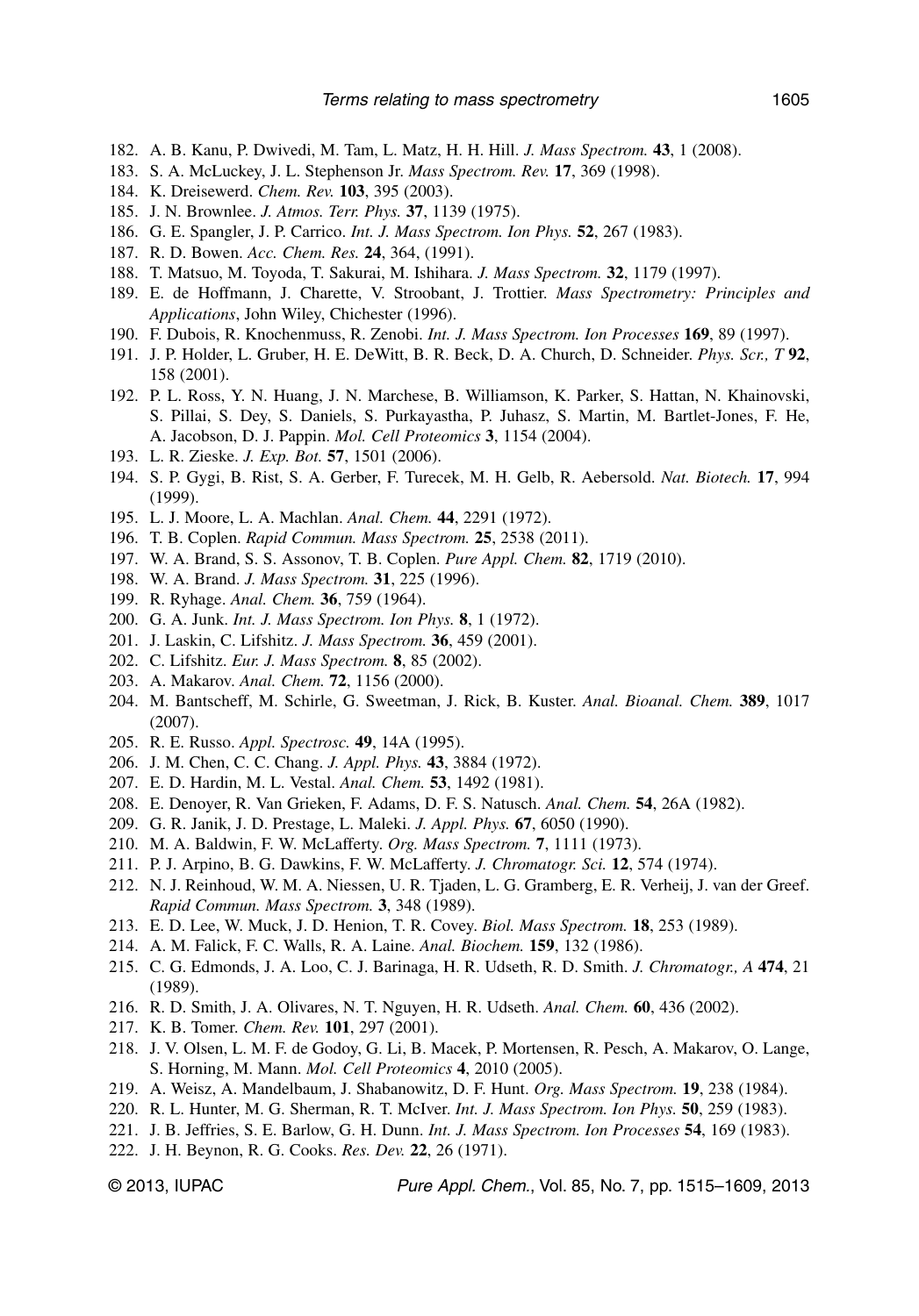182. A. B. Kanu, P. Dwivedi, M. Tam, L. Matz, H. H. Hill. *J. Mass Spectrom.* **43**, 1 (2008).
183. S. A. McLuckey, J. L. Stephenson Jr. *Mass Spectrom. Rev.* **17**, 369 (1998).
184. K. Dreisewerd. *Chem. Rev.* **103**, 395 (2003).
185. J. N. Brownlee. *J. Atmos. Terr. Phys.* **37**, 1139 (1975).
186. G. E. Spangler, J. P. Carrico. *Int. J. Mass Spectrom. Ion Phys.* **52**, 267 (1983).
187. R. D. Bowen. *Acc. Chem. Res.* **24**, 364, (1991).
188. T. Matsuo, M. Toyoda, T. Sakurai, M. Ishihara. *J. Mass Spectrom.* **32**, 1179 (1997).
189. E. de Hoffmann, J. Charette, V. Stroobant, J. Trottier. *Mass Spectrometry: Principles and Applications*, John Wiley, Chichester (1996).
190. F. Dubois, R. Knochenmuss, R. Zenobi. *Int. J. Mass Spectrom. Ion Processes* **169**, 89 (1997).
191. J. P. Holder, L. Gruber, H. E. DeWitt, B. R. Beck, D. A. Church, D. Schneider. *Phys. Scr., T* **92**, 158 (2001).
192. P. L. Ross, Y. N. Huang, J. N. Marchese, B. Williamson, K. Parker, S. Hattan, N. Khainovski, S. Pillai, S. Dey, S. Daniels, S. Purkayastha, P. Juhasz, S. Martin, M. Bartlet-Jones, F. He, A. Jacobson, D. J. Pappin. *Mol. Cell Proteomics* **3**, 1154 (2004).
193. L. R. Zieske. *J. Exp. Bot.* **57**, 1501 (2006).
194. S. P. Gygi, B. Rist, S. A. Gerber, F. Turecek, M. H. Gelb, R. Aebersold. *Nat. Biotech.* **17**, 994 (1999).
195. L. J. Moore, L. A. Machlan. *Anal. Chem.* **44**, 2291 (1972).
196. T. B. Coplen. *Rapid Commun. Mass Spectrom.* **25**, 2538 (2011).
197. W. A. Brand, S. S. Assonov, T. B. Coplen. *Pure Appl. Chem.* **82**, 1719 (2010).
198. W. A. Brand. *J. Mass Spectrom.* **31**, 225 (1996).
199. R. Ryhage. *Anal. Chem.* **36**, 759 (1964).
200. G. A. Junk. *Int. J. Mass Spectrom. Ion Phys.* **8**, 1 (1972).
201. J. Laskin, C. Lifshitz. *J. Mass Spectrom.* **36**, 459 (2001).
202. C. Lifshitz. *Eur. J. Mass Spectrom.* **8**, 85 (2002).
203. A. Makarov. *Anal. Chem.* **72**, 1156 (2000).
204. M. Bantscheff, M. Schirle, G. Sweetman, J. Rick, B. Kuster. *Anal. Bioanal. Chem.* **389**, 1017 (2007).
205. R. E. Russo. *Appl. Spectrosc.* **49**, 14A (1995).
206. J. M. Chen, C. C. Chang. *J. Appl. Phys.* **43**, 3884 (1972).
207. E. D. Hardin, M. L. Vestal. *Anal. Chem.* **53**, 1492 (1981).
208. E. Denoyer, R. Van Grieken, F. Adams, D. F. S. Natusch. *Anal. Chem.* **54**, 26A (1982).
209. G. R. Janik, J. D. Prestage, L. Maleki. *J. Appl. Phys.* **67**, 6050 (1990).
210. M. A. Baldwin, F. W. McLafferty. *Org. Mass Spectrom.* **7**, 1111 (1973).
211. P. J. Arpino, B. G. Dawkins, F. W. McLafferty. *J. Chromatogr. Sci.* **12**, 574 (1974).
212. N. J. Reinhoud, W. M. A. Niessen, U. R. Tjaden, L. G. Gramberg, E. R. Verheij, J. van der Greef. *Rapid Commun. Mass Spectrom.* **3**, 348 (1989).
213. E. D. Lee, W. Muck, J. D. Henion, T. R. Covey. *Biol. Mass Spectrom.* **18**, 253 (1989).
214. A. M. Falick, F. C. Walls, R. A. Laine. *Anal. Biochem.* **159**, 132 (1986).
215. C. G. Edmonds, J. A. Loo, C. J. Barinaga, H. R. Udseth, R. D. Smith. *J. Chromatogr., A* **474**, 21 (1989).
216. R. D. Smith, J. A. Olivares, N. T. Nguyen, H. R. Udseth. *Anal. Chem.* **60**, 436 (2002).
217. K. B. Tomer. *Chem. Rev.* **101**, 297 (2001).
218. J. V. Olsen, L. M. F. de Godoy, G. Li, B. Macek, P. Mortensen, R. Pesch, A. Makarov, O. Lange, S. Horning, M. Mann. *Mol. Cell Proteomics* **4**, 2010 (2005).
219. A. Weisz, A. Mandelbaum, J. Shabanowitz, D. F. Hunt. *Org. Mass Spectrom.* **19**, 238 (1984).
220. R. L. Hunter, M. G. Sherman, R. T. McIver. *Int. J. Mass Spectrom. Ion Phys.* **50**, 259 (1983).
221. J. B. Jeffries, S. E. Barlow, G. H. Dunn. *Int. J. Mass Spectrom. Ion Processes* **54**, 169 (1983).
222. J. H. Beynon, R. G. Cooks. *Res. Dev.* **22**, 26 (1971).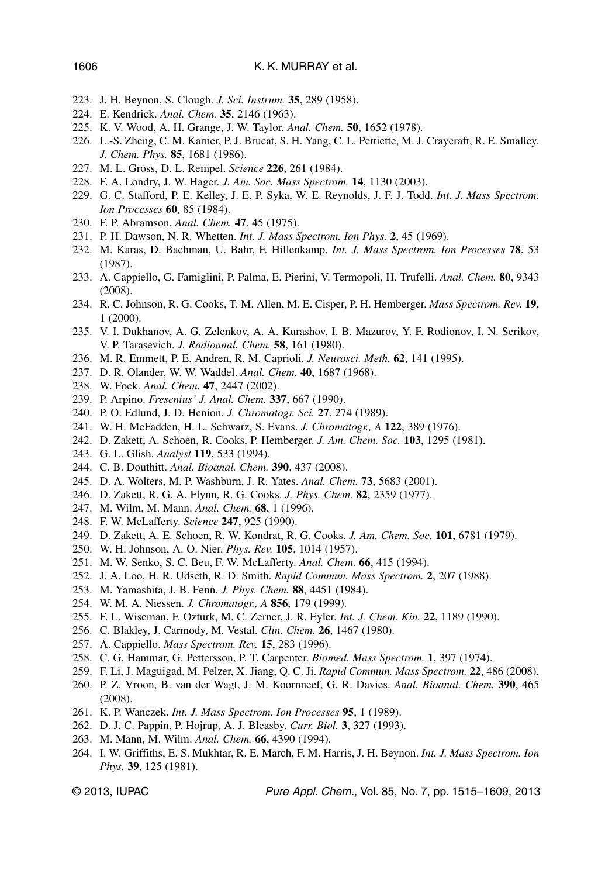223. J. H. Beynon, S. Clough. *J. Sci. Instrum.* **35**, 289 (1958).
224. E. Kendrick. *Anal. Chem.* **35**, 2146 (1963).
225. K. V. Wood, A. H. Grange, J. W. Taylor. *Anal. Chem.* **50**, 1652 (1978).
226. L.-S. Zheng, C. M. Karner, P. J. Brucat, S. H. Yang, C. L. Pettiette, M. J. Craycraft, R. E. Smalley. *J. Chem. Phys.* **85**, 1681 (1986).
227. M. L. Gross, D. L. Rempel. *Science* **226**, 261 (1984).
228. F. A. Londry, J. W. Hager. *J. Am. Soc. Mass Spectrom.* **14**, 1130 (2003).
229. G. C. Stafford, P. E. Kelley, J. E. P. Syka, W. E. Reynolds, J. F. J. Todd. *Int. J. Mass Spectrom. Ion Processes* **60**, 85 (1984).
230. F. P. Abramson. *Anal. Chem.* **47**, 45 (1975).
231. P. H. Dawson, N. R. Whetten. *Int. J. Mass Spectrom. Ion Phys.* **2**, 45 (1969).
232. M. Karas, D. Bachman, U. Bahr, F. Hillenkamp. *Int. J. Mass Spectrom. Ion Processes* **78**, 53 (1987).
233. A. Cappiello, G. Famiglini, P. Palma, E. Pierini, V. Termopoli, H. Trufelli. *Anal. Chem.* **80**, 9343 (2008).
234. R. C. Johnson, R. G. Cooks, T. M. Allen, M. E. Cisper, P. H. Hemberger. *Mass Spectrom. Rev.* **19**, 1 (2000).
235. V. I. Dukhanov, A. G. Zelenkov, A. A. Kurashov, I. B. Mazurov, Y. F. Rodionov, I. N. Serikov, V. P. Tarasevich. *J. Radioanal. Chem.* **58**, 161 (1980).
236. M. R. Emmett, P. E. Andren, R. M. Caprioli. *J. Neurosci. Meth.* **62**, 141 (1995).
237. D. R. Olander, W. W. Waddel. *Anal. Chem.* **40**, 1687 (1968).
238. W. Fock. *Anal. Chem.* **47**, 2447 (2002).
239. P. Arpino. *Fresenius' J. Anal. Chem.* **337**, 667 (1990).
240. P. O. Edlund, J. D. Henion. *J. Chromatogr. Sci.* **27**, 274 (1989).
241. W. H. McFadden, H. L. Schwarz, S. Evans. *J. Chromatogr., A* **122**, 389 (1976).
242. D. Zakett, A. Schoen, R. Cooks, P. Hemberger. *J. Am. Chem. Soc.* **103**, 1295 (1981).
243. G. L. Glish. *Analyst* **119**, 533 (1994).
244. C. B. Douthitt. *Anal. Bioanal. Chem.* **390**, 437 (2008).
245. D. A. Wolters, M. P. Washburn, J. R. Yates. *Anal. Chem.* **73**, 5683 (2001).
246. D. Zakett, R. G. A. Flynn, R. G. Cooks. *J. Phys. Chem.* **82**, 2359 (1977).
247. M. Wilm, M. Mann. *Anal. Chem.* **68**, 1 (1996).
248. F. W. McLafferty. *Science* **247**, 925 (1990).
249. D. Zakett, A. E. Schoen, R. W. Kondrat, R. G. Cooks. *J. Am. Chem. Soc.* **101**, 6781 (1979).
250. W. H. Johnson, A. O. Nier. *Phys. Rev.* **105**, 1014 (1957).
251. M. W. Senko, S. C. Beu, F. W. McLafferty. *Anal. Chem.* **66**, 415 (1994).
252. J. A. Loo, H. R. Udseth, R. D. Smith. *Rapid Commun. Mass Spectrom.* **2**, 207 (1988).
253. M. Yamashita, J. B. Fenn. *J. Phys. Chem.* **88**, 4451 (1984).
254. W. M. A. Niessen. *J. Chromatogr., A* **856**, 179 (1999).
255. F. L. Wiseman, F. Ozturk, M. C. Zerner, J. R. Eyler. *Int. J. Chem. Kin.* **22**, 1189 (1990).
256. C. Blakley, J. Carmody, M. Vestal. *Clin. Chem.* **26**, 1467 (1980).
257. A. Cappiello. *Mass Spectrom. Rev.* **15**, 283 (1996).
258. C. G. Hammar, G. Pettersson, P. T. Carpenter. *Biomed. Mass Spectrom.* **1**, 397 (1974).
259. F. Li, J. Maguigad, M. Pelzer, X. Jiang, Q. C. Ji. *Rapid Commun. Mass Spectrom.* **22**, 486 (2008).
260. P. Z. Vroon, B. van der Wagt, J. M. Koornneef, G. R. Davies. *Anal. Bioanal. Chem.* **390**, 465 (2008).
261. K. P. Wanczek. *Int. J. Mass Spectrom. Ion Processes* **95**, 1 (1989).
262. D. J. C. Pappin, P. Hojrup, A. J. Bleasby. *Curr. Biol.* **3**, 327 (1993).
263. M. Mann, M. Wilm. *Anal. Chem.* **66**, 4390 (1994).
264. I. W. Griffiths, E. S. Mukhtar, R. E. March, F. M. Harris, J. H. Beynon. *Int. J. Mass Spectrom. Ion Phys.* **39**, 125 (1981).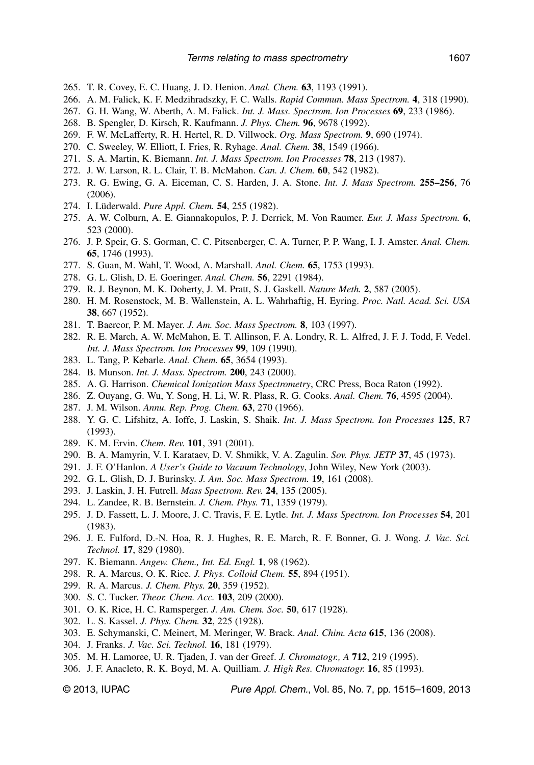265. T. R. Covey, E. C. Huang, J. D. Henion. *Anal. Chem.* **63**, 1193 (1991).
266. A. M. Falick, K. F. Medzihradszky, F. C. Walls. *Rapid Commun. Mass Spectrom.* **4**, 318 (1990).
267. G. H. Wang, W. Aberth, A. M. Falick. *Int. J. Mass. Spectrom. Ion Processes* **69**, 233 (1986).
268. B. Spengler, D. Kirsch, R. Kaufmann. *J. Phys. Chem.* **96**, 9678 (1992).
269. F. W. McLafferty, R. H. Hertel, R. D. Villwock. *Org. Mass Spectrom.* **9**, 690 (1974).
270. C. Sweeley, W. Elliott, I. Fries, R. Ryhage. *Anal. Chem.* **38**, 1549 (1966).
271. S. A. Martin, K. Biemann. *Int. J. Mass Spectrom. Ion Processes* **78**, 213 (1987).
272. J. W. Larson, R. L. Clair, T. B. McMahon. *Can. J. Chem.* **60**, 542 (1982).
273. R. G. Ewing, G. A. Eiceman, C. S. Harden, J. A. Stone. *Int. J. Mass Spectrom.* **255–256**, 76 (2006).
274. I. Lüderwald. *Pure Appl. Chem.* **54**, 255 (1982).
275. A. W. Colburn, A. E. Giannakopulos, P. J. Derrick, M. Von Raumer. *Eur. J. Mass Spectrom.* **6**, 523 (2000).
276. J. P. Speir, G. S. Gorman, C. C. Pitsenberger, C. A. Turner, P. P. Wang, I. J. Amster. *Anal. Chem.* **65**, 1746 (1993).
277. S. Guan, M. Wahl, T. Wood, A. Marshall. *Anal. Chem.* **65**, 1753 (1993).
278. G. L. Glish, D. E. Goeringer. *Anal. Chem.* **56**, 2291 (1984).
279. R. J. Beynon, M. K. Doherty, J. M. Pratt, S. J. Gaskell. *Nature Meth.* **2**, 587 (2005).
280. H. M. Rosenstock, M. B. Wallenstein, A. L. Wahrhaftig, H. Eyring. *Proc. Natl. Acad. Sci. USA* **38**, 667 (1952).
281. T. Baercor, P. M. Mayer. *J. Am. Soc. Mass Spectrom.* **8**, 103 (1997).
282. R. E. March, A. W. McMahon, E. T. Allinson, F. A. Londry, R. L. Alfred, J. F. J. Todd, F. Vedel. *Int. J. Mass Spectrom. Ion Processes* **99**, 109 (1990).
283. L. Tang, P. Kebarle. *Anal. Chem.* **65**, 3654 (1993).
284. B. Munson. *Int. J. Mass. Spectrom.* **200**, 243 (2000).
285. A. G. Harrison. *Chemical Ionization Mass Spectrometry*, CRC Press, Boca Raton (1992).
286. Z. Ouyang, G. Wu, Y. Song, H. Li, W. R. Plass, R. G. Cooks. *Anal. Chem.* **76**, 4595 (2004).
287. J. M. Wilson. *Annu. Rep. Prog. Chem.* **63**, 270 (1966).
288. Y. G. C. Lifshitz, A. Ioffe, J. Laskin, S. Shaik. *Int. J. Mass Spectrom. Ion Processes* **125**, R7 (1993).
289. K. M. Ervin. *Chem. Rev.* **101**, 391 (2001).
290. B. A. Mamyrin, V. I. Karataev, D. V. Shmikk, V. A. Zagulin. *Sov. Phys. JETP* **37**, 45 (1973).
291. J. F. O'Hanlon. *A User's Guide to Vacuum Technology*, John Wiley, New York (2003).
292. G. L. Glish, D. J. Burinsky. *J. Am. Soc. Mass Spectrom.* **19**, 161 (2008).
293. J. Laskin, J. H. Futrell. *Mass Spectrom. Rev.* **24**, 135 (2005).
294. L. Zandee, R. B. Bernstein. *J. Chem. Phys.* **71**, 1359 (1979).
295. J. D. Fassett, L. J. Moore, J. C. Travis, F. E. Lytle. *Int. J. Mass Spectrom. Ion Processes* **54**, 201 (1983).
296. J. E. Fulford, D.-N. Hoa, R. J. Hughes, R. E. March, R. F. Bonner, G. J. Wong. *J. Vac. Sci. Technol.* **17**, 829 (1980).
297. K. Biemann. *Angew. Chem., Int. Ed. Engl.* **1**, 98 (1962).
298. R. A. Marcus, O. K. Rice. *J. Phys. Colloid Chem.* **55**, 894 (1951).
299. R. A. Marcus. *J. Chem. Phys.* **20**, 359 (1952).
300. S. C. Tucker. *Theor. Chem. Acc.* **103**, 209 (2000).
301. O. K. Rice, H. C. Ramsperger. *J. Am. Chem. Soc.* **50**, 617 (1928).
302. L. S. Kassel. *J. Phys. Chem.* **32**, 225 (1928).
303. E. Schymanski, C. Meinert, M. Meringer, W. Brack. *Anal. Chim. Acta* **615**, 136 (2008).
304. J. Franks. *J. Vac. Sci. Technol.* **16**, 181 (1979).
305. M. H. Lamoree, U. R. Tjaden, J. van der Greef. *J. Chromatogr., A* **712**, 219 (1995).
306. J. F. Anacleto, R. K. Boyd, M. A. Quilliam. *J. High Res. Chromatogr.* **16**, 85 (1993).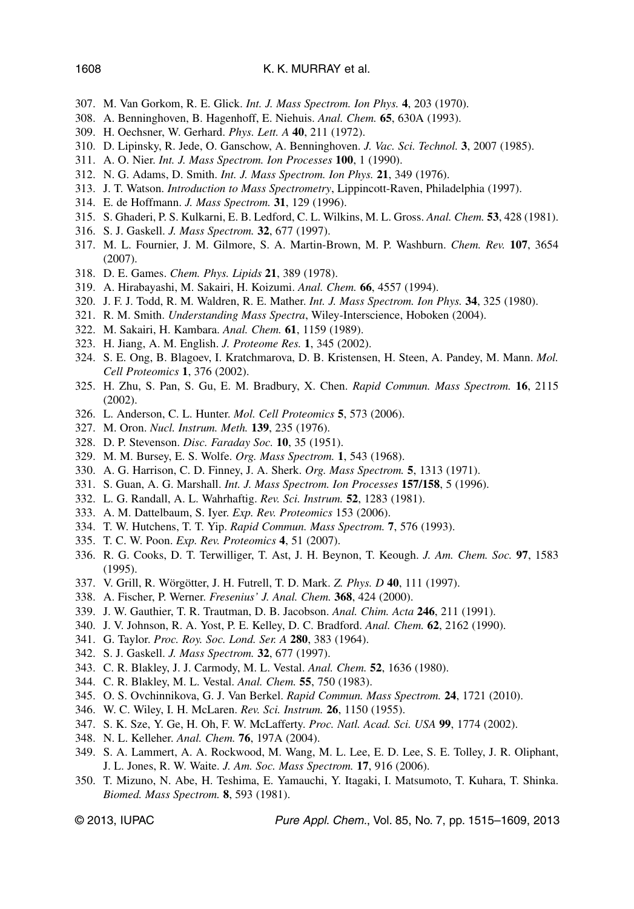307. M. Van Gorkom, R. E. Glick. *Int. J. Mass Spectrom. Ion Phys.* **4**, 203 (1970).
308. A. Benninghoven, B. Hagenhoff, E. Niehuis. *Anal. Chem.* **65**, 630A (1993).
309. H. Oechsner, W. Gerhard. *Phys. Lett. A* **40**, 211 (1972).
310. D. Lipinsky, R. Jede, O. Ganschow, A. Benninghoven. *J. Vac. Sci. Technol.* **3**, 2007 (1985).
311. A. O. Nier. *Int. J. Mass Spectrom. Ion Processes* **100**, 1 (1990).
312. N. G. Adams, D. Smith. *Int. J. Mass Spectrom. Ion Phys.* **21**, 349 (1976).
313. J. T. Watson. *Introduction to Mass Spectrometry*, Lippincott-Raven, Philadelphia (1997).
314. E. de Hoffmann. *J. Mass Spectrom.* **31**, 129 (1996).
315. S. Ghaderi, P. S. Kulkarni, E. B. Ledford, C. L. Wilkins, M. L. Gross. *Anal. Chem.* **53**, 428 (1981).
316. S. J. Gaskell. *J. Mass Spectrom.* **32**, 677 (1997).
317. M. L. Fournier, J. M. Gilmore, S. A. Martin-Brown, M. P. Washburn. *Chem. Rev.* **107**, 3654 (2007).
318. D. E. Games. *Chem. Phys. Lipids* **21**, 389 (1978).
319. A. Hirabayashi, M. Sakairi, H. Koizumi. *Anal. Chem.* **66**, 4557 (1994).
320. J. F. J. Todd, R. M. Waldren, R. E. Mather. *Int. J. Mass Spectrom. Ion Phys.* **34**, 325 (1980).
321. R. M. Smith. *Understanding Mass Spectra*, Wiley-Interscience, Hoboken (2004).
322. M. Sakairi, H. Kambara. *Anal. Chem.* **61**, 1159 (1989).
323. H. Jiang, A. M. English. *J. Proteome Res.* **1**, 345 (2002).
324. S. E. Ong, B. Blagoev, I. Kratchmarova, D. B. Kristensen, H. Steen, A. Pandey, M. Mann. *Mol. Cell Proteomics* **1**, 376 (2002).
325. H. Zhu, S. Pan, S. Gu, E. M. Bradbury, X. Chen. *Rapid Commun. Mass Spectrom.* **16**, 2115 (2002).
326. L. Anderson, C. L. Hunter. *Mol. Cell Proteomics* **5**, 573 (2006).
327. M. Oron. *Nucl. Instrum. Meth.* **139**, 235 (1976).
328. D. P. Stevenson. *Disc. Faraday Soc.* **10**, 35 (1951).
329. M. M. Bursey, E. S. Wolfe. *Org. Mass Spectrom.* **1**, 543 (1968).
330. A. G. Harrison, C. D. Finney, J. A. Sherk. *Org. Mass Spectrom.* **5**, 1313 (1971).
331. S. Guan, A. G. Marshall. *Int. J. Mass Spectrom. Ion Processes* **157/158**, 5 (1996).
332. L. G. Randall, A. L. Wahrhaftig. *Rev. Sci. Instrum.* **52**, 1283 (1981).
333. A. M. Dattelbaum, S. Iyer. *Exp. Rev. Proteomics* 153 (2006).
334. T. W. Hutchens, T. T. Yip. *Rapid Commun. Mass Spectrom.* **7**, 576 (1993).
335. T. C. W. Poon. *Exp. Rev. Proteomics* **4**, 51 (2007).
336. R. G. Cooks, D. T. Terwilliger, T. Ast, J. H. Beynon, T. Keough. *J. Am. Chem. Soc.* **97**, 1583 (1995).
337. V. Grill, R. Wörgötter, J. H. Futrell, T. D. Mark. *Z. Phys. D* **40**, 111 (1997).
338. A. Fischer, P. Werner. *Fresenius' J. Anal. Chem.* **368**, 424 (2000).
339. J. W. Gauthier, T. R. Trautman, D. B. Jacobson. *Anal. Chim. Acta* **246**, 211 (1991).
340. J. V. Johnson, R. A. Yost, P. E. Kelley, D. C. Bradford. *Anal. Chem.* **62**, 2162 (1990).
341. G. Taylor. *Proc. Roy. Soc. Lond. Ser. A* **280**, 383 (1964).
342. S. J. Gaskell. *J. Mass Spectrom.* **32**, 677 (1997).
343. C. R. Blakley, J. J. Carmody, M. L. Vestal. *Anal. Chem.* **52**, 1636 (1980).
344. C. R. Blakley, M. L. Vestal. *Anal. Chem.* **55**, 750 (1983).
345. O. S. Ovchinnikova, G. J. Van Berkel. *Rapid Commun. Mass Spectrom.* **24**, 1721 (2010).
346. W. C. Wiley, I. H. McLaren. *Rev. Sci. Instrum.* **26**, 1150 (1955).
347. S. K. Sze, Y. Ge, H. Oh, F. W. McLafferty. *Proc. Natl. Acad. Sci. USA* **99**, 1774 (2002).
348. N. L. Kelleher. *Anal. Chem.* **76**, 197A (2004).
349. S. A. Lammert, A. A. Rockwood, M. Wang, M. L. Lee, E. D. Lee, S. E. Tolley, J. R. Oliphant, J. L. Jones, R. W. Waite. *J. Am. Soc. Mass Spectrom.* **17**, 916 (2006).
350. T. Mizuno, N. Abe, H. Teshima, E. Yamauchi, Y. Itagaki, I. Matsumoto, T. Kuhara, T. Shinka. *Biomed. Mass Spectrom.* **8**, 593 (1981).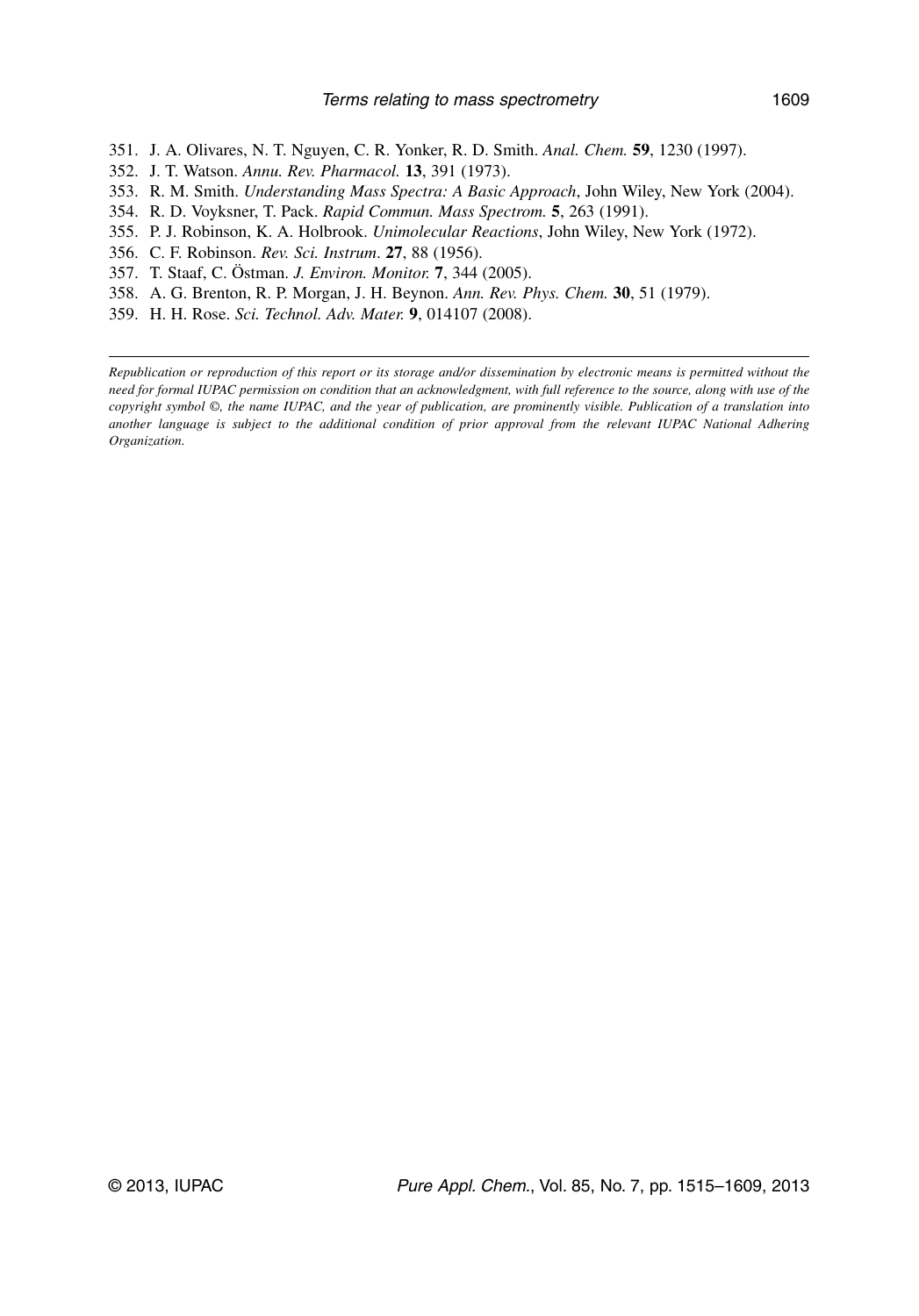351. J. A. Olivares, N. T. Nguyen, C. R. Yonker, R. D. Smith. *Anal. Chem.* **59**, 1230 (1997).
352. J. T. Watson. *Annu. Rev. Pharmacol.* **13**, 391 (1973).
353. R. M. Smith. *Understanding Mass Spectra: A Basic Approach*, John Wiley, New York (2004).
354. R. D. Voyksner, T. Pack. *Rapid Commun. Mass Spectrom.* **5**, 263 (1991).
355. P. J. Robinson, K. A. Holbrook. *Unimolecular Reactions*, John Wiley, New York (1972).
356. C. F. Robinson. *Rev. Sci. Instrum*. **27**, 88 (1956).
357. T. Staaf, C. Östman. *J. Environ. Monitor.* **7**, 344 (2005).
358. A. G. Brenton, R. P. Morgan, J. H. Beynon. *Ann. Rev. Phys. Chem.* **30**, 51 (1979).
359. H. H. Rose. *Sci. Technol. Adv. Mater.* **9**, 014107 (2008).

---

*Republication or reproduction of this report or its storage and/or dissemination by electronic means is permitted without the need for formal IUPAC permission on condition that an acknowledgment, with full reference to the source, along with use of the copyright symbol ©, the name IUPAC, and the year of publication, are prominently visible. Publication of a translation into another language is subject to the additional condition of prior approval from the relevant IUPAC National Adhering Organization.*